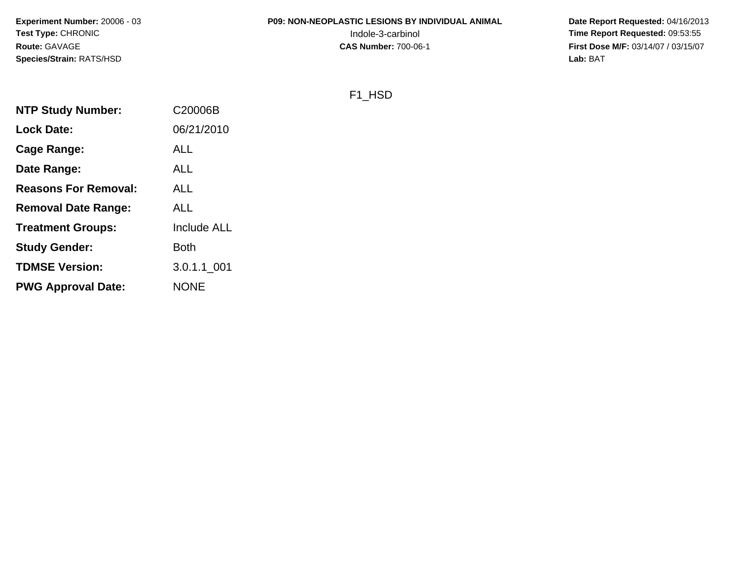**Experiment Number:** 20006 - 03
**Test Type:** CHRONIC
**Route:** GAVAGE
**Species/Strain:** RATS/HSD

**P09: NON-NEOPLASTIC LESIONS BY INDIVIDUAL ANIMAL**
Indole-3-carbinol
**CAS Number:** 700-06-1

**Date Report Requested:** 04/16/2013
**Time Report Requested:** 09:53:55
**First Dose M/F:** 03/14/07 / 03/15/07
**Lab:** BAT

F1_HSD

| | |
|---|---|
| **NTP Study Number:** | C20006B |
| **Lock Date:** | 06/21/2010 |
| **Cage Range:** | ALL |
| **Date Range:** | ALL |
| **Reasons For Removal:** | ALL |
| **Removal Date Range:** | ALL |
| **Treatment Groups:** | Include ALL |
| **Study Gender:** | Both |
| **TDMSE Version:** | 3.0.1.1_001 |
| **PWG Approval Date:** | NONE |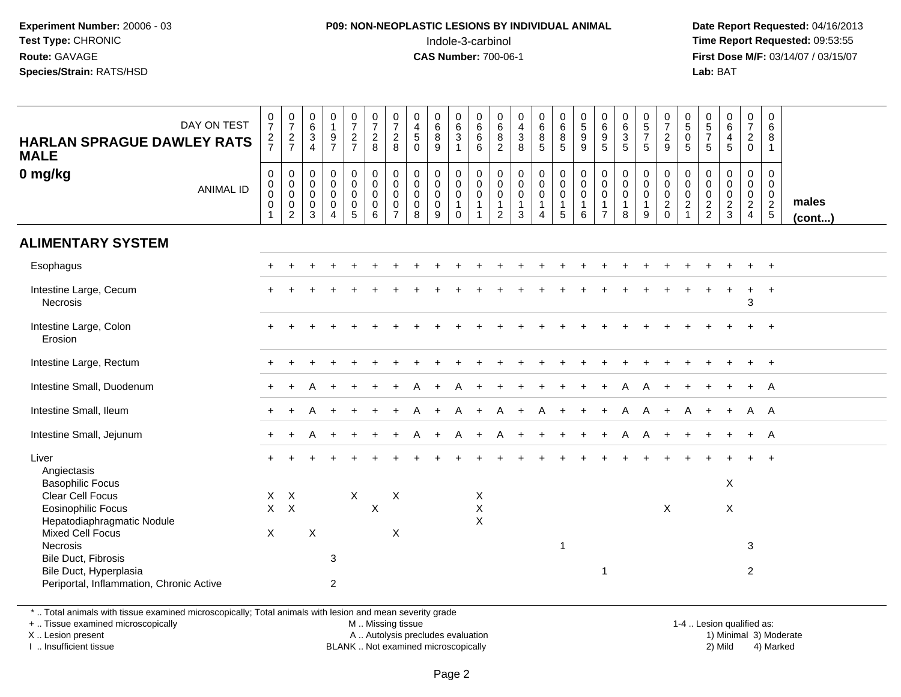**Experiment Number:** 20006 - 03
**Test Type:** CHRONIC
**Route:** GAVAGE
**Species/Strain:** RATS/HSD

**P09: NON-NEOPLASTIC LESIONS BY INDIVIDUAL ANIMAL**
Indole-3-carbinol
**CAS Number:** 700-06-1

**Date Report Requested:** 04/16/2013
**Time Report Requested:** 09:53:55
**First Dose M/F:** 03/14/07 / 03/15/07
**Lab:** BAT

| HARLAN SPRAGUE DAWLEY RATS MALE 0 mg/kg — DAY ON TEST | 727 | 727 | 634 | 197 | 727 | 728 | 728 | 450 | 689 | 631 | 666 | 682 | 438 | 685 | 685 | 599 | 695 | 635 | 575 | 729 | 505 | 575 | 645 | 720 | 681 | males (cont...) |
|---|---|---|---|---|---|---|---|---|---|---|---|---|---|---|---|---|---|---|---|---|---|---|---|---|---|---|
| ANIMAL ID | 0001 | 0002 | 0003 | 0004 | 0005 | 0006 | 0007 | 0008 | 0009 | 0010 | 0011 | 0012 | 0013 | 0014 | 0015 | 0016 | 0017 | 0018 | 0019 | 0020 | 0021 | 0022 | 0023 | 0024 | 0025 | |
| **ALIMENTARY SYSTEM** | | | | | | | | | | | | | | | | | | | | | | | | | | |
| Esophagus | + | + | + | + | + | + | + | + | + | + | + | + | + | + | + | + | + | + | + | + | + | + | + | + | + | |
| Intestine Large, Cecum | + | + | + | + | + | + | + | + | + | + | + | + | + | + | + | + | + | + | + | + | + | + | + | + | + | |
| Necrosis | | | | | | | | | | | | | | | | | | | | | | | | 3 | | |
| Intestine Large, Colon | + | + | + | + | + | + | + | + | + | + | + | + | + | + | + | + | + | + | + | + | + | + | + | + | + | |
| Erosion | | | | | | | | | | | | | | | | | | | | | | | | | | |
| Intestine Large, Rectum | + | + | + | + | + | + | + | + | + | + | + | + | + | + | + | + | + | + | + | + | + | + | + | + | + | |
| Intestine Small, Duodenum | + | + | A | + | + | + | + | A | + | A | + | + | + | + | + | + | + | A | A | + | + | + | + | + | A | |
| Intestine Small, Ileum | + | + | A | + | + | + | + | A | + | A | + | A | + | A | + | + | + | A | A | + | A | + | + | A | A | |
| Intestine Small, Jejunum | + | + | A | + | + | + | + | A | + | A | + | A | + | + | + | + | + | A | A | + | + | + | + | + | A | |
| Liver | + | + | + | + | + | + | + | + | + | + | + | + | + | + | + | + | + | + | + | + | + | + | + | + | + | |
| Angiectasis | | | | | | | | | | | | | | | | | | | | | | | | | | |
| Basophilic Focus | | | | | | | | | | | | | | | | | | | | | | | X | | | |
| Clear Cell Focus | X | X | | | X | | X | | | | X | | | | | | | | | | | | | | | |
| Eosinophilic Focus | X | X | | | | X | | | | | X | | | | | | | | | X | | | X | | | |
| Hepatodiaphragmatic Nodule | | | | | | | | | | | X | | | | | | | | | | | | | | | |
| Mixed Cell Focus | X | | X | | | | X | | | | | | | | | | | | | | | | | | | |
| Necrosis | | | | | | | | | | | | | | | 1 | | | | | | | | | 3 | | |
| Bile Duct, Fibrosis | | | | 3 | | | | | | | | | | | | | | | | | | | | | | |
| Bile Duct, Hyperplasia | | | | | | | | | | | | | | | | | 1 | | | | | | | 2 | | |
| Periportal, Inflammation, Chronic Active | | | | 2 | | | | | | | | | | | | | | | | | | | | | | |

\* .. Total animals with tissue examined microscopically; Total animals with lesion and mean severity grade
+ .. Tissue examined microscopically
X .. Lesion present
I .. Insufficient tissue

M .. Missing tissue
A .. Autolysis precludes evaluation
BLANK .. Not examined microscopically

1-4 .. Lesion qualified as:
1) Minimal 3) Moderate
2) Mild 4) Marked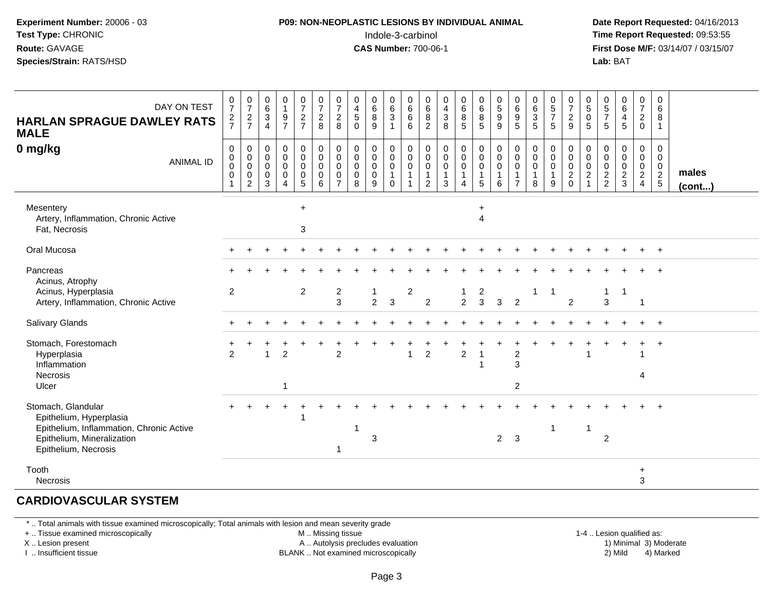**Experiment Number:** 20006 - 03
**Test Type:** CHRONIC
**Route:** GAVAGE
**Species/Strain:** RATS/HSD

**P09: NON-NEOPLASTIC LESIONS BY INDIVIDUAL ANIMAL**
Indole-3-carbinol
**CAS Number:** 700-06-1

**Date Report Requested:** 04/16/2013
**Time Report Requested:** 09:53:55
**First Dose M/F:** 03/14/07 / 03/15/07
**Lab:** BAT

## HARLAN SPRAGUE DAWLEY RATS MALE
## 0 mg/kg

| DAY ON TEST | 727 | 727 | 634 | 197 | 727 | 728 | 728 | 450 | 689 | 631 | 666 | 682 | 438 | 685 | 685 | 599 | 695 | 635 | 575 | 729 | 505 | 575 | 645 | 720 | 681 | |
|---|---|---|---|---|---|---|---|---|---|---|---|---|---|---|---|---|---|---|---|---|---|---|---|---|---|---|
| **ANIMAL ID** | 0001 | 0002 | 0003 | 0004 | 0005 | 0006 | 0007 | 0008 | 0009 | 0010 | 0011 | 0012 | 0013 | 0014 | 0015 | 0016 | 0017 | 0018 | 0019 | 0020 | 0021 | 0022 | 0023 | 0024 | 0025 | **males (cont...)** |
| Mesentery | | | | | + | | | | | | | | | | + | | | | | | | | | | | |
| Artery, Inflammation, Chronic Active | | | | | | | | | | | | | | | 4 | | | | | | | | | | | |
| Fat, Necrosis | | | | | 3 | | | | | | | | | | | | | | | | | | | | | |
| Oral Mucosa | + | + | + | + | + | + | + | + | + | + | + | + | + | + | + | + | + | + | + | + | + | + | + | + | + | |
| Pancreas | + | + | + | + | + | + | + | + | + | + | + | + | + | + | + | + | + | + | + | + | + | + | + | + | + | |
| Acinus, Atrophy | | | | | | | | | | | | | | | | | | | | | | | | | | |
| Acinus, Hyperplasia | 2 | | | | 2 | | 2 | | 1 | | 2 | | | 1 | 2 | | | 1 | 1 | | | 1 | 1 | | | |
| Artery, Inflammation, Chronic Active | | | | | | | 3 | | 2 | 3 | | 2 | | 2 | 3 | 3 | 2 | | | 2 | | 3 | | 1 | | |
| Salivary Glands | + | + | + | + | + | + | + | + | + | + | + | + | + | + | + | + | + | + | + | + | + | + | + | + | + | |
| Stomach, Forestomach | + | + | + | + | + | + | + | + | + | + | + | + | + | + | + | + | + | + | + | + | + | + | + | + | + | |
| Hyperplasia | 2 | | 1 | 2 | | | 2 | | | | 1 | 2 | | 2 | 1 | | 2 | | | | 1 | | | 1 | | |
| Inflammation | | | | | | | | | | | | | | | 1 | | 3 | | | | | | | | | |
| Necrosis | | | | | | | | | | | | | | | | | | | | | | | | 4 | | |
| Ulcer | | | | 1 | | | | | | | | | | | | | 2 | | | | | | | | | |
| Stomach, Glandular | + | + | + | + | + | + | + | + | + | + | + | + | + | + | + | + | + | + | + | + | + | + | + | + | + | |
| Epithelium, Hyperplasia | | | | | 1 | | | | | | | | | | | | | | | | | | | | | |
| Epithelium, Inflammation, Chronic Active | | | | | | | | 1 | | | | | | | | | | | 1 | | 1 | | | | | |
| Epithelium, Mineralization | | | | | | | | | 3 | | | | | | | 2 | 3 | | | | | 2 | | | | |
| Epithelium, Necrosis | | | | | | | 1 | | | | | | | | | | | | | | | | | | | |
| Tooth | | | | | | | | | | | | | | | | | | | | | | | | + | | |
| Necrosis | | | | | | | | | | | | | | | | | | | | | | | | 3 | | |

## CARDIOVASCULAR SYSTEM

\* .. Total animals with tissue examined microscopically; Total animals with lesion and mean severity grade
\+ .. Tissue examined microscopically
X .. Lesion present
I .. Insufficient tissue

M .. Missing tissue
A .. Autolysis precludes evaluation
BLANK .. Not examined microscopically

1-4 .. Lesion qualified as:
1) Minimal 3) Moderate
2) Mild 4) Marked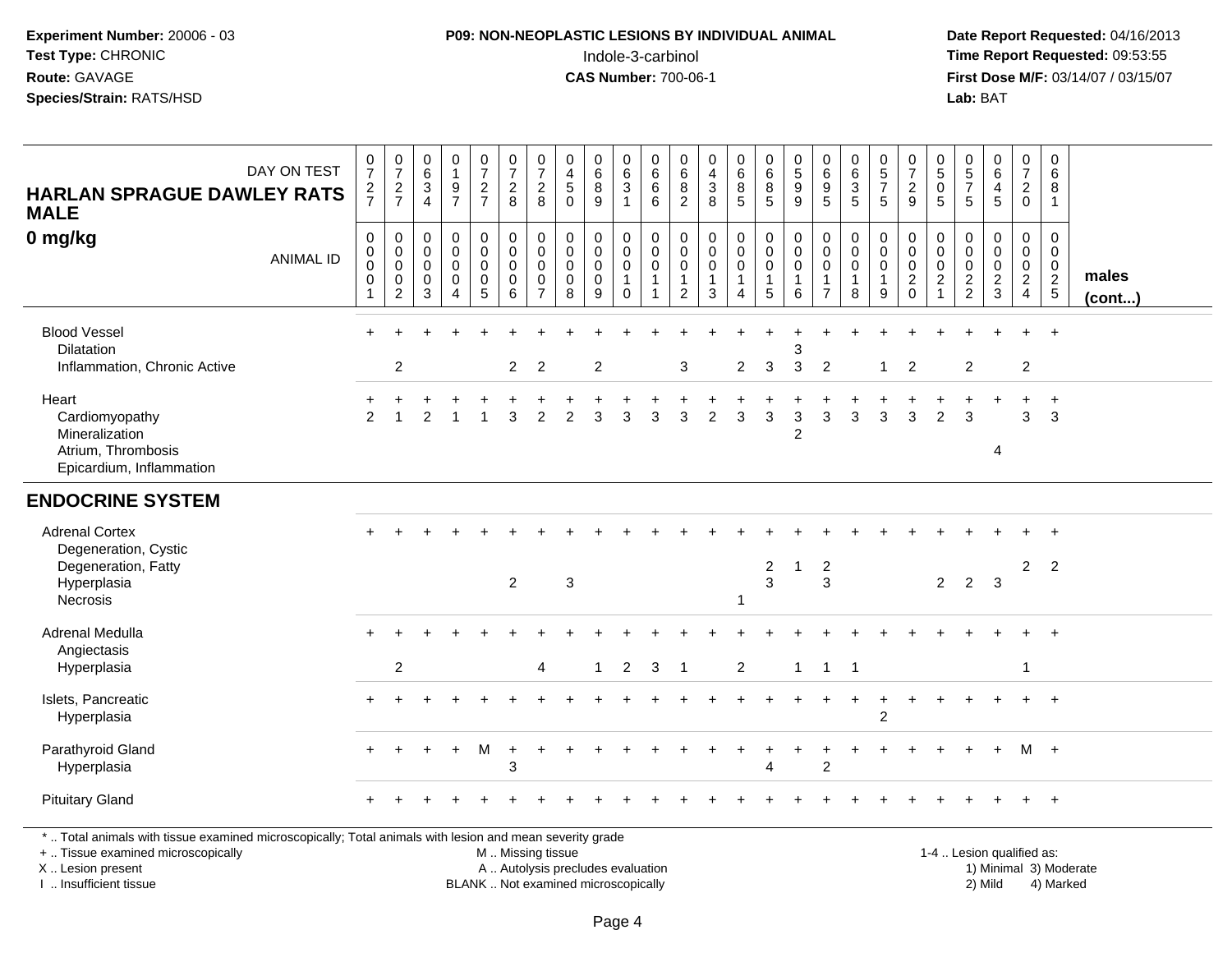**Experiment Number:** 20006 - 03
**Test Type:** CHRONIC
**Route:** GAVAGE
**Species/Strain:** RATS/HSD

**P09: NON-NEOPLASTIC LESIONS BY INDIVIDUAL ANIMAL**
Indole-3-carbinol
**CAS Number:** 700-06-1

**Date Report Requested:** 04/16/2013
**Time Report Requested:** 09:53:55
**First Dose M/F:** 03/14/07 / 03/15/07
**Lab:** BAT

| HARLAN SPRAGUE DAWLEY RATS MALE 0 mg/kg | | | | | | | | | | | | | | | | | | | | | | | | | | |
|---|---|---|---|---|---|---|---|---|---|---|---|---|---|---|---|---|---|---|---|---|---|---|---|---|---|---|
| DAY ON TEST | 0727 | 0727 | 0634 | 0197 | 0727 | 0728 | 0728 | 0450 | 0689 | 0631 | 0666 | 0682 | 0438 | 0685 | 0685 | 0599 | 0695 | 0635 | 0575 | 0729 | 0505 | 0575 | 0645 | 0720 | 0681 | |
| ANIMAL ID | 00001 | 00002 | 00003 | 00004 | 00005 | 00006 | 00007 | 00008 | 00009 | 00010 | 00011 | 00012 | 00013 | 00014 | 00015 | 00016 | 00017 | 00018 | 00019 | 00020 | 00021 | 00022 | 00023 | 00024 | 00025 | males (cont...) |
| Blood Vessel | + | + | + | + | + | + | + | + | + | + | + | + | + | + | + | + | + | + | + | + | + | + | + | + | + | |
| Dilatation | | | | | | | | | | | | | | | | 3 | | | | | | | | | | |
| Inflammation, Chronic Active | | 2 | | | | 2 | 2 | | 2 | | | 3 | | 2 | 3 | 3 | 2 | | 1 | 2 | | 2 | | 2 | | |
| Heart | + | + | + | + | + | + | + | + | + | + | + | + | + | + | + | + | + | + | + | + | + | + | + | + | + | |
| Cardiomyopathy | 2 | 1 | 2 | 1 | 1 | 3 | 2 | 2 | 3 | 3 | 3 | 3 | 2 | 3 | 3 | 3 | 3 | 3 | 3 | 3 | 2 | 3 | | 3 | 3 | |
| Mineralization | | | | | | | | | | | | | | | | 2 | | | | | | | | | | |
| Atrium, Thrombosis | | | | | | | | | | | | | | | | | | | | | | | 4 | | | |
| Epicardium, Inflammation | | | | | | | | | | | | | | | | | | | | | | | | | | |
| **ENDOCRINE SYSTEM** | | | | | | | | | | | | | | | | | | | | | | | | | | |
| Adrenal Cortex | + | + | + | + | + | + | + | + | + | + | + | + | + | + | + | + | + | + | + | + | + | + | + | + | + | |
| Degeneration, Cystic | | | | | | | | | | | | | | | | | | | | | | | | | | |
| Degeneration, Fatty | | | | | | | | | | | | | | | 2 | 1 | 2 | | | | | | | 2 | 2 | |
| Hyperplasia | | | | | | 2 | | 3 | | | | | | | 3 | | 3 | | | | 2 | 2 | 3 | | | |
| Necrosis | | | | | | | | | | | | | | 1 | | | | | | | | | | | | |
| Adrenal Medulla | + | + | + | + | + | + | + | + | + | + | + | + | + | + | + | + | + | + | + | + | + | + | + | + | + | |
| Angiectasis | | | | | | | | | | | | | | | | | | | | | | | | | | |
| Hyperplasia | | 2 | | | | | 4 | | 1 | 2 | 3 | 1 | | 2 | | 1 | 1 | 1 | | | | | | 1 | | |
| Islets, Pancreatic | + | + | + | + | + | + | + | + | + | + | + | + | + | + | + | + | + | + | + | + | + | + | + | + | + | |
| Hyperplasia | | | | | | | | | | | | | | | | | | | 2 | | | | | | | |
| Parathyroid Gland | + | + | + | + | M | + | + | + | + | + | + | + | + | + | + | + | + | + | + | + | + | + | + | M | + | |
| Hyperplasia | | | | | | 3 | | | | | | | | | 4 | | 2 | | | | | | | | | |
| Pituitary Gland | + | + | + | + | + | + | + | + | + | + | + | + | + | + | + | + | + | + | + | + | + | + | + | + | + | |

* .. Total animals with tissue examined microscopically; Total animals with lesion and mean severity grade
+ .. Tissue examined microscopically
X .. Lesion present
I .. Insufficient tissue
M .. Missing tissue
A .. Autolysis precludes evaluation
BLANK .. Not examined microscopically
1-4 .. Lesion qualified as: 1) Minimal 2) Mild 3) Moderate 4) Marked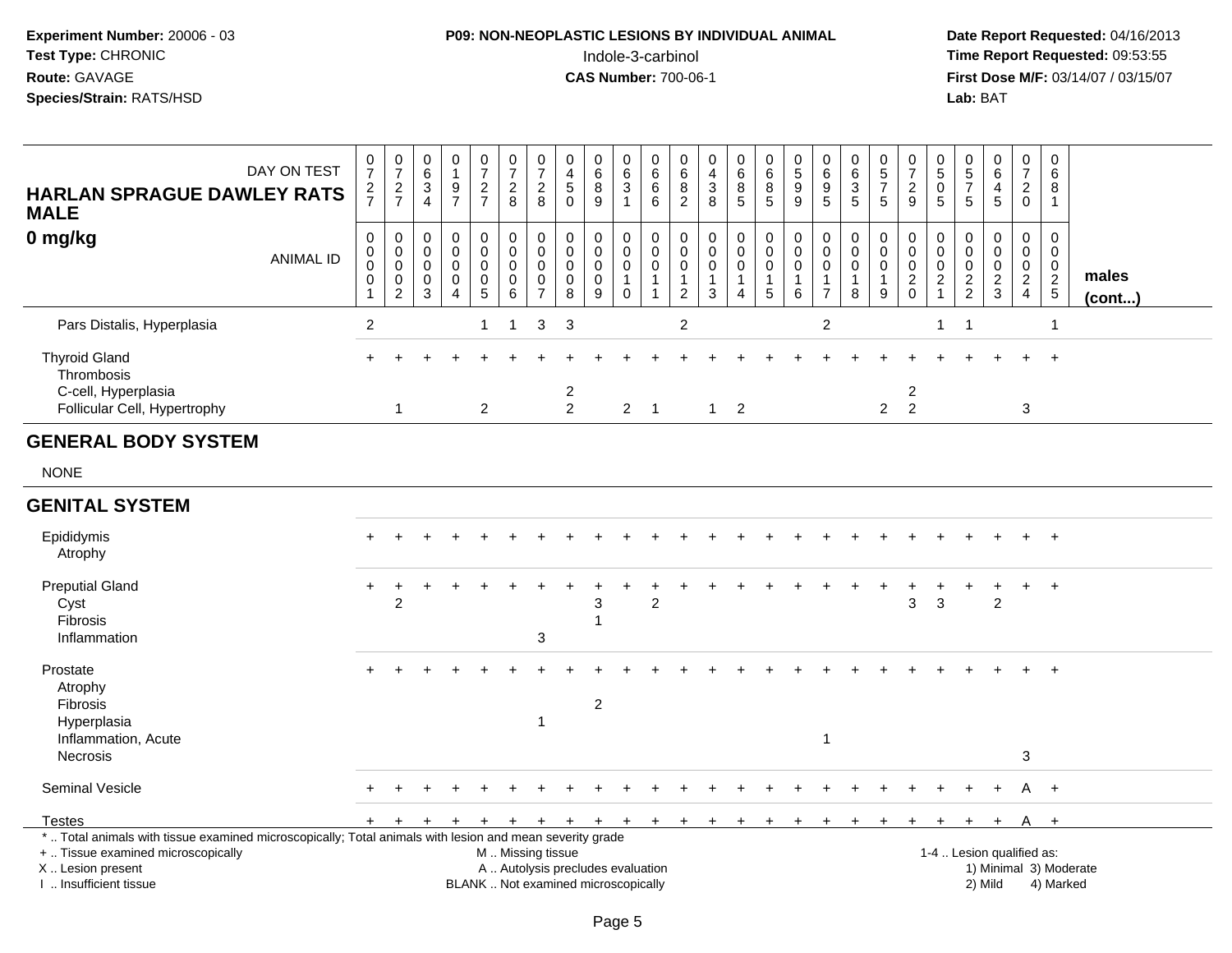**Experiment Number:** 20006 - 03
**Test Type:** CHRONIC
**Route:** GAVAGE
**Species/Strain:** RATS/HSD

**P09: NON-NEOPLASTIC LESIONS BY INDIVIDUAL ANIMAL**
Indole-3-carbinol
**CAS Number:** 700-06-1

**Date Report Requested:** 04/16/2013
**Time Report Requested:** 09:53:55
**First Dose M/F:** 03/14/07 / 03/15/07
**Lab:** BAT

| HARLAN SPRAGUE DAWLEY RATS MALE 0 mg/kg — DAY ON TEST | 0727 | 0727 | 0634 | 0197 | 0727 | 0728 | 0728 | 0450 | 0689 | 0631 | 0666 | 0682 | 0438 | 0685 | 0685 | 0599 | 0695 | 0635 | 0575 | 0729 | 0505 | 0575 | 0645 | 0720 | 0681 | |
|---|---|---|---|---|---|---|---|---|---|---|---|---|---|---|---|---|---|---|---|---|---|---|---|---|---|---|
| ANIMAL ID | 00001 | 00002 | 00003 | 00004 | 00005 | 00006 | 00007 | 00008 | 00009 | 00010 | 00011 | 00012 | 00013 | 00014 | 00015 | 00016 | 00017 | 00018 | 00019 | 00020 | 00021 | 00022 | 00023 | 00024 | 00025 | males (cont...) |
| Pars Distalis, Hyperplasia | 2 | | | | 1 | 1 | 3 | 3 | | | | 2 | | | | | 2 | | | | 1 | 1 | | | 1 | |
| Thyroid Gland | + | + | + | + | + | + | + | + | + | + | + | + | + | + | + | + | + | + | + | + | + | + | + | + | + | |
| Thrombosis | | | | | | | | | | | | | | | | | | | | | | | | | | |
| C-cell, Hyperplasia | | | | | | | | 2 | | | | | | | | | | | | 2 | | | | | | |
| Follicular Cell, Hypertrophy | | 1 | | | 2 | | | 2 | | 2 | 1 | | 1 | 2 | | | | | 2 | 2 | | | | 3 | | |
| **GENERAL BODY SYSTEM** | | | | | | | | | | | | | | | | | | | | | | | | | | |
| NONE | | | | | | | | | | | | | | | | | | | | | | | | | | |
| **GENITAL SYSTEM** | | | | | | | | | | | | | | | | | | | | | | | | | | |
| Epididymis | + | + | + | + | + | + | + | + | + | + | + | + | + | + | + | + | + | + | + | + | + | + | + | + | + | |
| Atrophy | | | | | | | | | | | | | | | | | | | | | | | | | | |
| Preputial Gland | + | + | + | + | + | + | + | + | + | + | + | + | + | + | + | + | + | + | + | + | + | + | + | + | + | |
| Cyst | | 2 | | | | | | | 3 | | 2 | | | | | | | | | 3 | 3 | | 2 | | | |
| Fibrosis | | | | | | | | | 1 | | | | | | | | | | | | | | | | | |
| Inflammation | | | | | | | 3 | | | | | | | | | | | | | | | | | | | |
| Prostate | + | + | + | + | + | + | + | + | + | + | + | + | + | + | + | + | + | + | + | + | + | + | + | + | + | |
| Atrophy | | | | | | | | | | | | | | | | | | | | | | | | | | |
| Fibrosis | | | | | | | | | 2 | | | | | | | | | | | | | | | | | |
| Hyperplasia | | | | | | | 1 | | | | | | | | | | | | | | | | | | | |
| Inflammation, Acute | | | | | | | | | | | | | | | | | 1 | | | | | | | | | |
| Necrosis | | | | | | | | | | | | | | | | | | | | | | | | 3 | | |
| Seminal Vesicle | + | + | + | + | + | + | + | + | + | + | + | + | + | + | + | + | + | + | + | + | + | + | + | A | + | |
| Testes | + | + | + | + | + | + | + | + | + | + | + | + | + | + | + | + | + | + | + | + | + | + | + | A | + | |

\* .. Total animals with tissue examined microscopically; Total animals with lesion and mean severity grade
\+ .. Tissue examined microscopically
X .. Lesion present
I .. Insufficient tissue

M .. Missing tissue
A .. Autolysis precludes evaluation
BLANK .. Not examined microscopically

1-4 .. Lesion qualified as:
1) Minimal 3) Moderate
2) Mild 4) Marked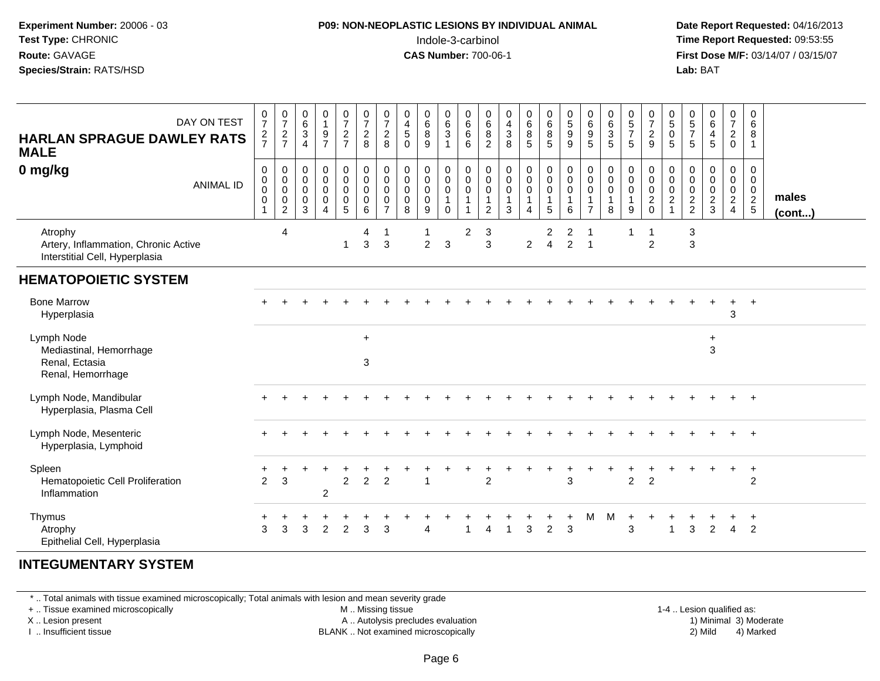**Experiment Number:** 20006 - 03
**Test Type:** CHRONIC
**Route:** GAVAGE
**Species/Strain:** RATS/HSD

**P09: NON-NEOPLASTIC LESIONS BY INDIVIDUAL ANIMAL**
Indole-3-carbinol
**CAS Number:** 700-06-1

**Date Report Requested:** 04/16/2013
**Time Report Requested:** 09:53:55
**First Dose M/F:** 03/14/07 / 03/15/07
**Lab:** BAT

| HARLAN SPRAGUE DAWLEY RATS MALE 0 mg/kg | | | | | | | | | | | | | | | | | | | | | | | | | | |
|---|---|---|---|---|---|---|---|---|---|---|---|---|---|---|---|---|---|---|---|---|---|---|---|---|---|---|
| DAY ON TEST | 0727 | 0727 | 0634 | 0197 | 0727 | 0728 | 0728 | 0450 | 0689 | 0631 | 0666 | 0682 | 0438 | 0685 | 0685 | 0599 | 0695 | 0635 | 0575 | 0729 | 0505 | 0575 | 0645 | 0720 | 0681 | |
| ANIMAL ID | 0001 | 0002 | 0003 | 0004 | 0005 | 0006 | 0007 | 0008 | 0009 | 0010 | 0011 | 0012 | 0013 | 0014 | 0015 | 0016 | 0017 | 0018 | 0019 | 0020 | 0021 | 0022 | 0023 | 0024 | 0025 | males (cont...) |
| Atrophy | | 4 | | | | 4 | 1 | | 1 | | 2 | 3 | | | 2 | 2 | 1 | | 1 | 1 | | 3 | | | | |
| Artery, Inflammation, Chronic Active | | | | | 1 | 3 | 3 | | 2 | 3 | | 3 | | 2 | 4 | 2 | 1 | | | 2 | | 3 | | | | |
| Interstitial Cell, Hyperplasia | | | | | | | | | | | | | | | | | | | | | | | | | | |
| **HEMATOPOIETIC SYSTEM** | | | | | | | | | | | | | | | | | | | | | | | | | | |
| Bone Marrow | + | + | + | + | + | + | + | + | + | + | + | + | + | + | + | + | + | + | + | + | + | + | + | + | + | |
| Hyperplasia | | | | | | | | | | | | | | | | | | | | | | | | 3 | | |
| Lymph Node | | | | | | + | | | | | | | | | | | | | | | | | + | | | |
| Mediastinal, Hemorrhage | | | | | | | | | | | | | | | | | | | | | | | 3 | | | |
| Renal, Ectasia | | | | | | 3 | | | | | | | | | | | | | | | | | | | | |
| Renal, Hemorrhage | | | | | | | | | | | | | | | | | | | | | | | | | | |
| Lymph Node, Mandibular | + | + | + | + | + | + | + | + | + | + | + | + | + | + | + | + | + | + | + | + | + | + | + | + | + | |
| Hyperplasia, Plasma Cell | | | | | | | | | | | | | | | | | | | | | | | | | | |
| Lymph Node, Mesenteric | + | + | + | + | + | + | + | + | + | + | + | + | + | + | + | + | + | + | + | + | + | + | + | + | + | |
| Hyperplasia, Lymphoid | | | | | | | | | | | | | | | | | | | | | | | | | | |
| Spleen | + | + | + | + | + | + | + | + | + | + | + | + | + | + | + | + | + | + | + | + | + | + | + | + | + | |
| Hematopoietic Cell Proliferation | 2 | 3 | | | 2 | 2 | 2 | | 1 | | | 2 | | | | 3 | | | 2 | 2 | | | | | 2 | |
| Inflammation | | | | 2 | | | | | | | | | | | | | | | | | | | | | | |
| Thymus | + | + | + | + | + | + | + | + | + | + | + | + | + | + | + | + | M | M | + | + | + | + | + | + | + | |
| Atrophy | 3 | 3 | 3 | 2 | 2 | 3 | 3 | | 4 | | 1 | 4 | 1 | 3 | 2 | 3 | | | 3 | | 1 | 3 | 2 | 4 | 2 | |
| Epithelial Cell, Hyperplasia | | | | | | | | | | | | | | | | | | | | | | | | | | |
| **INTEGUMENTARY SYSTEM** | | | | | | | | | | | | | | | | | | | | | | | | | | |

\* .. Total animals with tissue examined microscopically; Total animals with lesion and mean severity grade
+ .. Tissue examined microscopically
X .. Lesion present
I .. Insufficient tissue
M .. Missing tissue
A .. Autolysis precludes evaluation
BLANK .. Not examined microscopically
1-4 .. Lesion qualified as: 1) Minimal 2) Mild 3) Moderate 4) Marked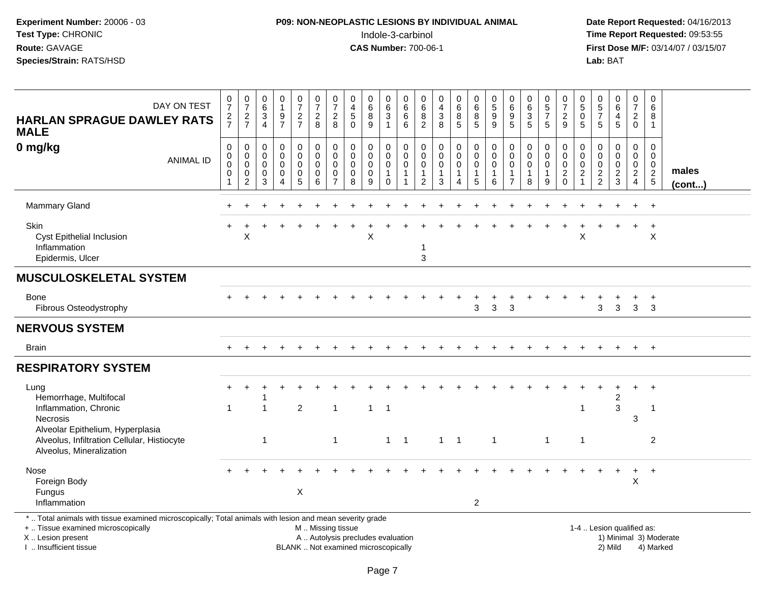**Experiment Number:** 20006 - 03
**Test Type:** CHRONIC
**Route:** GAVAGE
**Species/Strain:** RATS/HSD

**P09: NON-NEOPLASTIC LESIONS BY INDIVIDUAL ANIMAL**
Indole-3-carbinol
**CAS Number:** 700-06-1

**Date Report Requested:** 04/16/2013
**Time Report Requested:** 09:53:55
**First Dose M/F:** 03/14/07 / 03/15/07
**Lab:** BAT

| HARLAN SPRAGUE DAWLEY RATS MALE 0 mg/kg | | | | | | | | | | | | | | | | | | | | | | | | | | |
|---|---|---|---|---|---|---|---|---|---|---|---|---|---|---|---|---|---|---|---|---|---|---|---|---|---|---|
| DAY ON TEST | 0727 | 0727 | 0634 | 0197 | 0727 | 0728 | 0728 | 0450 | 0689 | 0631 | 0666 | 0682 | 0438 | 0685 | 0685 | 0599 | 0695 | 0635 | 0575 | 0729 | 0505 | 0575 | 0645 | 0720 | 0681 | |
| ANIMAL ID | 00001 | 00002 | 00003 | 00004 | 00005 | 00006 | 00007 | 00008 | 00009 | 00010 | 00011 | 00012 | 00013 | 00014 | 00015 | 00016 | 00017 | 00018 | 00019 | 00020 | 00021 | 00022 | 00023 | 00024 | 00025 | males (cont...) |
| Mammary Gland | + | + | + | + | + | + | + | + | + | + | + | + | + | + | + | + | + | + | + | + | + | + | + | + | + | |
| Skin | + | + | + | + | + | + | + | + | + | + | + | + | + | + | + | + | + | + | + | + | + | + | + | + | + | |
| Cyst Epithelial Inclusion | | X | | | | | | | X | | | | | | | | | | | | X | | | | X | |
| Inflammation | | | | | | | | | | | | 1 | | | | | | | | | | | | | | |
| Epidermis, Ulcer | | | | | | | | | | | | 3 | | | | | | | | | | | | | | |
| **MUSCULOSKELETAL SYSTEM** | | | | | | | | | | | | | | | | | | | | | | | | | | |
| Bone | + | + | + | + | + | + | + | + | + | + | + | + | + | + | + | + | + | + | + | + | + | + | + | + | + | |
| Fibrous Osteodystrophy | | | | | | | | | | | | | | | 3 | 3 | 3 | | | | | 3 | 3 | 3 | 3 | |
| **NERVOUS SYSTEM** | | | | | | | | | | | | | | | | | | | | | | | | | | |
| Brain | + | + | + | + | + | + | + | + | + | + | + | + | + | + | + | + | + | + | + | + | + | + | + | + | + | |
| **RESPIRATORY SYSTEM** | | | | | | | | | | | | | | | | | | | | | | | | | | |
| Lung | + | + | + | + | + | + | + | + | + | + | + | + | + | + | + | + | + | + | + | + | + | + | + | + | + | |
| Hemorrhage, Multifocal | | | 1 | | | | | | | | | | | | | | | | | | | | 2 | | | |
| Inflammation, Chronic | 1 | | 1 | | 2 | | 1 | | 1 | 1 | | | | | | | | | | | 1 | | 3 | | 1 | |
| Necrosis | | | | | | | | | | | | | | | | | | | | | | | | 3 | | |
| Alveolar Epithelium, Hyperplasia | | | | | | | | | | | | | | | | | | | | | | | | | | |
| Alveolus, Infiltration Cellular, Histiocyte | | | 1 | | | | 1 | | | 1 | 1 | | 1 | 1 | | 1 | | | 1 | | 1 | | | | 2 | |
| Alveolus, Mineralization | | | | | | | | | | | | | | | | | | | | | | | | | | |
| Nose | + | + | + | + | + | + | + | + | + | + | + | + | + | + | + | + | + | + | + | + | + | + | + | + | + | |
| Foreign Body | | | | | | | | | | | | | | | | | | | | | | | | X | | |
| Fungus | | | | | X | | | | | | | | | | | | | | | | | | | | | |
| Inflammation | | | | | | | | | | | | | | | 2 | | | | | | | | | | | |

\* .. Total animals with tissue examined microscopically; Total animals with lesion and mean severity grade
+ .. Tissue examined microscopically
X .. Lesion present
I .. Insufficient tissue

M .. Missing tissue
A .. Autolysis precludes evaluation
BLANK .. Not examined microscopically

1-4 .. Lesion qualified as:
1) Minimal 3) Moderate
2) Mild 4) Marked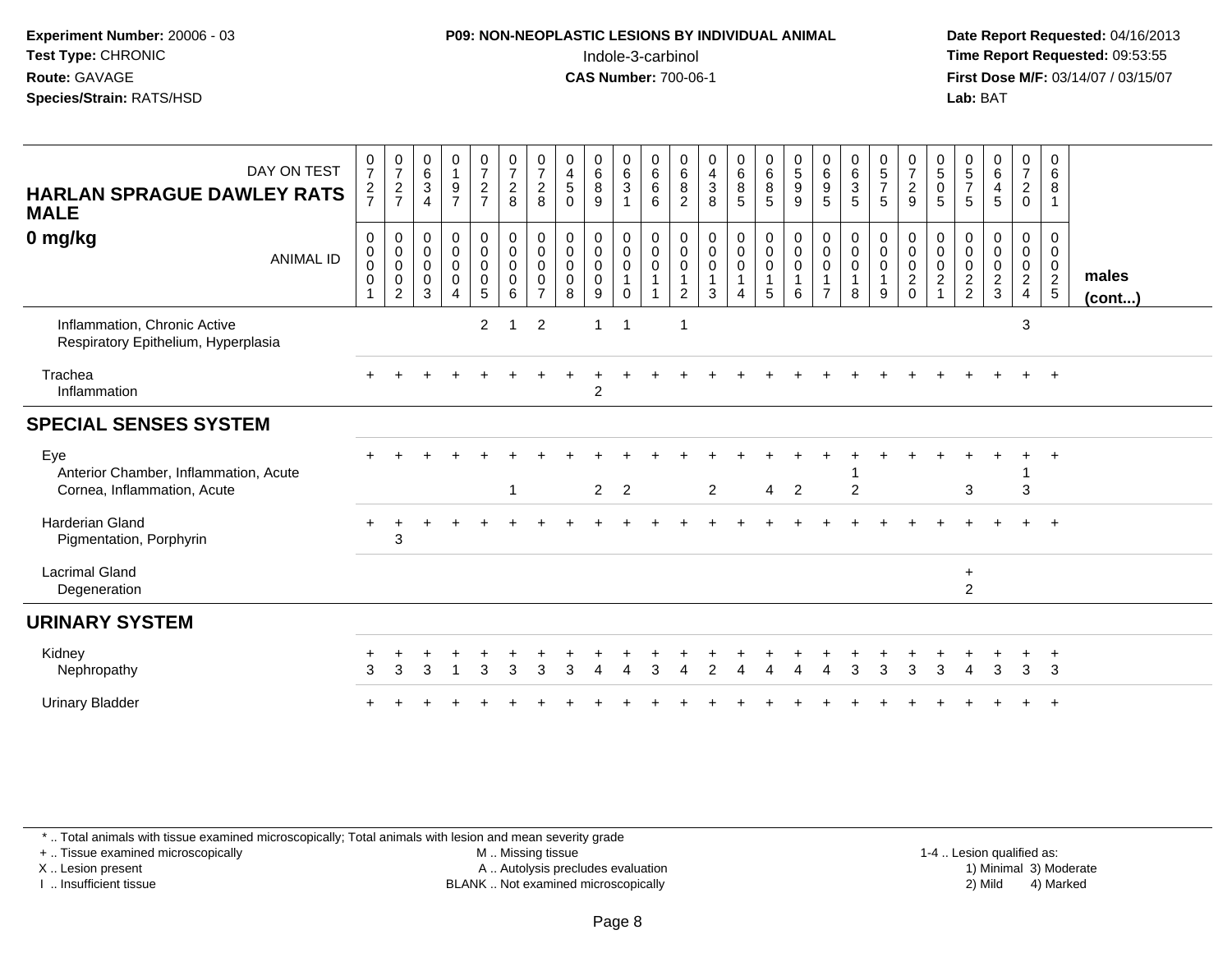**Experiment Number:** 20006 - 03
**Test Type:** CHRONIC
**Route:** GAVAGE
**Species/Strain:** RATS/HSD

**P09: NON-NEOPLASTIC LESIONS BY INDIVIDUAL ANIMAL**
Indole-3-carbinol
**CAS Number:** 700-06-1

**Date Report Requested:** 04/16/2013
**Time Report Requested:** 09:53:55
**First Dose M/F:** 03/14/07 / 03/15/07
**Lab:** BAT

| HARLAN SPRAGUE DAWLEY RATS MALE 0 mg/kg — DAY ON TEST | 0727 | 0727 | 0634 | 0197 | 0727 | 0728 | 0728 | 0450 | 0689 | 0631 | 0666 | 0682 | 0438 | 0685 | 0685 | 0599 | 0695 | 0635 | 0575 | 0729 | 0505 | 0575 | 0645 | 0720 | 0681 | |
|---|---|---|---|---|---|---|---|---|---|---|---|---|---|---|---|---|---|---|---|---|---|---|---|---|---|---|
| **ANIMAL ID** | 0001 | 0002 | 0003 | 0004 | 0005 | 0006 | 0007 | 0008 | 0009 | 0010 | 0011 | 0012 | 0013 | 0014 | 0015 | 0016 | 0017 | 0018 | 0019 | 0020 | 0021 | 0022 | 0023 | 0024 | 0025 | **males (cont...)** |
| Inflammation, Chronic Active | | | | | 2 | 1 | 2 | | 1 | 1 | | 1 | | | | | | | | | | | | 3 | | |
| Respiratory Epithelium, Hyperplasia | | | | | | | | | | | | | | | | | | | | | | | | | | |
| Trachea | + | + | + | + | + | + | + | + | + | + | + | + | + | + | + | + | + | + | + | + | + | + | + | + | + | |
| Inflammation | | | | | | | | | 2 | | | | | | | | | | | | | | | | | |
| **SPECIAL SENSES SYSTEM** | | | | | | | | | | | | | | | | | | | | | | | | | | |
| Eye | + | + | + | + | + | + | + | + | + | + | + | + | + | + | + | + | + | + | + | + | + | + | + | + | + | |
| Anterior Chamber, Inflammation, Acute | | | | | | | | | | | | | | | | | | 1 | | | | | | 1 | | |
| Cornea, Inflammation, Acute | | | | | | 1 | | | 2 | 2 | | | 2 | | 4 | 2 | | 2 | | | | 3 | | 3 | | |
| Harderian Gland | + | + | + | + | + | + | + | + | + | + | + | + | + | + | + | + | + | + | + | + | + | + | + | + | + | |
| Pigmentation, Porphyrin | | 3 | | | | | | | | | | | | | | | | | | | | | | | | |
| Lacrimal Gland | | | | | | | | | | | | | | | | | | | | | | + | | | | |
| Degeneration | | | | | | | | | | | | | | | | | | | | | | 2 | | | | |
| **URINARY SYSTEM** | | | | | | | | | | | | | | | | | | | | | | | | | | |
| Kidney | + | + | + | + | + | + | + | + | + | + | + | + | + | + | + | + | + | + | + | + | + | + | + | + | + | |
| Nephropathy | 3 | 3 | 3 | 1 | 3 | 3 | 3 | 3 | 4 | 4 | 3 | 4 | 2 | 4 | 4 | 4 | 4 | 3 | 3 | 3 | 3 | 4 | 3 | 3 | 3 | |
| Urinary Bladder | + | + | + | + | + | + | + | + | + | + | + | + | + | + | + | + | + | + | + | + | + | + | + | + | + | |

* .. Total animals with tissue examined microscopically; Total animals with lesion and mean severity grade
+ .. Tissue examined microscopically
X .. Lesion present
I .. Insufficient tissue
M .. Missing tissue
A .. Autolysis precludes evaluation
BLANK .. Not examined microscopically
1-4 .. Lesion qualified as: 1) Minimal 2) Mild 3) Moderate 4) Marked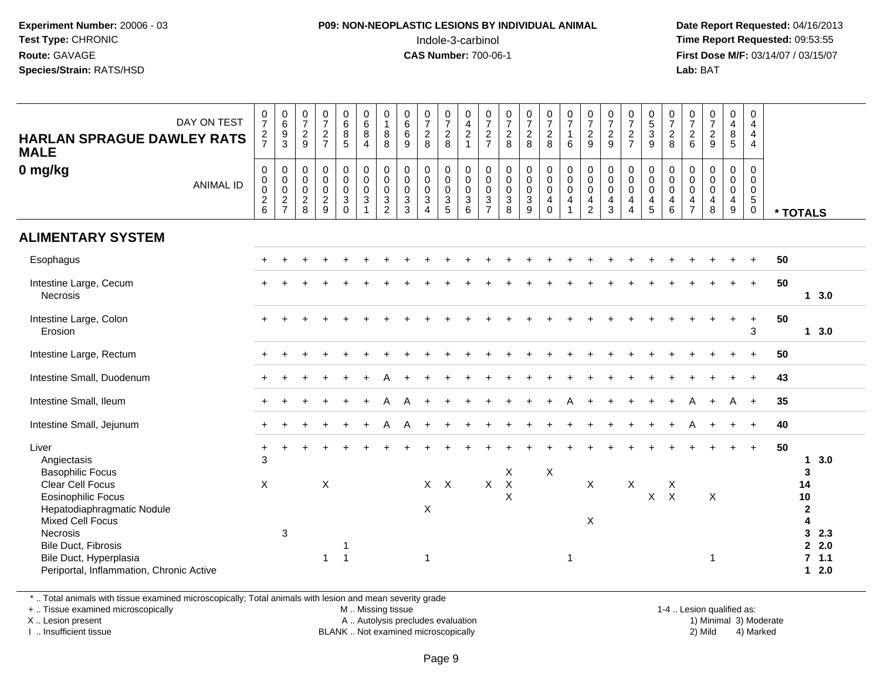**Experiment Number:** 20006 - 03
**Test Type:** CHRONIC
**Route:** GAVAGE
**Species/Strain:** RATS/HSD

**P09: NON-NEOPLASTIC LESIONS BY INDIVIDUAL ANIMAL**
Indole-3-carbinol
**CAS Number:** 700-06-1

**Date Report Requested:** 04/16/2013
**Time Report Requested:** 09:53:55
**First Dose M/F:** 03/14/07 / 03/15/07
**Lab:** BAT

**HARLAN SPRAGUE DAWLEY RATS MALE**
**0 mg/kg**

| DAY ON TEST | 0727 | 0693 | 0729 | 0727 | 0685 | 0684 | 0188 | 0669 | 0728 | 0728 | 0421 | 0727 | 0728 | 0728 | 0728 | 0716 | 0729 | 0729 | 0727 | 0539 | 0728 | 0726 | 0729 | 0485 | 0444 | |
|---|---|---|---|---|---|---|---|---|---|---|---|---|---|---|---|---|---|---|---|---|---|---|---|---|---|---|
| **ANIMAL ID** | 0026 | 0027 | 0028 | 0029 | 0030 | 0031 | 0032 | 0033 | 0034 | 0035 | 0036 | 0037 | 0038 | 0039 | 0040 | 0041 | 0042 | 0043 | 0044 | 0045 | 0046 | 0047 | 0048 | 0049 | 0050 | *** TOTALS** |
| **ALIMENTARY SYSTEM** | | | | | | | | | | | | | | | | | | | | | | | | | | |
| Esophagus | + | + | + | + | + | + | + | + | + | + | + | + | + | + | + | + | + | + | + | + | + | + | + | + | + | 50 |
| Intestine Large, Cecum | + | + | + | + | + | + | + | + | + | + | + | + | + | + | + | + | + | + | + | + | + | + | + | + | + | 50 |
| Necrosis | | | | | | | | | | | | | | | | | | | | | | | | | | 1 3.0 |
| Intestine Large, Colon | + | + | + | + | + | + | + | + | + | + | + | + | + | + | + | + | + | + | + | + | + | + | + | + | + | 50 |
| Erosion | | | | | | | | | | | | | | | | | | | | | | | | | 3 | 1 3.0 |
| Intestine Large, Rectum | + | + | + | + | + | + | + | + | + | + | + | + | + | + | + | + | + | + | + | + | + | + | + | + | + | 50 |
| Intestine Small, Duodenum | + | + | + | + | + | + | A | + | + | + | + | + | + | + | + | + | + | + | + | + | + | + | + | + | + | 43 |
| Intestine Small, Ileum | + | + | + | + | + | + | A | A | + | + | + | + | + | + | + | A | + | + | + | + | + | A | + | A | + | 35 |
| Intestine Small, Jejunum | + | + | + | + | + | + | A | A | + | + | + | + | + | + | + | + | + | + | + | + | + | A | + | + | + | 40 |
| Liver | + | + | + | + | + | + | + | + | + | + | + | + | + | + | + | + | + | + | + | + | + | + | + | + | + | 50 |
| Angiectasis | 3 | | | | | | | | | | | | | | | | | | | | | | | | | 1 3.0 |
| Basophilic Focus | | | | | | | | | | | | | X | | X | | | | | | | | | | | 3 |
| Clear Cell Focus | X | | | X | | | | | X | X | | X | X | | | | X | | X | | X | | | | | 14 |
| Eosinophilic Focus | | | | | | | | | | | | | X | | | | | | | X | X | | X | | | 10 |
| Hepatodiaphragmatic Nodule | | | | | | | | | X | | | | | | | | | | | | | | | | | 2 |
| Mixed Cell Focus | | | | | | | | | | | | | | | | | X | | | | | | | | | 4 |
| Necrosis | | 3 | | | | | | | | | | | | | | | | | | | | | | | | 3 2.3 |
| Bile Duct, Fibrosis | | | | | 1 | | | | | | | | | | | | | | | | | | | | | 2 2.0 |
| Bile Duct, Hyperplasia | | | | 1 | 1 | | | | 1 | | | | | | | 1 | | | | | | | 1 | | | 7 1.1 |
| Periportal, Inflammation, Chronic Active | | | | | | | | | | | | | | | | | | | | | | | | | | 1 2.0 |

\* .. Total animals with tissue examined microscopically; Total animals with lesion and mean severity grade
\+ .. Tissue examined microscopically
X .. Lesion present
I .. Insufficient tissue

M .. Missing tissue
A .. Autolysis precludes evaluation
BLANK .. Not examined microscopically

1-4 .. Lesion qualified as:
1) Minimal 3) Moderate
2) Mild 4) Marked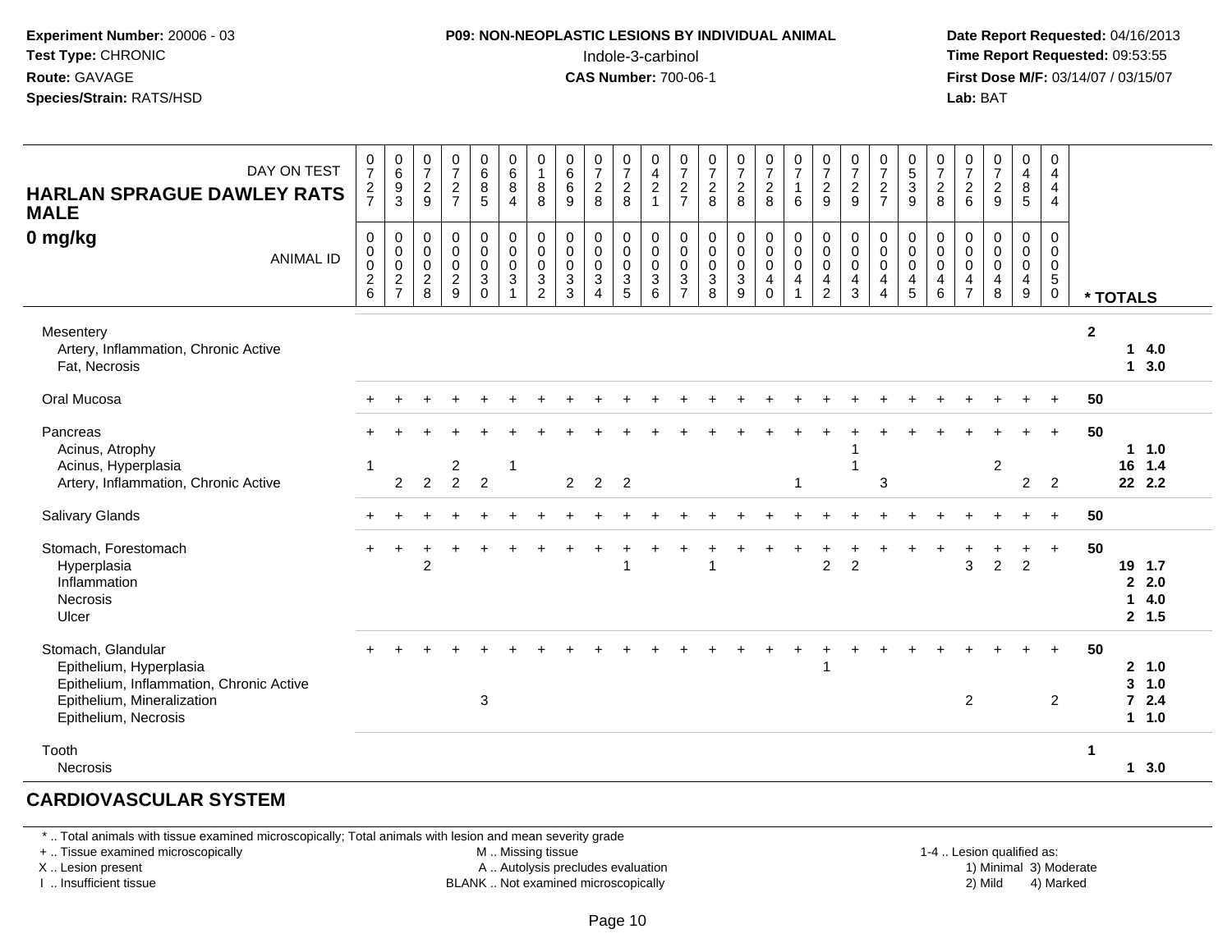**Experiment Number:** 20006 - 03
**Test Type:** CHRONIC
**Route:** GAVAGE
**Species/Strain:** RATS/HSD

**P09: NON-NEOPLASTIC LESIONS BY INDIVIDUAL ANIMAL**
Indole-3-carbinol
**CAS Number:** 700-06-1

**Date Report Requested:** 04/16/2013
**Time Report Requested:** 09:53:55
**First Dose M/F:** 03/14/07 / 03/15/07
**Lab:** BAT

**HARLAN SPRAGUE DAWLEY RATS MALE**
**0 mg/kg**

| DAY ON TEST | 0727 | 0693 | 0729 | 0727 | 0685 | 0684 | 0188 | 0669 | 0728 | 0728 | 0421 | 0727 | 0728 | 0728 | 0728 | 0716 | 0729 | 0729 | 0727 | 0539 | 0728 | 0726 | 0729 | 0485 | 0444 | |
|---|---|---|---|---|---|---|---|---|---|---|---|---|---|---|---|---|---|---|---|---|---|---|---|---|---|---|
| ANIMAL ID | 0026 | 0027 | 0028 | 0029 | 0030 | 0031 | 0032 | 0033 | 0034 | 0035 | 0036 | 0037 | 0038 | 0039 | 0040 | 0041 | 0042 | 0043 | 0044 | 0045 | 0046 | 0047 | 0048 | 0049 | 0050 | * TOTALS |
| Mesentery | | | | | | | | | | | | | | | | | | | | | | | | | | 2 |
| Artery, Inflammation, Chronic Active | | | | | | | | | | | | | | | | | | | | | | | | | | 1 4.0 |
| Fat, Necrosis | | | | | | | | | | | | | | | | | | | | | | | | | | 1 3.0 |
| Oral Mucosa | + | + | + | + | + | + | + | + | + | + | + | + | + | + | + | + | + | + | + | + | + | + | + | + | + | 50 |
| Pancreas | + | + | + | + | + | + | + | + | + | + | + | + | + | + | + | + | + | + | + | + | + | + | + | + | + | 50 |
| Acinus, Atrophy | | | | | | | | | | | | | | | | | | 1 | | | | | | | | 1 1.0 |
| Acinus, Hyperplasia | 1 | | | 2 | | 1 | | | | | | | | | | | | 1 | | | | | 2 | | | 16 1.4 |
| Artery, Inflammation, Chronic Active | | 2 | 2 | 2 | 2 | | | 2 | 2 | 2 | | | | | | 1 | | | 3 | | | | | 2 | 2 | 22 2.2 |
| Salivary Glands | + | + | + | + | + | + | + | + | + | + | + | + | + | + | + | + | + | + | + | + | + | + | + | + | + | 50 |
| Stomach, Forestomach | + | + | + | + | + | + | + | + | + | + | + | + | + | + | + | + | + | + | + | + | + | + | + | + | + | 50 |
| Hyperplasia | | | 2 | | | | | | | 1 | | | 1 | | | | 2 | 2 | | | | 3 | 2 | 2 | | 19 1.7 |
| Inflammation | | | | | | | | | | | | | | | | | | | | | | | | | | 2 2.0 |
| Necrosis | | | | | | | | | | | | | | | | | | | | | | | | | | 1 4.0 |
| Ulcer | | | | | | | | | | | | | | | | | | | | | | | | | | 2 1.5 |
| Stomach, Glandular | + | + | + | + | + | + | + | + | + | + | + | + | + | + | + | + | + | + | + | + | + | + | + | + | + | 50 |
| Epithelium, Hyperplasia | | | | | | | | | | | | | | | | | 1 | | | | | | | | | 2 1.0 |
| Epithelium, Inflammation, Chronic Active | | | | | | | | | | | | | | | | | | | | | | | | | | 3 1.0 |
| Epithelium, Mineralization | | | | | 3 | | | | | | | | | | | | | | | | | 2 | | | 2 | 7 2.4 |
| Epithelium, Necrosis | | | | | | | | | | | | | | | | | | | | | | | | | | 1 1.0 |
| Tooth | | | | | | | | | | | | | | | | | | | | | | | | | | 1 |
| Necrosis | | | | | | | | | | | | | | | | | | | | | | | | | | 1 3.0 |

## CARDIOVASCULAR SYSTEM

\* .. Total animals with tissue examined microscopically; Total animals with lesion and mean severity grade
\+ .. Tissue examined microscopically
X .. Lesion present
I .. Insufficient tissue
M .. Missing tissue
A .. Autolysis precludes evaluation
BLANK .. Not examined microscopically
1-4 .. Lesion qualified as:
1) Minimal 2) Mild 3) Moderate 4) Marked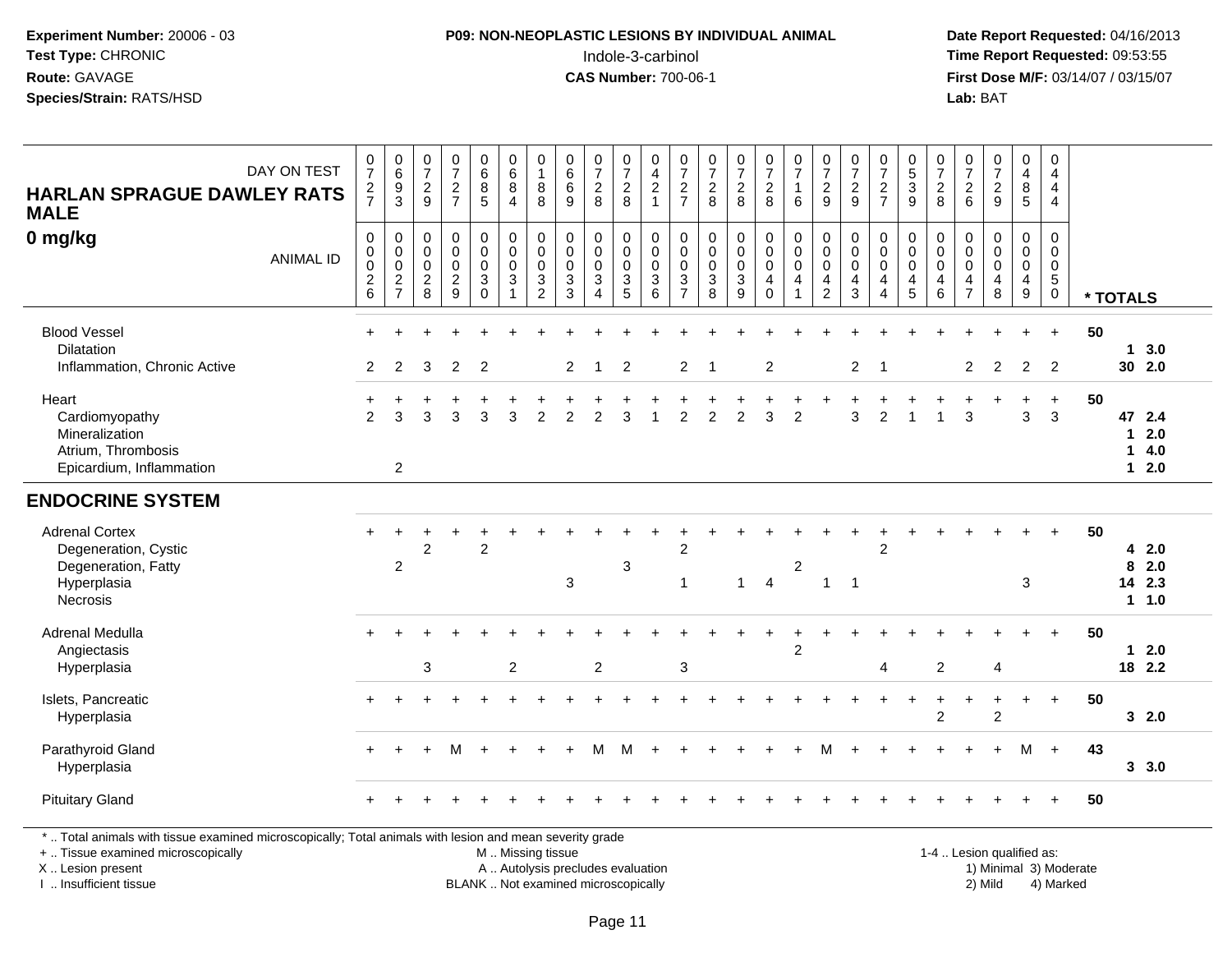**Experiment Number:** 20006 - 03
**Test Type:** CHRONIC
**Route:** GAVAGE
**Species/Strain:** RATS/HSD

**P09: NON-NEOPLASTIC LESIONS BY INDIVIDUAL ANIMAL**
Indole-3-carbinol
**CAS Number:** 700-06-1

**Date Report Requested:** 04/16/2013
**Time Report Requested:** 09:53:55
**First Dose M/F:** 03/14/07 / 03/15/07
**Lab:** BAT

| HARLAN SPRAGUE DAWLEY RATS MALE — DAY ON TEST | 0727 | 0693 | 0729 | 0727 | 0685 | 0684 | 0188 | 0669 | 0728 | 0728 | 0421 | 0727 | 0728 | 0728 | 0728 | 0716 | 0729 | 0729 | 0727 | 0539 | 0728 | 0726 | 0729 | 0485 | 0444 | |
|---|---|---|---|---|---|---|---|---|---|---|---|---|---|---|---|---|---|---|---|---|---|---|---|---|---|---|
| **0 mg/kg** — ANIMAL ID | 0026 | 0027 | 0028 | 0029 | 0030 | 0031 | 0032 | 0033 | 0034 | 0035 | 0036 | 0037 | 0038 | 0039 | 0040 | 0041 | 0042 | 0043 | 0044 | 0045 | 0046 | 0047 | 0048 | 0049 | 0050 | * TOTALS |
| Blood Vessel | + | + | + | + | + | + | + | + | + | + | + | + | + | + | + | + | + | + | + | + | + | + | + | + | + | 50 |
| Dilatation | | | | | | | | | | | | | | | | | | | | | | | | | | 1 3.0 |
| Inflammation, Chronic Active | 2 | 2 | 3 | 2 | 2 | | | 2 | 1 | 2 | | 2 | 1 | | 2 | | | 2 | 1 | | | 2 | 2 | 2 | 2 | 30 2.0 |
| Heart | + | + | + | + | + | + | + | + | + | + | + | + | + | + | + | + | + | + | + | + | + | + | + | + | + | 50 |
| Cardiomyopathy | 2 | 3 | 3 | 3 | 3 | 3 | 2 | 2 | 2 | 3 | 1 | 2 | 2 | 2 | 3 | 2 | | 3 | 2 | 1 | 1 | 3 | | 3 | 3 | 47 2.4 |
| Mineralization | | | | | | | | | | | | | | | | | | | | | | | | | | 1 2.0 |
| Atrium, Thrombosis | | | | | | | | | | | | | | | | | | | | | | | | | | 1 4.0 |
| Epicardium, Inflammation | | 2 | | | | | | | | | | | | | | | | | | | | | | | | 1 2.0 |
| **ENDOCRINE SYSTEM** | | | | | | | | | | | | | | | | | | | | | | | | | | |
| Adrenal Cortex | + | + | + | + | + | + | + | + | + | + | + | + | + | + | + | + | + | + | + | + | + | + | + | + | + | 50 |
| Degeneration, Cystic | | | 2 | | 2 | | | | | | | 2 | | | | | | | 2 | | | | | | | 4 2.0 |
| Degeneration, Fatty | | 2 | | | | | | | | 3 | | | | | | 2 | | | | | | | | | | 8 2.0 |
| Hyperplasia | | | | | | | | 3 | | | | 1 | | 1 | 4 | | 1 | 1 | | | | | | 3 | | 14 2.3 |
| Necrosis | | | | | | | | | | | | | | | | | | | | | | | | | | 1 1.0 |
| Adrenal Medulla | + | + | + | + | + | + | + | + | + | + | + | + | + | + | + | + | + | + | + | + | + | + | + | + | + | 50 |
| Angiectasis | | | | | | | | | | | | | | | | 2 | | | | | | | | | | 1 2.0 |
| Hyperplasia | | | 3 | | | 2 | | | 2 | | | 3 | | | | | | | 4 | | 2 | | 4 | | | 18 2.2 |
| Islets, Pancreatic | + | + | + | + | + | + | + | + | + | + | + | + | + | + | + | + | + | + | + | + | + | + | + | + | + | 50 |
| Hyperplasia | | | | | | | | | | | | | | | | | | | | | 2 | | 2 | | | 3 2.0 |
| Parathyroid Gland | + | + | + | M | + | + | + | + | M | M | + | + | + | + | + | + | M | + | + | + | + | + | + | M | + | 43 |
| Hyperplasia | | | | | | | | | | | | | | | | | | | | | | | | | | 3 3.0 |
| Pituitary Gland | + | + | + | + | + | + | + | + | + | + | + | + | + | + | + | + | + | + | + | + | + | + | + | + | + | 50 |

\* .. Total animals with tissue examined microscopically; Total animals with lesion and mean severity grade
+ .. Tissue examined microscopically
X .. Lesion present
I .. Insufficient tissue

M .. Missing tissue
A .. Autolysis precludes evaluation
BLANK .. Not examined microscopically

1-4 .. Lesion qualified as:
1) Minimal 3) Moderate
2) Mild 4) Marked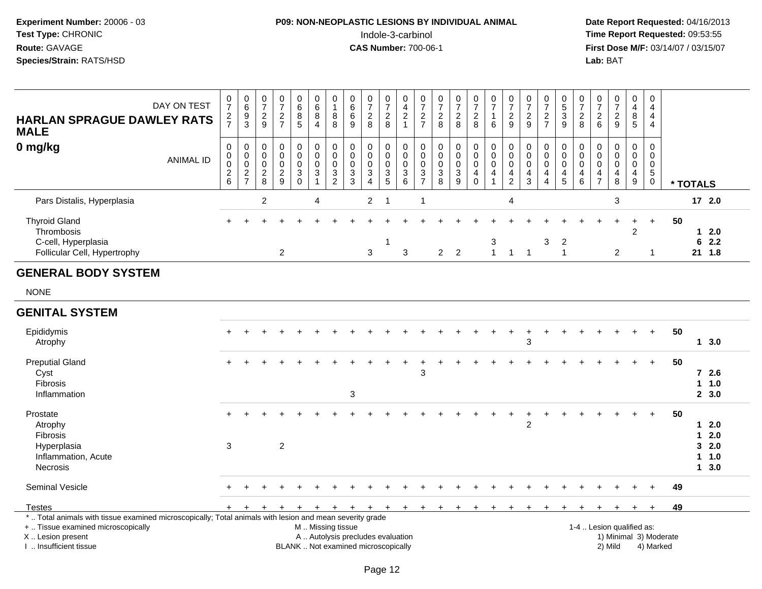**Experiment Number:** 20006 - 03
**Test Type:** CHRONIC
**Route:** GAVAGE
**Species/Strain:** RATS/HSD

**P09: NON-NEOPLASTIC LESIONS BY INDIVIDUAL ANIMAL**
Indole-3-carbinol
**CAS Number:** 700-06-1

**Date Report Requested:** 04/16/2013
**Time Report Requested:** 09:53:55
**First Dose M/F:** 03/14/07 / 03/15/07
**Lab:** BAT

| HARLAN SPRAGUE DAWLEY RATS MALE 0 mg/kg — DAY ON TEST | 0727 | 0693 | 0729 | 0727 | 0685 | 0684 | 0188 | 0669 | 0728 | 0728 | 0421 | 0727 | 0728 | 0728 | 0728 | 0716 | 0729 | 0729 | 0727 | 0539 | 0728 | 0726 | 0729 | 0485 | 0444 | |
|---|---|---|---|---|---|---|---|---|---|---|---|---|---|---|---|---|---|---|---|---|---|---|---|---|---|---|
| **ANIMAL ID** | 0026 | 0027 | 0028 | 0029 | 0030 | 0031 | 0032 | 0033 | 0034 | 0035 | 0036 | 0037 | 0038 | 0039 | 0040 | 0041 | 0042 | 0043 | 0044 | 0045 | 0046 | 0047 | 0048 | 0049 | 0050 | *** TOTALS** |
| Pars Distalis, Hyperplasia | | | 2 | | | 4 | | | 2 | 1 | | 1 | | | | | 4 | | | | | | 3 | | | 17 2.0 |
| Thyroid Gland | + | + | + | + | + | + | + | + | + | + | + | + | + | + | + | + | + | + | + | + | + | + | + | + | + | 50 |
| Thrombosis | | | | | | | | | | | | | | | | | | | | | | | | 2 | | 1 2.0 |
| C-cell, Hyperplasia | | | | | | | | | | 1 | | | | | | 3 | | | 3 | 2 | | | | | | 6 2.2 |
| Follicular Cell, Hypertrophy | | | | 2 | | | | | 3 | | 3 | | 2 | 2 | | 1 | 1 | 1 | | 1 | | | 2 | | 1 | 21 1.8 |
| **GENERAL BODY SYSTEM** | | | | | | | | | | | | | | | | | | | | | | | | | | |
| NONE | | | | | | | | | | | | | | | | | | | | | | | | | | |
| **GENITAL SYSTEM** | | | | | | | | | | | | | | | | | | | | | | | | | | |
| Epididymis | + | + | + | + | + | + | + | + | + | + | + | + | + | + | + | + | + | + | + | + | + | + | + | + | + | 50 |
| Atrophy | | | | | | | | | | | | | | | | | | 3 | | | | | | | | 1 3.0 |
| Preputial Gland | + | + | + | + | + | + | + | + | + | + | + | + | + | + | + | + | + | + | + | + | + | + | + | + | + | 50 |
| Cyst | | | | | | | | | | | | 3 | | | | | | | | | | | | | | 7 2.6 |
| Fibrosis | | | | | | | | | | | | | | | | | | | | | | | | | | 1 1.0 |
| Inflammation | | | | | | | | 3 | | | | | | | | | | | | | | | | | | 2 3.0 |
| Prostate | + | + | + | + | + | + | + | + | + | + | + | + | + | + | + | + | + | + | + | + | + | + | + | + | + | 50 |
| Atrophy | | | | | | | | | | | | | | | | | | 2 | | | | | | | | 1 2.0 |
| Fibrosis | | | | | | | | | | | | | | | | | | | | | | | | | | 1 2.0 |
| Hyperplasia | 3 | | | 2 | | | | | | | | | | | | | | | | | | | | | | 3 2.0 |
| Inflammation, Acute | | | | | | | | | | | | | | | | | | | | | | | | | | 1 1.0 |
| Necrosis | | | | | | | | | | | | | | | | | | | | | | | | | | 1 3.0 |
| Seminal Vesicle | + | + | + | + | + | + | + | + | + | + | + | + | + | + | + | + | + | + | + | + | + | + | + | + | + | 49 |
| Testes | + | + | + | + | + | + | + | + | + | + | + | + | + | + | + | + | + | + | + | + | + | + | + | + | + | 49 |

\* .. Total animals with tissue examined microscopically; Total animals with lesion and mean severity grade
\+ .. Tissue examined microscopically — M .. Missing tissue — 1-4 .. Lesion qualified as:
X .. Lesion present — A .. Autolysis precludes evaluation — 1) Minimal 3) Moderate
I .. Insufficient tissue — BLANK .. Not examined microscopically — 2) Mild 4) Marked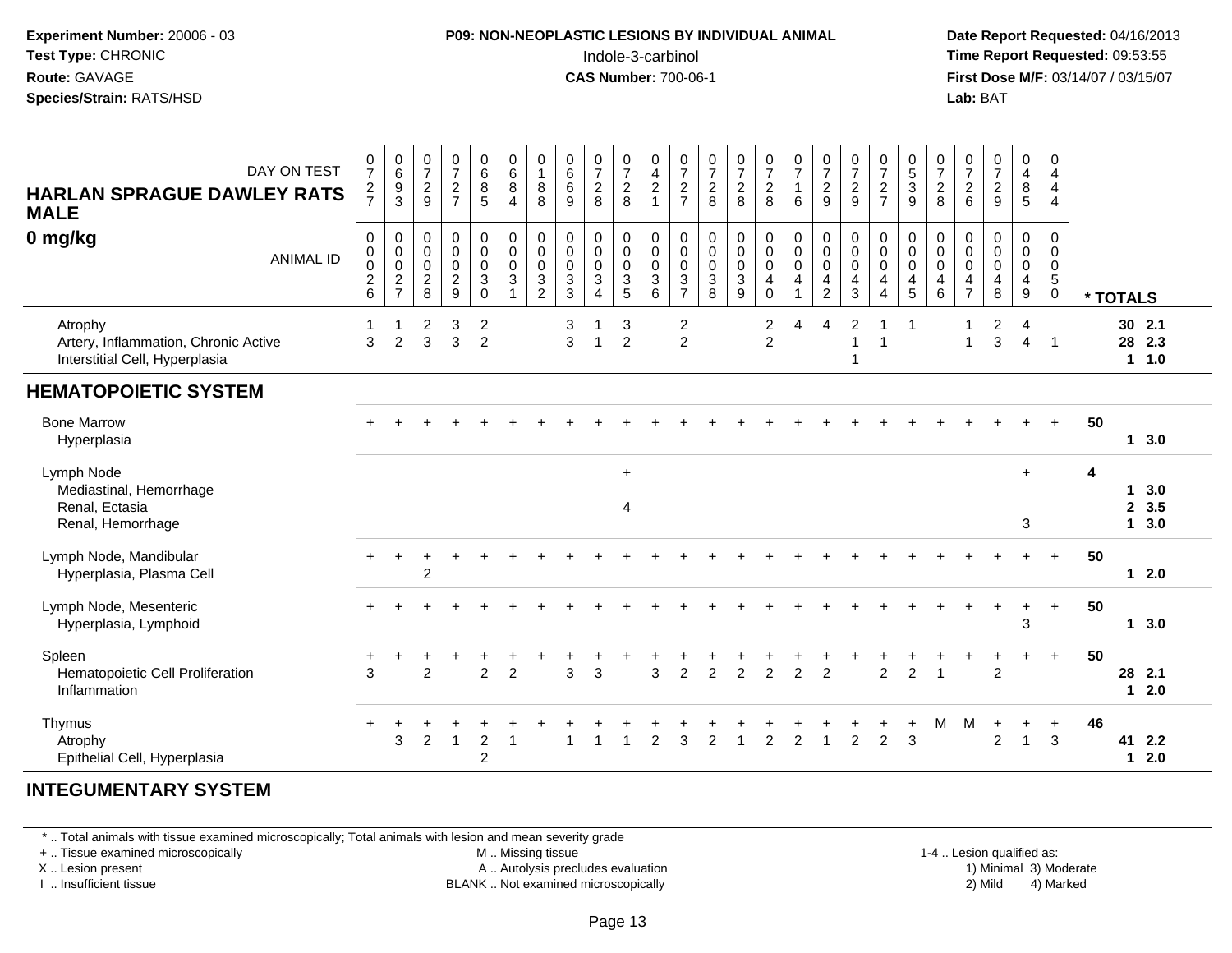**Experiment Number:** 20006 - 03
**Test Type:** CHRONIC
**Route:** GAVAGE
**Species/Strain:** RATS/HSD

**P09: NON-NEOPLASTIC LESIONS BY INDIVIDUAL ANIMAL**
Indole-3-carbinol
**CAS Number:** 700-06-1

**Date Report Requested:** 04/16/2013
**Time Report Requested:** 09:53:55
**First Dose M/F:** 03/14/07 / 03/15/07
**Lab:** BAT

## HARLAN SPRAGUE DAWLEY RATS MALE
## 0 mg/kg

| DAY ON TEST | 0727 | 0693 | 0729 | 0727 | 0685 | 0684 | 0188 | 0669 | 0728 | 0728 | 0421 | 0727 | 0728 | 0728 | 0728 | 0716 | 0729 | 0729 | 0727 | 0539 | 0728 | 0726 | 0729 | 0485 | 0444 | |
|---|---|---|---|---|---|---|---|---|---|---|---|---|---|---|---|---|---|---|---|---|---|---|---|---|---|---|
| **ANIMAL ID** | 00026 | 00027 | 00028 | 00029 | 00030 | 00031 | 00032 | 00033 | 00034 | 00035 | 00036 | 00037 | 00038 | 00039 | 00040 | 00041 | 00042 | 00043 | 00044 | 00045 | 00046 | 00047 | 00048 | 00049 | 00050 | *** TOTALS** |
| Atrophy | 1 | 1 | 2 | 3 | 2 | | | 3 | 1 | 3 | | 2 | | | 2 | 4 | 4 | 2 | 1 | 1 | | 1 | 2 | 4 | | 30 2.1 |
| Artery, Inflammation, Chronic Active | 3 | 2 | 3 | 3 | 2 | | | 3 | 1 | 2 | | 2 | | | 2 | | | 1 | 1 | | | 1 | 3 | 4 | 1 | 28 2.3 |
| Interstitial Cell, Hyperplasia | | | | | | | | | | | | | | | | | | 1 | | | | | | | | 1 1.0 |
| **HEMATOPOIETIC SYSTEM** | | | | | | | | | | | | | | | | | | | | | | | | | | |
| Bone Marrow | + | + | + | + | + | + | + | + | + | + | + | + | + | + | + | + | + | + | + | + | + | + | + | + | + | 50 |
| Hyperplasia | | | | | | | | | | | | | | | | | | | | | | | | | | 1 3.0 |
| Lymph Node | | | | | | | | | | + | | | | | | | | | | | | | | + | | 4 |
| Mediastinal, Hemorrhage | | | | | | | | | | | | | | | | | | | | | | | | | | 1 3.0 |
| Renal, Ectasia | | | | | | | | | | 4 | | | | | | | | | | | | | | | | 2 3.5 |
| Renal, Hemorrhage | | | | | | | | | | | | | | | | | | | | | | | | 3 | | 1 3.0 |
| Lymph Node, Mandibular | + | + | + | + | + | + | + | + | + | + | + | + | + | + | + | + | + | + | + | + | + | + | + | + | + | 50 |
| Hyperplasia, Plasma Cell | | | 2 | | | | | | | | | | | | | | | | | | | | | | | 1 2.0 |
| Lymph Node, Mesenteric | + | + | + | + | + | + | + | + | + | + | + | + | + | + | + | + | + | + | + | + | + | + | + | + | + | 50 |
| Hyperplasia, Lymphoid | | | | | | | | | | | | | | | | | | | | | | | | 3 | | 1 3.0 |
| Spleen | + | + | + | + | + | + | + | + | + | + | + | + | + | + | + | + | + | + | + | + | + | + | + | + | + | 50 |
| Hematopoietic Cell Proliferation | 3 | | 2 | | 2 | 2 | | 3 | 3 | | 3 | 2 | 2 | 2 | 2 | 2 | 2 | | 2 | 2 | 1 | | 2 | | | 28 2.1 |
| Inflammation | | | | | | | | | | | | | | | | | | | | | | | | | | 1 2.0 |
| Thymus | + | + | + | + | + | + | + | + | + | + | + | + | + | + | + | + | + | + | + | + | M | M | + | + | + | 46 |
| Atrophy | | 3 | 2 | 1 | 2 | 1 | | 1 | 1 | 1 | 2 | 3 | 2 | 1 | 2 | 2 | 1 | 2 | 2 | 3 | | | 2 | 1 | 3 | 41 2.2 |
| Epithelial Cell, Hyperplasia | | | | | 2 | | | | | | | | | | | | | | | | | | | | | 1 2.0 |

## INTEGUMENTARY SYSTEM

\* .. Total animals with tissue examined microscopically; Total animals with lesion and mean severity grade
+ .. Tissue examined microscopically
X .. Lesion present
I .. Insufficient tissue
M .. Missing tissue
A .. Autolysis precludes evaluation
BLANK .. Not examined microscopically
1-4 .. Lesion qualified as: 1) Minimal 2) Mild 3) Moderate 4) Marked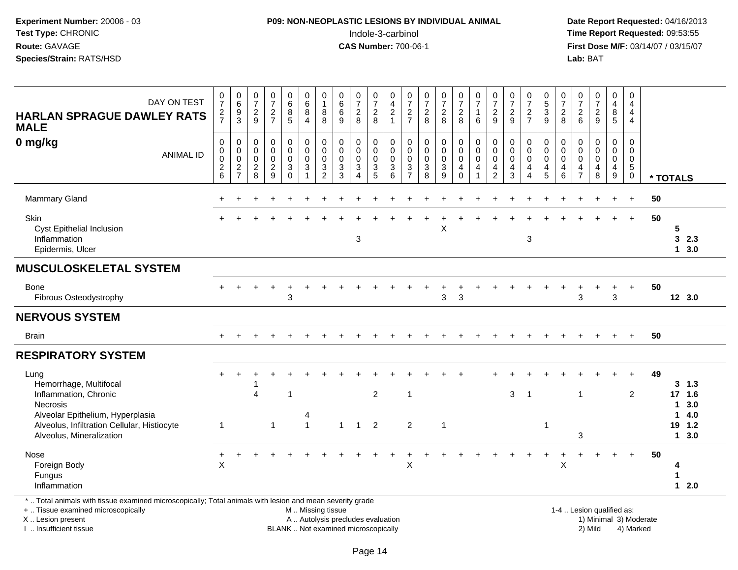**P09: NON-NEOPLASTIC LESIONS BY INDIVIDUAL ANIMAL**
Indole-3-carbinol
**CAS Number:** 700-06-1

**Experiment Number:** 20006 - 03
**Test Type:** CHRONIC
**Route:** GAVAGE
**Species/Strain:** RATS/HSD

**Date Report Requested:** 04/16/2013
**Time Report Requested:** 09:53:55
**First Dose M/F:** 03/14/07 / 03/15/07
**Lab:** BAT

**HARLAN SPRAGUE DAWLEY RATS MALE**
**0 mg/kg**

| DAY ON TEST | 0727 | 0693 | 0729 | 0727 | 0685 | 0684 | 0188 | 0669 | 0728 | 0728 | 0421 | 0727 | 0728 | 0728 | 0728 | 0716 | 0729 | 0729 | 0727 | 0539 | 0728 | 0726 | 0729 | 0485 | 0444 | |
|---|---|---|---|---|---|---|---|---|---|---|---|---|---|---|---|---|---|---|---|---|---|---|---|---|---|---|
| **ANIMAL ID** | 00026 | 00027 | 00028 | 00029 | 00030 | 00031 | 00032 | 00033 | 00034 | 00035 | 00036 | 00037 | 00038 | 00039 | 00040 | 00041 | 00042 | 00043 | 00044 | 00045 | 00046 | 00047 | 00048 | 00049 | 00050 | *** TOTALS** |
| Mammary Gland | + | + | + | + | + | + | + | + | + | + | + | + | + | + | + | + | + | + | + | + | + | + | + | + | + | 50 |
| Skin | + | + | + | + | + | + | + | + | + | + | + | + | + | + | + | + | + | + | + | + | + | + | + | + | + | 50 |
| Cyst Epithelial Inclusion | | | | | | | | | | | | | | X | | | | | | | | | | | | 5 |
| Inflammation | | | | | | | | | 3 | | | | | | | | | | 3 | | | | | | | 3 2.3 |
| Epidermis, Ulcer | | | | | | | | | | | | | | | | | | | | | | | | | | 1 3.0 |
| **MUSCULOSKELETAL SYSTEM** | | | | | | | | | | | | | | | | | | | | | | | | | | |
| Bone | + | + | + | + | + | + | + | + | + | + | + | + | + | + | + | + | + | + | + | + | + | + | + | + | + | 50 |
| Fibrous Osteodystrophy | | | | | 3 | | | | | | | | | 3 | 3 | | | | | | | 3 | | 3 | | 12 3.0 |
| **NERVOUS SYSTEM** | | | | | | | | | | | | | | | | | | | | | | | | | | |
| Brain | + | + | + | + | + | + | + | + | + | + | + | + | + | + | + | + | + | + | + | + | + | + | + | + | + | 50 |
| **RESPIRATORY SYSTEM** | | | | | | | | | | | | | | | | | | | | | | | | | | |
| Lung | + | + | + | + | + | + | + | + | + | + | + | + | + | + | + | | + | + | + | + | + | + | + | + | + | 49 |
| Hemorrhage, Multifocal | | | 1 | | | | | | | | | | | | | | | | | | | | | | | 3 1.3 |
| Inflammation, Chronic | | | 4 | | 1 | | | | | 2 | | 1 | | | | | | 3 | 1 | | | 1 | | | 2 | 17 1.6 |
| Necrosis | | | | | | | | | | | | | | | | | | | | | | | | | | 1 3.0 |
| Alveolar Epithelium, Hyperplasia | | | | | | 4 | | | | | | | | | | | | | | | | | | | | 1 4.0 |
| Alveolus, Infiltration Cellular, Histiocyte | 1 | | | 1 | | 1 | | 1 | 1 | 2 | | 2 | | 1 | | | | | | 1 | | | | | | 19 1.2 |
| Alveolus, Mineralization | | | | | | | | | | | | | | | | | | | | | | 3 | | | | 1 3.0 |
| Nose | + | + | + | + | + | + | + | + | + | + | + | + | + | + | + | + | + | + | + | + | + | + | + | + | + | 50 |
| Foreign Body | X | | | | | | | | | | | X | | | | | | | | | X | | | | | 4 |
| Fungus | | | | | | | | | | | | | | | | | | | | | | | | | | 1 |
| Inflammation | | | | | | | | | | | | | | | | | | | | | | | | | | 1 2.0 |

* .. Total animals with tissue examined microscopically; Total animals with lesion and mean severity grade
+ .. Tissue examined microscopically
X .. Lesion present
I .. Insufficient tissue

M .. Missing tissue
A .. Autolysis precludes evaluation
BLANK .. Not examined microscopically

1-4 .. Lesion qualified as:
1) Minimal 3) Moderate
2) Mild 4) Marked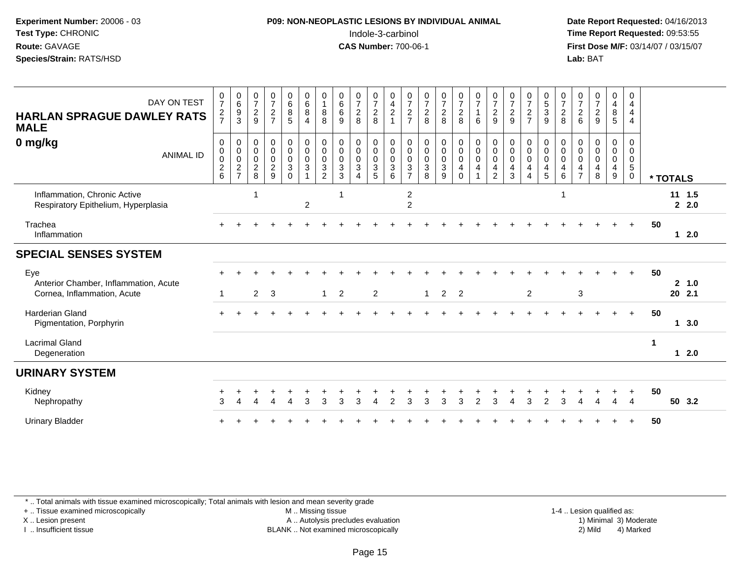**Experiment Number:** 20006 - 03
**Test Type:** CHRONIC
**Route:** GAVAGE
**Species/Strain:** RATS/HSD

**P09: NON-NEOPLASTIC LESIONS BY INDIVIDUAL ANIMAL**
Indole-3-carbinol
**CAS Number:** 700-06-1

**Date Report Requested:** 04/16/2013
**Time Report Requested:** 09:53:55
**First Dose M/F:** 03/14/07 / 03/15/07
**Lab:** BAT

## HARLAN SPRAGUE DAWLEY RATS MALE
## 0 mg/kg

| DAY ON TEST | 0727 | 0693 | 0729 | 0727 | 0685 | 0684 | 0188 | 0669 | 0728 | 0728 | 0421 | 0727 | 0728 | 0728 | 0728 | 0716 | 0729 | 0729 | 0727 | 0539 | 0728 | 0726 | 0729 | 0485 | 0444 | |
|---|---|---|---|---|---|---|---|---|---|---|---|---|---|---|---|---|---|---|---|---|---|---|---|---|---|---|
| **ANIMAL ID** | 0026 | 0027 | 0028 | 0029 | 0030 | 0031 | 0032 | 0033 | 0034 | 0035 | 0036 | 0037 | 0038 | 0039 | 0040 | 0041 | 0042 | 0043 | 0044 | 0045 | 0046 | 0047 | 0048 | 0049 | 0050 | **\* TOTALS** |
| Inflammation, Chronic Active | | | 1 | | | | | 1 | | | | 2 | | | | | | | | | 1 | | | | | 11 1.5 |
| Respiratory Epithelium, Hyperplasia | | | | | | 2 | | | | | | 2 | | | | | | | | | | | | | | 2 2.0 |
| Trachea | + | + | + | + | + | + | + | + | + | + | + | + | + | + | + | + | + | + | + | + | + | + | + | + | + | 50 |
| Inflammation | | | | | | | | | | | | | | | | | | | | | | | | | | 1 2.0 |
| **SPECIAL SENSES SYSTEM** | | | | | | | | | | | | | | | | | | | | | | | | | | |
| Eye | + | + | + | + | + | + | + | + | + | + | + | + | + | + | + | + | + | + | + | + | + | + | + | + | + | 50 |
| Anterior Chamber, Inflammation, Acute | | | | | | | | | | | | | | | | | | | | | | | | | | 2 1.0 |
| Cornea, Inflammation, Acute | 1 | | 2 | 3 | | | 1 | 2 | | 2 | | | 1 | 2 | 2 | | | | 2 | | | 3 | | | | 20 2.1 |
| Harderian Gland | + | + | + | + | + | + | + | + | + | + | + | + | + | + | + | + | + | + | + | + | + | + | + | + | + | 50 |
| Pigmentation, Porphyrin | | | | | | | | | | | | | | | | | | | | | | | | | | 1 3.0 |
| Lacrimal Gland | | | | | | | | | | | | | | | | | | | | | | | | | | 1 |
| Degeneration | | | | | | | | | | | | | | | | | | | | | | | | | | 1 2.0 |
| **URINARY SYSTEM** | | | | | | | | | | | | | | | | | | | | | | | | | | |
| Kidney | + | + | + | + | + | + | + | + | + | + | + | + | + | + | + | + | + | + | + | + | + | + | + | + | + | 50 |
| Nephropathy | 3 | 4 | 4 | 4 | 4 | 3 | 3 | 3 | 3 | 4 | 2 | 3 | 3 | 3 | 3 | 2 | 3 | 4 | 3 | 2 | 3 | 4 | 4 | 4 | 4 | 50 3.2 |
| Urinary Bladder | + | + | + | + | + | + | + | + | + | + | + | + | + | + | + | + | + | + | + | + | + | + | + | + | + | 50 |

\* .. Total animals with tissue examined microscopically; Total animals with lesion and mean severity grade
+ .. Tissue examined microscopically
X .. Lesion present
I .. Insufficient tissue
M .. Missing tissue
A .. Autolysis precludes evaluation
BLANK .. Not examined microscopically
1-4 .. Lesion qualified as: 1) Minimal 2) Mild 3) Moderate 4) Marked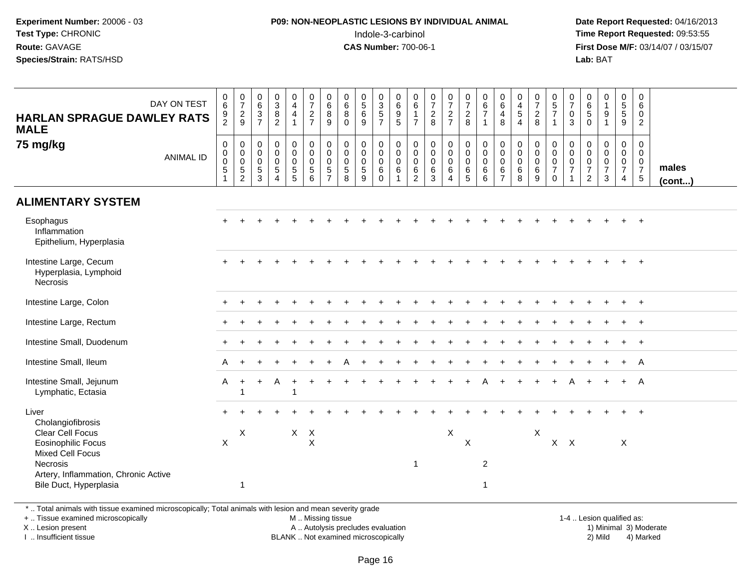**Experiment Number:** 20006 - 03
**Test Type:** CHRONIC
**Route:** GAVAGE
**Species/Strain:** RATS/HSD

**P09: NON-NEOPLASTIC LESIONS BY INDIVIDUAL ANIMAL**
Indole-3-carbinol
**CAS Number:** 700-06-1

**Date Report Requested:** 04/16/2013
**Time Report Requested:** 09:53:55
**First Dose M/F:** 03/14/07 / 03/15/07
**Lab:** BAT

| HARLAN SPRAGUE DAWLEY RATS MALE 75 mg/kg — DAY ON TEST | 0692 | 0729 | 0637 | 0382 | 0441 | 0727 | 0689 | 0680 | 0569 | 0357 | 0695 | 0617 | 0728 | 0727 | 0728 | 0671 | 0648 | 0454 | 0728 | 0571 | 0703 | 0650 | 0191 | 0559 | 0602 | |
|---|---|---|---|---|---|---|---|---|---|---|---|---|---|---|---|---|---|---|---|---|---|---|---|---|---|---|
| **ANIMAL ID** | 0000551 | 0000552 | 0000553 | 0000554 | 0000555 | 0000556 | 0000557 | 0000558 | 0000559 | 0000560 | 0000561 | 0000562 | 0000563 | 0000564 | 0000565 | 0000566 | 0000567 | 0000568 | 0000569 | 0000570 | 0000571 | 0000572 | 0000573 | 0000574 | 0000575 | **males (cont...)** |
| **ALIMENTARY SYSTEM** | | | | | | | | | | | | | | | | | | | | | | | | | | |
| Esophagus | + | + | + | + | + | + | + | + | + | + | + | + | + | + | + | + | + | + | + | + | + | + | + | + | + | |
| Inflammation | | | | | | | | | | | | | | | | | | | | | | | | | | |
| Epithelium, Hyperplasia | | | | | | | | | | | | | | | | | | | | | | | | | | |
| Intestine Large, Cecum | + | + | + | + | + | + | + | + | + | + | + | + | + | + | + | + | + | + | + | + | + | + | + | + | + | |
| Hyperplasia, Lymphoid | | | | | | | | | | | | | | | | | | | | | | | | | | |
| Necrosis | | | | | | | | | | | | | | | | | | | | | | | | | | |
| Intestine Large, Colon | + | + | + | + | + | + | + | + | + | + | + | + | + | + | + | + | + | + | + | + | + | + | + | + | + | |
| Intestine Large, Rectum | + | + | + | + | + | + | + | + | + | + | + | + | + | + | + | + | + | + | + | + | + | + | + | + | + | |
| Intestine Small, Duodenum | + | + | + | + | + | + | + | + | + | + | + | + | + | + | + | + | + | + | + | + | + | + | + | + | + | |
| Intestine Small, Ileum | A | + | + | + | + | + | + | A | + | + | + | + | + | + | + | + | + | + | + | + | + | + | + | + | A | |
| Intestine Small, Jejunum | A | + | + | A | + | + | + | + | + | + | + | + | + | + | + | A | + | + | + | + | A | + | + | + | A | |
| Lymphatic, Ectasia | | 1 | | | 1 | | | | | | | | | | | | | | | | | | | | | |
| Liver | + | + | + | + | + | + | + | + | + | + | + | + | + | + | + | + | + | + | + | + | + | + | + | + | + | |
| Cholangiofibrosis | | | | | | | | | | | | | | | | | | | | | | | | | | |
| Clear Cell Focus | | X | | | X | X | | | | | | | | X | | | | | X | | | | | | | |
| Eosinophilic Focus | X | | | | | X | | | | | | | | | X | | | | | X | X | | | X | | |
| Mixed Cell Focus | | | | | | | | | | | | | | | | | | | | | | | | | | |
| Necrosis | | | | | | | | | | | | 1 | | | | 2 | | | | | | | | | | |
| Artery, Inflammation, Chronic Active | | | | | | | | | | | | | | | | | | | | | | | | | | |
| Bile Duct, Hyperplasia | | 1 | | | | | | | | | | | | | | 1 | | | | | | | | | | |

\* .. Total animals with tissue examined microscopically; Total animals with lesion and mean severity grade
\+ .. Tissue examined microscopically
X .. Lesion present
I .. Insufficient tissue

M .. Missing tissue
A .. Autolysis precludes evaluation
BLANK .. Not examined microscopically

1-4 .. Lesion qualified as:
1) Minimal 3) Moderate
2) Mild 4) Marked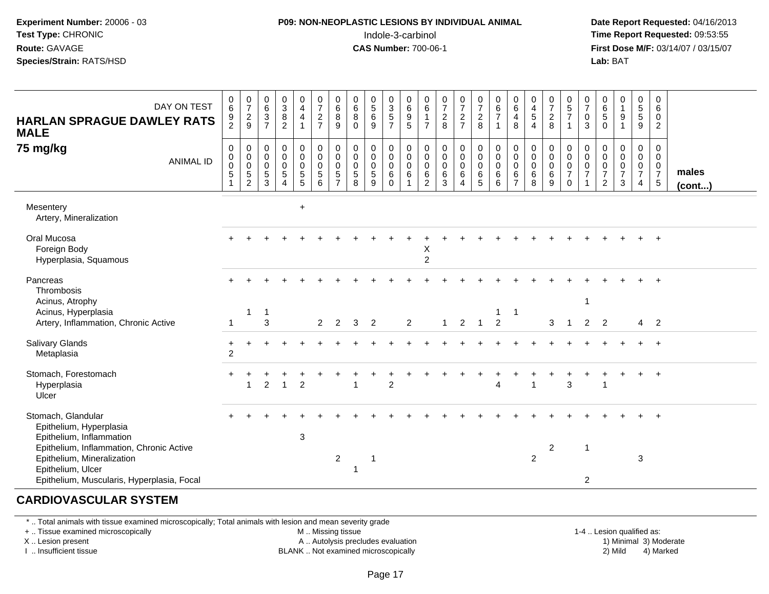**Experiment Number:** 20006 - 03
**Test Type:** CHRONIC
**Route:** GAVAGE
**Species/Strain:** RATS/HSD

**P09: NON-NEOPLASTIC LESIONS BY INDIVIDUAL ANIMAL**
Indole-3-carbinol
**CAS Number:** 700-06-1

**Date Report Requested:** 04/16/2013
**Time Report Requested:** 09:53:55
**First Dose M/F:** 03/14/07 / 03/15/07
**Lab:** BAT

| HARLAN SPRAGUE DAWLEY RATS MALE 75 mg/kg — DAY ON TEST | 0692 | 0729 | 0637 | 0382 | 0441 | 0727 | 0689 | 0680 | 0569 | 0357 | 0695 | 0617 | 0728 | 0727 | 0728 | 0671 | 0648 | 0454 | 0728 | 0571 | 0703 | 0650 | 0191 | 0559 | 0602 | |
|---|---|---|---|---|---|---|---|---|---|---|---|---|---|---|---|---|---|---|---|---|---|---|---|---|---|---|
| ANIMAL ID | 00051 | 00052 | 00053 | 00054 | 00055 | 00056 | 00057 | 00058 | 00059 | 00060 | 00061 | 00062 | 00063 | 00064 | 00065 | 00066 | 00067 | 00068 | 00069 | 00070 | 00071 | 00072 | 00073 | 00074 | 00075 | males (cont...) |
| Mesentery | | | | | + | | | | | | | | | | | | | | | | | | | | | |
| Artery, Mineralization | | | | | | | | | | | | | | | | | | | | | | | | | | |
| Oral Mucosa | + | + | + | + | + | + | + | + | + | + | + | + | + | + | + | + | + | + | + | + | + | + | + | + | + | |
| Foreign Body | | | | | | | | | | | | X | | | | | | | | | | | | | | |
| Hyperplasia, Squamous | | | | | | | | | | | | 2 | | | | | | | | | | | | | | |
| Pancreas | + | + | + | + | + | + | + | + | + | + | + | + | + | + | + | + | + | + | + | + | + | + | + | + | + | |
| Thrombosis | | | | | | | | | | | | | | | | | | | | | | | | | | |
| Acinus, Atrophy | | | | | | | | | | | | | | | | | | | | | 1 | | | | | |
| Acinus, Hyperplasia | | 1 | 1 | | | | | | | | | | | | | 1 | 1 | | | | | | | | | |
| Artery, Inflammation, Chronic Active | 1 | | 3 | | | 2 | 2 | 3 | 2 | | 2 | | 1 | 2 | 1 | 2 | | | 3 | 1 | 2 | 2 | | 4 | 2 | |
| Salivary Glands | + | + | + | + | + | + | + | + | + | + | + | + | + | + | + | + | + | + | + | + | + | + | + | + | + | |
| Metaplasia | 2 | | | | | | | | | | | | | | | | | | | | | | | | | |
| Stomach, Forestomach | + | + | + | + | + | + | + | + | + | + | + | + | + | + | + | + | + | + | + | + | + | + | + | + | + | |
| Hyperplasia | | 1 | 2 | 1 | 2 | | | 1 | | 2 | | | | | | 4 | | 1 | | 3 | | 1 | | | | |
| Ulcer | | | | | | | | | | | | | | | | | | | | | | | | | | |
| Stomach, Glandular | + | + | + | + | + | + | + | + | + | + | + | + | + | + | + | + | + | + | + | + | + | + | + | + | + | |
| Epithelium, Hyperplasia | | | | | | | | | | | | | | | | | | | | | | | | | | |
| Epithelium, Inflammation | | | | | 3 | | | | | | | | | | | | | | | | | | | | | |
| Epithelium, Inflammation, Chronic Active | | | | | | | | | | | | | | | | | | | 2 | | 1 | | | | | |
| Epithelium, Mineralization | | | | | | | 2 | | 1 | | | | | | | | | 2 | | | | | | 3 | | |
| Epithelium, Ulcer | | | | | | | | 1 | | | | | | | | | | | | | | | | | | |
| Epithelium, Muscularis, Hyperplasia, Focal | | | | | | | | | | | | | | | | | | | | | 2 | | | | | |

## CARDIOVASCULAR SYSTEM

\* .. Total animals with tissue examined microscopically; Total animals with lesion and mean severity grade
\+ .. Tissue examined microscopically
X .. Lesion present
I .. Insufficient tissue

M .. Missing tissue
A .. Autolysis precludes evaluation
BLANK .. Not examined microscopically

1-4 .. Lesion qualified as:
1) Minimal 3) Moderate
2) Mild 4) Marked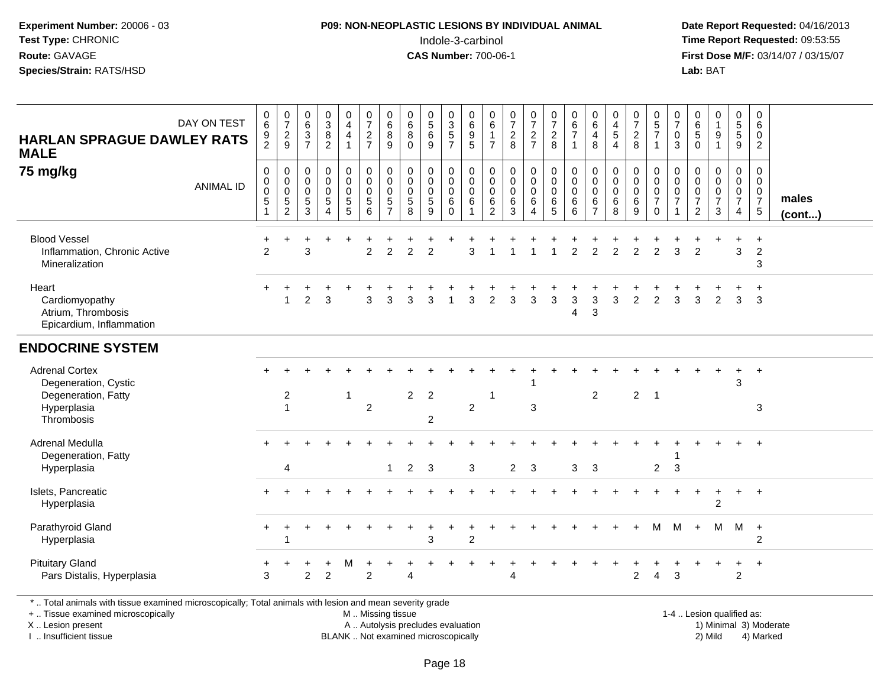**Experiment Number:** 20006 - 03
**Test Type:** CHRONIC
**Route:** GAVAGE
**Species/Strain:** RATS/HSD

**P09: NON-NEOPLASTIC LESIONS BY INDIVIDUAL ANIMAL**
Indole-3-carbinol
**CAS Number:** 700-06-1

**Date Report Requested:** 04/16/2013
**Time Report Requested:** 09:53:55
**First Dose M/F:** 03/14/07 / 03/15/07
**Lab:** BAT

## HARLAN SPRAGUE DAWLEY RATS MALE
### 75 mg/kg

| DAY ON TEST | 0692 | 0729 | 0637 | 0382 | 0441 | 0727 | 0689 | 0680 | 0569 | 0357 | 0695 | 0617 | 0728 | 0727 | 0728 | 0671 | 0648 | 0454 | 0728 | 0571 | 0703 | 0650 | 0191 | 0559 | 0602 | |
|---|---|---|---|---|---|---|---|---|---|---|---|---|---|---|---|---|---|---|---|---|---|---|---|---|---|---|
| **ANIMAL ID** | 0051 | 0052 | 0053 | 0054 | 0055 | 0056 | 0057 | 0058 | 0059 | 0060 | 0061 | 0062 | 0063 | 0064 | 0065 | 0066 | 0067 | 0068 | 0069 | 0070 | 0071 | 0072 | 0073 | 0074 | 0075 | **males (cont...)** |
| Blood Vessel | + | + | + | + | + | + | + | + | + | + | + | + | + | + | + | + | + | + | + | + | + | + | + | + | + | |
| Inflammation, Chronic Active | 2 | | 3 | | | 2 | 2 | 2 | 2 | | 3 | 1 | 1 | 1 | 1 | 2 | 2 | 2 | 2 | 2 | 3 | 2 | | 3 | 2 | |
| Mineralization | | | | | | | | | | | | | | | | | | | | | | | | | 3 | |
| Heart | + | + | + | + | + | + | + | + | + | + | + | + | + | + | + | + | + | + | + | + | + | + | + | + | + | |
| Cardiomyopathy | | 1 | 2 | 3 | | 3 | 3 | 3 | 3 | 1 | 3 | 2 | 3 | 3 | 3 | 3 | 3 | 3 | 2 | 2 | 3 | 3 | 2 | 3 | 3 | |
| Atrium, Thrombosis | | | | | | | | | | | | | | | | 4 | 3 | | | | | | | | | |
| Epicardium, Inflammation | | | | | | | | | | | | | | | | | | | | | | | | | | |
| **ENDOCRINE SYSTEM** | | | | | | | | | | | | | | | | | | | | | | | | | | |
| Adrenal Cortex | + | + | + | + | + | + | + | + | + | + | + | + | + | + | + | + | + | + | + | + | + | + | + | + | + | |
| Degeneration, Cystic | | | | | | | | | | | | | | 1 | | | | | | | | | | 3 | | |
| Degeneration, Fatty | | 2 | | | 1 | | | 2 | 2 | | | 1 | | | | | 2 | | 2 | 1 | | | | | | |
| Hyperplasia | | 1 | | | | 2 | | | | | 2 | | | 3 | | | | | | | | | | | 3 | |
| Thrombosis | | | | | | | | | 2 | | | | | | | | | | | | | | | | | |
| Adrenal Medulla | + | + | + | + | + | + | + | + | + | + | + | + | + | + | + | + | + | + | + | + | + | + | + | + | + | |
| Degeneration, Fatty | | | | | | | | | | | | | | | | | | | | | 1 | | | | | |
| Hyperplasia | | 4 | | | | | 1 | 2 | 3 | | 3 | | 2 | 3 | | 3 | 3 | | | 2 | 3 | | | | | |
| Islets, Pancreatic | + | + | + | + | + | + | + | + | + | + | + | + | + | + | + | + | + | + | + | + | + | + | + | + | + | |
| Hyperplasia | | | | | | | | | | | | | | | | | | | | | | | 2 | | | |
| Parathyroid Gland | + | + | + | + | + | + | + | + | + | + | + | + | + | + | + | + | + | + | + | M | M | + | M | M | + | |
| Hyperplasia | | 1 | | | | | | | 3 | | 2 | | | | | | | | | | | | | | 2 | |
| Pituitary Gland | + | + | + | + | M | + | + | + | + | + | + | + | + | + | + | + | + | + | + | + | + | + | + | + | + | |
| Pars Distalis, Hyperplasia | 3 | | 2 | 2 | | 2 | | 4 | | | | | 4 | | | | | | 2 | 4 | 3 | | | 2 | | |

\* .. Total animals with tissue examined microscopically; Total animals with lesion and mean severity grade
\+ .. Tissue examined microscopically
X .. Lesion present
I .. Insufficient tissue

M .. Missing tissue
A .. Autolysis precludes evaluation
BLANK .. Not examined microscopically

1-4 .. Lesion qualified as:
1) Minimal 3) Moderate
2) Mild 4) Marked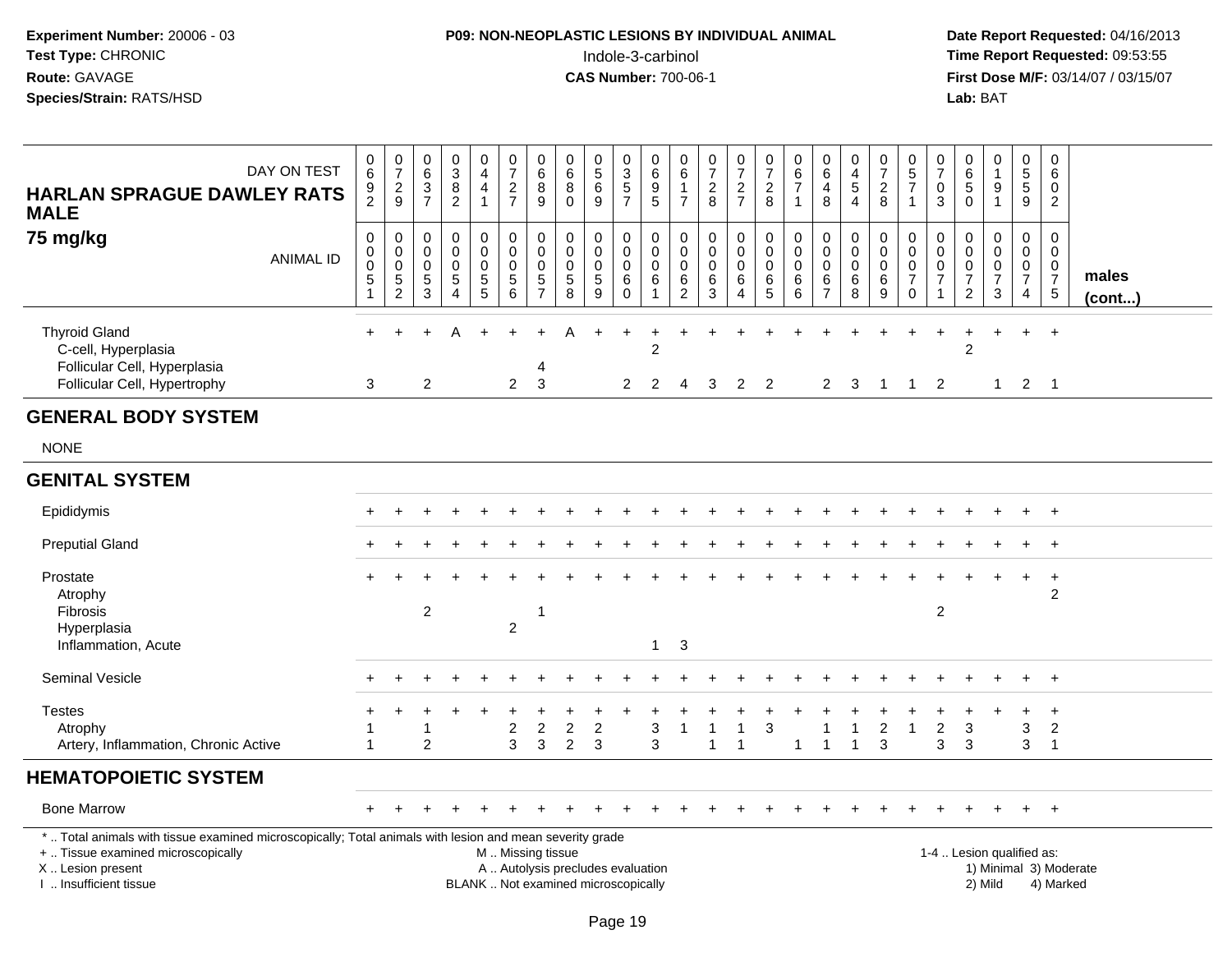**Experiment Number:** 20006 - 03
**Test Type:** CHRONIC
**Route:** GAVAGE
**Species/Strain:** RATS/HSD

**P09: NON-NEOPLASTIC LESIONS BY INDIVIDUAL ANIMAL**
Indole-3-carbinol
**CAS Number:** 700-06-1

**Date Report Requested:** 04/16/2013
**Time Report Requested:** 09:53:55
**First Dose M/F:** 03/14/07 / 03/15/07
**Lab:** BAT

| HARLAN SPRAGUE DAWLEY RATS MALE 75 mg/kg | | | | | | | | | | | | | | | | | | | | | | | | | | |
|---|---|---|---|---|---|---|---|---|---|---|---|---|---|---|---|---|---|---|---|---|---|---|---|---|---|---|
| DAY ON TEST | 0692 | 0729 | 0637 | 0382 | 0441 | 0727 | 0689 | 0680 | 0569 | 0357 | 0695 | 0617 | 0728 | 0727 | 0728 | 0671 | 0648 | 0454 | 0728 | 0571 | 0703 | 0650 | 0191 | 0559 | 0602 | |
| ANIMAL ID | 0051 | 0052 | 0053 | 0054 | 0055 | 0056 | 0057 | 0058 | 0059 | 0060 | 0061 | 0062 | 0063 | 0064 | 0065 | 0066 | 0067 | 0068 | 0069 | 0070 | 0071 | 0072 | 0073 | 0074 | 0075 | males (cont...) |
| Thyroid Gland | + | + | + | A | + | + | + | A | + | + | + | + | + | + | + | + | + | + | + | + | + | + | + | + | + | |
| C-cell, Hyperplasia | | | | | | | | | | | 2 | | | | | | | | | | | 2 | | | | |
| Follicular Cell, Hyperplasia | | | | | | | 4 | | | | | | | | | | | | | | | | | | | |
| Follicular Cell, Hypertrophy | 3 | | 2 | | | 2 | 3 | | | 2 | 2 | 4 | 3 | 2 | 2 | | 2 | 3 | 1 | 1 | 2 | | 1 | 2 | 1 | |
| **GENERAL BODY SYSTEM** | | | | | | | | | | | | | | | | | | | | | | | | | | |
| NONE | | | | | | | | | | | | | | | | | | | | | | | | | | |
| **GENITAL SYSTEM** | | | | | | | | | | | | | | | | | | | | | | | | | | |
| Epididymis | + | + | + | + | + | + | + | + | + | + | + | + | + | + | + | + | + | + | + | + | + | + | + | + | + | |
| Preputial Gland | + | + | + | + | + | + | + | + | + | + | + | + | + | + | + | + | + | + | + | + | + | + | + | + | + | |
| Prostate | + | + | + | + | + | + | + | + | + | + | + | + | + | + | + | + | + | + | + | + | + | + | + | + | + | |
| Atrophy | | | | | | | | | | | | | | | | | | | | | | | | | 2 | |
| Fibrosis | | | 2 | | | | 1 | | | | | | | | | | | | | | 2 | | | | | |
| Hyperplasia | | | | | | 2 | | | | | | | | | | | | | | | | | | | | |
| Inflammation, Acute | | | | | | | | | | | 1 | 3 | | | | | | | | | | | | | | |
| Seminal Vesicle | + | + | + | + | + | + | + | + | + | + | + | + | + | + | + | + | + | + | + | + | + | + | + | + | + | |
| Testes | + | + | + | + | + | + | + | + | + | + | + | + | + | + | + | + | + | + | + | + | + | + | + | + | + | |
| Atrophy | 1 | | 1 | | | 2 | 2 | 2 | 2 | | 3 | 1 | 1 | 1 | 3 | | 1 | 1 | 2 | 1 | 2 | 3 | | 3 | 2 | |
| Artery, Inflammation, Chronic Active | 1 | | 2 | | | 3 | 3 | 2 | 3 | | 3 | | 1 | 1 | | 1 | 1 | 1 | 3 | | 3 | 3 | | 3 | 1 | |
| **HEMATOPOIETIC SYSTEM** | | | | | | | | | | | | | | | | | | | | | | | | | | |
| Bone Marrow | + | + | + | + | + | + | + | + | + | + | + | + | + | + | + | + | + | + | + | + | + | + | + | + | + | |

\* .. Total animals with tissue examined microscopically; Total animals with lesion and mean severity grade
+ .. Tissue examined microscopically
X .. Lesion present
I .. Insufficient tissue

M .. Missing tissue
A .. Autolysis precludes evaluation
BLANK .. Not examined microscopically

1-4 .. Lesion qualified as:
1) Minimal 3) Moderate
2) Mild 4) Marked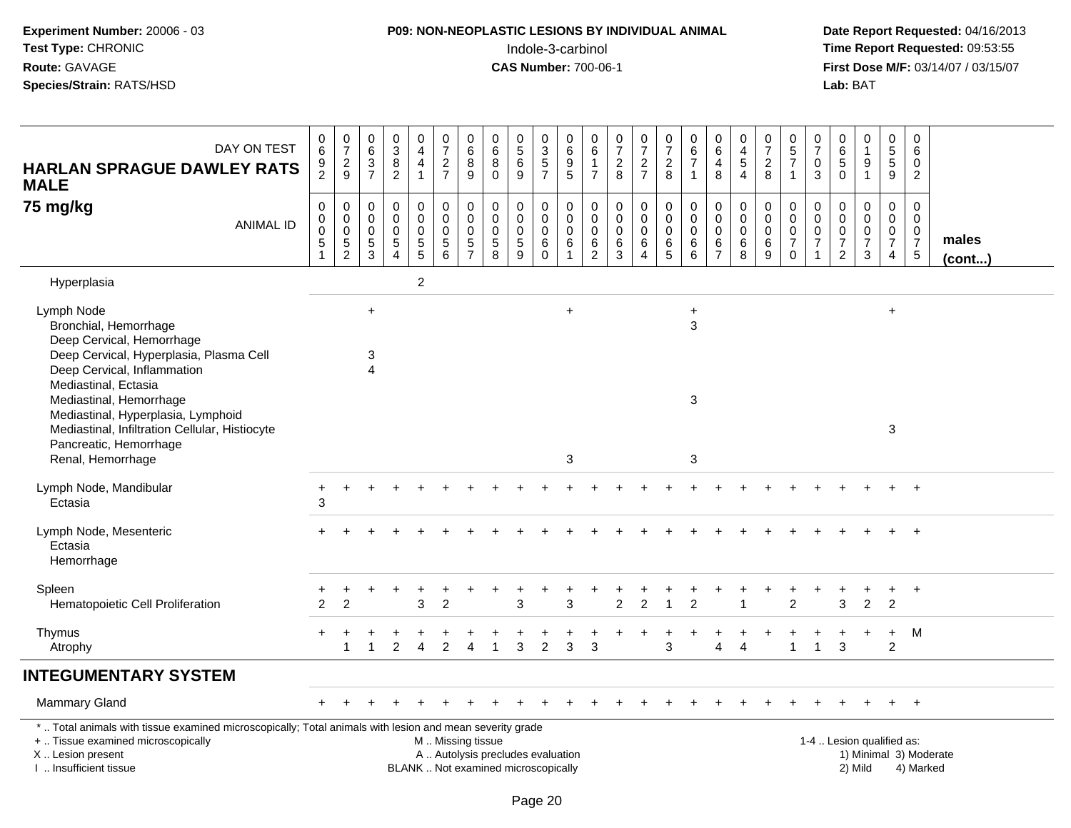**Experiment Number:** 20006 - 03
**Test Type:** CHRONIC
**Route:** GAVAGE
**Species/Strain:** RATS/HSD

**P09: NON-NEOPLASTIC LESIONS BY INDIVIDUAL ANIMAL**
Indole-3-carbinol
**CAS Number:** 700-06-1

**Date Report Requested:** 04/16/2013
**Time Report Requested:** 09:53:55
**First Dose M/F:** 03/14/07 / 03/15/07
**Lab:** BAT

| HARLAN SPRAGUE DAWLEY RATS MALE 75 mg/kg — DAY ON TEST | 0692 | 0729 | 0637 | 0382 | 0441 | 0727 | 0689 | 0680 | 0569 | 0357 | 0695 | 0617 | 0728 | 0727 | 0728 | 0671 | 0648 | 0454 | 0728 | 0571 | 0703 | 0650 | 0191 | 0559 | 0602 | |
|---|---|---|---|---|---|---|---|---|---|---|---|---|---|---|---|---|---|---|---|---|---|---|---|---|---|---|
| ANIMAL ID | 0051 | 0052 | 0053 | 0054 | 0055 | 0056 | 0057 | 0058 | 0059 | 0060 | 0061 | 0062 | 0063 | 0064 | 0065 | 0066 | 0067 | 0068 | 0069 | 0070 | 0071 | 0072 | 0073 | 0074 | 0075 | males (cont...) |
| Hyperplasia | | | | | 2 | | | | | | | | | | | | | | | | | | | | | |
| Lymph Node | | | + | | | | | | | | + | | | | | + | | | | | | | | + | | |
| Bronchial, Hemorrhage | | | | | | | | | | | | | | | | 3 | | | | | | | | | | |
| Deep Cervical, Hemorrhage | | | | | | | | | | | | | | | | | | | | | | | | | | |
| Deep Cervical, Hyperplasia, Plasma Cell | | | 3 | | | | | | | | | | | | | | | | | | | | | | | |
| Deep Cervical, Inflammation | | | 4 | | | | | | | | | | | | | | | | | | | | | | | |
| Mediastinal, Ectasia | | | | | | | | | | | | | | | | | | | | | | | | | | |
| Mediastinal, Hemorrhage | | | | | | | | | | | | | | | | 3 | | | | | | | | | | |
| Mediastinal, Hyperplasia, Lymphoid | | | | | | | | | | | | | | | | | | | | | | | | | | |
| Mediastinal, Infiltration Cellular, Histiocyte | | | | | | | | | | | | | | | | | | | | | | | | 3 | | |
| Pancreatic, Hemorrhage | | | | | | | | | | | | | | | | | | | | | | | | | | |
| Renal, Hemorrhage | | | | | | | | | | | 3 | | | | | 3 | | | | | | | | | | |
| Lymph Node, Mandibular | + | + | + | + | + | + | + | + | + | + | + | + | + | + | + | + | + | + | + | + | + | + | + | + | + | |
| Ectasia | 3 | | | | | | | | | | | | | | | | | | | | | | | | | |
| Lymph Node, Mesenteric | + | + | + | + | + | + | + | + | + | + | + | + | + | + | + | + | + | + | + | + | + | + | + | + | + | |
| Ectasia | | | | | | | | | | | | | | | | | | | | | | | | | | |
| Hemorrhage | | | | | | | | | | | | | | | | | | | | | | | | | | |
| Spleen | + | + | + | + | + | + | + | + | + | + | + | + | + | + | + | + | + | + | + | + | + | + | + | + | + | |
| Hematopoietic Cell Proliferation | 2 | 2 | | | 3 | 2 | | | 3 | | 3 | | 2 | 2 | 1 | 2 | | 1 | | 2 | | 3 | 2 | 2 | | |
| Thymus | + | + | + | + | + | + | + | + | + | + | + | + | + | + | + | + | + | + | + | + | + | + | + | + | M | |
| Atrophy | | 1 | 1 | 2 | 4 | 2 | 4 | 1 | 3 | 2 | 3 | 3 | | | 3 | | 4 | 4 | | 1 | 1 | 3 | | 2 | | |
| **INTEGUMENTARY SYSTEM** | | | | | | | | | | | | | | | | | | | | | | | | | | |
| Mammary Gland | + | + | + | + | + | + | + | + | + | + | + | + | + | + | + | + | + | + | + | + | + | + | + | + | + | |

\* .. Total animals with tissue examined microscopically; Total animals with lesion and mean severity grade
\+ .. Tissue examined microscopically
X .. Lesion present
I .. Insufficient tissue

M .. Missing tissue
A .. Autolysis precludes evaluation
BLANK .. Not examined microscopically

1-4 .. Lesion qualified as:
1) Minimal 3) Moderate
2) Mild 4) Marked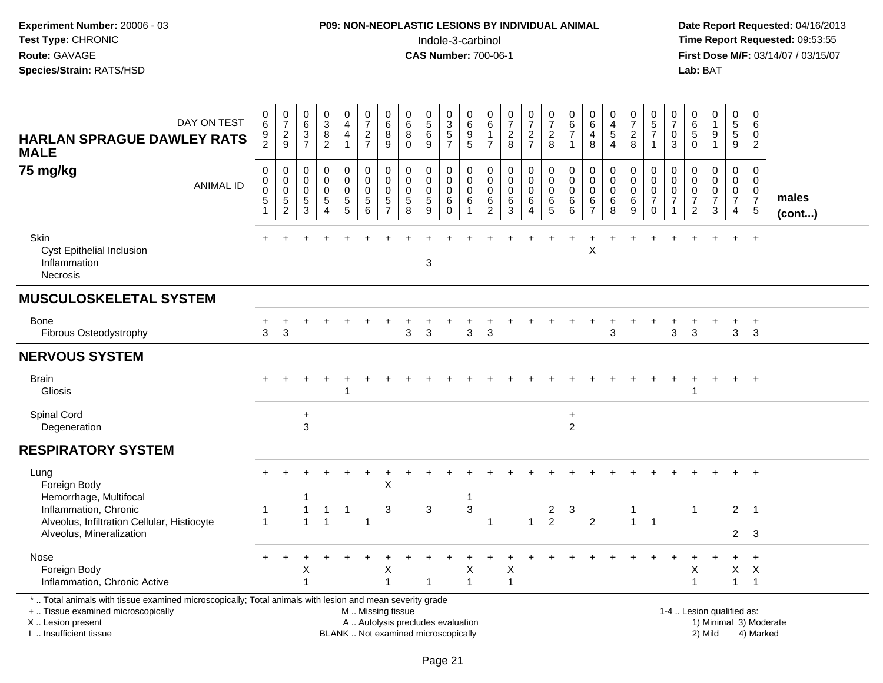**Experiment Number:** 20006 - 03
**Test Type:** CHRONIC
**Route:** GAVAGE
**Species/Strain:** RATS/HSD

**P09: NON-NEOPLASTIC LESIONS BY INDIVIDUAL ANIMAL**
Indole-3-carbinol
**CAS Number:** 700-06-1

**Date Report Requested:** 04/16/2013
**Time Report Requested:** 09:53:55
**First Dose M/F:** 03/14/07 / 03/15/07
**Lab:** BAT

**HARLAN SPRAGUE DAWLEY RATS MALE**
**75 mg/kg**

| DAY ON TEST | 0692 | 0729 | 0637 | 0382 | 0441 | 0727 | 0689 | 0680 | 0569 | 0357 | 0695 | 0617 | 0728 | 0727 | 0728 | 0671 | 0648 | 0454 | 0728 | 0571 | 0703 | 0650 | 0191 | 0559 | 0602 | |
|---|---|---|---|---|---|---|---|---|---|---|---|---|---|---|---|---|---|---|---|---|---|---|---|---|---|---|
| **ANIMAL ID** | 0051 | 0052 | 0053 | 0054 | 0055 | 0056 | 0057 | 0058 | 0059 | 0060 | 0061 | 0062 | 0063 | 0064 | 0065 | 0066 | 0067 | 0068 | 0069 | 0070 | 0071 | 0072 | 0073 | 0074 | 0075 | **males (cont...)** |
| Skin | + | + | + | + | + | + | + | + | + | + | + | + | + | + | + | + | + | + | + | + | + | + | + | + | + | |
| Cyst Epithelial Inclusion | | | | | | | | | | | | | | | | | X | | | | | | | | | |
| Inflammation | | | | | | | | | 3 | | | | | | | | | | | | | | | | | |
| Necrosis | | | | | | | | | | | | | | | | | | | | | | | | | | |
| **MUSCULOSKELETAL SYSTEM** | | | | | | | | | | | | | | | | | | | | | | | | | | |
| Bone | + | + | + | + | + | + | + | + | + | + | + | + | + | + | + | + | + | + | + | + | + | + | + | + | + | |
| Fibrous Osteodystrophy | 3 | 3 | | | | | | 3 | 3 | | 3 | 3 | | | | | | 3 | | | 3 | 3 | | 3 | 3 | |
| **NERVOUS SYSTEM** | | | | | | | | | | | | | | | | | | | | | | | | | | |
| Brain | + | + | + | + | + | + | + | + | + | + | + | + | + | + | + | + | + | + | + | + | + | + | + | + | + | |
| Gliosis | | | | | 1 | | | | | | | | | | | | | | | | | 1 | | | | |
| Spinal Cord | | | + | | | | | | | | | | | | | + | | | | | | | | | | |
| Degeneration | | | 3 | | | | | | | | | | | | | 2 | | | | | | | | | | |
| **RESPIRATORY SYSTEM** | | | | | | | | | | | | | | | | | | | | | | | | | | |
| Lung | + | + | + | + | + | + | + | + | + | + | + | + | + | + | + | + | + | + | + | + | + | + | + | + | + | |
| Foreign Body | | | | | | | X | | | | | | | | | | | | | | | | | | | |
| Hemorrhage, Multifocal | | | 1 | | | | | | | | 1 | | | | | | | | | | | | | | | |
| Inflammation, Chronic | 1 | | 1 | 1 | 1 | | 3 | | 3 | | 3 | | | | 2 | 3 | | | 1 | | | 1 | | 2 | 1 | |
| Alveolus, Infiltration Cellular, Histiocyte | 1 | | 1 | 1 | | 1 | | | | | | 1 | | 1 | 2 | | 2 | | 1 | 1 | | | | | | |
| Alveolus, Mineralization | | | | | | | | | | | | | | | | | | | | | | | | 2 | 3 | |
| Nose | + | + | + | + | + | + | + | + | + | + | + | + | + | + | + | + | + | + | + | + | + | + | + | + | + | |
| Foreign Body | | | X | | | | X | | | | X | | X | | | | | | | | | X | | X | X | |
| Inflammation, Chronic Active | | | 1 | | | | 1 | | 1 | | 1 | | 1 | | | | | | | | | 1 | | 1 | 1 | |

\* .. Total animals with tissue examined microscopically; Total animals with lesion and mean severity grade
+ .. Tissue examined microscopically
X .. Lesion present
I .. Insufficient tissue

M .. Missing tissue
A .. Autolysis precludes evaluation
BLANK .. Not examined microscopically

1-4 .. Lesion qualified as:
1) Minimal 3) Moderate
2) Mild 4) Marked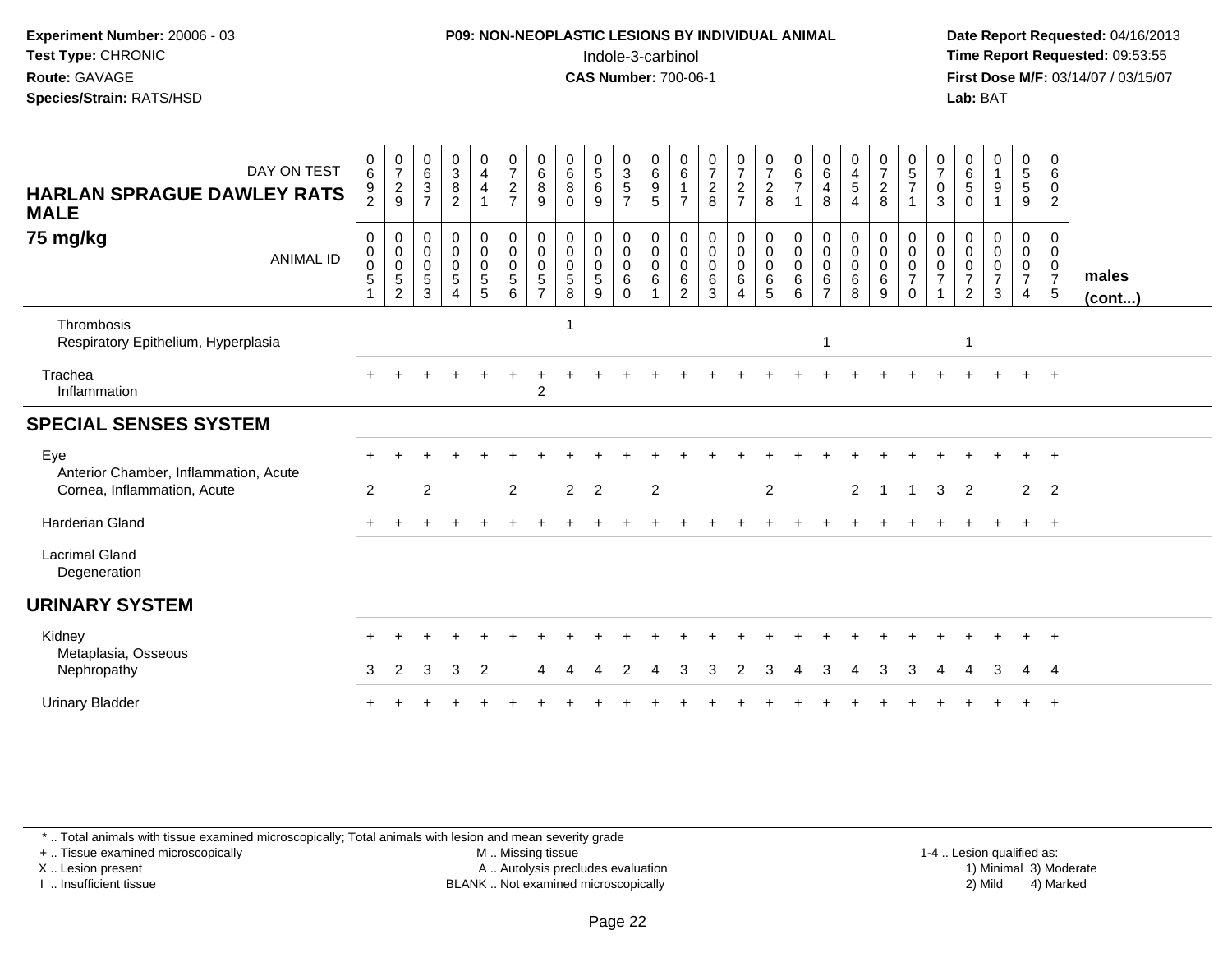**Experiment Number:** 20006 - 03
**Test Type:** CHRONIC
**Route:** GAVAGE
**Species/Strain:** RATS/HSD

**P09: NON-NEOPLASTIC LESIONS BY INDIVIDUAL ANIMAL**
Indole-3-carbinol
**CAS Number:** 700-06-1

**Date Report Requested:** 04/16/2013
**Time Report Requested:** 09:53:55
**First Dose M/F:** 03/14/07 / 03/15/07
**Lab:** BAT

| HARLAN SPRAGUE DAWLEY RATS MALE 75 mg/kg — DAY ON TEST | 0692 | 0729 | 0637 | 0382 | 0441 | 0727 | 0689 | 0680 | 0569 | 0357 | 0695 | 0617 | 0728 | 0727 | 0728 | 0671 | 0648 | 0454 | 0728 | 0571 | 0703 | 0650 | 0191 | 0559 | 0602 | |
|---|---|---|---|---|---|---|---|---|---|---|---|---|---|---|---|---|---|---|---|---|---|---|---|---|---|---|
| ANIMAL ID | 00051 | 00052 | 00053 | 00054 | 00055 | 00056 | 00057 | 00058 | 00059 | 00060 | 00061 | 00062 | 00063 | 00064 | 00065 | 00066 | 00067 | 00068 | 00069 | 00070 | 00071 | 00072 | 00073 | 00074 | 00075 | males (cont...) |
| Thrombosis | | | | | | | | 1 | | | | | | | | | | | | | | | | | | |
| Respiratory Epithelium, Hyperplasia | | | | | | | | | | | | | | | | | 1 | | | | | 1 | | | | |
| Trachea | + | + | + | + | + | + | + | + | + | + | + | + | + | + | + | + | + | + | + | + | + | + | + | + | + | |
| Inflammation | | | | | | | 2 | | | | | | | | | | | | | | | | | | | |
| **SPECIAL SENSES SYSTEM** | | | | | | | | | | | | | | | | | | | | | | | | | | |
| Eye | + | + | + | + | + | + | + | + | + | + | + | + | + | + | + | + | + | + | + | + | + | + | + | + | + | |
| Anterior Chamber, Inflammation, Acute | | | | | | | | | | | | | | | | | | | | | | | | | | |
| Cornea, Inflammation, Acute | 2 | | 2 | | | 2 | | 2 | 2 | | 2 | | | | 2 | | | 2 | 1 | 1 | 3 | 2 | | 2 | 2 | |
| Harderian Gland | + | + | + | + | + | + | + | + | + | + | + | + | + | + | + | + | + | + | + | + | + | + | + | + | + | |
| Lacrimal Gland | | | | | | | | | | | | | | | | | | | | | | | | | | |
| Degeneration | | | | | | | | | | | | | | | | | | | | | | | | | | |
| **URINARY SYSTEM** | | | | | | | | | | | | | | | | | | | | | | | | | | |
| Kidney | + | + | + | + | + | + | + | + | + | + | + | + | + | + | + | + | + | + | + | + | + | + | + | + | + | |
| Metaplasia, Osseous | | | | | | | | | | | | | | | | | | | | | | | | | | |
| Nephropathy | 3 | 2 | 3 | 3 | 2 | | 4 | 4 | 4 | 2 | 4 | 3 | 3 | 2 | 3 | 4 | 3 | 4 | 3 | 3 | 4 | 4 | 3 | 4 | 4 | |
| Urinary Bladder | + | + | + | + | + | + | + | + | + | + | + | + | + | + | + | + | + | + | + | + | + | + | + | + | + | |

\* .. Total animals with tissue examined microscopically; Total animals with lesion and mean severity grade
+ .. Tissue examined microscopically
X .. Lesion present
I .. Insufficient tissue
M .. Missing tissue
A .. Autolysis precludes evaluation
BLANK .. Not examined microscopically
1-4 .. Lesion qualified as: 1) Minimal 2) Mild 3) Moderate 4) Marked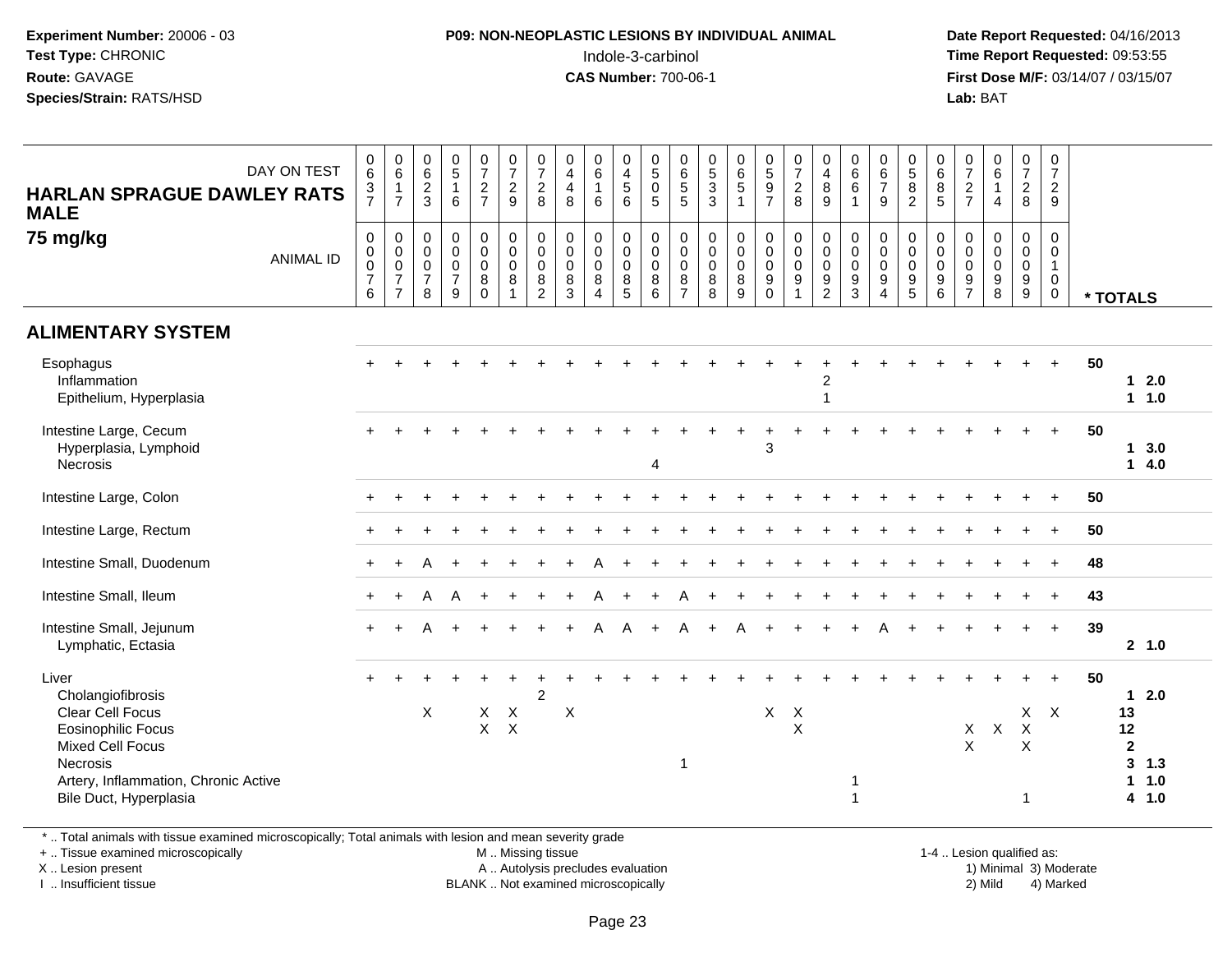**Experiment Number:** 20006 - 03
**Test Type:** CHRONIC
**Route:** GAVAGE
**Species/Strain:** RATS/HSD

**P09: NON-NEOPLASTIC LESIONS BY INDIVIDUAL ANIMAL**
Indole-3-carbinol
**CAS Number:** 700-06-1

**Date Report Requested:** 04/16/2013
**Time Report Requested:** 09:53:55
**First Dose M/F:** 03/14/07 / 03/15/07
**Lab:** BAT

| HARLAN SPRAGUE DAWLEY RATS MALE 75 mg/kg | | | | | | | | | | | | | | | | | | | | | | | | | | |
|---|---|---|---|---|---|---|---|---|---|---|---|---|---|---|---|---|---|---|---|---|---|---|---|---|---|---|
| DAY ON TEST | 0637 | 0617 | 0623 | 0516 | 0727 | 0729 | 0728 | 0448 | 0616 | 0456 | 0505 | 0655 | 0533 | 0651 | 0597 | 0728 | 0489 | 0661 | 0679 | 0582 | 0685 | 0727 | 0614 | 0728 | 0729 | |
| ANIMAL ID | 0076 | 0077 | 0078 | 0079 | 0080 | 0081 | 0082 | 0083 | 0084 | 0085 | 0086 | 0087 | 0088 | 0089 | 0090 | 0091 | 0092 | 0093 | 0094 | 0095 | 0096 | 0097 | 0098 | 0099 | 0100 | * TOTALS |
| **ALIMENTARY SYSTEM** | | | | | | | | | | | | | | | | | | | | | | | | | | |
| Esophagus | + | + | + | + | + | + | + | + | + | + | + | + | + | + | + | + | + | + | + | + | + | + | + | + | + | 50 |
| Inflammation | | | | | | | | | | | | | | | | | 2 | | | | | | | | | 1 2.0 |
| Epithelium, Hyperplasia | | | | | | | | | | | | | | | | | 1 | | | | | | | | | 1 1.0 |
| Intestine Large, Cecum | + | + | + | + | + | + | + | + | + | + | + | + | + | + | + | + | + | + | + | + | + | + | + | + | + | 50 |
| Hyperplasia, Lymphoid | | | | | | | | | | | | | | | 3 | | | | | | | | | | | 1 3.0 |
| Necrosis | | | | | | | | | | | 4 | | | | | | | | | | | | | | | 1 4.0 |
| Intestine Large, Colon | + | + | + | + | + | + | + | + | + | + | + | + | + | + | + | + | + | + | + | + | + | + | + | + | + | 50 |
| Intestine Large, Rectum | + | + | + | + | + | + | + | + | + | + | + | + | + | + | + | + | + | + | + | + | + | + | + | + | + | 50 |
| Intestine Small, Duodenum | + | + | A | + | + | + | + | + | A | + | + | + | + | + | + | + | + | + | + | + | + | + | + | + | + | 48 |
| Intestine Small, Ileum | + | + | A | A | + | + | + | + | A | + | + | A | + | + | + | + | + | + | + | + | + | + | + | + | + | 43 |
| Intestine Small, Jejunum | + | + | A | + | + | + | + | + | A | A | + | A | + | A | + | + | + | + | A | + | + | + | + | + | + | 39 |
| Lymphatic, Ectasia | | | | | | | | | | | | | | | | | | | | | | | | | | 2 1.0 |
| Liver | + | + | + | + | + | + | + | + | + | + | + | + | + | + | + | + | + | + | + | + | + | + | + | + | + | 50 |
| Cholangiofibrosis | | | | | | | 2 | | | | | | | | | | | | | | | | | | | 1 2.0 |
| Clear Cell Focus | | | X | | X | X | | X | | | | | | | X | X | | | | | | | | X | X | 13 |
| Eosinophilic Focus | | | | | X | X | | | | | | | | | | X | | | | | | X | X | X | | 12 |
| Mixed Cell Focus | | | | | | | | | | | | | | | | | | | | | | X | | X | | 2 |
| Necrosis | | | | | | | | | | | | 1 | | | | | | | | | | | | | | 3 1.3 |
| Artery, Inflammation, Chronic Active | | | | | | | | | | | | | | | | | | 1 | | | | | | | | 1 1.0 |
| Bile Duct, Hyperplasia | | | | | | | | | | | | | | | | | | 1 | | | | | | 1 | | 4 1.0 |

\* .. Total animals with tissue examined microscopically; Total animals with lesion and mean severity grade
+ .. Tissue examined microscopically
X .. Lesion present
I .. Insufficient tissue

M .. Missing tissue
A .. Autolysis precludes evaluation
BLANK .. Not examined microscopically

1-4 .. Lesion qualified as:
1) Minimal 3) Moderate
2) Mild 4) Marked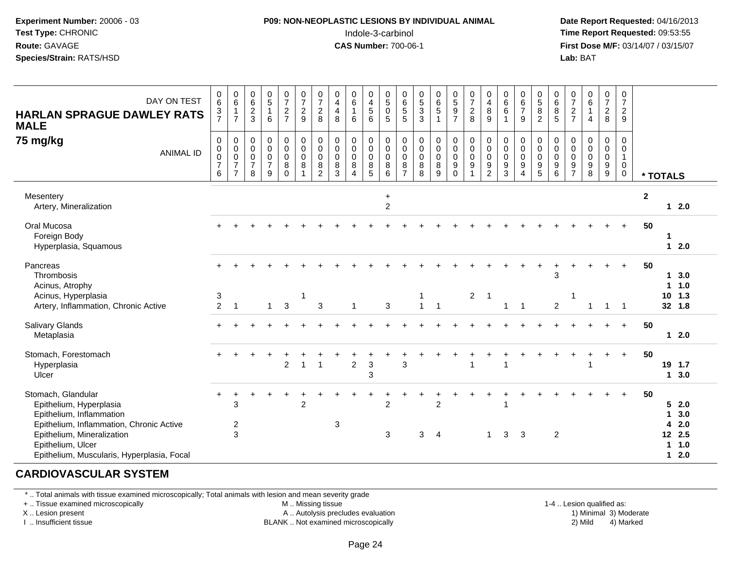**Experiment Number:** 20006 - 03
**Test Type:** CHRONIC
**Route:** GAVAGE
**Species/Strain:** RATS/HSD

**P09: NON-NEOPLASTIC LESIONS BY INDIVIDUAL ANIMAL**
Indole-3-carbinol
**CAS Number:** 700-06-1

**Date Report Requested:** 04/16/2013
**Time Report Requested:** 09:53:55
**First Dose M/F:** 03/14/07 / 03/15/07
**Lab:** BAT

| HARLAN SPRAGUE DAWLEY RATS MALE 75 mg/kg — DAY ON TEST | 637 | 617 | 623 | 516 | 727 | 729 | 728 | 448 | 616 | 456 | 505 | 655 | 533 | 651 | 597 | 728 | 489 | 661 | 679 | 582 | 685 | 727 | 614 | 728 | 729 | |
|---|---|---|---|---|---|---|---|---|---|---|---|---|---|---|---|---|---|---|---|---|---|---|---|---|---|---|
| ANIMAL ID | 0076 | 0077 | 0078 | 0079 | 0080 | 0081 | 0082 | 0083 | 0084 | 0085 | 0086 | 0087 | 0088 | 0089 | 0090 | 0091 | 0092 | 0093 | 0094 | 0095 | 0096 | 0097 | 0098 | 0099 | 0100 | * TOTALS |
| Mesentery | | | | | | | | | | | + | | | | | | | | | | | | | | | 2 |
| Artery, Mineralization | | | | | | | | | | | 2 | | | | | | | | | | | | | | | 1 2.0 |
| Oral Mucosa | + | + | + | + | + | + | + | + | + | + | + | + | + | + | + | + | + | + | + | + | + | + | + | + | + | 50 |
| Foreign Body | | | | | | | | | | | | | | | | | | | | | | | | | | 1 |
| Hyperplasia, Squamous | | | | | | | | | | | | | | | | | | | | | | | | | | 1 2.0 |
| Pancreas | + | + | + | + | + | + | + | + | + | + | + | + | + | + | + | + | + | + | + | + | + | + | + | + | + | 50 |
| Thrombosis | | | | | | | | | | | | | | | | | | | | | 3 | | | | | 1 3.0 |
| Acinus, Atrophy | | | | | | | | | | | | | | | | | | | | | | | | | | 1 1.0 |
| Acinus, Hyperplasia | 3 | | | | | 1 | | | | | | | 1 | | | 2 | 1 | | | | | 1 | | | | 10 1.3 |
| Artery, Inflammation, Chronic Active | 2 | 1 | | 1 | 3 | | 3 | | 1 | | 3 | | 1 | 1 | | | | 1 | 1 | | 2 | | 1 | 1 | 1 | 32 1.8 |
| Salivary Glands | + | + | + | + | + | + | + | + | + | + | + | + | + | + | + | + | + | + | + | + | + | + | + | + | + | 50 |
| Metaplasia | | | | | | | | | | | | | | | | | | | | | | | | | | 1 2.0 |
| Stomach, Forestomach | + | + | + | + | + | + | + | + | + | + | + | + | + | + | + | + | + | + | + | + | + | + | + | + | + | 50 |
| Hyperplasia | | | | | 2 | 1 | 1 | | 2 | 3 | | 3 | | | | 1 | | 1 | | | | | 1 | | | 19 1.7 |
| Ulcer | | | | | | | | | | 3 | | | | | | | | | | | | | | | | 1 3.0 |
| Stomach, Glandular | + | + | + | + | + | + | + | + | + | + | + | + | + | + | + | + | + | + | + | + | + | + | + | + | + | 50 |
| Epithelium, Hyperplasia | | 3 | | | | 2 | | | | | 2 | | | 2 | | | | 1 | | | | | | | | 5 2.0 |
| Epithelium, Inflammation | | | | | | | | | | | | | | | | | | | | | | | | | | 1 3.0 |
| Epithelium, Inflammation, Chronic Active | | 2 | | | | | | 3 | | | | | | | | | | | | | | | | | | 4 2.0 |
| Epithelium, Mineralization | | 3 | | | | | | | | | 3 | | 3 | 4 | | | 1 | 3 | 3 | | 2 | | | | | 12 2.5 |
| Epithelium, Ulcer | | | | | | | | | | | | | | | | | | | | | | | | | | 1 1.0 |
| Epithelium, Muscularis, Hyperplasia, Focal | | | | | | | | | | | | | | | | | | | | | | | | | | 1 2.0 |

## CARDIOVASCULAR SYSTEM

\* .. Total animals with tissue examined microscopically; Total animals with lesion and mean severity grade
\+ .. Tissue examined microscopically
X .. Lesion present
I .. Insufficient tissue
M .. Missing tissue
A .. Autolysis precludes evaluation
BLANK .. Not examined microscopically
1-4 .. Lesion qualified as: 1) Minimal 2) Mild 3) Moderate 4) Marked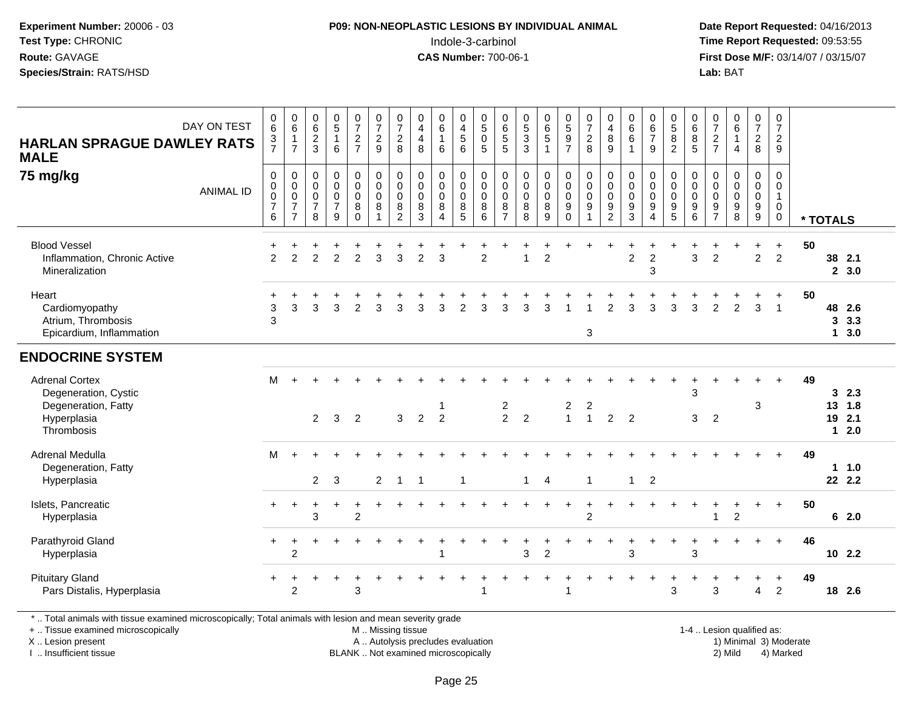**Experiment Number:** 20006 - 03
**Test Type:** CHRONIC
**Route:** GAVAGE
**Species/Strain:** RATS/HSD

**P09: NON-NEOPLASTIC LESIONS BY INDIVIDUAL ANIMAL**
Indole-3-carbinol
**CAS Number:** 700-06-1

**Date Report Requested:** 04/16/2013
**Time Report Requested:** 09:53:55
**First Dose M/F:** 03/14/07 / 03/15/07
**Lab:** BAT

## HARLAN SPRAGUE DAWLEY RATS MALE
### 75 mg/kg

| DAY ON TEST | 0637 | 0617 | 0623 | 0516 | 0727 | 0729 | 0728 | 0448 | 0616 | 0456 | 0505 | 0655 | 0533 | 0651 | 0597 | 0728 | 0489 | 0661 | 0679 | 0582 | 0685 | 0727 | 0614 | 0728 | 0729 | |
|---|---|---|---|---|---|---|---|---|---|---|---|---|---|---|---|---|---|---|---|---|---|---|---|---|---|---|
| **ANIMAL ID** | **0076** | **0077** | **0078** | **0079** | **0080** | **0081** | **0082** | **0083** | **0084** | **0085** | **0086** | **0087** | **0088** | **0089** | **0090** | **0091** | **0092** | **0093** | **0094** | **0095** | **0096** | **0097** | **0098** | **0099** | **0100** | *** TOTALS** |
| Blood Vessel | + | + | + | + | + | + | + | + | + | + | + | + | + | + | + | + | + | + | + | + | + | + | + | + | + | 50 |
| Inflammation, Chronic Active | 2 | 2 | 2 | 2 | 2 | 3 | 3 | 2 | 3 | | 2 | | 1 | 2 | | | | 2 | 2 | | 3 | 2 | | 2 | 2 | 38 2.1 |
| Mineralization | | | | | | | | | | | | | | | | | | | 3 | | | | | | | 2 3.0 |
| Heart | + | + | + | + | + | + | + | + | + | + | + | + | + | + | + | + | + | + | + | + | + | + | + | + | + | 50 |
| Cardiomyopathy | 3 | 3 | 3 | 3 | 2 | 3 | 3 | 3 | 3 | 2 | 3 | 3 | 3 | 3 | 1 | 1 | 2 | 3 | 3 | 3 | 3 | 2 | 2 | 3 | 1 | 48 2.6 |
| Atrium, Thrombosis | 3 | | | | | | | | | | | | | | | | | | | | | | | | | 3 3.3 |
| Epicardium, Inflammation | | | | | | | | | | | | | | | | 3 | | | | | | | | | | 1 3.0 |
| **ENDOCRINE SYSTEM** | | | | | | | | | | | | | | | | | | | | | | | | | | |
| Adrenal Cortex | M | + | + | + | + | + | + | + | + | + | + | + | + | + | + | + | + | + | + | + | + | + | + | + | + | 49 |
| Degeneration, Cystic | | | | | | | | | | | | | | | | | | | | | 3 | | | | | 3 2.3 |
| Degeneration, Fatty | | | | | | | | | 1 | | | 2 | | | 2 | 2 | | | | | | | | 3 | | 13 1.8 |
| Hyperplasia | | | 2 | 3 | 2 | | 3 | 2 | 2 | | | 2 | 2 | | 1 | 1 | 2 | 2 | | | 3 | 2 | | | | 19 2.1 |
| Thrombosis | | | | | | | | | | | | | | | | | | | | | | | | | | 1 2.0 |
| Adrenal Medulla | M | + | + | + | + | + | + | + | + | + | + | + | + | + | + | + | + | + | + | + | + | + | + | + | + | 49 |
| Degeneration, Fatty | | | | | | | | | | | | | | | | | | | | | | | | | | 1 1.0 |
| Hyperplasia | | | 2 | 3 | | 2 | 1 | 1 | | 1 | | | 1 | 4 | | 1 | | 1 | 2 | | | | | | | 22 2.2 |
| Islets, Pancreatic | + | + | + | + | + | + | + | + | + | + | + | + | + | + | + | + | + | + | + | + | + | + | + | + | + | 50 |
| Hyperplasia | | | 3 | | 2 | | | | | | | | | | | 2 | | | | | | 1 | 2 | | | 6 2.0 |
| Parathyroid Gland | + | + | + | + | + | + | + | + | + | + | + | + | + | + | + | + | + | + | + | + | + | + | + | + | + | 46 |
| Hyperplasia | | 2 | | | | | | | 1 | | | | 3 | 2 | | | | 3 | | | 3 | | | | | 10 2.2 |
| Pituitary Gland | + | + | + | + | + | + | + | + | + | + | + | + | + | + | + | + | + | + | + | + | + | + | + | + | + | 49 |
| Pars Distalis, Hyperplasia | | 2 | | | 3 | | | | | | 1 | | | | 1 | | | | | 3 | | 3 | | 4 | 2 | 18 2.6 |

* .. Total animals with tissue examined microscopically; Total animals with lesion and mean severity grade
+ .. Tissue examined microscopically
X .. Lesion present
I .. Insufficient tissue

M .. Missing tissue
A .. Autolysis precludes evaluation
BLANK .. Not examined microscopically

1-4 .. Lesion qualified as:
1) Minimal 3) Moderate
2) Mild 4) Marked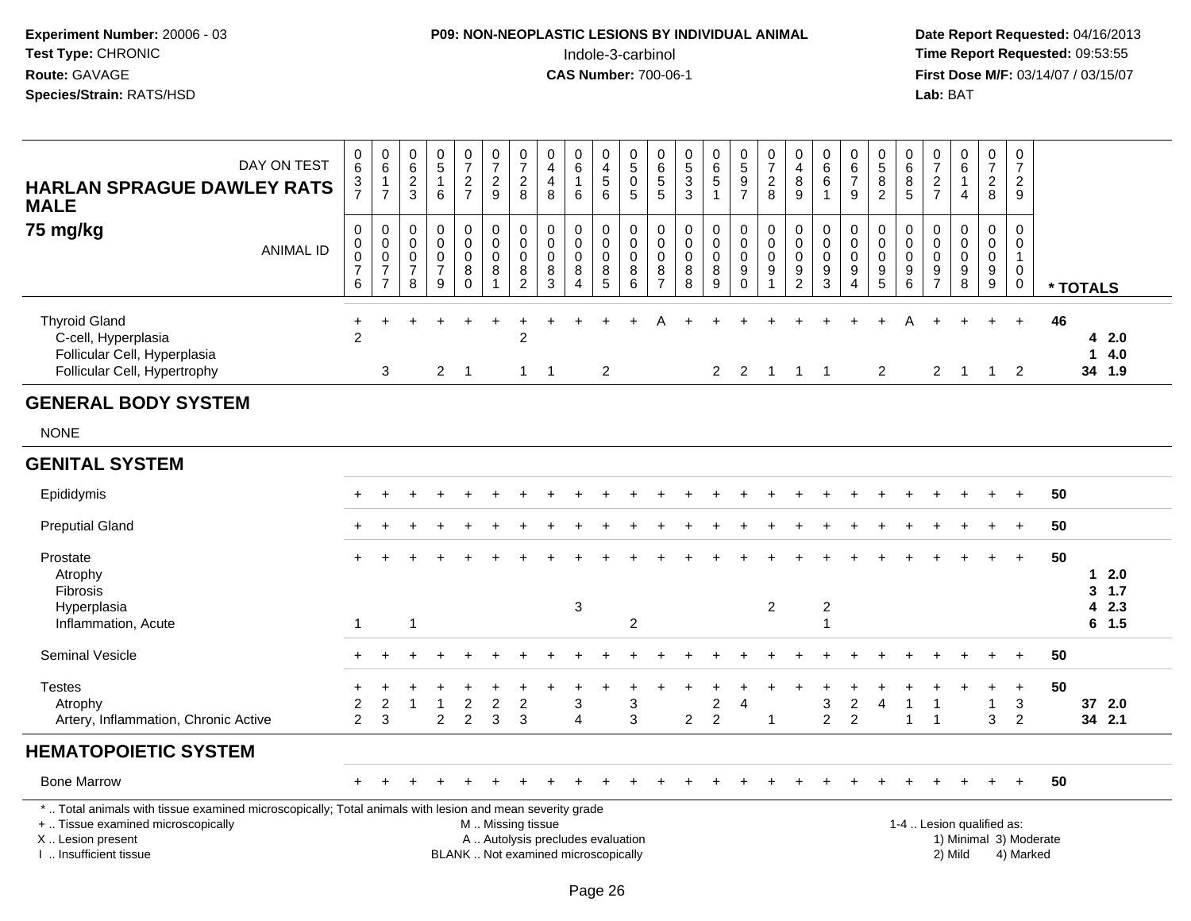**Experiment Number:** 20006 - 03
**Test Type:** CHRONIC
**Route:** GAVAGE
**Species/Strain:** RATS/HSD

**P09: NON-NEOPLASTIC LESIONS BY INDIVIDUAL ANIMAL**
Indole-3-carbinol
**CAS Number:** 700-06-1

**Date Report Requested:** 04/16/2013
**Time Report Requested:** 09:53:55
**First Dose M/F:** 03/14/07 / 03/15/07
**Lab:** BAT

| HARLAN SPRAGUE DAWLEY RATS MALE 75 mg/kg — DAY ON TEST | 637 | 617 | 623 | 516 | 727 | 729 | 728 | 448 | 616 | 456 | 505 | 655 | 533 | 651 | 597 | 728 | 489 | 661 | 679 | 582 | 685 | 727 | 614 | 728 | 729 | |
|---|---|---|---|---|---|---|---|---|---|---|---|---|---|---|---|---|---|---|---|---|---|---|---|---|---|---|
| ANIMAL ID | 0076 | 0077 | 0078 | 0079 | 0080 | 0081 | 0082 | 0083 | 0084 | 0085 | 0086 | 0087 | 0088 | 0089 | 0090 | 0091 | 0092 | 0093 | 0094 | 0095 | 0096 | 0097 | 0098 | 0099 | 0100 | * TOTALS |
| Thyroid Gland | + | + | + | + | + | + | + | + | + | + | + | A | + | + | + | + | + | + | + | + | A | + | + | + | + | 46 |
| C-cell, Hyperplasia | 2 | | | | | | 2 | | | | | | | | | | | | | | | | | | | 4 2.0 |
| Follicular Cell, Hyperplasia | | | | | | | | | | | | | | | | | | | | | | | | | | 1 4.0 |
| Follicular Cell, Hypertrophy | | 3 | | 2 | 1 | | 1 | 1 | | 2 | | | | 2 | 2 | 1 | 1 | 1 | | 2 | | 2 | 1 | 1 | 2 | 34 1.9 |
| **GENERAL BODY SYSTEM** | | | | | | | | | | | | | | | | | | | | | | | | | | |
| NONE | | | | | | | | | | | | | | | | | | | | | | | | | | |
| **GENITAL SYSTEM** | | | | | | | | | | | | | | | | | | | | | | | | | | |
| Epididymis | + | + | + | + | + | + | + | + | + | + | + | + | + | + | + | + | + | + | + | + | + | + | + | + | + | 50 |
| Preputial Gland | + | + | + | + | + | + | + | + | + | + | + | + | + | + | + | + | + | + | + | + | + | + | + | + | + | 50 |
| Prostate | + | + | + | + | + | + | + | + | + | + | + | + | + | + | + | + | + | + | + | + | + | + | + | + | + | 50 |
| Atrophy | | | | | | | | | | | | | | | | | | | | | | | | | | 1 2.0 |
| Fibrosis | | | | | | | | | | | | | | | | | | | | | | | | | | 3 1.7 |
| Hyperplasia | | | | | | | | | 3 | | | | | | | 2 | | 2 | | | | | | | | 4 2.3 |
| Inflammation, Acute | 1 | | 1 | | | | | | | | 2 | | | | | | | 1 | | | | | | | | 6 1.5 |
| Seminal Vesicle | + | + | + | + | + | + | + | + | + | + | + | + | + | + | + | + | + | + | + | + | + | + | + | + | + | 50 |
| Testes | + | + | + | + | + | + | + | + | + | + | + | + | + | + | + | + | + | + | + | + | + | + | + | + | + | 50 |
| Atrophy | 2 | 2 | 1 | 1 | 2 | 2 | 2 | | 3 | | 3 | | | 2 | 4 | | | 3 | 2 | 4 | 1 | 1 | | 1 | 3 | 37 2.0 |
| Artery, Inflammation, Chronic Active | 2 | 3 | | 2 | 2 | 3 | 3 | | 4 | | 3 | | 2 | 2 | | 1 | | 2 | 2 | | 1 | 1 | | 3 | 2 | 34 2.1 |
| **HEMATOPOIETIC SYSTEM** | | | | | | | | | | | | | | | | | | | | | | | | | | |
| Bone Marrow | + | + | + | + | + | + | + | + | + | + | + | + | + | + | + | + | + | + | + | + | + | + | + | + | + | 50 |

\* .. Total animals with tissue examined microscopically; Total animals with lesion and mean severity grade
+ .. Tissue examined microscopically
X .. Lesion present
I .. Insufficient tissue
M .. Missing tissue
A .. Autolysis precludes evaluation
BLANK .. Not examined microscopically
1-4 .. Lesion qualified as: 1) Minimal 2) Mild 3) Moderate 4) Marked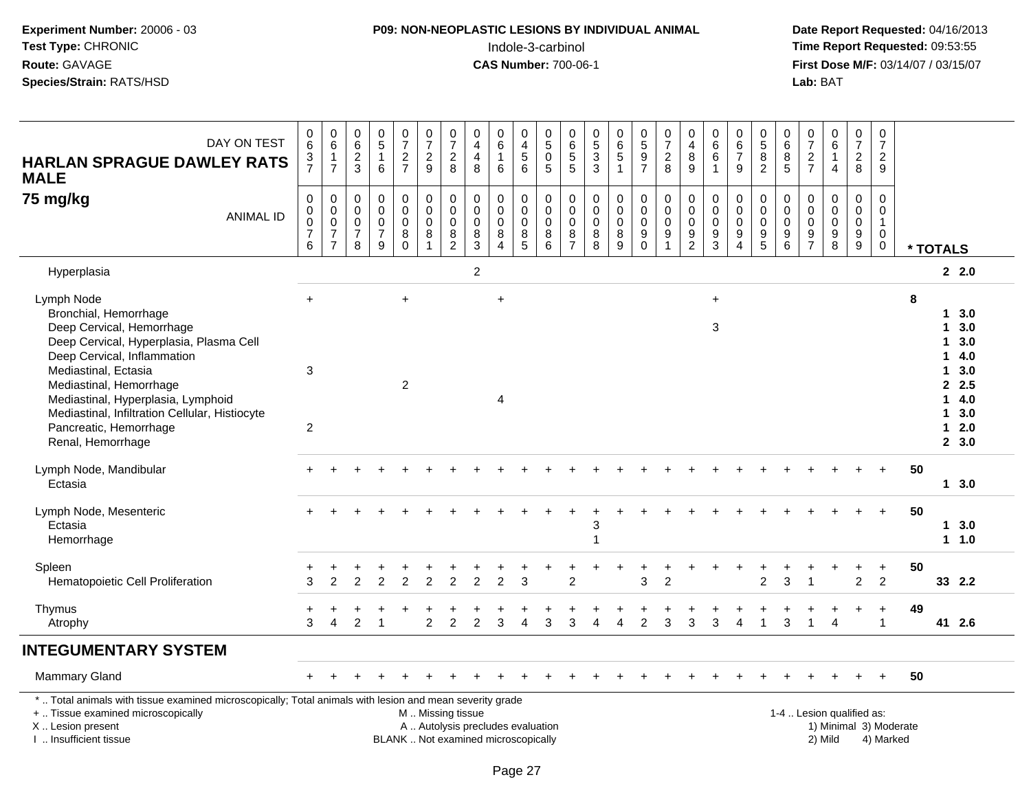**P09: NON-NEOPLASTIC LESIONS BY INDIVIDUAL ANIMAL**

Indole-3-carbinol

**CAS Number:** 700-06-1

**Experiment Number:** 20006 - 03
**Test Type:** CHRONIC
**Route:** GAVAGE
**Species/Strain:** RATS/HSD

**Date Report Requested:** 04/16/2013
**Time Report Requested:** 09:53:55
**First Dose M/F:** 03/14/07 / 03/15/07
**Lab:** BAT

| HARLAN SPRAGUE DAWLEY RATS MALE 75 mg/kg | | | | | | | | | | | | | | | | | | | | | | | | | | | |
|---|---|---|---|---|---|---|---|---|---|---|---|---|---|---|---|---|---|---|---|---|---|---|---|---|---|---|---|
| DAY ON TEST | 0637 | 0617 | 0623 | 0516 | 0727 | 0729 | 0728 | 0448 | 0616 | 0456 | 0505 | 0655 | 0533 | 0651 | 0597 | 0728 | 0489 | 0661 | 0679 | 0582 | 0685 | 0727 | 0614 | 0728 | 0729 | | |
| ANIMAL ID | 0076 | 0077 | 0078 | 0079 | 0080 | 0081 | 0082 | 0083 | 0084 | 0085 | 0086 | 0087 | 0088 | 0089 | 0090 | 0091 | 0092 | 0093 | 0094 | 0095 | 0096 | 0097 | 0098 | 0099 | 0100 | * TOTALS | |
| Hyperplasia | | | | | | | | 2 | | | | | | | | | | | | | | | | | | 2 | 2.0 |
| Lymph Node | + | | | | + | | | | + | | | | | | | | | + | | | | | | | | 8 | |
| Bronchial, Hemorrhage | | | | | | | | | | | | | | | | | | | | | | | | | | 1 | 3.0 |
| Deep Cervical, Hemorrhage | | | | | | | | | | | | | | | | | | 3 | | | | | | | | 1 | 3.0 |
| Deep Cervical, Hyperplasia, Plasma Cell | | | | | | | | | | | | | | | | | | | | | | | | | | 1 | 3.0 |
| Deep Cervical, Inflammation | | | | | | | | | | | | | | | | | | | | | | | | | | 1 | 4.0 |
| Mediastinal, Ectasia | 3 | | | | | | | | | | | | | | | | | | | | | | | | | 1 | 3.0 |
| Mediastinal, Hemorrhage | | | | | 2 | | | | | | | | | | | | | | | | | | | | | 2 | 2.5 |
| Mediastinal, Hyperplasia, Lymphoid | | | | | | | | | 4 | | | | | | | | | | | | | | | | | 1 | 4.0 |
| Mediastinal, Infiltration Cellular, Histiocyte | | | | | | | | | | | | | | | | | | | | | | | | | | 1 | 3.0 |
| Pancreatic, Hemorrhage | 2 | | | | | | | | | | | | | | | | | | | | | | | | | 1 | 2.0 |
| Renal, Hemorrhage | | | | | | | | | | | | | | | | | | | | | | | | | | 2 | 3.0 |
| Lymph Node, Mandibular | + | + | + | + | + | + | + | + | + | + | + | + | + | + | + | + | + | + | + | + | + | + | + | + | + | 50 | |
| Ectasia | | | | | | | | | | | | | | | | | | | | | | | | | | 1 | 3.0 |
| Lymph Node, Mesenteric | + | + | + | + | + | + | + | + | + | + | + | + | + | + | + | + | + | + | + | + | + | + | + | + | + | 50 | |
| Ectasia | | | | | | | | | | | | | 3 | | | | | | | | | | | | | 1 | 3.0 |
| Hemorrhage | | | | | | | | | | | | | 1 | | | | | | | | | | | | | 1 | 1.0 |
| Spleen | + | + | + | + | + | + | + | + | + | + | + | + | + | + | + | + | + | + | + | + | + | + | + | + | + | 50 | |
| Hematopoietic Cell Proliferation | 3 | 2 | 2 | 2 | 2 | 2 | 2 | 2 | 2 | 3 | | 2 | | | 3 | 2 | | | | 2 | 3 | 1 | | 2 | 2 | 33 | 2.2 |
| Thymus | + | + | + | + | + | + | + | + | + | + | + | + | + | + | + | + | + | + | + | + | + | + | + | + | + | 49 | |
| Atrophy | 3 | 4 | 2 | 1 | | 2 | 2 | 2 | 3 | 4 | 3 | 3 | 4 | 4 | 2 | 3 | 3 | 3 | 4 | 1 | 3 | 1 | 4 | | 1 | 41 | 2.6 |
| **INTEGUMENTARY SYSTEM** | | | | | | | | | | | | | | | | | | | | | | | | | | | |
| Mammary Gland | + | + | + | + | + | + | + | + | + | + | + | + | + | + | + | + | + | + | + | + | + | + | + | + | + | 50 | |

\* .. Total animals with tissue examined microscopically; Total animals with lesion and mean severity grade
+ .. Tissue examined microscopically
X .. Lesion present
I .. Insufficient tissue

M .. Missing tissue
A .. Autolysis precludes evaluation
BLANK .. Not examined microscopically

1-4 .. Lesion qualified as:
1) Minimal 3) Moderate
2) Mild 4) Marked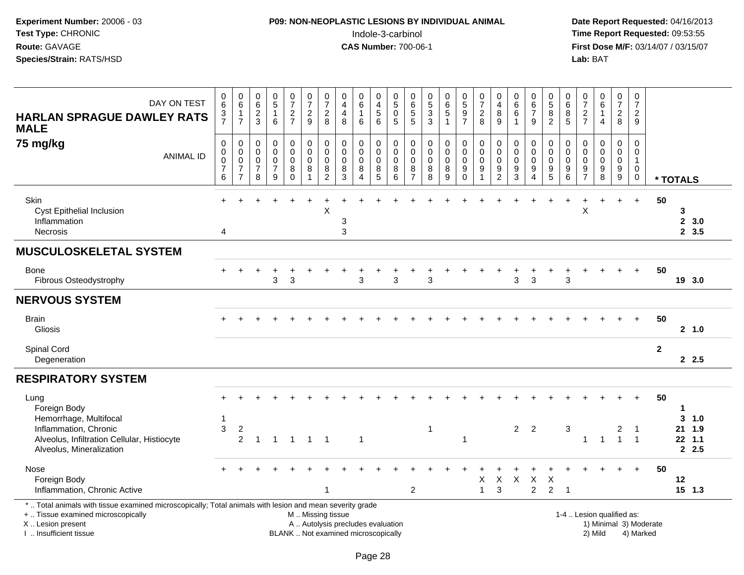**Experiment Number:** 20006 - 03
**Test Type:** CHRONIC
**Route:** GAVAGE
**Species/Strain:** RATS/HSD

**P09: NON-NEOPLASTIC LESIONS BY INDIVIDUAL ANIMAL**
Indole-3-carbinol
**CAS Number:** 700-06-1

**Date Report Requested:** 04/16/2013
**Time Report Requested:** 09:53:55
**First Dose M/F:** 03/14/07 / 03/15/07
**Lab:** BAT

**HARLAN SPRAGUE DAWLEY RATS MALE**
**75 mg/kg**

| DAY ON TEST | 0637 | 0617 | 0623 | 0516 | 0727 | 0729 | 0728 | 0448 | 0616 | 0456 | 0505 | 0655 | 0533 | 0651 | 0597 | 0728 | 0489 | 0661 | 0679 | 0582 | 0685 | 0727 | 0614 | 0728 | 0729 | |
|---|---|---|---|---|---|---|---|---|---|---|---|---|---|---|---|---|---|---|---|---|---|---|---|---|---|---|
| **ANIMAL ID** | 00076 | 00077 | 00078 | 00079 | 00080 | 00081 | 00082 | 00083 | 00084 | 00085 | 00086 | 00087 | 00088 | 00089 | 00090 | 00091 | 00092 | 00093 | 00094 | 00095 | 00096 | 00097 | 00098 | 00099 | 00100 | *** TOTALS** |
| Skin | + | + | + | + | + | + | + | + | + | + | + | + | + | + | + | + | + | + | + | + | + | + | + | + | + | 50 |
| Cyst Epithelial Inclusion | | | | | | | X | | | | | | | | | | | | | | | X | | | | 3 |
| Inflammation | | | | | | | | 3 | | | | | | | | | | | | | | | | | | 2 3.0 |
| Necrosis | 4 | | | | | | | 3 | | | | | | | | | | | | | | | | | | 2 3.5 |
| **MUSCULOSKELETAL SYSTEM** | | | | | | | | | | | | | | | | | | | | | | | | | | |
| Bone | + | + | + | + | + | + | + | + | + | + | + | + | + | + | + | + | + | + | + | + | + | + | + | + | + | 50 |
| Fibrous Osteodystrophy | | | | 3 | 3 | | | | 3 | | 3 | | 3 | | | | | 3 | 3 | | 3 | | | | | 19 3.0 |
| **NERVOUS SYSTEM** | | | | | | | | | | | | | | | | | | | | | | | | | | |
| Brain | + | + | + | + | + | + | + | + | + | + | + | + | + | + | + | + | + | + | + | + | + | + | + | + | + | 50 |
| Gliosis | | | | | | | | | | | | | | | | | | | | | | | | | | 2 1.0 |
| Spinal Cord | | | | | | | | | | | | | | | | | | | | | | | | | | 2 |
| Degeneration | | | | | | | | | | | | | | | | | | | | | | | | | | 2 2.5 |
| **RESPIRATORY SYSTEM** | | | | | | | | | | | | | | | | | | | | | | | | | | |
| Lung | + | + | + | + | + | + | + | + | + | + | + | + | + | + | + | + | + | + | + | + | + | + | + | + | + | 50 |
| Foreign Body | | | | | | | | | | | | | | | | | | | | | | | | | | 1 |
| Hemorrhage, Multifocal | 1 | | | | | | | | | | | | | | | | | | | | | | | | | 3 1.0 |
| Inflammation, Chronic | 3 | 2 | | | | | | | | | | | 1 | | | | | 2 | 2 | | 3 | | | 2 | 1 | 21 1.9 |
| Alveolus, Infiltration Cellular, Histiocyte | | 2 | 1 | 1 | 1 | 1 | 1 | | 1 | | | | | | 1 | | | | | | | 1 | 1 | 1 | 1 | 22 1.1 |
| Alveolus, Mineralization | | | | | | | | | | | | | | | | | | | | | | | | | | 2 2.5 |
| Nose | + | + | + | + | + | + | + | + | + | + | + | + | + | + | + | + | + | + | + | + | + | + | + | + | + | 50 |
| Foreign Body | | | | | | | | | | | | | | | | X | X | X | X | X | | | | | | 12 |
| Inflammation, Chronic Active | | | | | | | 1 | | | | | 2 | | | | 1 | 3 | | 2 | 2 | 1 | | | | | 15 1.3 |

\* .. Total animals with tissue examined microscopically; Total animals with lesion and mean severity grade
\+ .. Tissue examined microscopically
X .. Lesion present
I .. Insufficient tissue
M .. Missing tissue
A .. Autolysis precludes evaluation
BLANK .. Not examined microscopically
1-4 .. Lesion qualified as: 1) Minimal 2) Mild 3) Moderate 4) Marked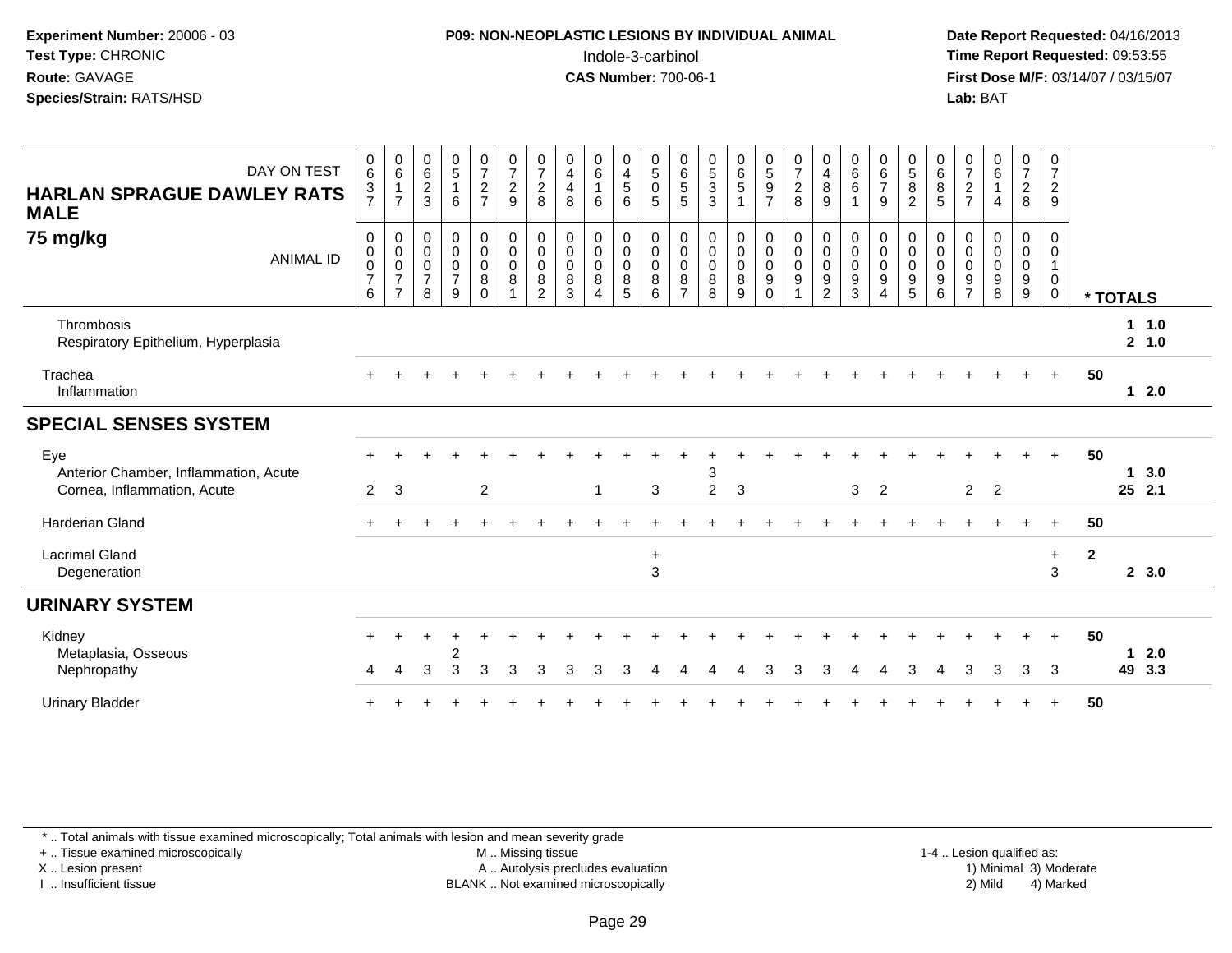**Experiment Number:** 20006 - 03
**Test Type:** CHRONIC
**Route:** GAVAGE
**Species/Strain:** RATS/HSD

**P09: NON-NEOPLASTIC LESIONS BY INDIVIDUAL ANIMAL**
Indole-3-carbinol
**CAS Number:** 700-06-1

**Date Report Requested:** 04/16/2013
**Time Report Requested:** 09:53:55
**First Dose M/F:** 03/14/07 / 03/15/07
**Lab:** BAT

**HARLAN SPRAGUE DAWLEY RATS MALE**
**75 mg/kg**

| DAY ON TEST | 637 | 617 | 623 | 516 | 727 | 729 | 728 | 448 | 616 | 456 | 505 | 655 | 533 | 651 | 597 | 728 | 489 | 661 | 679 | 582 | 685 | 727 | 614 | 728 | 729 | | |
|---|---|---|---|---|---|---|---|---|---|---|---|---|---|---|---|---|---|---|---|---|---|---|---|---|---|---|---|
| ANIMAL ID | 0076 | 0077 | 0078 | 0079 | 0080 | 0081 | 0082 | 0083 | 0084 | 0085 | 0086 | 0087 | 0088 | 0089 | 0090 | 0091 | 0092 | 0093 | 0094 | 0095 | 0096 | 0097 | 0098 | 0099 | 0100 | * TOTALS | |
| Thrombosis | | | | | | | | | | | | | | | | | | | | | | | | | | 1 | 1.0 |
| Respiratory Epithelium, Hyperplasia | | | | | | | | | | | | | | | | | | | | | | | | | | 2 | 1.0 |
| Trachea | + | + | + | + | + | + | + | + | + | + | + | + | + | + | + | + | + | + | + | + | + | + | + | + | + | 50 | |
| Inflammation | | | | | | | | | | | | | | | | | | | | | | | | | | 1 | 2.0 |
| **SPECIAL SENSES SYSTEM** | | | | | | | | | | | | | | | | | | | | | | | | | | | |
| Eye | + | + | + | + | + | + | + | + | + | + | + | + | + | + | + | + | + | + | + | + | + | + | + | + | + | 50 | |
| Anterior Chamber, Inflammation, Acute | | | | | | | | | | | | | 3 | | | | | | | | | | | | | 1 | 3.0 |
| Cornea, Inflammation, Acute | 2 | 3 | | | 2 | | | | 1 | | 3 | | 2 | 3 | | | | 3 | 2 | | | 2 | 2 | | | 25 | 2.1 |
| Harderian Gland | + | + | + | + | + | + | + | + | + | + | + | + | + | + | + | + | + | + | + | + | + | + | + | + | + | 50 | |
| Lacrimal Gland | | | | | | | | | | | + | | | | | | | | | | | | | | + | 2 | |
| Degeneration | | | | | | | | | | | 3 | | | | | | | | | | | | | | 3 | 2 | 3.0 |
| **URINARY SYSTEM** | | | | | | | | | | | | | | | | | | | | | | | | | | | |
| Kidney | + | + | + | + | + | + | + | + | + | + | + | + | + | + | + | + | + | + | + | + | + | + | + | + | + | 50 | |
| Metaplasia, Osseous | | | | 2 | | | | | | | | | | | | | | | | | | | | | | 1 | 2.0 |
| Nephropathy | 4 | 4 | 3 | 3 | 3 | 3 | 3 | 3 | 3 | 3 | 4 | 4 | 4 | 4 | 3 | 3 | 3 | 4 | 4 | 3 | 4 | 3 | 3 | 3 | 3 | 49 | 3.3 |
| Urinary Bladder | + | + | + | + | + | + | + | + | + | + | + | + | + | + | + | + | + | + | + | + | + | + | + | + | + | 50 | |

\* .. Total animals with tissue examined microscopically; Total animals with lesion and mean severity grade
\+ .. Tissue examined microscopically
X .. Lesion present
I .. Insufficient tissue
M .. Missing tissue
A .. Autolysis precludes evaluation
BLANK .. Not examined microscopically
1-4 .. Lesion qualified as: 1) Minimal 2) Mild 3) Moderate 4) Marked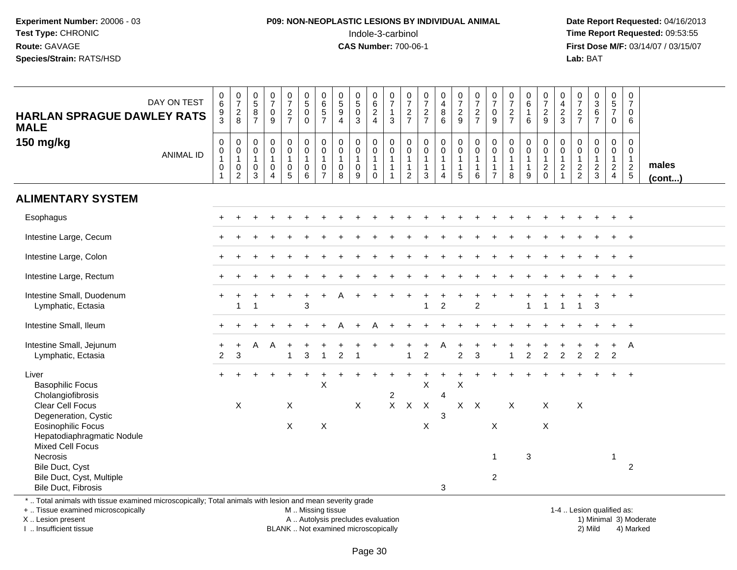**Experiment Number:** 20006 - 03
**Test Type:** CHRONIC
**Route:** GAVAGE
**Species/Strain:** RATS/HSD

**P09: NON-NEOPLASTIC LESIONS BY INDIVIDUAL ANIMAL**
Indole-3-carbinol
**CAS Number:** 700-06-1

**Date Report Requested:** 04/16/2013
**Time Report Requested:** 09:53:55
**First Dose M/F:** 03/14/07 / 03/15/07
**Lab:** BAT

**HARLAN SPRAGUE DAWLEY RATS MALE**
**150 mg/kg**

| DAY ON TEST | 0693 | 0728 | 0587 | 0709 | 0727 | 0500 | 0657 | 0594 | 0503 | 0624 | 0713 | 0727 | 0727 | 0486 | 0729 | 0727 | 0709 | 0727 | 0616 | 0729 | 0423 | 0727 | 0367 | 0570 | 0706 | |
|---|---|---|---|---|---|---|---|---|---|---|---|---|---|---|---|---|---|---|---|---|---|---|---|---|---|---|
| **ANIMAL ID** | 00101 | 00102 | 00103 | 00104 | 00105 | 00106 | 00107 | 00108 | 00109 | 00110 | 00111 | 00112 | 00113 | 00114 | 00115 | 00116 | 00117 | 00118 | 00119 | 00120 | 00121 | 00122 | 00123 | 00124 | 00125 | **males (cont...)** |
| **ALIMENTARY SYSTEM** | | | | | | | | | | | | | | | | | | | | | | | | | | |
| Esophagus | + | + | + | + | + | + | + | + | + | + | + | + | + | + | + | + | + | + | + | + | + | + | + | + | + | |
| Intestine Large, Cecum | + | + | + | + | + | + | + | + | + | + | + | + | + | + | + | + | + | + | + | + | + | + | + | + | + | |
| Intestine Large, Colon | + | + | + | + | + | + | + | + | + | + | + | + | + | + | + | + | + | + | + | + | + | + | + | + | + | |
| Intestine Large, Rectum | + | + | + | + | + | + | + | + | + | + | + | + | + | + | + | + | + | + | + | + | + | + | + | + | + | |
| Intestine Small, Duodenum | + | + | + | + | + | + | + | A | + | + | + | + | + | + | + | + | + | + | + | + | + | + | + | + | + | |
| Lymphatic, Ectasia | | 1 | 1 | | | 3 | | | | | | | 1 | 2 | | 2 | | | 1 | 1 | 1 | 1 | 3 | | | |
| Intestine Small, Ileum | + | + | + | + | + | + | + | A | + | A | + | + | + | + | + | + | + | + | + | + | + | + | + | + | + | |
| Intestine Small, Jejunum | + | + | A | A | + | + | + | + | + | + | + | + | + | A | + | + | + | + | + | + | + | + | + | + | A | |
| Lymphatic, Ectasia | 2 | 3 | | | 1 | 3 | 1 | 2 | 1 | | | 1 | 2 | | 2 | 3 | | 1 | 2 | 2 | 2 | 2 | 2 | 2 | | |
| Liver | + | + | + | + | + | + | + | + | + | + | + | + | + | + | + | + | + | + | + | + | + | + | + | + | + | |
| Basophilic Focus | | | | | | | X | | | | | | X | | X | | | | | | | | | | | |
| Cholangiofibrosis | | | | | | | | | | | 2 | | | 4 | | | | | | | | | | | | |
| Clear Cell Focus | | X | | | X | | | | X | | X | X | X | | X | X | | X | | X | | X | | | | |
| Degeneration, Cystic | | | | | | | | | | | | | | 3 | | | | | | | | | | | | |
| Eosinophilic Focus | | | | | X | | X | | | | | | X | | | | X | | | X | | | | | | |
| Hepatodiaphragmatic Nodule | | | | | | | | | | | | | | | | | | | | | | | | | | |
| Mixed Cell Focus | | | | | | | | | | | | | | | | | | | | | | | | | | |
| Necrosis | | | | | | | | | | | | | | | | | 1 | | 3 | | | | | 1 | | |
| Bile Duct, Cyst | | | | | | | | | | | | | | | | | | | | | | | | | 2 | |
| Bile Duct, Cyst, Multiple | | | | | | | | | | | | | | | | | 2 | | | | | | | | | |
| Bile Duct, Fibrosis | | | | | | | | | | | | | | 3 | | | | | | | | | | | | |

\* .. Total animals with tissue examined microscopically; Total animals with lesion and mean severity grade
+ .. Tissue examined microscopically
X .. Lesion present
I .. Insufficient tissue

M .. Missing tissue
A .. Autolysis precludes evaluation
BLANK .. Not examined microscopically

1-4 .. Lesion qualified as:
1) Minimal 3) Moderate
2) Mild 4) Marked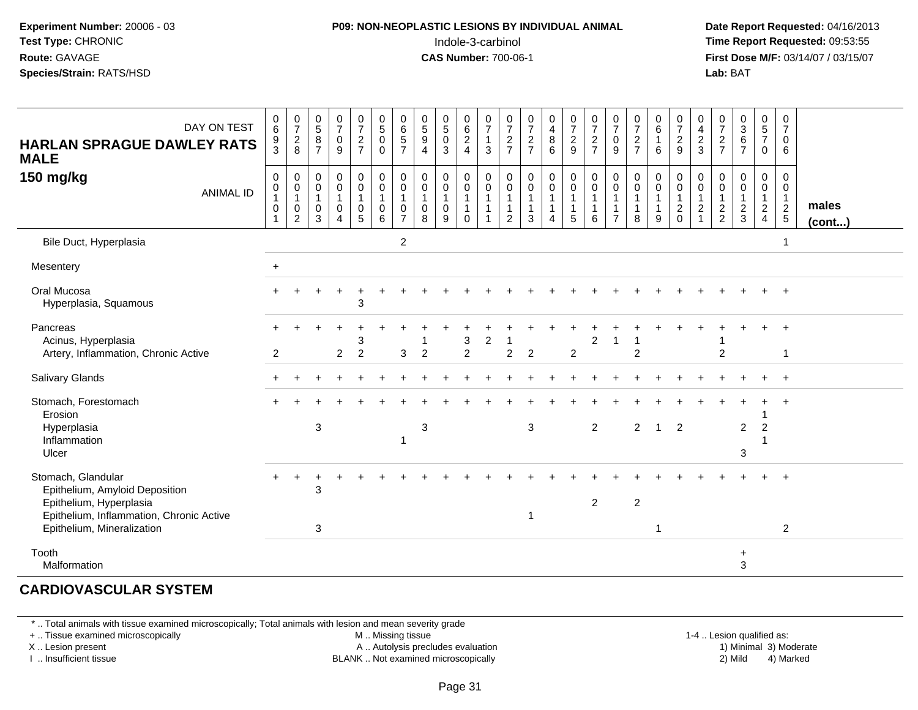**Experiment Number:** 20006 - 03
**Test Type:** CHRONIC
**Route:** GAVAGE
**Species/Strain:** RATS/HSD

**P09: NON-NEOPLASTIC LESIONS BY INDIVIDUAL ANIMAL**
Indole-3-carbinol
**CAS Number:** 700-06-1

**Date Report Requested:** 04/16/2013
**Time Report Requested:** 09:53:55
**First Dose M/F:** 03/14/07 / 03/15/07
**Lab:** BAT

| HARLAN SPRAGUE DAWLEY RATS MALE 150 mg/kg — DAY ON TEST | 0693 | 0728 | 0587 | 0709 | 0727 | 0500 | 0657 | 0594 | 0503 | 0624 | 0713 | 0727 | 0727 | 0486 | 0729 | 0727 | 0709 | 0727 | 0616 | 0729 | 0423 | 0727 | 0367 | 0570 | 0706 | |
|---|---|---|---|---|---|---|---|---|---|---|---|---|---|---|---|---|---|---|---|---|---|---|---|---|---|---|
| ANIMAL ID | 0010 1 | 0010 2 | 0010 3 | 0010 4 | 0010 5 | 0010 6 | 0010 7 | 0010 8 | 0010 9 | 0011 0 | 0011 1 | 0011 2 | 0011 3 | 0011 4 | 0011 5 | 0011 6 | 0011 7 | 0011 8 | 0011 9 | 0012 0 | 0012 1 | 0012 2 | 0012 3 | 0012 4 | 0012 5 | males (cont...) |
| Bile Duct, Hyperplasia | | | | | | | 2 | | | | | | | | | | | | | | | | | | 1 | |
| Mesentery | + | | | | | | | | | | | | | | | | | | | | | | | | | |
| Oral Mucosa | + | + | + | + | + | + | + | + | + | + | + | + | + | + | + | + | + | + | + | + | + | + | + | + | + | |
| Hyperplasia, Squamous | | | | | 3 | | | | | | | | | | | | | | | | | | | | | |
| Pancreas | + | + | + | + | + | + | + | + | + | + | + | + | + | + | + | + | + | + | + | + | + | + | + | + | + | |
| Acinus, Hyperplasia | | | | | 3 | | | 1 | | 3 | 2 | 1 | | | | 2 | 1 | 1 | | | | 1 | | | | |
| Artery, Inflammation, Chronic Active | 2 | | | 2 | 2 | | 3 | 2 | | 2 | | 2 | 2 | | 2 | | | 2 | | | | 2 | | | 1 | |
| Salivary Glands | + | + | + | + | + | + | + | + | + | + | + | + | + | + | + | + | + | + | + | + | + | + | + | + | + | |
| Stomach, Forestomach | + | + | + | + | + | + | + | + | + | + | + | + | + | + | + | + | + | + | + | + | + | + | + | + | + | |
| Erosion | | | | | | | | | | | | | | | | | | | | | | | | 1 | | |
| Hyperplasia | | | 3 | | | | | 3 | | | | | 3 | | | 2 | | 2 | 1 | 2 | | | 2 | 2 | | |
| Inflammation | | | | | | | 1 | | | | | | | | | | | | | | | | | 1 | | |
| Ulcer | | | | | | | | | | | | | | | | | | | | | | | 3 | | | |
| Stomach, Glandular | + | + | + | + | + | + | + | + | + | + | + | + | + | + | + | + | + | + | + | + | + | + | + | + | + | |
| Epithelium, Amyloid Deposition | | | 3 | | | | | | | | | | | | | | | | | | | | | | | |
| Epithelium, Hyperplasia | | | | | | | | | | | | | | | | 2 | | 2 | | | | | | | | |
| Epithelium, Inflammation, Chronic Active | | | | | | | | | | | | | 1 | | | | | | | | | | | | | |
| Epithelium, Mineralization | | | 3 | | | | | | | | | | | | | | | | 1 | | | | | | 2 | |
| Tooth | | | | | | | | | | | | | | | | | | | | | | | + | | | |
| Malformation | | | | | | | | | | | | | | | | | | | | | | | 3 | | | |

## CARDIOVASCULAR SYSTEM

\* .. Total animals with tissue examined microscopically; Total animals with lesion and mean severity grade
+ .. Tissue examined microscopically
X .. Lesion present
I .. Insufficient tissue

M .. Missing tissue
A .. Autolysis precludes evaluation
BLANK .. Not examined microscopically

1-4 .. Lesion qualified as:
1) Minimal 3) Moderate
2) Mild 4) Marked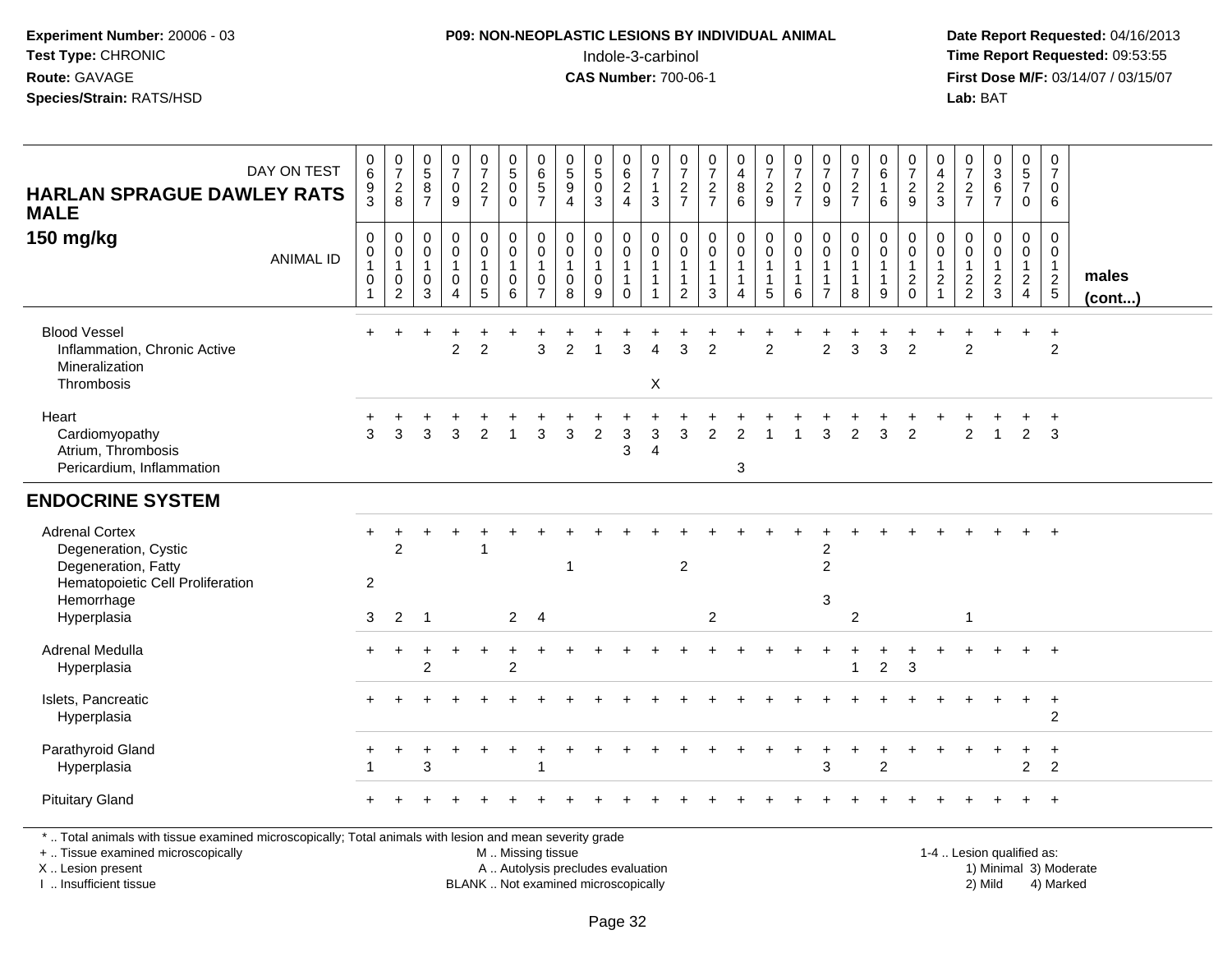**Experiment Number:** 20006 - 03
**Test Type:** CHRONIC
**Route:** GAVAGE
**Species/Strain:** RATS/HSD

**P09: NON-NEOPLASTIC LESIONS BY INDIVIDUAL ANIMAL**
Indole-3-carbinol
**CAS Number:** 700-06-1

**Date Report Requested:** 04/16/2013
**Time Report Requested:** 09:53:55
**First Dose M/F:** 03/14/07 / 03/15/07
**Lab:** BAT

## HARLAN SPRAGUE DAWLEY RATS MALE
### 150 mg/kg

| DAY ON TEST | 0693 | 0728 | 0587 | 0709 | 0727 | 0500 | 0657 | 0594 | 0503 | 0624 | 0713 | 0727 | 0727 | 0486 | 0729 | 0727 | 0709 | 0727 | 0616 | 0729 | 0423 | 0727 | 0367 | 0570 | 0706 | |
|---|---|---|---|---|---|---|---|---|---|---|---|---|---|---|---|---|---|---|---|---|---|---|---|---|---|---|
| **ANIMAL ID** | 00101 | 00102 | 00103 | 00104 | 00105 | 00106 | 00107 | 00108 | 00109 | 00110 | 00111 | 00112 | 00113 | 00114 | 00115 | 00116 | 00117 | 00118 | 00119 | 00120 | 00121 | 00122 | 00123 | 00124 | 00125 | **males (cont...)** |
| Blood Vessel | + | + | + | + | + | + | + | + | + | + | + | + | + | + | + | + | + | + | + | + | + | + | + | + | + | |
| Inflammation, Chronic Active | | | | 2 | 2 | | 3 | 2 | 1 | 3 | 4 | 3 | 2 | | 2 | | 2 | 3 | 3 | 2 | | 2 | | | 2 | |
| Mineralization | | | | | | | | | | | | | | | | | | | | | | | | | | |
| Thrombosis | | | | | | | | | | | X | | | | | | | | | | | | | | | |
| Heart | + | + | + | + | + | + | + | + | + | + | + | + | + | + | + | + | + | + | + | + | + | + | + | + | + | |
| Cardiomyopathy | 3 | 3 | 3 | 3 | 2 | 1 | 3 | 3 | 2 | 3 | 3 | 3 | 2 | 2 | 1 | 1 | 3 | 2 | 3 | 2 | | 2 | 1 | 2 | 3 | |
| Atrium, Thrombosis | | | | | | | | | | 3 | 4 | | | | | | | | | | | | | | | |
| Pericardium, Inflammation | | | | | | | | | | | | | | 3 | | | | | | | | | | | | |
| **ENDOCRINE SYSTEM** | | | | | | | | | | | | | | | | | | | | | | | | | | |
| Adrenal Cortex | + | + | + | + | + | + | + | + | + | + | + | + | + | + | + | + | + | + | + | + | + | + | + | + | + | |
| Degeneration, Cystic | | 2 | | | 1 | | | | | | | | | | | | 2 | | | | | | | | | |
| Degeneration, Fatty | | | | | | | | 1 | | | | 2 | | | | | 2 | | | | | | | | | |
| Hematopoietic Cell Proliferation | 2 | | | | | | | | | | | | | | | | | | | | | | | | | |
| Hemorrhage | | | | | | | | | | | | | | | | | 3 | | | | | | | | | |
| Hyperplasia | 3 | 2 | 1 | | | 2 | 4 | | | | | | 2 | | | | | 2 | | | | 1 | | | | |
| Adrenal Medulla | + | + | + | + | + | + | + | + | + | + | + | + | + | + | + | + | + | + | + | + | + | + | + | + | + | |
| Hyperplasia | | | 2 | | | 2 | | | | | | | | | | | | 1 | 2 | 3 | | | | | | |
| Islets, Pancreatic | + | + | + | + | + | + | + | + | + | + | + | + | + | + | + | + | + | + | + | + | + | + | + | + | + | |
| Hyperplasia | | | | | | | | | | | | | | | | | | | | | | | | | 2 | |
| Parathyroid Gland | + | + | + | + | + | + | + | + | + | + | + | + | + | + | + | + | + | + | + | + | + | + | + | + | + | |
| Hyperplasia | 1 | | 3 | | | | 1 | | | | | | | | | | 3 | | 2 | | | | | 2 | 2 | |
| Pituitary Gland | + | + | + | + | + | + | + | + | + | + | + | + | + | + | + | + | + | + | + | + | + | + | + | + | + | |

\* .. Total animals with tissue examined microscopically; Total animals with lesion and mean severity grade
+ .. Tissue examined microscopically
X .. Lesion present
I .. Insufficient tissue

M .. Missing tissue
A .. Autolysis precludes evaluation
BLANK .. Not examined microscopically

1-4 .. Lesion qualified as:
1) Minimal 3) Moderate
2) Mild 4) Marked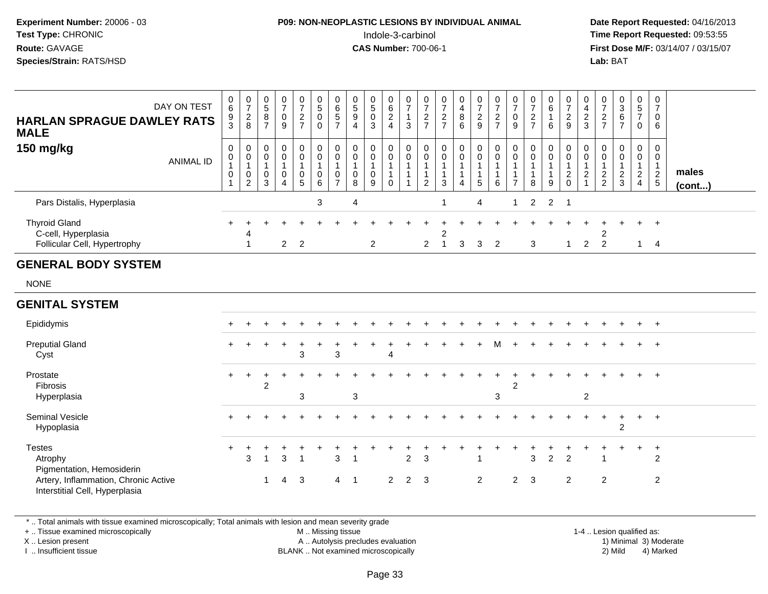**Experiment Number:** 20006 - 03
**Test Type:** CHRONIC
**Route:** GAVAGE
**Species/Strain:** RATS/HSD

**P09: NON-NEOPLASTIC LESIONS BY INDIVIDUAL ANIMAL**
Indole-3-carbinol
**CAS Number:** 700-06-1

**Date Report Requested:** 04/16/2013
**Time Report Requested:** 09:53:55
**First Dose M/F:** 03/14/07 / 03/15/07
**Lab:** BAT

| HARLAN SPRAGUE DAWLEY RATS MALE 150 mg/kg — DAY ON TEST | 0693 | 0728 | 0587 | 0709 | 0727 | 0500 | 0657 | 0594 | 0503 | 0624 | 0713 | 0727 | 0727 | 0486 | 0729 | 0727 | 0709 | 0727 | 0616 | 0729 | 0423 | 0727 | 0367 | 0570 | 0706 | |
|---|---|---|---|---|---|---|---|---|---|---|---|---|---|---|---|---|---|---|---|---|---|---|---|---|---|---|
| ANIMAL ID | 00101 | 00102 | 00103 | 00104 | 00105 | 00106 | 00107 | 00108 | 00109 | 00110 | 00111 | 00112 | 00113 | 00114 | 00115 | 00116 | 00117 | 00118 | 00119 | 00120 | 00121 | 00122 | 00123 | 00124 | 00125 | males (cont...) |
| Pars Distalis, Hyperplasia | | | | | | 3 | | 4 | | | | | 1 | | 4 | | 1 | 2 | 2 | 1 | | | | | | |
| Thyroid Gland | + | + | + | + | + | + | + | + | + | + | + | + | + | + | + | + | + | + | + | + | + | + | + | + | + | |
| C-cell, Hyperplasia | | 4 | | | | | | | | | | | 2 | | | | | | | | | 2 | | | | |
| Follicular Cell, Hypertrophy | | 1 | | 2 | 2 | | | | 2 | | | 2 | 1 | 3 | 3 | 2 | | 3 | | 1 | 2 | 2 | | 1 | 4 | |
| **GENERAL BODY SYSTEM** | | | | | | | | | | | | | | | | | | | | | | | | | | |
| NONE | | | | | | | | | | | | | | | | | | | | | | | | | | |
| **GENITAL SYSTEM** | | | | | | | | | | | | | | | | | | | | | | | | | | |
| Epididymis | + | + | + | + | + | + | + | + | + | + | + | + | + | + | + | + | + | + | + | + | + | + | + | + | + | |
| Preputial Gland | + | + | + | + | + | + | + | + | + | + | + | + | + | + | + | M | + | + | + | + | + | + | + | + | + | |
| Cyst | | | | | 3 | | 3 | | | 4 | | | | | | | | | | | | | | | | |
| Prostate | + | + | + | + | + | + | + | + | + | + | + | + | + | + | + | + | + | + | + | + | + | + | + | + | + | |
| Fibrosis | | | 2 | | | | | | | | | | | | | | 2 | | | | | | | | | |
| Hyperplasia | | | | | 3 | | | 3 | | | | | | | | 3 | | | | | 2 | | | | | |
| Seminal Vesicle | + | + | + | + | + | + | + | + | + | + | + | + | + | + | + | + | + | + | + | + | + | + | + | + | + | |
| Hypoplasia | | | | | | | | | | | | | | | | | | | | | | | 2 | | | |
| Testes | + | + | + | + | + | + | + | + | + | + | + | + | + | + | + | + | + | + | + | + | + | + | + | + | + | |
| Atrophy | | 3 | 1 | 3 | 1 | | 3 | 1 | | | 2 | 3 | | | 1 | | | 3 | 2 | 2 | | 1 | | | 2 | |
| Pigmentation, Hemosiderin | | | | | | | | | | | | | | | | | | | | | | | | | | |
| Artery, Inflammation, Chronic Active | | | 1 | 4 | 3 | | 4 | 1 | | 2 | 2 | 3 | | | 2 | | 2 | 3 | | 2 | | 2 | | | 2 | |
| Interstitial Cell, Hyperplasia | | | | | | | | | | | | | | | | | | | | | | | | | | |

\* .. Total animals with tissue examined microscopically; Total animals with lesion and mean severity grade
+ .. Tissue examined microscopically
X .. Lesion present
I .. Insufficient tissue
M .. Missing tissue
A .. Autolysis precludes evaluation
BLANK .. Not examined microscopically
1-4 .. Lesion qualified as: 1) Minimal 2) Mild 3) Moderate 4) Marked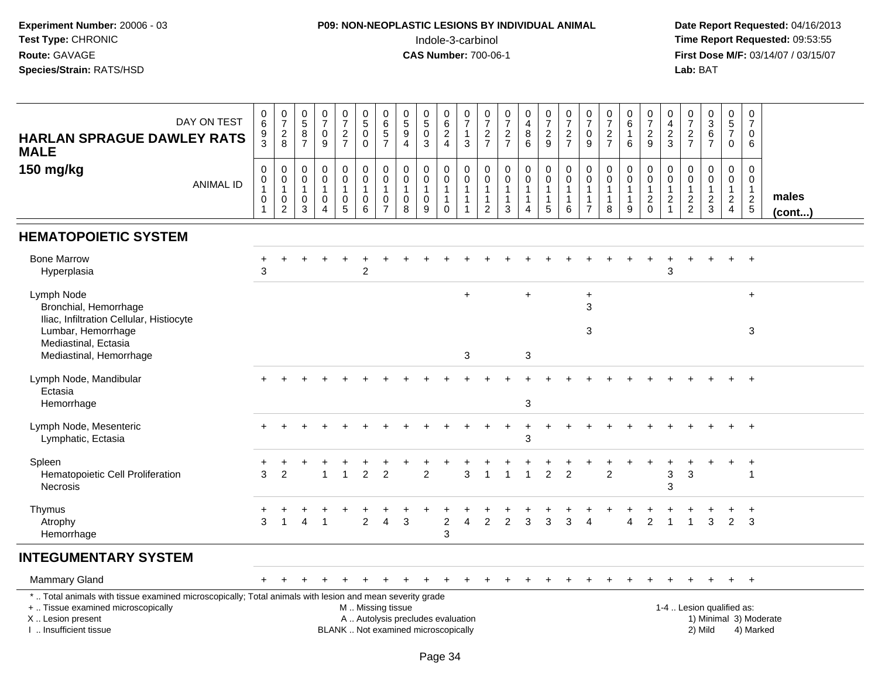**Experiment Number:** 20006 - 03
**Test Type:** CHRONIC
**Route:** GAVAGE
**Species/Strain:** RATS/HSD

**P09: NON-NEOPLASTIC LESIONS BY INDIVIDUAL ANIMAL**
Indole-3-carbinol
**CAS Number:** 700-06-1

**Date Report Requested:** 04/16/2013
**Time Report Requested:** 09:53:55
**First Dose M/F:** 03/14/07 / 03/15/07
**Lab:** BAT

**HARLAN SPRAGUE DAWLEY RATS MALE**
**150 mg/kg**

| DAY ON TEST | 0693 | 0728 | 0587 | 0709 | 0727 | 0500 | 0657 | 0594 | 0503 | 0624 | 0713 | 0727 | 0727 | 0486 | 0729 | 0727 | 0709 | 0727 | 0616 | 0729 | 0423 | 0727 | 0367 | 0570 | 0706 | |
|---|---|---|---|---|---|---|---|---|---|---|---|---|---|---|---|---|---|---|---|---|---|---|---|---|---|---|
| **ANIMAL ID** | 0010101 | 0010102 | 0010103 | 0010104 | 0010105 | 0010106 | 0010107 | 0010108 | 0010109 | 0010110 | 0010111 | 0010112 | 0010113 | 0010114 | 0010115 | 0010116 | 0010117 | 0010118 | 0010119 | 0010120 | 0010121 | 0010122 | 0010123 | 0010124 | 0010125 | **males (cont...)** |
| **HEMATOPOIETIC SYSTEM** | | | | | | | | | | | | | | | | | | | | | | | | | | |
| Bone Marrow | + | + | + | + | + | + | + | + | + | + | + | + | + | + | + | + | + | + | + | + | + | + | + | + | + | |
| Hyperplasia | 3 | | | | | 2 | | | | | | | | | | | | | | | 3 | | | | | |
| Lymph Node | | | | | | | | | | | + | | | + | | | + | | | | | | | | + | |
| Bronchial, Hemorrhage | | | | | | | | | | | | | | | | | 3 | | | | | | | | | |
| Iliac, Infiltration Cellular, Histiocyte | | | | | | | | | | | | | | | | | | | | | | | | | | |
| Lumbar, Hemorrhage | | | | | | | | | | | | | | | | | 3 | | | | | | | | 3 | |
| Mediastinal, Ectasia | | | | | | | | | | | | | | | | | | | | | | | | | | |
| Mediastinal, Hemorrhage | | | | | | | | | | | 3 | | | 3 | | | | | | | | | | | | |
| Lymph Node, Mandibular | + | + | + | + | + | + | + | + | + | + | + | + | + | + | + | + | + | + | + | + | + | + | + | + | + | |
| Ectasia | | | | | | | | | | | | | | | | | | | | | | | | | | |
| Hemorrhage | | | | | | | | | | | | | | 3 | | | | | | | | | | | | |
| Lymph Node, Mesenteric | + | + | + | + | + | + | + | + | + | + | + | + | + | + | + | + | + | + | + | + | + | + | + | + | + | |
| Lymphatic, Ectasia | | | | | | | | | | | | | | 3 | | | | | | | | | | | | |
| Spleen | + | + | + | + | + | + | + | + | + | + | + | + | + | + | + | + | + | + | + | + | + | + | + | + | + | |
| Hematopoietic Cell Proliferation | 3 | 2 | | 1 | 1 | 2 | 2 | | 2 | | 3 | 1 | 1 | 1 | 2 | 2 | | 2 | | | 3 | 3 | | | 1 | |
| Necrosis | | | | | | | | | | | | | | | | | | | | | 3 | | | | | |
| Thymus | + | + | + | + | + | + | + | + | + | + | + | + | + | + | + | + | + | + | + | + | + | + | + | + | + | |
| Atrophy | 3 | 1 | 4 | 1 | | 2 | 4 | 3 | | 2 | 4 | 2 | 2 | 3 | 3 | 3 | 4 | | 4 | 2 | 1 | 1 | 3 | 2 | 3 | |
| Hemorrhage | | | | | | | | | | 3 | | | | | | | | | | | | | | | | |
| **INTEGUMENTARY SYSTEM** | | | | | | | | | | | | | | | | | | | | | | | | | | |
| Mammary Gland | + | + | + | + | + | + | + | + | + | + | + | + | + | + | + | + | + | + | + | + | + | + | + | + | + | |

\* .. Total animals with tissue examined microscopically; Total animals with lesion and mean severity grade
+ .. Tissue examined microscopically
X .. Lesion present
I .. Insufficient tissue

M .. Missing tissue
A .. Autolysis precludes evaluation
BLANK .. Not examined microscopically

1-4 .. Lesion qualified as:
1) Minimal 3) Moderate
2) Mild 4) Marked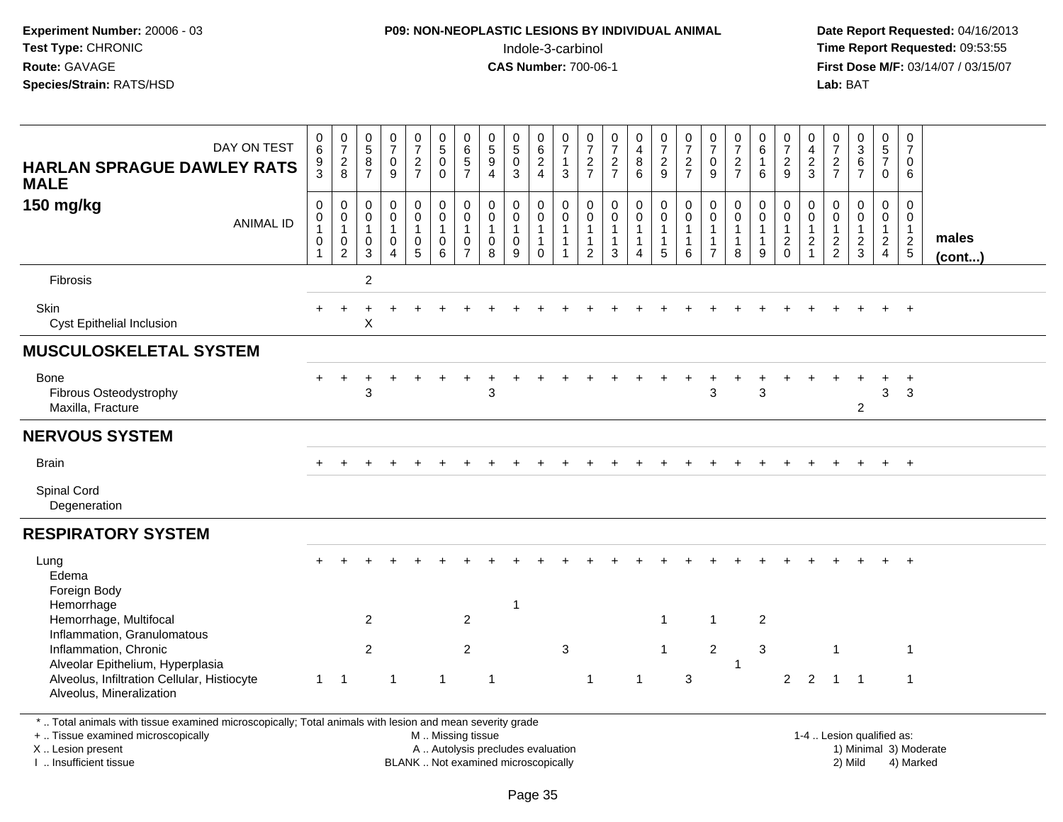**Experiment Number:** 20006 - 03
**Test Type:** CHRONIC
**Route:** GAVAGE
**Species/Strain:** RATS/HSD

**P09: NON-NEOPLASTIC LESIONS BY INDIVIDUAL ANIMAL**
Indole-3-carbinol
**CAS Number:** 700-06-1

**Date Report Requested:** 04/16/2013
**Time Report Requested:** 09:53:55
**First Dose M/F:** 03/14/07 / 03/15/07
**Lab:** BAT

| HARLAN SPRAGUE DAWLEY RATS MALE 150 mg/kg | | | | | | | | | | | | | | | | | | | | | | | | | | |
|---|---|---|---|---|---|---|---|---|---|---|---|---|---|---|---|---|---|---|---|---|---|---|---|---|---|---|
| DAY ON TEST | 0693 | 0728 | 0587 | 0709 | 0727 | 0500 | 0657 | 0594 | 0503 | 0624 | 0713 | 0727 | 0727 | 0486 | 0729 | 0727 | 0709 | 0727 | 0616 | 0729 | 0423 | 0727 | 0367 | 0570 | 0706 | |
| ANIMAL ID | 00101 | 00102 | 00103 | 00104 | 00105 | 00106 | 00107 | 00108 | 00109 | 00110 | 00111 | 00112 | 00113 | 00114 | 00115 | 00116 | 00117 | 00118 | 00119 | 00120 | 00121 | 00122 | 00123 | 00124 | 00125 | males (cont...) |
| Fibrosis | | | 2 | | | | | | | | | | | | | | | | | | | | | | | |
| Skin | + | + | + | + | + | + | + | + | + | + | + | + | + | + | + | + | + | + | + | + | + | + | + | + | + | |
| Cyst Epithelial Inclusion | | | X | | | | | | | | | | | | | | | | | | | | | | | |
| **MUSCULOSKELETAL SYSTEM** | | | | | | | | | | | | | | | | | | | | | | | | | | |
| Bone | + | + | + | + | + | + | + | + | + | + | + | + | + | + | + | + | + | + | + | + | + | + | + | + | + | |
| Fibrous Osteodystrophy | | | 3 | | | | | 3 | | | | | | | | | 3 | | 3 | | | | | 3 | 3 | |
| Maxilla, Fracture | | | | | | | | | | | | | | | | | | | | | | | 2 | | | |
| **NERVOUS SYSTEM** | | | | | | | | | | | | | | | | | | | | | | | | | | |
| Brain | + | + | + | + | + | + | + | + | + | + | + | + | + | + | + | + | + | + | + | + | + | + | + | + | + | |
| Spinal Cord | | | | | | | | | | | | | | | | | | | | | | | | | | |
| Degeneration | | | | | | | | | | | | | | | | | | | | | | | | | | |
| **RESPIRATORY SYSTEM** | | | | | | | | | | | | | | | | | | | | | | | | | | |
| Lung | + | + | + | + | + | + | + | + | + | + | + | + | + | + | + | + | + | + | + | + | + | + | + | + | + | |
| Edema | | | | | | | | | | | | | | | | | | | | | | | | | | |
| Foreign Body | | | | | | | | | | | | | | | | | | | | | | | | | | |
| Hemorrhage | | | | | | | | | 1 | | | | | | | | | | | | | | | | | |
| Hemorrhage, Multifocal | | | 2 | | | | 2 | | | | | | | | 1 | | 1 | | 2 | | | | | | | |
| Inflammation, Granulomatous | | | | | | | | | | | | | | | | | | | | | | | | | | |
| Inflammation, Chronic | | | 2 | | | | 2 | | | | 3 | | | | 1 | | 2 | | 3 | | | 1 | | | 1 | |
| Alveolar Epithelium, Hyperplasia | | | | | | | | | | | | | | | | | | 1 | | | | | | | | |
| Alveolus, Infiltration Cellular, Histiocyte | 1 | 1 | | 1 | | 1 | | 1 | | | | 1 | | 1 | | 3 | | | | 2 | 2 | 1 | 1 | | 1 | |
| Alveolus, Mineralization | | | | | | | | | | | | | | | | | | | | | | | | | | |

* .. Total animals with tissue examined microscopically; Total animals with lesion and mean severity grade
+ .. Tissue examined microscopically
X .. Lesion present
I .. Insufficient tissue

M .. Missing tissue
A .. Autolysis precludes evaluation
BLANK .. Not examined microscopically

1-4 .. Lesion qualified as:
1) Minimal 3) Moderate
2) Mild 4) Marked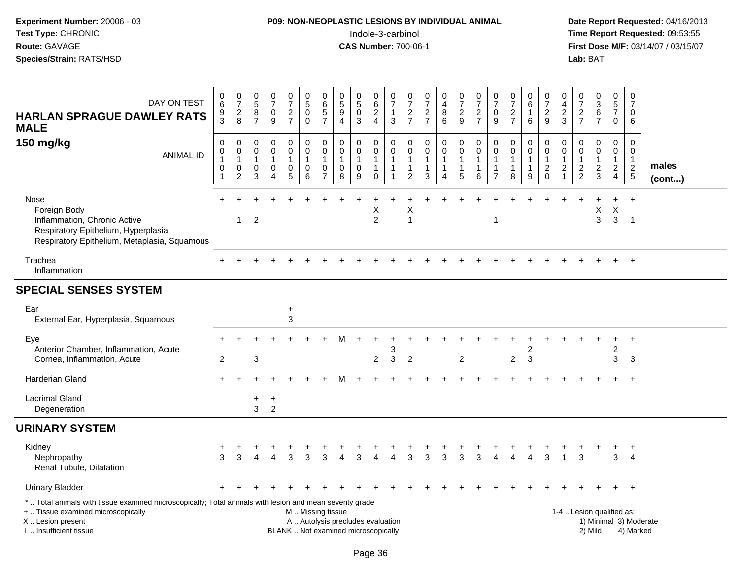**Experiment Number:** 20006 - 03
**Test Type:** CHRONIC
**Route:** GAVAGE
**Species/Strain:** RATS/HSD

**P09: NON-NEOPLASTIC LESIONS BY INDIVIDUAL ANIMAL**
Indole-3-carbinol
**CAS Number:** 700-06-1

**Date Report Requested:** 04/16/2013
**Time Report Requested:** 09:53:55
**First Dose M/F:** 03/14/07 / 03/15/07
**Lab:** BAT

## HARLAN SPRAGUE DAWLEY RATS MALE 150 mg/kg

| DAY ON TEST | 0693 | 0728 | 0587 | 0709 | 0727 | 0500 | 0657 | 0594 | 0503 | 0624 | 0713 | 0727 | 0727 | 0486 | 0729 | 0727 | 0709 | 0727 | 0616 | 0729 | 0423 | 0727 | 0367 | 0570 | 0706 | |
|---|---|---|---|---|---|---|---|---|---|---|---|---|---|---|---|---|---|---|---|---|---|---|---|---|---|---|
| **ANIMAL ID** | 00101 | 00102 | 00103 | 00104 | 00105 | 00106 | 00107 | 00108 | 00109 | 00110 | 00111 | 00112 | 00113 | 00114 | 00115 | 00116 | 00117 | 00118 | 00119 | 00120 | 00121 | 00122 | 00123 | 00124 | 00125 | **males (cont...)** |
| Nose | + | + | + | + | + | + | + | + | + | + | + | + | + | + | + | + | + | + | + | + | + | + | + | + | + | |
| Foreign Body | | | | | | | | | | X | | X | | | | | | | | | | | X | X | | |
| Inflammation, Chronic Active | | 1 | 2 | | | | | | | 2 | | 1 | | | | | 1 | | | | | | 3 | 3 | 1 | |
| Respiratory Epithelium, Hyperplasia | | | | | | | | | | | | | | | | | | | | | | | | | | |
| Respiratory Epithelium, Metaplasia, Squamous | | | | | | | | | | | | | | | | | | | | | | | | | | |
| Trachea | + | + | + | + | + | + | + | + | + | + | + | + | + | + | + | + | + | + | + | + | + | + | + | + | + | |
| Inflammation | | | | | | | | | | | | | | | | | | | | | | | | | | |
| **SPECIAL SENSES SYSTEM** | | | | | | | | | | | | | | | | | | | | | | | | | | |
| Ear | | | | | + | | | | | | | | | | | | | | | | | | | | | |
| External Ear, Hyperplasia, Squamous | | | | | 3 | | | | | | | | | | | | | | | | | | | | | |
| Eye | + | + | + | + | + | + | + | M | + | + | + | + | + | + | + | + | + | + | + | + | + | + | + | + | + | |
| Anterior Chamber, Inflammation, Acute | | | | | | | | | | | 3 | | | | | | | | | 2 | | | | 2 | | |
| Cornea, Inflammation, Acute | 2 | | 3 | | | | | | | 2 | 3 | 2 | | | 2 | | | | 2 | 3 | | | | 3 | 3 | |
| Harderian Gland | + | + | + | + | + | + | + | M | + | + | + | + | + | + | + | + | + | + | + | + | + | + | + | + | + | |
| Lacrimal Gland | | | + | + | | | | | | | | | | | | | | | | | | | | | | |
| Degeneration | | | 3 | 2 | | | | | | | | | | | | | | | | | | | | | | |
| **URINARY SYSTEM** | | | | | | | | | | | | | | | | | | | | | | | | | | |
| Kidney | + | + | + | + | + | + | + | + | + | + | + | + | + | + | + | + | + | + | + | + | + | + | + | + | + | |
| Nephropathy | 3 | 3 | 4 | 4 | 3 | 3 | 3 | 4 | 3 | 4 | 4 | 3 | 3 | 3 | 3 | 3 | 4 | 4 | 4 | 3 | 1 | 3 | | 3 | 4 | |
| Renal Tubule, Dilatation | | | | | | | | | | | | | | | | | | | | | | | | | | |
| Urinary Bladder | + | + | + | + | + | + | + | + | + | + | + | + | + | + | + | + | + | + | + | + | + | + | + | + | + | |

\* .. Total animals with tissue examined microscopically; Total animals with lesion and mean severity grade
+ .. Tissue examined microscopically
X .. Lesion present
I .. Insufficient tissue

M .. Missing tissue
A .. Autolysis precludes evaluation
BLANK .. Not examined microscopically

1-4 .. Lesion qualified as:
1) Minimal 3) Moderate
2) Mild 4) Marked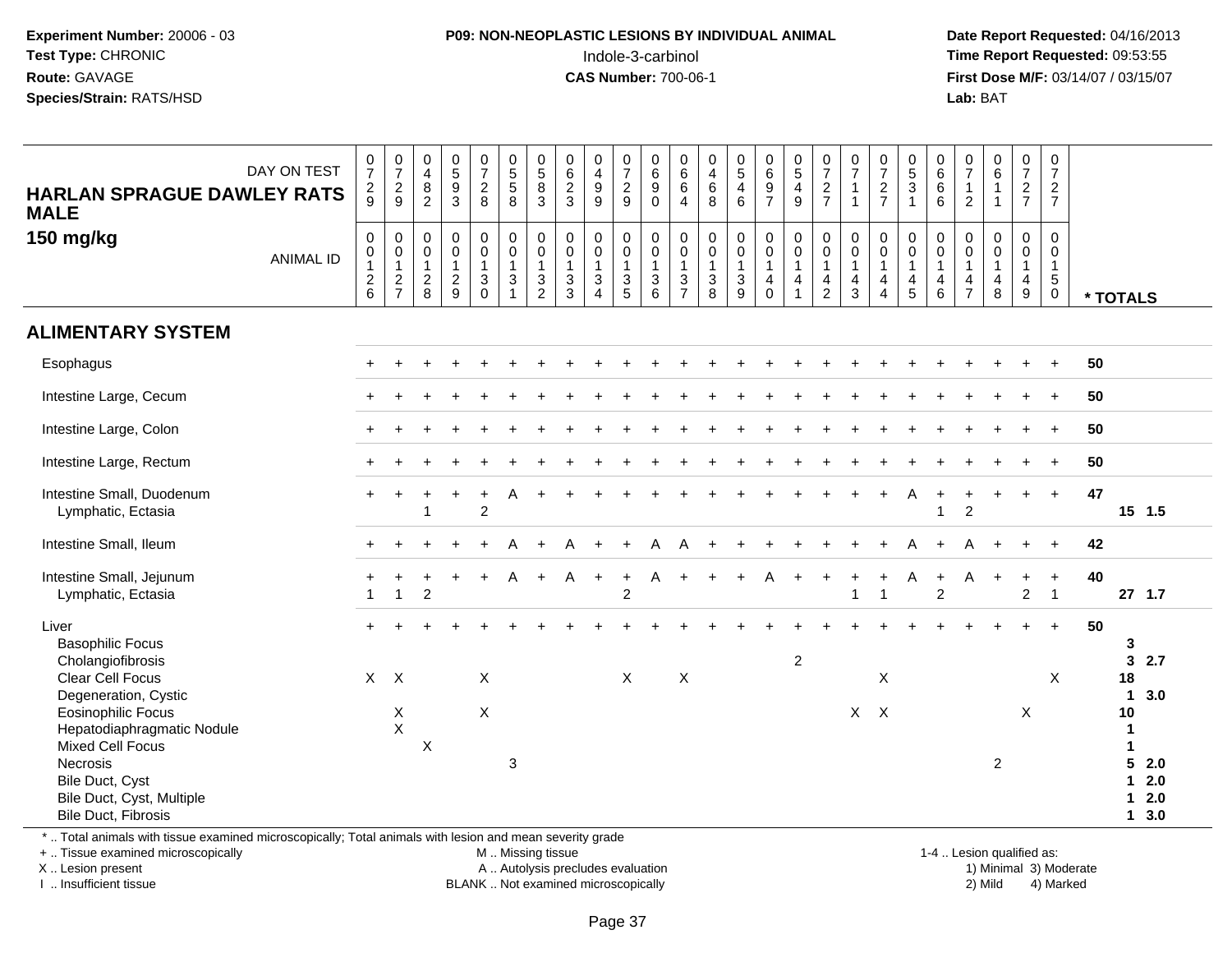**Experiment Number:** 20006 - 03
**Test Type:** CHRONIC
**Route:** GAVAGE
**Species/Strain:** RATS/HSD

**P09: NON-NEOPLASTIC LESIONS BY INDIVIDUAL ANIMAL**
Indole-3-carbinol
**CAS Number:** 700-06-1

**Date Report Requested:** 04/16/2013
**Time Report Requested:** 09:53:55
**First Dose M/F:** 03/14/07 / 03/15/07
**Lab:** BAT

**HARLAN SPRAGUE DAWLEY RATS MALE**
**150 mg/kg**

| DAY ON TEST | 0729 | 0729 | 0482 | 0593 | 0728 | 0558 | 0583 | 0623 | 0499 | 0729 | 0690 | 0664 | 0468 | 0546 | 0697 | 0549 | 0727 | 0711 | 0727 | 0531 | 0666 | 0712 | 0611 | 0727 | 0727 | |
|---|---|---|---|---|---|---|---|---|---|---|---|---|---|---|---|---|---|---|---|---|---|---|---|---|---|---|
| **ANIMAL ID** | 0126 | 0127 | 0128 | 0129 | 0130 | 0131 | 0132 | 0133 | 0134 | 0135 | 0136 | 0137 | 0138 | 0139 | 0140 | 0141 | 0142 | 0143 | 0144 | 0145 | 0146 | 0147 | 0148 | 0149 | 0150 | *** TOTALS** |
| **ALIMENTARY SYSTEM** | | | | | | | | | | | | | | | | | | | | | | | | | | |
| Esophagus | + | + | + | + | + | + | + | + | + | + | + | + | + | + | + | + | + | + | + | + | + | + | + | + | + | 50 |
| Intestine Large, Cecum | + | + | + | + | + | + | + | + | + | + | + | + | + | + | + | + | + | + | + | + | + | + | + | + | + | 50 |
| Intestine Large, Colon | + | + | + | + | + | + | + | + | + | + | + | + | + | + | + | + | + | + | + | + | + | + | + | + | + | 50 |
| Intestine Large, Rectum | + | + | + | + | + | + | + | + | + | + | + | + | + | + | + | + | + | + | + | + | + | + | + | + | + | 50 |
| Intestine Small, Duodenum | + | + | + | + | + | A | + | + | + | + | + | + | + | + | + | + | + | + | + | A | + | + | + | + | + | 47 |
| Lymphatic, Ectasia | | | 1 | | 2 | | | | | | | | | | | | | | | | 1 | 2 | | | | 15 1.5 |
| Intestine Small, Ileum | + | + | + | + | + | A | + | A | + | + | A | A | + | + | + | + | + | + | + | A | + | A | + | + | + | 42 |
| Intestine Small, Jejunum | + | + | + | + | + | A | + | A | + | + | A | + | + | + | A | + | + | + | + | A | + | A | + | + | + | 40 |
| Lymphatic, Ectasia | 1 | 1 | 2 | | | | | | | 2 | | | | | | | | 1 | 1 | | 2 | | | 2 | 1 | 27 1.7 |
| Liver | + | + | + | + | + | + | + | + | + | + | + | + | + | + | + | + | + | + | + | + | + | + | + | + | + | 50 |
| Basophilic Focus | | | | | | | | | | | | | | | | | | | | | | | | | | 3 |
| Cholangiofibrosis | | | | | | | | | | | | | | | | 2 | | | | | | | | | | 3 2.7 |
| Clear Cell Focus | X | X | | | X | | | | | X | | X | | | | | | | X | | | | | | X | 18 |
| Degeneration, Cystic | | | | | | | | | | | | | | | | | | | | | | | | | | 1 3.0 |
| Eosinophilic Focus | | X | | | X | | | | | | | | | | | | | X | X | | | | | X | | 10 |
| Hepatodiaphragmatic Nodule | | X | | | | | | | | | | | | | | | | | | | | | | | | 1 |
| Mixed Cell Focus | | | X | | | | | | | | | | | | | | | | | | | | | | | 1 |
| Necrosis | | | | | | 3 | | | | | | | | | | | | | | | | | 2 | | | 5 2.0 |
| Bile Duct, Cyst | | | | | | | | | | | | | | | | | | | | | | | | | | 1 2.0 |
| Bile Duct, Cyst, Multiple | | | | | | | | | | | | | | | | | | | | | | | | | | 1 2.0 |
| Bile Duct, Fibrosis | | | | | | | | | | | | | | | | | | | | | | | | | | 1 3.0 |

* .. Total animals with tissue examined microscopically; Total animals with lesion and mean severity grade
+ .. Tissue examined microscopically
X .. Lesion present
I .. Insufficient tissue

M .. Missing tissue
A .. Autolysis precludes evaluation
BLANK .. Not examined microscopically

1-4 .. Lesion qualified as:
1) Minimal 3) Moderate
2) Mild 4) Marked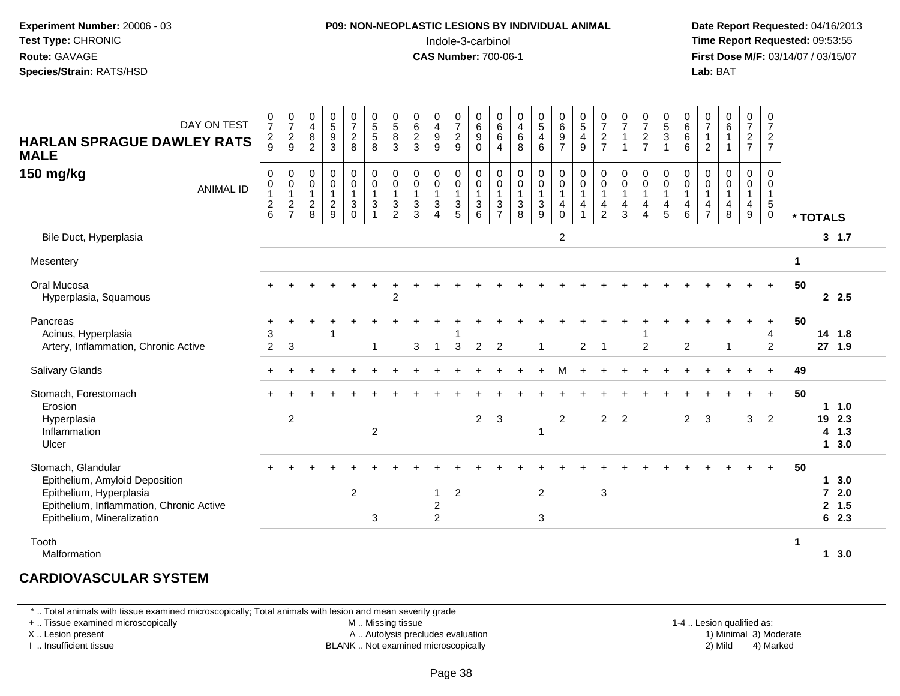**Experiment Number:** 20006 - 03
**Test Type:** CHRONIC
**Route:** GAVAGE
**Species/Strain:** RATS/HSD

**P09: NON-NEOPLASTIC LESIONS BY INDIVIDUAL ANIMAL**
Indole-3-carbinol
**CAS Number:** 700-06-1

**Date Report Requested:** 04/16/2013
**Time Report Requested:** 09:53:55
**First Dose M/F:** 03/14/07 / 03/15/07
**Lab:** BAT

| HARLAN SPRAGUE DAWLEY RATS MALE 150 mg/kg — DAY ON TEST | 0729 | 0729 | 0482 | 0593 | 0728 | 0558 | 0583 | 0623 | 0499 | 0729 | 0690 | 0664 | 0468 | 0546 | 0697 | 0549 | 0727 | 0711 | 0727 | 0531 | 0666 | 0712 | 0611 | 0727 | 0727 | |
|---|---|---|---|---|---|---|---|---|---|---|---|---|---|---|---|---|---|---|---|---|---|---|---|---|---|---|
| ANIMAL ID | 0012 6 | 0012 7 | 0012 8 | 0012 9 | 0013 0 | 0013 1 | 0013 2 | 0013 3 | 0013 4 | 0013 5 | 0013 6 | 0013 7 | 0013 8 | 0013 9 | 0014 0 | 0014 1 | 0014 2 | 0014 3 | 0014 4 | 0014 5 | 0014 6 | 0014 7 | 0014 8 | 0014 9 | 0015 0 | * TOTALS |
| Bile Duct, Hyperplasia | | | | | | | | | | | | | | | 2 | | | | | | | | | | | 3 1.7 |
| Mesentery | | | | | | | | | | | | | | | | | | | | | | | | | | 1 |
| Oral Mucosa | + | + | + | + | + | + | + | + | + | + | + | + | + | + | + | + | + | + | + | + | + | + | + | + | + | 50 |
| Hyperplasia, Squamous | | | | | | | 2 | | | | | | | | | | | | | | | | | | | 2 2.5 |
| Pancreas | + | + | + | + | + | + | + | + | + | + | + | + | + | + | + | + | + | + | + | + | + | + | + | + | + | 50 |
| Acinus, Hyperplasia | 3 | | | 1 | | | | | | 1 | | | | | | | | | 1 | | | | | | 4 | 14 1.8 |
| Artery, Inflammation, Chronic Active | 2 | 3 | | | | 1 | | 3 | 1 | 3 | 2 | 2 | | 1 | | 2 | 1 | | 2 | | 2 | | 1 | | 2 | 27 1.9 |
| Salivary Glands | + | + | + | + | + | + | + | + | + | + | + | + | + | + | M | + | + | + | + | + | + | + | + | + | + | 49 |
| Stomach, Forestomach | + | + | + | + | + | + | + | + | + | + | + | + | + | + | + | + | + | + | + | + | + | + | + | + | + | 50 |
| Erosion | | | | | | | | | | | | | | | | | | | | | | | | | | 1 1.0 |
| Hyperplasia | | 2 | | | | | | | | | 2 | 3 | | | 2 | | 2 | 2 | | | 2 | 3 | | 3 | 2 | 19 2.3 |
| Inflammation | | | | | | 2 | | | | | | | | 1 | | | | | | | | | | | | 4 1.3 |
| Ulcer | | | | | | | | | | | | | | | | | | | | | | | | | | 1 3.0 |
| Stomach, Glandular | + | + | + | + | + | + | + | + | + | + | + | + | + | + | + | + | + | + | + | + | + | + | + | + | + | 50 |
| Epithelium, Amyloid Deposition | | | | | | | | | | | | | | | | | | | | | | | | | | 1 3.0 |
| Epithelium, Hyperplasia | | | | | 2 | | | | 1 | 2 | | | | 2 | | | 3 | | | | | | | | | 7 2.0 |
| Epithelium, Inflammation, Chronic Active | | | | | | | | | 2 | | | | | | | | | | | | | | | | | 2 1.5 |
| Epithelium, Mineralization | | | | | | 3 | | | 2 | | | | | 3 | | | | | | | | | | | | 6 2.3 |
| Tooth | | | | | | | | | | | | | | | | | | | | | | | | | | 1 |
| Malformation | | | | | | | | | | | | | | | | | | | | | | | | | | 1 3.0 |

## CARDIOVASCULAR SYSTEM

* .. Total animals with tissue examined microscopically; Total animals with lesion and mean severity grade
+ .. Tissue examined microscopically
X .. Lesion present
I .. Insufficient tissue
M .. Missing tissue
A .. Autolysis precludes evaluation
BLANK .. Not examined microscopically
1-4 .. Lesion qualified as: 1) Minimal 2) Mild 3) Moderate 4) Marked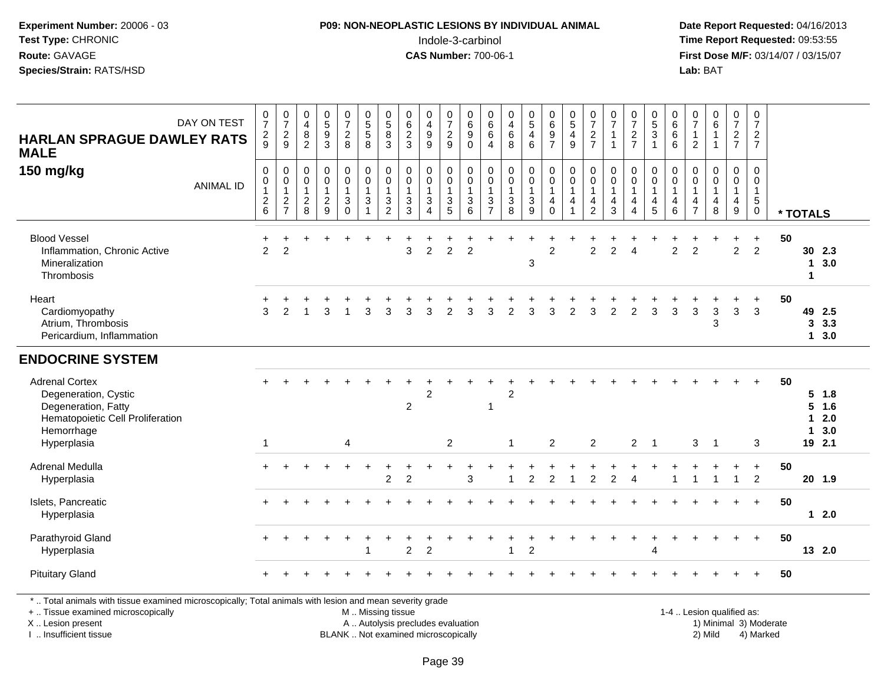**Experiment Number:** 20006 - 03
**Test Type:** CHRONIC
**Route:** GAVAGE
**Species/Strain:** RATS/HSD

**P09: NON-NEOPLASTIC LESIONS BY INDIVIDUAL ANIMAL**
Indole-3-carbinol
**CAS Number:** 700-06-1

**Date Report Requested:** 04/16/2013
**Time Report Requested:** 09:53:55
**First Dose M/F:** 03/14/07 / 03/15/07
**Lab:** BAT

**HARLAN SPRAGUE DAWLEY RATS MALE**
**150 mg/kg**

| DAY ON TEST | 0729 | 0729 | 0482 | 0593 | 0728 | 0558 | 0583 | 0623 | 0499 | 0729 | 0690 | 0664 | 0468 | 0546 | 0697 | 0549 | 0727 | 0711 | 0727 | 0531 | 0666 | 0712 | 0611 | 0727 | 0727 | |
|---|---|---|---|---|---|---|---|---|---|---|---|---|---|---|---|---|---|---|---|---|---|---|---|---|---|---|
| **ANIMAL ID** | 0012 6 | 0012 7 | 0012 8 | 0012 9 | 0013 0 | 0013 1 | 0013 2 | 0013 3 | 0013 4 | 0013 5 | 0013 6 | 0013 7 | 0013 8 | 0013 9 | 0014 0 | 0014 1 | 0014 2 | 0014 3 | 0014 4 | 0014 5 | 0014 6 | 0014 7 | 0014 8 | 0014 9 | 0015 0 | *** TOTALS** |
| Blood Vessel | + | + | + | + | + | + | + | + | + | + | + | + | + | + | + | + | + | + | + | + | + | + | + | + | + | 50 |
| Inflammation, Chronic Active | 2 | 2 | | | | | | 3 | 2 | 2 | 2 | | | | 2 | | 2 | 2 | 4 | | 2 | 2 | | 2 | 2 | 30 2.3 |
| Mineralization | | | | | | | | | | | | | | 3 | | | | | | | | | | | | 1 3.0 |
| Thrombosis | | | | | | | | | | | | | | | | | | | | | | | | | | 1 |
| Heart | + | + | + | + | + | + | + | + | + | + | + | + | + | + | + | + | + | + | + | + | + | + | + | + | + | 50 |
| Cardiomyopathy | 3 | 2 | 1 | 3 | 1 | 3 | 3 | 3 | 3 | 2 | 3 | 3 | 2 | 3 | 3 | 2 | 3 | 2 | 2 | 3 | 3 | 3 | 3 | 3 | 3 | 49 2.5 |
| Atrium, Thrombosis | | | | | | | | | | | | | | | | | | | | | | | 3 | | | 3 3.3 |
| Pericardium, Inflammation | | | | | | | | | | | | | | | | | | | | | | | | | | 1 3.0 |
| **ENDOCRINE SYSTEM** | | | | | | | | | | | | | | | | | | | | | | | | | | |
| Adrenal Cortex | + | + | + | + | + | + | + | + | + | + | + | + | + | + | + | + | + | + | + | + | + | + | + | + | + | 50 |
| Degeneration, Cystic | | | | | | | | | 2 | | | | 2 | | | | | | | | | | | | | 5 1.8 |
| Degeneration, Fatty | | | | | | | | 2 | | | | 1 | | | | | | | | | | | | | | 5 1.6 |
| Hematopoietic Cell Proliferation | | | | | | | | | | | | | | | | | | | | | | | | | | 1 2.0 |
| Hemorrhage | | | | | | | | | | | | | | | | | | | | | | | | | | 1 3.0 |
| Hyperplasia | 1 | | | | 4 | | | | | 2 | | | 1 | | 2 | | 2 | | 2 | 1 | | 3 | 1 | | 3 | 19 2.1 |
| Adrenal Medulla | + | + | + | + | + | + | + | + | + | + | + | + | + | + | + | + | + | + | + | + | + | + | + | + | + | 50 |
| Hyperplasia | | | | | | | 2 | 2 | | | 3 | | 1 | 2 | 2 | 1 | 2 | 2 | 4 | | 1 | 1 | 1 | 1 | 2 | 20 1.9 |
| Islets, Pancreatic | + | + | + | + | + | + | + | + | + | + | + | + | + | + | + | + | + | + | + | + | + | + | + | + | + | 50 |
| Hyperplasia | | | | | | | | | | | | | | | | | | | | | | | | | | 1 2.0 |
| Parathyroid Gland | + | + | + | + | + | + | + | + | + | + | + | + | + | + | + | + | + | + | + | + | + | + | + | + | + | 50 |
| Hyperplasia | | | | | | 1 | | 2 | 2 | | | | 1 | 2 | | | | | | 4 | | | | | | 13 2.0 |
| Pituitary Gland | + | + | + | + | + | + | + | + | + | + | + | + | + | + | + | + | + | + | + | + | + | + | + | + | + | 50 |

* .. Total animals with tissue examined microscopically; Total animals with lesion and mean severity grade
+ .. Tissue examined microscopically
X .. Lesion present
I .. Insufficient tissue

M .. Missing tissue
A .. Autolysis precludes evaluation
BLANK .. Not examined microscopically

1-4 .. Lesion qualified as:
1) Minimal 3) Moderate
2) Mild 4) Marked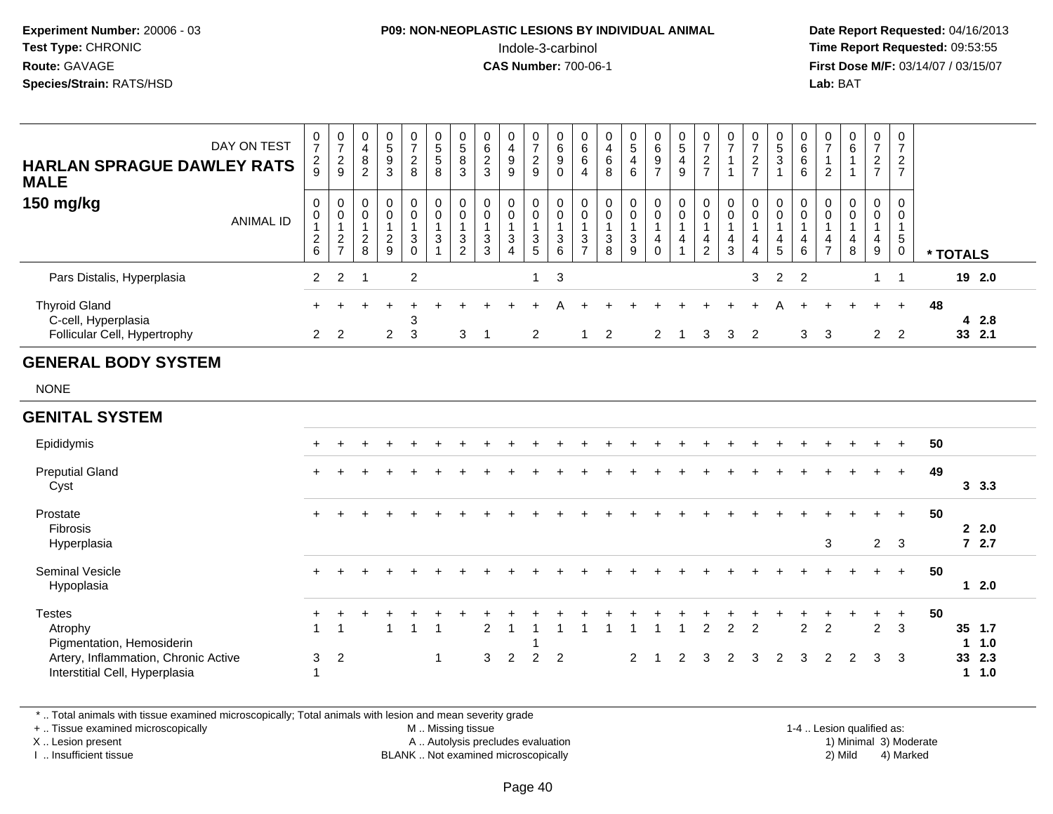**Experiment Number:** 20006 - 03
**Test Type:** CHRONIC
**Route:** GAVAGE
**Species/Strain:** RATS/HSD

**P09: NON-NEOPLASTIC LESIONS BY INDIVIDUAL ANIMAL**
Indole-3-carbinol
**CAS Number:** 700-06-1

**Date Report Requested:** 04/16/2013
**Time Report Requested:** 09:53:55
**First Dose M/F:** 03/14/07 / 03/15/07
**Lab:** BAT

| HARLAN SPRAGUE DAWLEY RATS MALE 150 mg/kg | | | | | | | | | | | | | | | | | | | | | | | | | | |
|---|---|---|---|---|---|---|---|---|---|---|---|---|---|---|---|---|---|---|---|---|---|---|---|---|---|---|
| DAY ON TEST | 0729 | 0729 | 0482 | 0593 | 0728 | 0558 | 0583 | 0623 | 0499 | 0729 | 0690 | 0664 | 0468 | 0546 | 0697 | 0549 | 0727 | 0711 | 0727 | 0531 | 0666 | 0712 | 0611 | 0727 | 0727 | |
| ANIMAL ID | 0126 | 0127 | 0128 | 0129 | 0130 | 0131 | 0132 | 0133 | 0134 | 0135 | 0136 | 0137 | 0138 | 0139 | 0140 | 0141 | 0142 | 0143 | 0144 | 0145 | 0146 | 0147 | 0148 | 0149 | 0150 | * TOTALS |
| Pars Distalis, Hyperplasia | 2 | 2 | 1 | | 2 | | | | | 1 | 3 | | | | | | | | 3 | 2 | 2 | | | 1 | 1 | 19 2.0 |
| Thyroid Gland | + | + | + | + | + | + | + | + | + | + | A | + | + | + | + | + | + | + | + | A | + | + | + | + | + | 48 |
| C-cell, Hyperplasia | | | | | 3 | | | | | | | | | | | | | | | | | | | | | 4 2.8 |
| Follicular Cell, Hypertrophy | 2 | 2 | | 2 | 3 | | 3 | 1 | | 2 | | 1 | 2 | | 2 | 1 | 3 | 3 | 2 | | 3 | 3 | | 2 | 2 | 33 2.1 |
| **GENERAL BODY SYSTEM** | | | | | | | | | | | | | | | | | | | | | | | | | | |
| NONE | | | | | | | | | | | | | | | | | | | | | | | | | | |
| **GENITAL SYSTEM** | | | | | | | | | | | | | | | | | | | | | | | | | | |
| Epididymis | + | + | + | + | + | + | + | + | + | + | + | + | + | + | + | + | + | + | + | + | + | + | + | + | + | 50 |
| Preputial Gland | + | + | + | + | + | + | + | + | + | + | + | + | + | + | + | + | + | + | + | + | + | + | + | + | + | 49 |
| Cyst | | | | | | | | | | | | | | | | | | | | | | | | | | 3 3.3 |
| Prostate | + | + | + | + | + | + | + | + | + | + | + | + | + | + | + | + | + | + | + | + | + | + | + | + | + | 50 |
| Fibrosis | | | | | | | | | | | | | | | | | | | | | | | | | | 2 2.0 |
| Hyperplasia | | | | | | | | | | | | | | | | | | | | | | 3 | | 2 | 3 | 7 2.7 |
| Seminal Vesicle | + | + | + | + | + | + | + | + | + | + | + | + | + | + | + | + | + | + | + | + | + | + | + | + | + | 50 |
| Hypoplasia | | | | | | | | | | | | | | | | | | | | | | | | | | 1 2.0 |
| Testes | + | + | + | + | + | + | + | + | + | + | + | + | + | + | + | + | + | + | + | + | + | + | + | + | + | 50 |
| Atrophy | 1 | 1 | | 1 | 1 | 1 | | 2 | 1 | 1 | 1 | 1 | 1 | 1 | 1 | 1 | 2 | 2 | 2 | | 2 | 2 | | 2 | 3 | 35 1.7 |
| Pigmentation, Hemosiderin | | | | | | | | | | 1 | | | | | | | | | | | | | | | | 1 1.0 |
| Artery, Inflammation, Chronic Active | 3 | 2 | | | | 1 | | 3 | 2 | 2 | 2 | | | 2 | 1 | 2 | 3 | 2 | 3 | 2 | 3 | 2 | 2 | 3 | 3 | 33 2.3 |
| Interstitial Cell, Hyperplasia | 1 | | | | | | | | | | | | | | | | | | | | | | | | | 1 1.0 |

\* .. Total animals with tissue examined microscopically; Total animals with lesion and mean severity grade
+ .. Tissue examined microscopically
X .. Lesion present
I .. Insufficient tissue
M .. Missing tissue
A .. Autolysis precludes evaluation
BLANK .. Not examined microscopically
1-4 .. Lesion qualified as: 1) Minimal 2) Mild 3) Moderate 4) Marked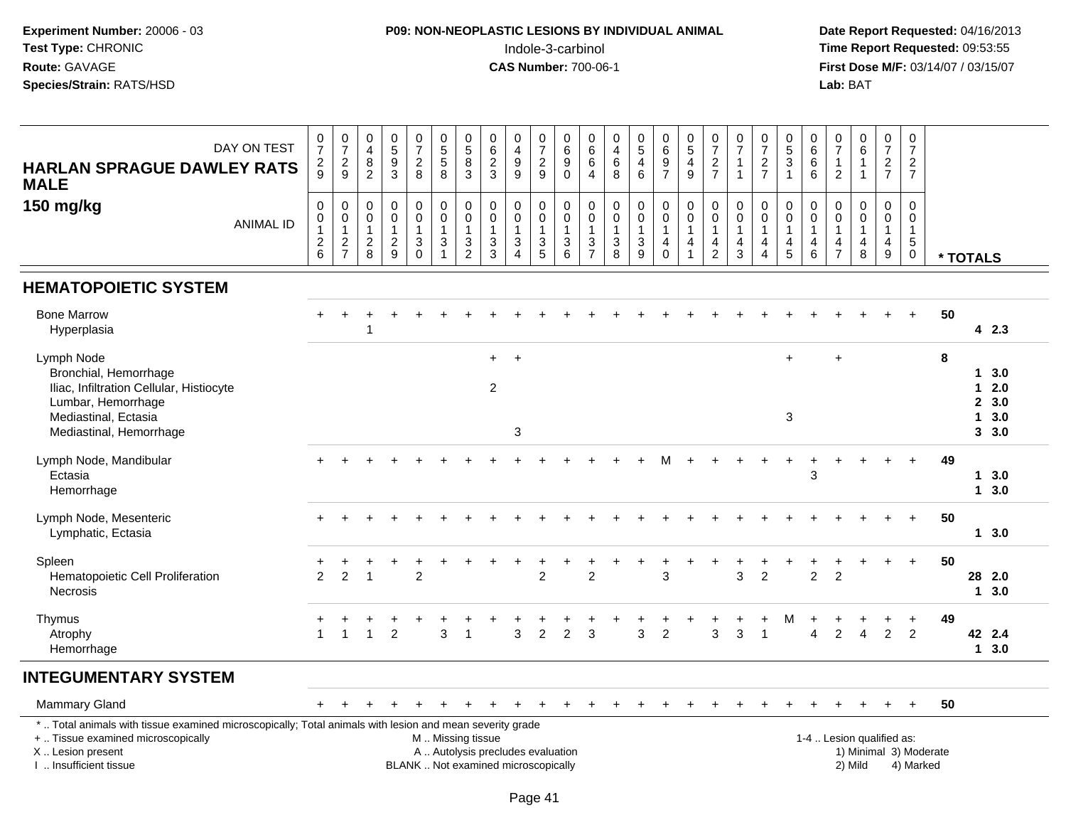**Experiment Number:** 20006 - 03
**Test Type:** CHRONIC
**Route:** GAVAGE
**Species/Strain:** RATS/HSD

**P09: NON-NEOPLASTIC LESIONS BY INDIVIDUAL ANIMAL**
Indole-3-carbinol
**CAS Number:** 700-06-1

**Date Report Requested:** 04/16/2013
**Time Report Requested:** 09:53:55
**First Dose M/F:** 03/14/07 / 03/15/07
**Lab:** BAT

**HARLAN SPRAGUE DAWLEY RATS MALE**
**150 mg/kg**

| DAY ON TEST | 0729 | 0729 | 0482 | 0593 | 0728 | 0558 | 0583 | 0623 | 0499 | 0729 | 0690 | 0664 | 0468 | 0546 | 0697 | 0549 | 0727 | 0711 | 0727 | 0531 | 0666 | 0712 | 0611 | 0727 | 0727 | |
|---|---|---|---|---|---|---|---|---|---|---|---|---|---|---|---|---|---|---|---|---|---|---|---|---|---|---|
| ANIMAL ID | 00126 | 00127 | 00128 | 00129 | 00130 | 00131 | 00132 | 00133 | 00134 | 00135 | 00136 | 00137 | 00138 | 00139 | 00140 | 00141 | 00142 | 00143 | 00144 | 00145 | 00146 | 00147 | 00148 | 00149 | 00150 | * TOTALS |
| **HEMATOPOIETIC SYSTEM** | | | | | | | | | | | | | | | | | | | | | | | | | | |
| Bone Marrow | + | + | + | + | + | + | + | + | + | + | + | + | + | + | + | + | + | + | + | + | + | + | + | + | + | 50 |
| Hyperplasia | | | 1 | | | | | | | | | | | | | | | | | | | | | | | 4 2.3 |
| Lymph Node | | | | | | | | + | + | | | | | | | | | | | + | | + | | | | 8 |
| Bronchial, Hemorrhage | | | | | | | | | | | | | | | | | | | | | | | | | | 1 3.0 |
| Iliac, Infiltration Cellular, Histiocyte | | | | | | | | 2 | | | | | | | | | | | | | | | | | | 1 2.0 |
| Lumbar, Hemorrhage | | | | | | | | | | | | | | | | | | | | | | | | | | 2 3.0 |
| Mediastinal, Ectasia | | | | | | | | | | | | | | | | | | | | 3 | | | | | | 1 3.0 |
| Mediastinal, Hemorrhage | | | | | | | | | 3 | | | | | | | | | | | | | | | | | 3 3.0 |
| Lymph Node, Mandibular | + | + | + | + | + | + | + | + | + | + | + | + | + | + | M | + | + | + | + | + | + | + | + | + | + | 49 |
| Ectasia | | | | | | | | | | | | | | | | | | | | | 3 | | | | | 1 3.0 |
| Hemorrhage | | | | | | | | | | | | | | | | | | | | | | | | | | 1 3.0 |
| Lymph Node, Mesenteric | + | + | + | + | + | + | + | + | + | + | + | + | + | + | + | + | + | + | + | + | + | + | + | + | + | 50 |
| Lymphatic, Ectasia | | | | | | | | | | | | | | | | | | | | | | | | | | 1 3.0 |
| Spleen | + | + | + | + | + | + | + | + | + | + | + | + | + | + | + | + | + | + | + | + | + | + | + | + | + | 50 |
| Hematopoietic Cell Proliferation | 2 | 2 | 1 | | 2 | | | | | 2 | | 2 | | | 3 | | | 3 | 2 | | 2 | 2 | | | | 28 2.0 |
| Necrosis | | | | | | | | | | | | | | | | | | | | | | | | | | 1 3.0 |
| Thymus | + | + | + | + | + | + | + | + | + | + | + | + | + | + | + | + | + | + | + | M | + | + | + | + | + | 49 |
| Atrophy | 1 | 1 | 1 | 2 | | 3 | 1 | | 3 | 2 | 2 | 3 | | 3 | 2 | | 3 | 3 | 1 | | 4 | 2 | 4 | 2 | 2 | 42 2.4 |
| Hemorrhage | | | | | | | | | | | | | | | | | | | | | | | | | | 1 3.0 |
| **INTEGUMENTARY SYSTEM** | | | | | | | | | | | | | | | | | | | | | | | | | | |
| Mammary Gland | + | + | + | + | + | + | + | + | + | + | + | + | + | + | + | + | + | + | + | + | + | + | + | + | + | 50 |

\* .. Total animals with tissue examined microscopically; Total animals with lesion and mean severity grade
\+ .. Tissue examined microscopically
X .. Lesion present
I .. Insufficient tissue

M .. Missing tissue
A .. Autolysis precludes evaluation
BLANK .. Not examined microscopically

1-4 .. Lesion qualified as:
1) Minimal 3) Moderate
2) Mild 4) Marked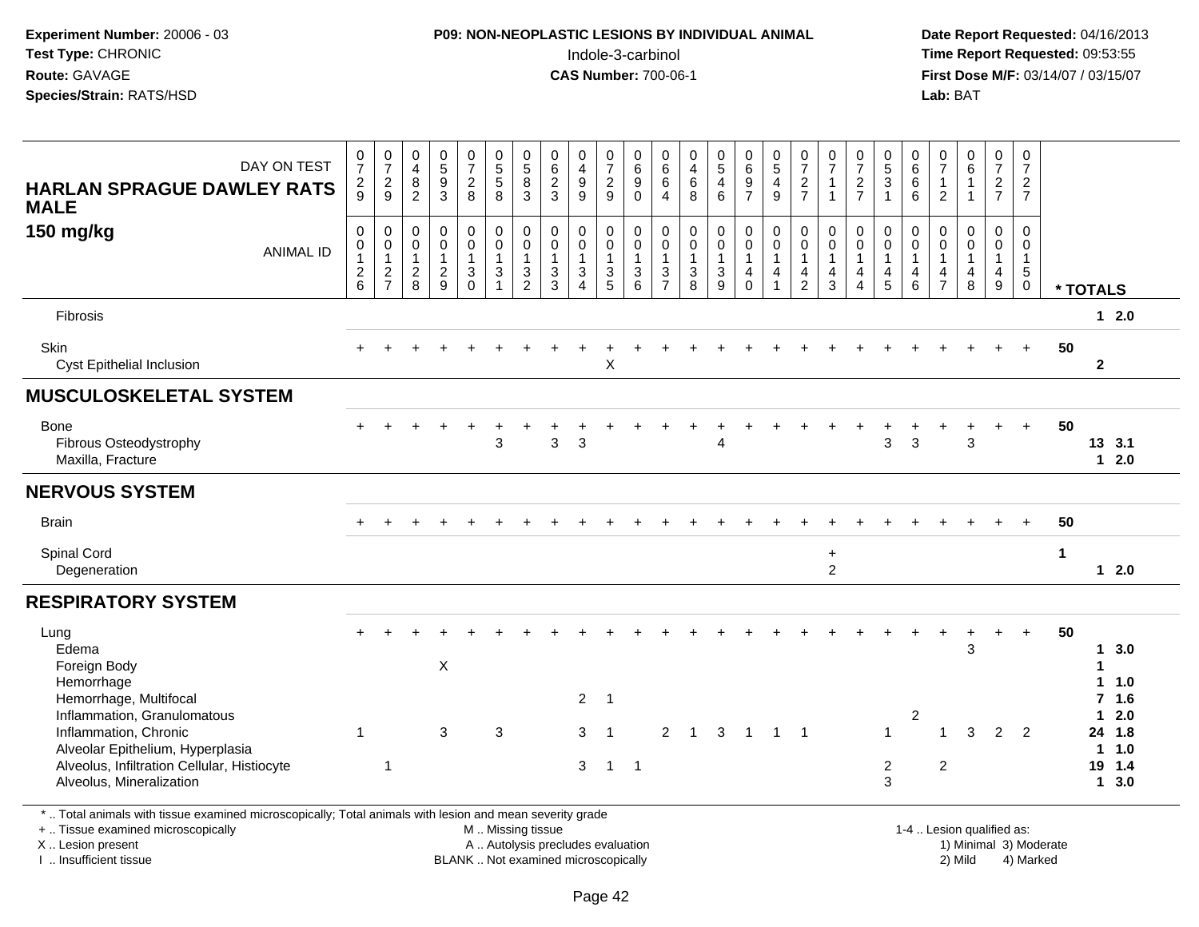**Experiment Number:** 20006 - 03
**Test Type:** CHRONIC
**Route:** GAVAGE
**Species/Strain:** RATS/HSD

**P09: NON-NEOPLASTIC LESIONS BY INDIVIDUAL ANIMAL**
Indole-3-carbinol
**CAS Number:** 700-06-1

**Date Report Requested:** 04/16/2013
**Time Report Requested:** 09:53:55
**First Dose M/F:** 03/14/07 / 03/15/07
**Lab:** BAT

| HARLAN SPRAGUE DAWLEY RATS MALE 150 mg/kg — DAY ON TEST | 0729 | 0729 | 0482 | 0593 | 0728 | 0558 | 0583 | 0623 | 0499 | 0729 | 0690 | 0664 | 0468 | 0546 | 0697 | 0549 | 0727 | 0711 | 0727 | 0531 | 0666 | 0712 | 0611 | 0727 | 0727 | |
|---|---|---|---|---|---|---|---|---|---|---|---|---|---|---|---|---|---|---|---|---|---|---|---|---|---|---|
| ANIMAL ID | 00126 | 00127 | 00128 | 00129 | 00130 | 00131 | 00132 | 00133 | 00134 | 00135 | 00136 | 00137 | 00138 | 00139 | 00140 | 00141 | 00142 | 00143 | 00144 | 00145 | 00146 | 00147 | 00148 | 00149 | 00150 | * TOTALS |
| Fibrosis | | | | | | | | | | | | | | | | | | | | | | | | | | 1 2.0 |
| Skin | + | + | + | + | + | + | + | + | + | + | + | + | + | + | + | + | + | + | + | + | + | + | + | + | + | 50 |
| Cyst Epithelial Inclusion | | | | | | | | | | X | | | | | | | | | | | | | | | | 2 |
| **MUSCULOSKELETAL SYSTEM** | | | | | | | | | | | | | | | | | | | | | | | | | | |
| Bone | + | + | + | + | + | + | + | + | + | + | + | + | + | + | + | + | + | + | + | + | + | + | + | + | + | 50 |
| Fibrous Osteodystrophy | | | | | | 3 | | 3 | 3 | | | | | 4 | | | | | | 3 | 3 | | 3 | | | 13 3.1 |
| Maxilla, Fracture | | | | | | | | | | | | | | | | | | | | | | | | | | 1 2.0 |
| **NERVOUS SYSTEM** | | | | | | | | | | | | | | | | | | | | | | | | | | |
| Brain | + | + | + | + | + | + | + | + | + | + | + | + | + | + | + | + | + | + | + | + | + | + | + | + | + | 50 |
| Spinal Cord | | | | | | | | | | | | | | | | | | + | | | | | | | | 1 |
| Degeneration | | | | | | | | | | | | | | | | | | 2 | | | | | | | | 1 2.0 |
| **RESPIRATORY SYSTEM** | | | | | | | | | | | | | | | | | | | | | | | | | | |
| Lung | + | + | + | + | + | + | + | + | + | + | + | + | + | + | + | + | + | + | + | + | + | + | + | + | + | 50 |
| Edema | | | | | | | | | | | | | | | | | | | | | | | 3 | | | 1 3.0 |
| Foreign Body | | | | X | | | | | | | | | | | | | | | | | | | | | | 1 |
| Hemorrhage | | | | | | | | | | | | | | | | | | | | | | | | | | 1 1.0 |
| Hemorrhage, Multifocal | | | | | | | | | 2 | 1 | | | | | | | | | | | | | | | | 7 1.6 |
| Inflammation, Granulomatous | | | | | | | | | | | | | | | | | | | | | 2 | | | | | 1 2.0 |
| Inflammation, Chronic | 1 | | | 3 | | 3 | | | 3 | 1 | | 2 | 1 | 3 | 1 | 1 | 1 | | | 1 | | 1 | 3 | 2 | 2 | 24 1.8 |
| Alveolar Epithelium, Hyperplasia | | | | | | | | | | | | | | | | | | | | | | | | | | 1 1.0 |
| Alveolus, Infiltration Cellular, Histiocyte | | 1 | | | | | | | 3 | 1 | 1 | | | | | | | | | 2 | | 2 | | | | 19 1.4 |
| Alveolus, Mineralization | | | | | | | | | | | | | | | | | | | | 3 | | | | | | 1 3.0 |

\* .. Total animals with tissue examined microscopically; Total animals with lesion and mean severity grade
\+ .. Tissue examined microscopically
X .. Lesion present
I .. Insufficient tissue
M .. Missing tissue
A .. Autolysis precludes evaluation
BLANK .. Not examined microscopically
1-4 .. Lesion qualified as: 1) Minimal 2) Mild 3) Moderate 4) Marked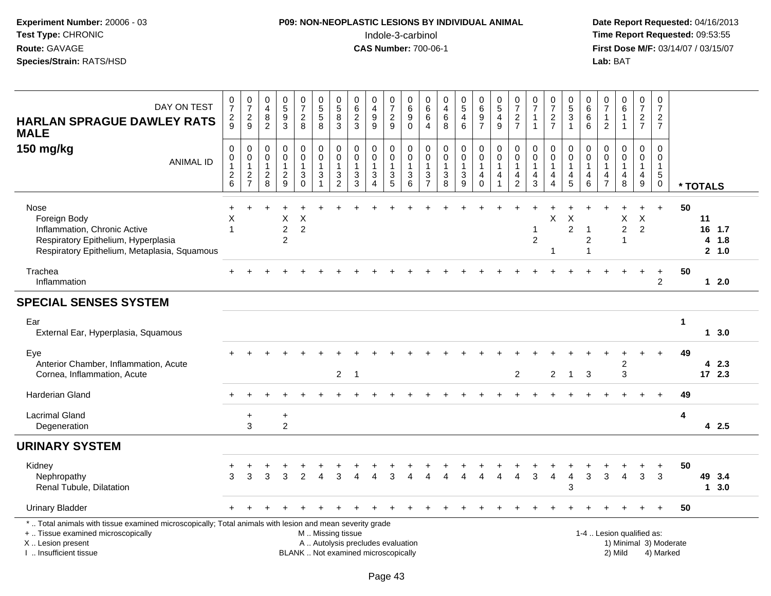**Experiment Number:** 20006 - 03
**Test Type:** CHRONIC
**Route:** GAVAGE
**Species/Strain:** RATS/HSD

**P09: NON-NEOPLASTIC LESIONS BY INDIVIDUAL ANIMAL**
Indole-3-carbinol
**CAS Number:** 700-06-1

**Date Report Requested:** 04/16/2013
**Time Report Requested:** 09:53:55
**First Dose M/F:** 03/14/07 / 03/15/07
**Lab:** BAT

**HARLAN SPRAGUE DAWLEY RATS MALE**
**150 mg/kg**

| DAY ON TEST | 0729 | 0729 | 0482 | 0593 | 0728 | 0558 | 0583 | 0623 | 0499 | 0729 | 0690 | 0664 | 0468 | 0546 | 0697 | 0549 | 0727 | 0711 | 0727 | 0531 | 0666 | 0712 | 0611 | 0727 | 0727 | |
|---|---|---|---|---|---|---|---|---|---|---|---|---|---|---|---|---|---|---|---|---|---|---|---|---|---|---|
| **ANIMAL ID** | 00126 | 00127 | 00128 | 00129 | 00130 | 00131 | 00132 | 00133 | 00134 | 00135 | 00136 | 00137 | 00138 | 00139 | 00140 | 00141 | 00142 | 00143 | 00144 | 00145 | 00146 | 00147 | 00148 | 00149 | 00150 | *** TOTALS** |
| Nose | + | + | + | + | + | + | + | + | + | + | + | + | + | + | + | + | + | + | + | + | + | + | + | + | + | 50 |
| Foreign Body | X | | | X | X | | | | | | | | | | | | | | X | X | | | X | X | | 11 |
| Inflammation, Chronic Active | 1 | | | 2 | 2 | | | | | | | | | | | | | 1 | | 2 | 1 | | 2 | 2 | | 16 1.7 |
| Respiratory Epithelium, Hyperplasia | | | | 2 | | | | | | | | | | | | | | 2 | | | 2 | | 1 | | | 4 1.8 |
| Respiratory Epithelium, Metaplasia, Squamous | | | | | | | | | | | | | | | | | | | 1 | | 1 | | | | | 2 1.0 |
| Trachea | + | + | + | + | + | + | + | + | + | + | + | + | + | + | + | + | + | + | + | + | + | + | + | + | + | 50 |
| Inflammation | | | | | | | | | | | | | | | | | | | | | | | | | 2 | 1 2.0 |
| **SPECIAL SENSES SYSTEM** | | | | | | | | | | | | | | | | | | | | | | | | | | |
| Ear | | | | | | | | | | | | | | | | | | | | | | | | | | 1 |
| External Ear, Hyperplasia, Squamous | | | | | | | | | | | | | | | | | | | | | | | | | | 1 3.0 |
| Eye | + | + | + | + | + | + | + | + | + | + | + | + | + | + | + | + | + | + | + | + | + | + | + | + | + | 49 |
| Anterior Chamber, Inflammation, Acute | | | | | | | | | | | | | | | | | | | | | | | 2 | | | 4 2.3 |
| Cornea, Inflammation, Acute | | | | | | | 2 | 1 | | | | | | | | | 2 | | 2 | 1 | 3 | | 3 | | | 17 2.3 |
| Harderian Gland | + | + | + | + | + | + | + | + | + | + | + | + | + | + | + | + | + | + | + | + | + | + | + | + | + | 49 |
| Lacrimal Gland | | + | | + | | | | | | | | | | | | | | | | | | | | | | 4 |
| Degeneration | | 3 | | 2 | | | | | | | | | | | | | | | | | | | | | | 4 2.5 |
| **URINARY SYSTEM** | | | | | | | | | | | | | | | | | | | | | | | | | | |
| Kidney | + | + | + | + | + | + | + | + | + | + | + | + | + | + | + | + | + | + | + | + | + | + | + | + | + | 50 |
| Nephropathy | 3 | 3 | 3 | 3 | 2 | 4 | 3 | 4 | 4 | 3 | 4 | 4 | 4 | 4 | 4 | 4 | 4 | 3 | 4 | 4 | 3 | 3 | 4 | 3 | 3 | 49 3.4 |
| Renal Tubule, Dilatation | | | | | | | | | | | | | | | | | | | | 3 | | | | | | 1 3.0 |
| Urinary Bladder | + | + | + | + | + | + | + | + | + | + | + | + | + | + | + | + | + | + | + | + | + | + | + | + | + | 50 |

\* .. Total animals with tissue examined microscopically; Total animals with lesion and mean severity grade
\+ .. Tissue examined microscopically
X .. Lesion present
I .. Insufficient tissue

M .. Missing tissue
A .. Autolysis precludes evaluation
BLANK .. Not examined microscopically

1-4 .. Lesion qualified as:
1) Minimal 3) Moderate
2) Mild 4) Marked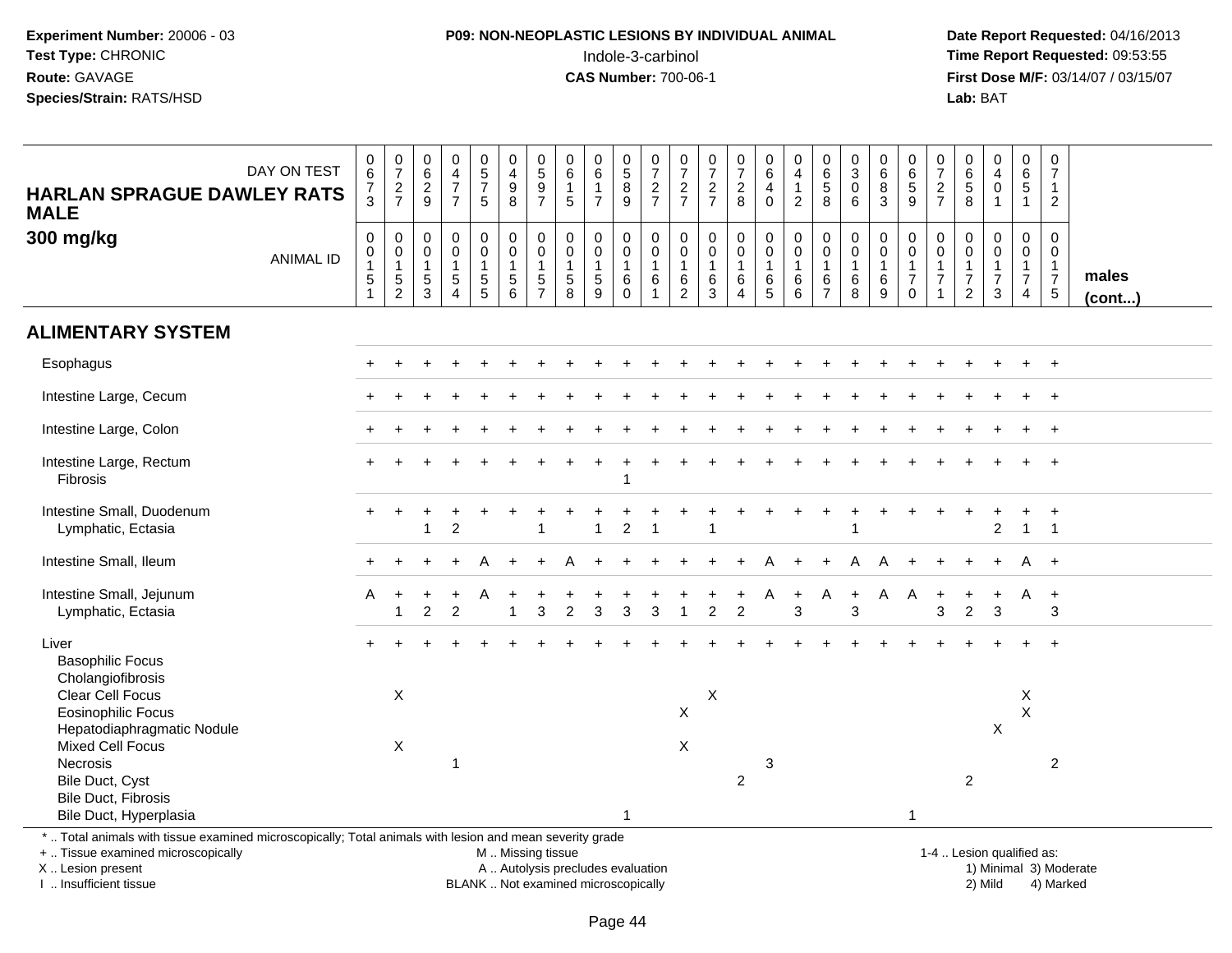**Experiment Number:** 20006 - 03
**Test Type:** CHRONIC
**Route:** GAVAGE
**Species/Strain:** RATS/HSD

**P09: NON-NEOPLASTIC LESIONS BY INDIVIDUAL ANIMAL**
Indole-3-carbinol
**CAS Number:** 700-06-1

**Date Report Requested:** 04/16/2013
**Time Report Requested:** 09:53:55
**First Dose M/F:** 03/14/07 / 03/15/07
**Lab:** BAT

**HARLAN SPRAGUE DAWLEY RATS MALE**
**300 mg/kg**

| DAY ON TEST | 0673 | 0727 | 0629 | 0477 | 0575 | 0498 | 0597 | 0615 | 0617 | 0589 | 0727 | 0727 | 0727 | 0728 | 0640 | 0412 | 0658 | 0306 | 0683 | 0659 | 0727 | 0658 | 0401 | 0651 | 0712 | |
|---|---|---|---|---|---|---|---|---|---|---|---|---|---|---|---|---|---|---|---|---|---|---|---|---|---|---|
| ANIMAL ID | 00151 | 00152 | 00153 | 00154 | 00155 | 00156 | 00157 | 00158 | 00159 | 00160 | 00161 | 00162 | 00163 | 00164 | 00165 | 00166 | 00167 | 00168 | 00169 | 00170 | 00171 | 00172 | 00173 | 00174 | 00175 | **males (cont...)** |
| **ALIMENTARY SYSTEM** | | | | | | | | | | | | | | | | | | | | | | | | | | |
| Esophagus | + | + | + | + | + | + | + | + | + | + | + | + | + | + | + | + | + | + | + | + | + | + | + | + | + | |
| Intestine Large, Cecum | + | + | + | + | + | + | + | + | + | + | + | + | + | + | + | + | + | + | + | + | + | + | + | + | + | |
| Intestine Large, Colon | + | + | + | + | + | + | + | + | + | + | + | + | + | + | + | + | + | + | + | + | + | + | + | + | + | |
| Intestine Large, Rectum | + | + | + | + | + | + | + | + | + | + | + | + | + | + | + | + | + | + | + | + | + | + | + | + | + | |
| Fibrosis | | | | | | | | | | 1 | | | | | | | | | | | | | | | | |
| Intestine Small, Duodenum | + | + | + | + | + | + | + | + | + | + | + | + | + | + | + | + | + | + | + | + | + | + | + | + | + | |
| Lymphatic, Ectasia | | | 1 | 2 | | | 1 | | 1 | 2 | 1 | | 1 | | | | | 1 | | | | | 2 | 1 | 1 | |
| Intestine Small, Ileum | + | + | + | + | A | + | + | A | + | + | + | + | + | + | A | + | + | A | A | + | + | + | + | A | + | |
| Intestine Small, Jejunum | A | + | + | + | A | + | + | + | + | + | + | + | + | + | A | + | A | + | A | A | + | + | + | A | + | |
| Lymphatic, Ectasia | | 1 | 2 | 2 | | 1 | 3 | 2 | 3 | 3 | 3 | 1 | 2 | 2 | | 3 | | 3 | | | 3 | 2 | 3 | | 3 | |
| Liver | + | + | + | + | + | + | + | + | + | + | + | + | + | + | + | + | + | + | + | + | + | + | + | + | + | |
| Basophilic Focus | | | | | | | | | | | | | | | | | | | | | | | | | | |
| Cholangiofibrosis | | | | | | | | | | | | | | | | | | | | | | | | | | |
| Clear Cell Focus | | X | | | | | | | | | | | X | | | | | | | | | | | X | | |
| Eosinophilic Focus | | | | | | | | | | | | X | | | | | | | | | | | | X | | |
| Hepatodiaphragmatic Nodule | | | | | | | | | | | | | | | | | | | | | | | X | | | |
| Mixed Cell Focus | | X | | | | | | | | | | X | | | | | | | | | | | | | | |
| Necrosis | | | | 1 | | | | | | | | | | | 3 | | | | | | | | | | 2 | |
| Bile Duct, Cyst | | | | | | | | | | | | | | 2 | | | | | | | | 2 | | | | |
| Bile Duct, Fibrosis | | | | | | | | | | | | | | | | | | | | | | | | | | |
| Bile Duct, Hyperplasia | | | | | | | | | | 1 | | | | | | | | | | 1 | | | | | | |

\* .. Total animals with tissue examined microscopically; Total animals with lesion and mean severity grade
\+ .. Tissue examined microscopically
X .. Lesion present
I .. Insufficient tissue

M .. Missing tissue
A .. Autolysis precludes evaluation
BLANK .. Not examined microscopically

1-4 .. Lesion qualified as:
1) Minimal 3) Moderate
2) Mild 4) Marked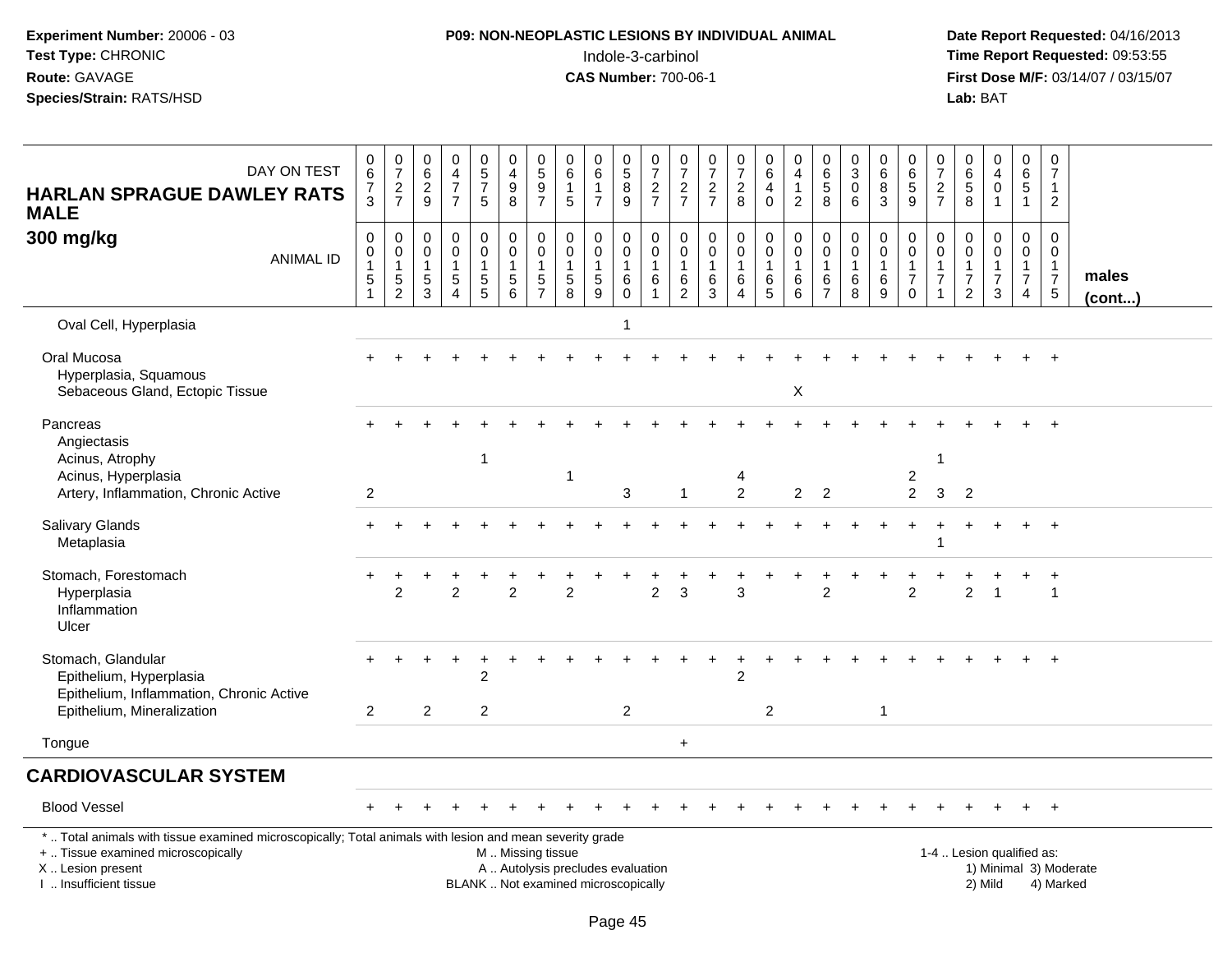**Experiment Number:** 20006 - 03
**Test Type:** CHRONIC
**Route:** GAVAGE
**Species/Strain:** RATS/HSD

**P09: NON-NEOPLASTIC LESIONS BY INDIVIDUAL ANIMAL**
Indole-3-carbinol
**CAS Number:** 700-06-1

**Date Report Requested:** 04/16/2013
**Time Report Requested:** 09:53:55
**First Dose M/F:** 03/14/07 / 03/15/07
**Lab:** BAT

| HARLAN SPRAGUE DAWLEY RATS MALE 300 mg/kg — DAY ON TEST | 0673 | 0727 | 0629 | 0477 | 0575 | 0498 | 0597 | 0615 | 0617 | 0589 | 0727 | 0727 | 0727 | 0728 | 0640 | 0412 | 0658 | 0306 | 0683 | 0659 | 0727 | 0658 | 0401 | 0651 | 0712 | |
|---|---|---|---|---|---|---|---|---|---|---|---|---|---|---|---|---|---|---|---|---|---|---|---|---|---|---|
| **ANIMAL ID** | 00151 | 00152 | 00153 | 00154 | 00155 | 00156 | 00157 | 00158 | 00159 | 00160 | 00161 | 00162 | 00163 | 00164 | 00165 | 00166 | 00167 | 00168 | 00169 | 00170 | 00171 | 00172 | 00173 | 00174 | 00175 | **males (cont...)** |
| Oval Cell, Hyperplasia | | | | | | | | | | 1 | | | | | | | | | | | | | | | | |
| Oral Mucosa | + | + | + | + | + | + | + | + | + | + | + | + | + | + | + | + | + | + | + | + | + | + | + | + | + | |
| Hyperplasia, Squamous | | | | | | | | | | | | | | | | | | | | | | | | | | |
| Sebaceous Gland, Ectopic Tissue | | | | | | | | | | | | | | | | X | | | | | | | | | | |
| Pancreas | + | + | + | + | + | + | + | + | + | + | + | + | + | + | + | + | + | + | + | + | + | + | + | + | + | |
| Angiectasis | | | | | | | | | | | | | | | | | | | | | | | | | | |
| Acinus, Atrophy | | | | | 1 | | | | | | | | | | | | | | | | 1 | | | | | |
| Acinus, Hyperplasia | | | | | | | | 1 | | | | | | 4 | | | | | | 2 | | | | | | |
| Artery, Inflammation, Chronic Active | 2 | | | | | | | | | 3 | | 1 | | 2 | | 2 | 2 | | | 2 | 3 | 2 | | | | |
| Salivary Glands | + | + | + | + | + | + | + | + | + | + | + | + | + | + | + | + | + | + | + | + | + | + | + | + | + | |
| Metaplasia | | | | | | | | | | | | | | | | | | | | | 1 | | | | | |
| Stomach, Forestomach | + | + | + | + | + | + | + | + | + | + | + | + | + | + | + | + | + | + | + | + | + | + | + | + | + | |
| Hyperplasia | | 2 | | 2 | | 2 | | 2 | | | 2 | 3 | | 3 | | | 2 | | | 2 | | 2 | 1 | | 1 | |
| Inflammation | | | | | | | | | | | | | | | | | | | | | | | | | | |
| Ulcer | | | | | | | | | | | | | | | | | | | | | | | | | | |
| Stomach, Glandular | + | + | + | + | + | + | + | + | + | + | + | + | + | + | + | + | + | + | + | + | + | + | + | + | + | |
| Epithelium, Hyperplasia | | | | | 2 | | | | | | | | | 2 | | | | | | | | | | | | |
| Epithelium, Inflammation, Chronic Active | | | | | | | | | | | | | | | | | | | | | | | | | | |
| Epithelium, Mineralization | 2 | | 2 | | 2 | | | | | 2 | | | | | 2 | | | | 1 | | | | | | | |
| Tongue | | | | | | | | | | | | + | | | | | | | | | | | | | | |
| **CARDIOVASCULAR SYSTEM** | | | | | | | | | | | | | | | | | | | | | | | | | | |
| Blood Vessel | + | + | + | + | + | + | + | + | + | + | + | + | + | + | + | + | + | + | + | + | + | + | + | + | + | |

\* .. Total animals with tissue examined microscopically; Total animals with lesion and mean severity grade
+ .. Tissue examined microscopically
X .. Lesion present
I .. Insufficient tissue

M .. Missing tissue
A .. Autolysis precludes evaluation
BLANK .. Not examined microscopically

1-4 .. Lesion qualified as:
1) Minimal 3) Moderate
2) Mild 4) Marked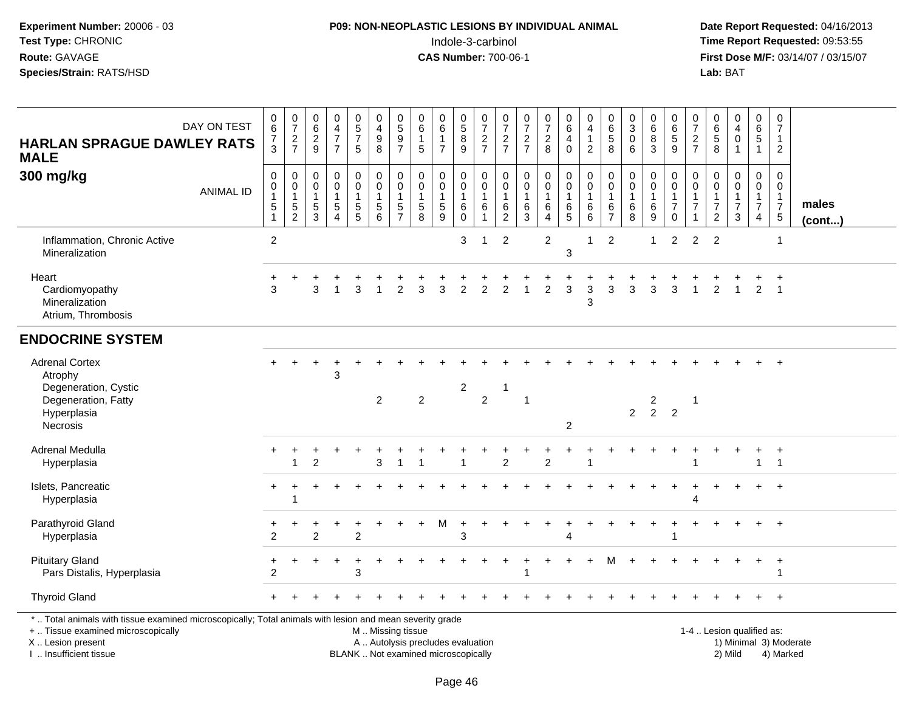**Experiment Number:** 20006 - 03
**Test Type:** CHRONIC
**Route:** GAVAGE
**Species/Strain:** RATS/HSD

**P09: NON-NEOPLASTIC LESIONS BY INDIVIDUAL ANIMAL**
Indole-3-carbinol
**CAS Number:** 700-06-1

**Date Report Requested:** 04/16/2013
**Time Report Requested:** 09:53:55
**First Dose M/F:** 03/14/07 / 03/15/07
**Lab:** BAT

| HARLAN SPRAGUE DAWLEY RATS MALE 300 mg/kg — DAY ON TEST | 0673 | 0727 | 0629 | 0477 | 0575 | 0498 | 0597 | 0615 | 0617 | 0589 | 0727 | 0727 | 0727 | 0728 | 0640 | 0412 | 0658 | 0306 | 0683 | 0659 | 0727 | 0658 | 0401 | 0651 | 0712 | |
|---|---|---|---|---|---|---|---|---|---|---|---|---|---|---|---|---|---|---|---|---|---|---|---|---|---|---|
| ANIMAL ID | 00151 | 00152 | 00153 | 00154 | 00155 | 00156 | 00157 | 00158 | 00159 | 00160 | 00161 | 00162 | 00163 | 00164 | 00165 | 00166 | 00167 | 00168 | 00169 | 00170 | 00171 | 00172 | 00173 | 00174 | 00175 | **males (cont...)** |
| Inflammation, Chronic Active | 2 | | | | | | | | | 3 | 1 | 2 | | 2 | | 1 | 2 | | 1 | 2 | 2 | 2 | | | 1 | |
| Mineralization | | | | | | | | | | | | | | | 3 | | | | | | | | | | | |
| Heart | + | + | + | + | + | + | + | + | + | + | + | + | + | + | + | + | + | + | + | + | + | + | + | + | + | |
| Cardiomyopathy | 3 | | 3 | 1 | 3 | 1 | 2 | 3 | 3 | 2 | 2 | 2 | 1 | 2 | 3 | 3 | 3 | 3 | 3 | 3 | 1 | 2 | 1 | 2 | 1 | |
| Mineralization | | | | | | | | | | | | | | | | 3 | | | | | | | | | | |
| Atrium, Thrombosis | | | | | | | | | | | | | | | | | | | | | | | | | | |
| **ENDOCRINE SYSTEM** | | | | | | | | | | | | | | | | | | | | | | | | | | |
| Adrenal Cortex | + | + | + | + | + | + | + | + | + | + | + | + | + | + | + | + | + | + | + | + | + | + | + | + | + | |
| Atrophy | | | | 3 | | | | | | | | | | | | | | | | | | | | | | |
| Degeneration, Cystic | | | | | | | | | | 2 | | 1 | | | | | | | | | | | | | | |
| Degeneration, Fatty | | | | | | 2 | | 2 | | | 2 | | 1 | | | | | | 2 | | 1 | | | | | |
| Hyperplasia | | | | | | | | | | | | | | | | | | 2 | 2 | 2 | | | | | | |
| Necrosis | | | | | | | | | | | | | | | 2 | | | | | | | | | | | |
| Adrenal Medulla | + | + | + | + | + | + | + | + | + | + | + | + | + | + | + | + | + | + | + | + | + | + | + | + | + | |
| Hyperplasia | | 1 | 2 | | | 3 | 1 | 1 | | 1 | | 2 | | 2 | | 1 | | | | | 1 | | | 1 | 1 | |
| Islets, Pancreatic | + | + | + | + | + | + | + | + | + | + | + | + | + | + | + | + | + | + | + | + | + | + | + | + | + | |
| Hyperplasia | | 1 | | | | | | | | | | | | | | | | | | | 4 | | | | | |
| Parathyroid Gland | + | + | + | + | + | + | + | + | M | + | + | + | + | + | + | + | + | + | + | + | + | + | + | + | + | |
| Hyperplasia | 2 | | 2 | | 2 | | | | | 3 | | | | | 4 | | | | | 1 | | | | | | |
| Pituitary Gland | + | + | + | + | + | + | + | + | + | + | + | + | + | + | + | + | M | + | + | + | + | + | + | + | + | |
| Pars Distalis, Hyperplasia | 2 | | | | 3 | | | | | | | | 1 | | | | | | | | | | | | 1 | |
| Thyroid Gland | + | + | + | + | + | + | + | + | + | + | + | + | + | + | + | + | + | + | + | + | + | + | + | + | + | |

\* .. Total animals with tissue examined microscopically; Total animals with lesion and mean severity grade
\+ .. Tissue examined microscopically
X .. Lesion present
I .. Insufficient tissue

M .. Missing tissue
A .. Autolysis precludes evaluation
BLANK .. Not examined microscopically

1-4 .. Lesion qualified as:
1) Minimal 3) Moderate
2) Mild 4) Marked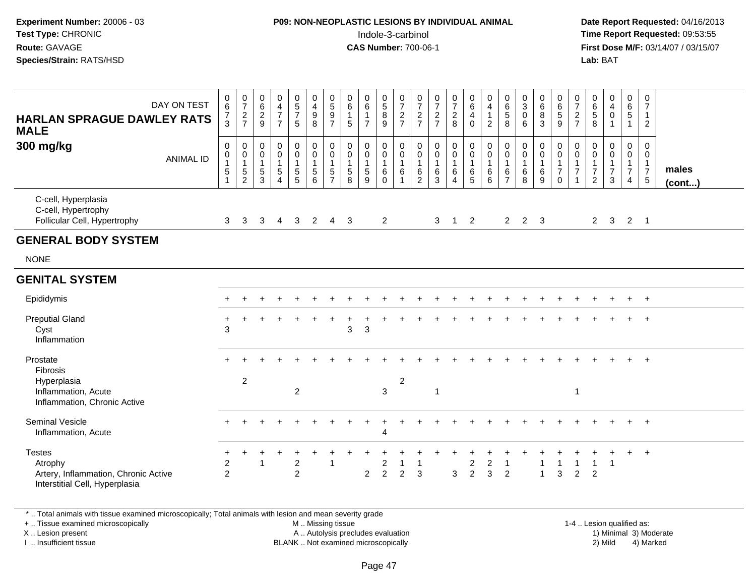**Experiment Number:** 20006 - 03
**Test Type:** CHRONIC
**Route:** GAVAGE
**Species/Strain:** RATS/HSD

**P09: NON-NEOPLASTIC LESIONS BY INDIVIDUAL ANIMAL**
Indole-3-carbinol
**CAS Number:** 700-06-1

**Date Report Requested:** 04/16/2013
**Time Report Requested:** 09:53:55
**First Dose M/F:** 03/14/07 / 03/15/07
**Lab:** BAT

| HARLAN SPRAGUE DAWLEY RATS MALE 300 mg/kg — DAY ON TEST | 673 | 727 | 629 | 477 | 575 | 498 | 597 | 615 | 617 | 589 | 727 | 727 | 727 | 728 | 640 | 412 | 658 | 306 | 683 | 659 | 727 | 658 | 401 | 651 | 712 | |
|---|---|---|---|---|---|---|---|---|---|---|---|---|---|---|---|---|---|---|---|---|---|---|---|---|---|---|
| ANIMAL ID | 00151 | 00152 | 00153 | 00154 | 00155 | 00156 | 00157 | 00158 | 00159 | 00160 | 00161 | 00162 | 00163 | 00164 | 00165 | 00166 | 00167 | 00168 | 00169 | 00170 | 00171 | 00172 | 00173 | 00174 | 00175 | males (cont...) |
| C-cell, Hyperplasia | | | | | | | | | | | | | | | | | | | | | | | | | | |
| C-cell, Hypertrophy | | | | | | | | | | | | | | | | | | | | | | | | | | |
| Follicular Cell, Hypertrophy | 3 | 3 | 3 | 4 | 3 | 2 | 4 | 3 | | 2 | | | 3 | 1 | 2 | | 2 | 2 | 3 | | | 2 | 3 | 2 | 1 | |
| **GENERAL BODY SYSTEM** | | | | | | | | | | | | | | | | | | | | | | | | | | |
| NONE | | | | | | | | | | | | | | | | | | | | | | | | | | |
| **GENITAL SYSTEM** | | | | | | | | | | | | | | | | | | | | | | | | | | |
| Epididymis | + | + | + | + | + | + | + | + | + | + | + | + | + | + | + | + | + | + | + | + | + | + | + | + | + | |
| Preputial Gland | + | + | + | + | + | + | + | + | + | + | + | + | + | + | + | + | + | + | + | + | + | + | + | + | + | |
| Cyst | 3 | | | | | | | 3 | 3 | | | | | | | | | | | | | | | | | |
| Inflammation | | | | | | | | | | | | | | | | | | | | | | | | | | |
| Prostate | + | + | + | + | + | + | + | + | + | + | + | + | + | + | + | + | + | + | + | + | + | + | + | + | + | |
| Fibrosis | | | | | | | | | | | | | | | | | | | | | | | | | | |
| Hyperplasia | | 2 | | | | | | | | | 2 | | | | | | | | | | | | | | | |
| Inflammation, Acute | | | | | 2 | | | | | 3 | | | 1 | | | | | | | | 1 | | | | | |
| Inflammation, Chronic Active | | | | | | | | | | | | | | | | | | | | | | | | | | |
| Seminal Vesicle | + | + | + | + | + | + | + | + | + | + | + | + | + | + | + | + | + | + | + | + | + | + | + | + | + | |
| Inflammation, Acute | | | | | | | | | | 4 | | | | | | | | | | | | | | | | |
| Testes | + | + | + | + | + | + | + | + | + | + | + | + | + | + | + | + | + | + | + | + | + | + | + | + | + | |
| Atrophy | 2 | | 1 | | 2 | | 1 | | | 2 | 1 | 1 | | | 2 | 2 | 1 | | 1 | 1 | 1 | 1 | 1 | | | |
| Artery, Inflammation, Chronic Active | 2 | | | | 2 | | | | 2 | 2 | 2 | 3 | | 3 | 2 | 3 | 2 | | 1 | 3 | 2 | 2 | | | | |
| Interstitial Cell, Hyperplasia | | | | | | | | | | | | | | | | | | | | | | | | | | |

* .. Total animals with tissue examined microscopically; Total animals with lesion and mean severity grade
+ .. Tissue examined microscopically
X .. Lesion present
I .. Insufficient tissue

M .. Missing tissue
A .. Autolysis precludes evaluation
BLANK .. Not examined microscopically

1-4 .. Lesion qualified as:
1) Minimal 3) Moderate
2) Mild 4) Marked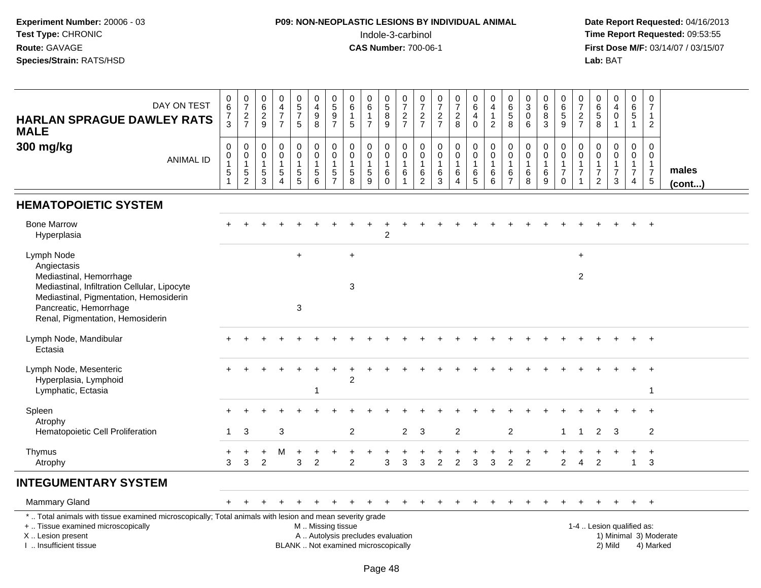**Experiment Number:** 20006 - 03
**Test Type:** CHRONIC
**Route:** GAVAGE
**Species/Strain:** RATS/HSD

**P09: NON-NEOPLASTIC LESIONS BY INDIVIDUAL ANIMAL**
Indole-3-carbinol
**CAS Number:** 700-06-1

**Date Report Requested:** 04/16/2013
**Time Report Requested:** 09:53:55
**First Dose M/F:** 03/14/07 / 03/15/07
**Lab:** BAT

**HARLAN SPRAGUE DAWLEY RATS MALE 300 mg/kg**

| DAY ON TEST | 673 | 727 | 629 | 477 | 575 | 498 | 597 | 615 | 617 | 589 | 727 | 727 | 727 | 728 | 640 | 412 | 658 | 306 | 683 | 659 | 727 | 658 | 401 | 651 | 712 | |
|---|---|---|---|---|---|---|---|---|---|---|---|---|---|---|---|---|---|---|---|---|---|---|---|---|---|---|
| ANIMAL ID | 00151 | 00152 | 00153 | 00154 | 00155 | 00156 | 00157 | 00158 | 00159 | 00160 | 00161 | 00162 | 00163 | 00164 | 00165 | 00166 | 00167 | 00168 | 00169 | 00170 | 00171 | 00172 | 00173 | 00174 | 00175 | males (cont...) |
| **HEMATOPOIETIC SYSTEM** | | | | | | | | | | | | | | | | | | | | | | | | | | |
| Bone Marrow | + | + | + | + | + | + | + | + | + | + | + | + | + | + | + | + | + | + | + | + | + | + | + | + | + | |
| Hyperplasia | | | | | | | | | | 2 | | | | | | | | | | | | | | | | |
| Lymph Node | | | | | + | | | + | | | | | | | | | | | | | + | | | | | |
| Angiectasis | | | | | | | | | | | | | | | | | | | | | | | | | | |
| Mediastinal, Hemorrhage | | | | | | | | | | | | | | | | | | | | | 2 | | | | | |
| Mediastinal, Infiltration Cellular, Lipocyte | | | | | | | | 3 | | | | | | | | | | | | | | | | | | |
| Mediastinal, Pigmentation, Hemosiderin | | | | | | | | | | | | | | | | | | | | | | | | | | |
| Pancreatic, Hemorrhage | | | | | 3 | | | | | | | | | | | | | | | | | | | | | |
| Renal, Pigmentation, Hemosiderin | | | | | | | | | | | | | | | | | | | | | | | | | | |
| Lymph Node, Mandibular | + | + | + | + | + | + | + | + | + | + | + | + | + | + | + | + | + | + | + | + | + | + | + | + | + | |
| Ectasia | | | | | | | | | | | | | | | | | | | | | | | | | | |
| Lymph Node, Mesenteric | + | + | + | + | + | + | + | + | + | + | + | + | + | + | + | + | + | + | + | + | + | + | + | + | + | |
| Hyperplasia, Lymphoid | | | | | | | | 2 | | | | | | | | | | | | | | | | | | |
| Lymphatic, Ectasia | | | | | | 1 | | | | | | | | | | | | | | | | | | | 1 | |
| Spleen | + | + | + | + | + | + | + | + | + | + | + | + | + | + | + | + | + | + | + | + | + | + | + | + | + | |
| Atrophy | | | | | | | | | | | | | | | | | | | | | | | | | | |
| Hematopoietic Cell Proliferation | 1 | 3 | | 3 | | | | 2 | | | 2 | 3 | | 2 | | | 2 | | | 1 | 1 | 2 | 3 | | 2 | |
| Thymus | + | + | + | M | + | + | + | + | + | + | + | + | + | + | + | + | + | + | + | + | + | + | + | + | + | |
| Atrophy | 3 | 3 | 2 | | 3 | 2 | | 2 | | 3 | 3 | 3 | 2 | 2 | 3 | 3 | 2 | 2 | | 2 | 4 | 2 | | 1 | 3 | |
| **INTEGUMENTARY SYSTEM** | | | | | | | | | | | | | | | | | | | | | | | | | | |
| Mammary Gland | + | + | + | + | + | + | + | + | + | + | + | + | + | + | + | + | + | + | + | + | + | + | + | + | + | |

\* .. Total animals with tissue examined microscopically; Total animals with lesion and mean severity grade
+ .. Tissue examined microscopically
X .. Lesion present
I .. Insufficient tissue
M .. Missing tissue
A .. Autolysis precludes evaluation
BLANK .. Not examined microscopically
1-4 .. Lesion qualified as: 1) Minimal 2) Mild 3) Moderate 4) Marked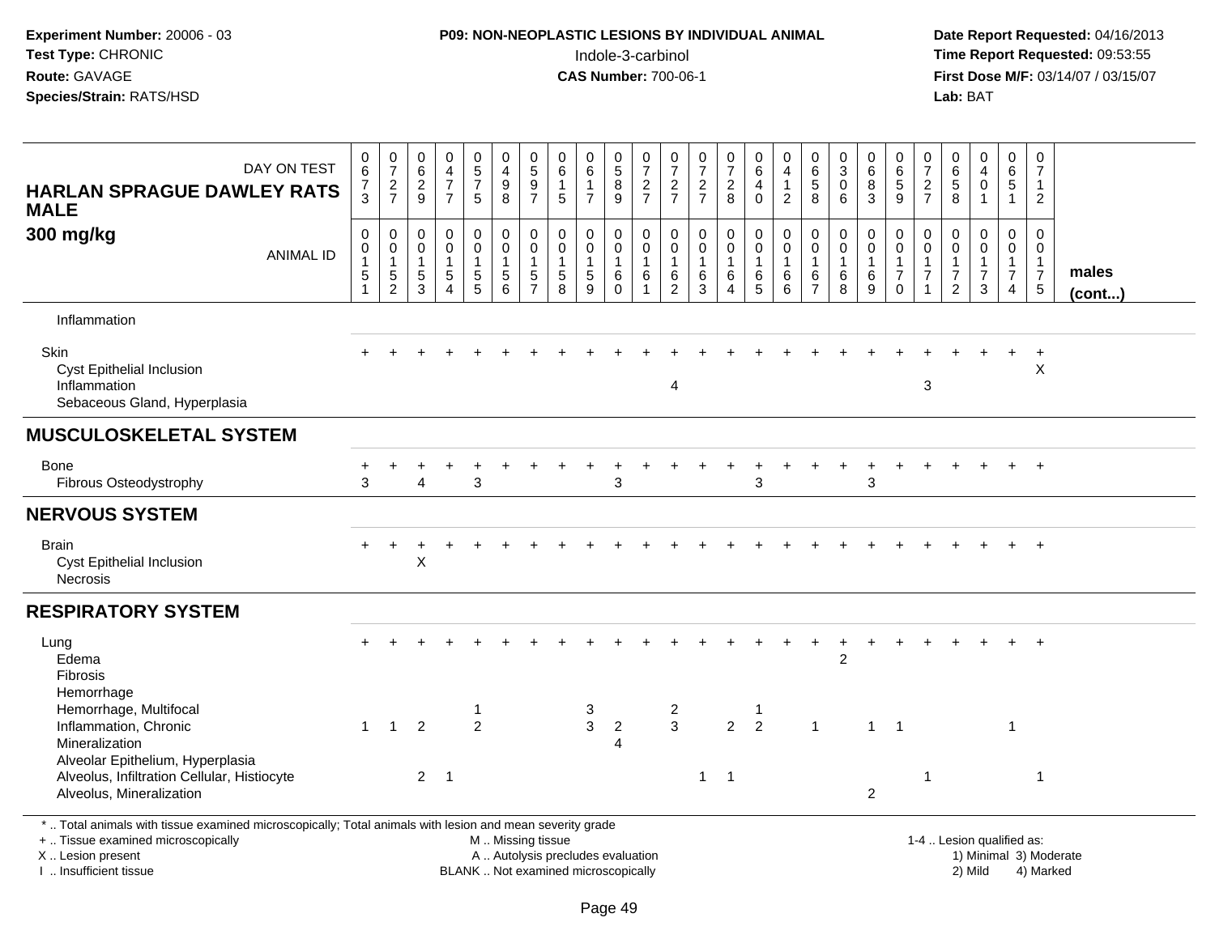**Experiment Number:** 20006 - 03
**Test Type:** CHRONIC
**Route:** GAVAGE
**Species/Strain:** RATS/HSD

**P09: NON-NEOPLASTIC LESIONS BY INDIVIDUAL ANIMAL**
Indole-3-carbinol
**CAS Number:** 700-06-1

**Date Report Requested:** 04/16/2013
**Time Report Requested:** 09:53:55
**First Dose M/F:** 03/14/07 / 03/15/07
**Lab:** BAT

| HARLAN SPRAGUE DAWLEY RATS MALE 300 mg/kg — DAY ON TEST | 0673 | 0727 | 0629 | 0477 | 0575 | 0498 | 0597 | 0615 | 0617 | 0589 | 0727 | 0727 | 0727 | 0728 | 0640 | 0412 | 0658 | 0306 | 0683 | 0659 | 0727 | 0658 | 0401 | 0651 | 0712 | |
|---|---|---|---|---|---|---|---|---|---|---|---|---|---|---|---|---|---|---|---|---|---|---|---|---|---|---|
| ANIMAL ID | 00151 | 00152 | 00153 | 00154 | 00155 | 00156 | 00157 | 00158 | 00159 | 00160 | 00161 | 00162 | 00163 | 00164 | 00165 | 00166 | 00167 | 00168 | 00169 | 00170 | 00171 | 00172 | 00173 | 00174 | 00175 | males (cont...) |
| Inflammation | | | | | | | | | | | | | | | | | | | | | | | | | | |
| Skin | + | + | + | + | + | + | + | + | + | + | + | + | + | + | + | + | + | + | + | + | + | + | + | + | + | |
| Cyst Epithelial Inclusion | | | | | | | | | | | | | | | | | | | | | | | | | X | |
| Inflammation | | | | | | | | | | | | 4 | | | | | | | | | 3 | | | | | |
| Sebaceous Gland, Hyperplasia | | | | | | | | | | | | | | | | | | | | | | | | | | |
| **MUSCULOSKELETAL SYSTEM** | | | | | | | | | | | | | | | | | | | | | | | | | | |
| Bone | + | + | + | + | + | + | + | + | + | + | + | + | + | + | + | + | + | + | + | + | + | + | + | + | + | |
| Fibrous Osteodystrophy | 3 | | 4 | | 3 | | | | | 3 | | | | | 3 | | | | 3 | | | | | | | |
| **NERVOUS SYSTEM** | | | | | | | | | | | | | | | | | | | | | | | | | | |
| Brain | + | + | + | + | + | + | + | + | + | + | + | + | + | + | + | + | + | + | + | + | + | + | + | + | + | |
| Cyst Epithelial Inclusion | | | X | | | | | | | | | | | | | | | | | | | | | | | |
| Necrosis | | | | | | | | | | | | | | | | | | | | | | | | | | |
| **RESPIRATORY SYSTEM** | | | | | | | | | | | | | | | | | | | | | | | | | | |
| Lung | + | + | + | + | + | + | + | + | + | + | + | + | + | + | + | + | + | + | + | + | + | + | + | + | + | |
| Edema | | | | | | | | | | | | | | | | | | 2 | | | | | | | | |
| Fibrosis | | | | | | | | | | | | | | | | | | | | | | | | | | |
| Hemorrhage | | | | | | | | | | | | | | | | | | | | | | | | | | |
| Hemorrhage, Multifocal | | | | | 1 | | | | 3 | | | 2 | | | 1 | | | | | | | | | | | |
| Inflammation, Chronic | 1 | 1 | 2 | | 2 | | | | 3 | 2 | | 3 | | 2 | 2 | | 1 | | 1 | 1 | | | | 1 | | |
| Mineralization | | | | | | | | | | 4 | | | | | | | | | | | | | | | | |
| Alveolar Epithelium, Hyperplasia | | | | | | | | | | | | | | | | | | | | | | | | | | |
| Alveolus, Infiltration Cellular, Histiocyte | | | 2 | 1 | | | | | | | | | 1 | 1 | | | | | | | 1 | | | | 1 | |
| Alveolus, Mineralization | | | | | | | | | | | | | | | | | | | 2 | | | | | | | |

\* .. Total animals with tissue examined microscopically; Total animals with lesion and mean severity grade
\+ .. Tissue examined microscopically
X .. Lesion present
I .. Insufficient tissue

M .. Missing tissue
A .. Autolysis precludes evaluation
BLANK .. Not examined microscopically

1-4 .. Lesion qualified as:
1) Minimal 3) Moderate
2) Mild 4) Marked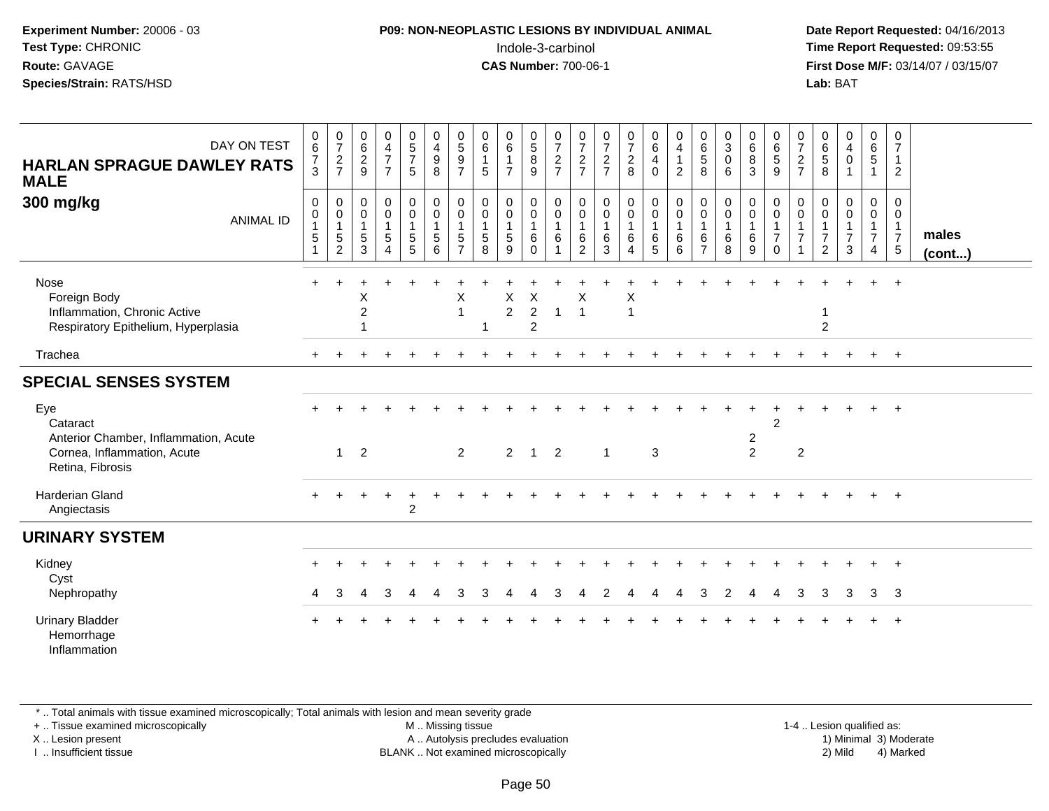**Experiment Number:** 20006 - 03
**Test Type:** CHRONIC
**Route:** GAVAGE
**Species/Strain:** RATS/HSD

**P09: NON-NEOPLASTIC LESIONS BY INDIVIDUAL ANIMAL**
Indole-3-carbinol
**CAS Number:** 700-06-1

**Date Report Requested:** 04/16/2013
**Time Report Requested:** 09:53:55
**First Dose M/F:** 03/14/07 / 03/15/07
**Lab:** BAT

**HARLAN SPRAGUE DAWLEY RATS MALE**
**300 mg/kg**

| DAY ON TEST | 0673 | 0727 | 0629 | 0477 | 0575 | 0498 | 0597 | 0615 | 0617 | 0589 | 0727 | 0727 | 0727 | 0728 | 0640 | 0412 | 0658 | 0306 | 0683 | 0659 | 0727 | 0658 | 0401 | 0651 | 0712 | |
|---|---|---|---|---|---|---|---|---|---|---|---|---|---|---|---|---|---|---|---|---|---|---|---|---|---|---|
| **ANIMAL ID** | 0151 | 0152 | 0153 | 0154 | 0155 | 0156 | 0157 | 0158 | 0159 | 0160 | 0161 | 0162 | 0163 | 0164 | 0165 | 0166 | 0167 | 0168 | 0169 | 0170 | 0171 | 0172 | 0173 | 0174 | 0175 | **males (cont...)** |
| Nose | + | + | + | + | + | + | + | + | + | + | + | + | + | + | + | + | + | + | + | + | + | + | + | + | + | |
| Foreign Body | | | X | | | | X | | X | X | | X | | X | | | | | | | | | | | | |
| Inflammation, Chronic Active | | | 2 | | | | 1 | | 2 | 2 | 1 | 1 | | 1 | | | | | | | | 1 | | | | |
| Respiratory Epithelium, Hyperplasia | | | 1 | | | | | 1 | | 2 | | | | | | | | | | | | 2 | | | | |
| Trachea | + | + | + | + | + | + | + | + | + | + | + | + | + | + | + | + | + | + | + | + | + | + | + | + | + | |
| **SPECIAL SENSES SYSTEM** | | | | | | | | | | | | | | | | | | | | | | | | | | |
| Eye | + | + | + | + | + | + | + | + | + | + | + | + | + | + | + | + | + | + | + | + | + | + | + | + | + | |
| Cataract | | | | | | | | | | | | | | | | | | | | 2 | | | | | | |
| Anterior Chamber, Inflammation, Acute | | | | | | | | | | | | | | | | | | | 2 | | | | | | | |
| Cornea, Inflammation, Acute | | 1 | 2 | | | | 2 | | 2 | 1 | 2 | | 1 | | 3 | | | | 2 | | 2 | | | | | |
| Retina, Fibrosis | | | | | | | | | | | | | | | | | | | | | | | | | | |
| Harderian Gland | + | + | + | + | + | + | + | + | + | + | + | + | + | + | + | + | + | + | + | + | + | + | + | + | + | |
| Angiectasis | | | | | 2 | | | | | | | | | | | | | | | | | | | | | |
| **URINARY SYSTEM** | | | | | | | | | | | | | | | | | | | | | | | | | | |
| Kidney | + | + | + | + | + | + | + | + | + | + | + | + | + | + | + | + | + | + | + | + | + | + | + | + | + | |
| Cyst | | | | | | | | | | | | | | | | | | | | | | | | | | |
| Nephropathy | 4 | 3 | 4 | 3 | 4 | 4 | 3 | 3 | 4 | 4 | 3 | 4 | 2 | 4 | 4 | 4 | 3 | 2 | 4 | 4 | 3 | 3 | 3 | 3 | 3 | |
| Urinary Bladder | + | + | + | + | + | + | + | + | + | + | + | + | + | + | + | + | + | + | + | + | + | + | + | + | + | |
| Hemorrhage | | | | | | | | | | | | | | | | | | | | | | | | | | |
| Inflammation | | | | | | | | | | | | | | | | | | | | | | | | | | |

\* .. Total animals with tissue examined microscopically; Total animals with lesion and mean severity grade
+ .. Tissue examined microscopically
X .. Lesion present
I .. Insufficient tissue
M .. Missing tissue
A .. Autolysis precludes evaluation
BLANK .. Not examined microscopically
1-4 .. Lesion qualified as: 1) Minimal 2) Mild 3) Moderate 4) Marked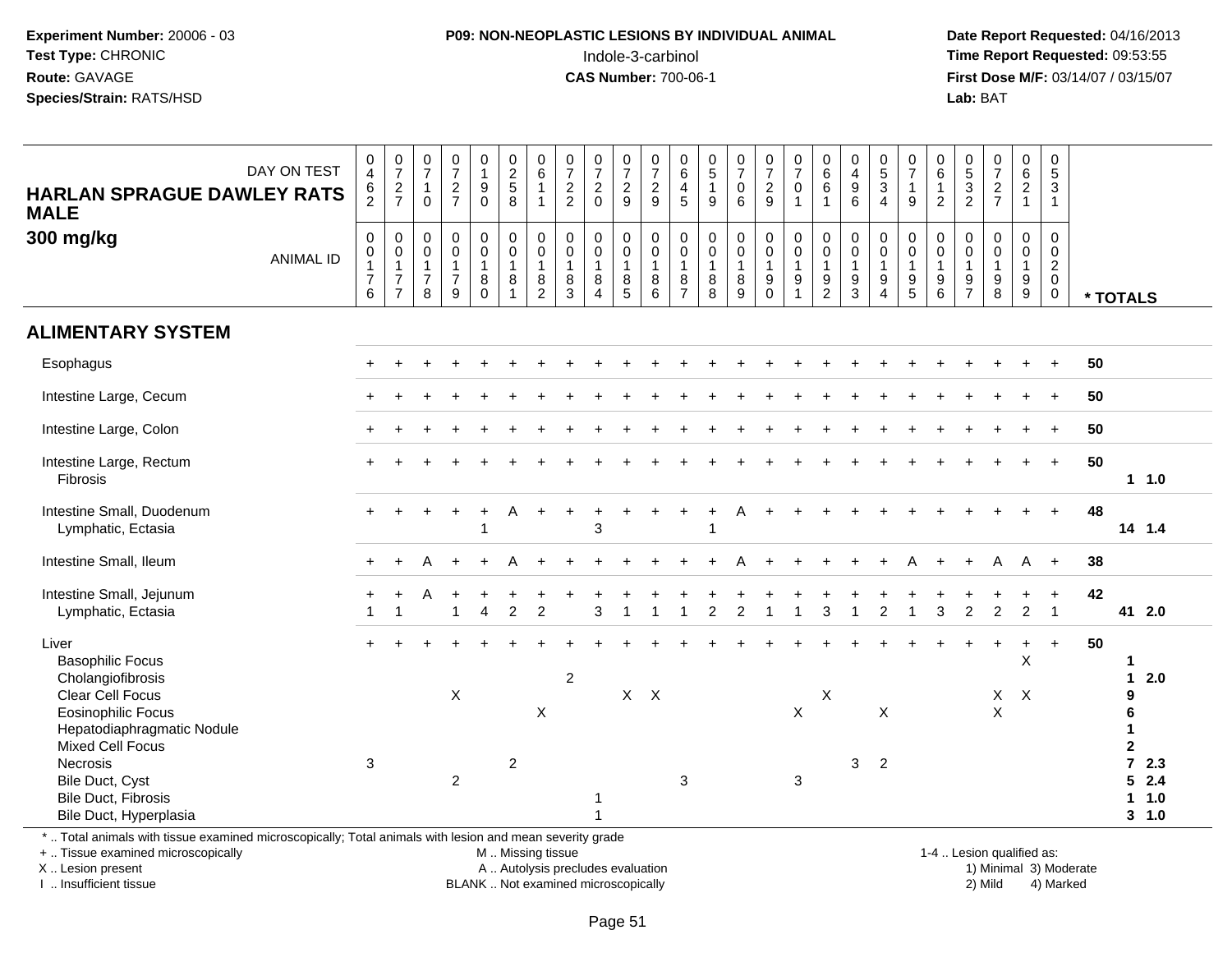**Experiment Number:** 20006 - 03
**Test Type:** CHRONIC
**Route:** GAVAGE
**Species/Strain:** RATS/HSD

**P09: NON-NEOPLASTIC LESIONS BY INDIVIDUAL ANIMAL**
Indole-3-carbinol
**CAS Number:** 700-06-1

**Date Report Requested:** 04/16/2013
**Time Report Requested:** 09:53:55
**First Dose M/F:** 03/14/07 / 03/15/07
**Lab:** BAT

**HARLAN SPRAGUE DAWLEY RATS MALE**
**300 mg/kg**

| DAY ON TEST | 0462 | 0727 | 0710 | 0727 | 0190 | 0258 | 0611 | 0722 | 0720 | 0729 | 0729 | 0645 | 0519 | 0706 | 0729 | 0701 | 0661 | 0496 | 0534 | 0719 | 0612 | 0532 | 0727 | 0621 | 0531 | |
|---|---|---|---|---|---|---|---|---|---|---|---|---|---|---|---|---|---|---|---|---|---|---|---|---|---|---|
| **ANIMAL ID** | 0176 | 0177 | 0178 | 0179 | 0180 | 0181 | 0182 | 0183 | 0184 | 0185 | 0186 | 0187 | 0188 | 0189 | 0190 | 0191 | 0192 | 0193 | 0194 | 0195 | 0196 | 0197 | 0198 | 0199 | 0200 | *** TOTALS** |
| **ALIMENTARY SYSTEM** | | | | | | | | | | | | | | | | | | | | | | | | | | |
| Esophagus | + | + | + | + | + | + | + | + | + | + | + | + | + | + | + | + | + | + | + | + | + | + | + | + | + | 50 |
| Intestine Large, Cecum | + | + | + | + | + | + | + | + | + | + | + | + | + | + | + | + | + | + | + | + | + | + | + | + | + | 50 |
| Intestine Large, Colon | + | + | + | + | + | + | + | + | + | + | + | + | + | + | + | + | + | + | + | + | + | + | + | + | + | 50 |
| Intestine Large, Rectum | + | + | + | + | + | + | + | + | + | + | + | + | + | + | + | + | + | + | + | + | + | + | + | + | + | 50 |
| Fibrosis | | | | | | | | | | | | | | | | | | | | | | | | | | 1 1.0 |
| Intestine Small, Duodenum | + | + | + | + | + | A | + | + | + | + | + | + | + | A | + | + | + | + | + | + | + | + | + | + | + | 48 |
| Lymphatic, Ectasia | | | | | 1 | | | | 3 | | | | 1 | | | | | | | | | | | | | 14 1.4 |
| Intestine Small, Ileum | + | + | A | + | + | A | + | + | + | + | + | + | + | A | + | + | + | + | + | A | + | + | A | A | + | 38 |
| Intestine Small, Jejunum | + | + | A | + | + | + | + | + | + | + | + | + | + | + | + | + | + | + | + | + | + | + | + | + | + | 42 |
| Lymphatic, Ectasia | 1 | 1 | | 1 | 4 | 2 | 2 | | 3 | 1 | 1 | 1 | 2 | 2 | 1 | 1 | 3 | 1 | 2 | 1 | 3 | 2 | 2 | 2 | 1 | 41 2.0 |
| Liver | + | + | + | + | + | + | + | + | + | + | + | + | + | + | + | + | + | + | + | + | + | + | + | + | + | 50 |
| Basophilic Focus | | | | | | | | | | | | | | | | | | | | | | | | X | | 1 |
| Cholangiofibrosis | | | | | | | | 2 | | | | | | | | | | | | | | | | | | 1 2.0 |
| Clear Cell Focus | | | | X | | | | | | X | X | | | | | | X | | | | | | X | X | | 9 |
| Eosinophilic Focus | | | | | | | X | | | | | | | | | X | | | X | | | | X | | | 6 |
| Hepatodiaphragmatic Nodule | | | | | | | | | | | | | | | | | | | | | | | | | | 1 |
| Mixed Cell Focus | | | | | | | | | | | | | | | | | | | | | | | | | | 2 |
| Necrosis | 3 | | | | | 2 | | | | | | | | | | | | 3 | 2 | | | | | | | 7 2.3 |
| Bile Duct, Cyst | | | | 2 | | | | | | | | 3 | | | | 3 | | | | | | | | | | 5 2.4 |
| Bile Duct, Fibrosis | | | | | | | | | 1 | | | | | | | | | | | | | | | | | 1 1.0 |
| Bile Duct, Hyperplasia | | | | | | | | | 1 | | | | | | | | | | | | | | | | | 3 1.0 |

\* .. Total animals with tissue examined microscopically; Total animals with lesion and mean severity grade
\+ .. Tissue examined microscopically
X .. Lesion present
I .. Insufficient tissue

M .. Missing tissue
A .. Autolysis precludes evaluation
BLANK .. Not examined microscopically

1-4 .. Lesion qualified as:
1) Minimal 3) Moderate
2) Mild 4) Marked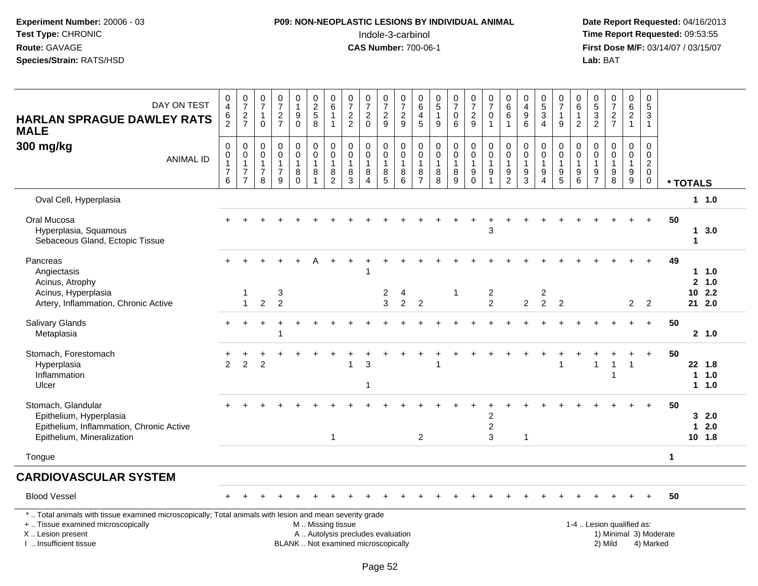**Experiment Number:** 20006 - 03
**Test Type:** CHRONIC
**Route:** GAVAGE
**Species/Strain:** RATS/HSD

**P09: NON-NEOPLASTIC LESIONS BY INDIVIDUAL ANIMAL**
Indole-3-carbinol
**CAS Number:** 700-06-1

**Date Report Requested:** 04/16/2013
**Time Report Requested:** 09:53:55
**First Dose M/F:** 03/14/07 / 03/15/07
**Lab:** BAT

**HARLAN SPRAGUE DAWLEY RATS MALE**
**300 mg/kg**

| DAY ON TEST | 0462 | 0727 | 0710 | 0727 | 0190 | 0258 | 0611 | 0722 | 0720 | 0729 | 0729 | 0645 | 0519 | 0706 | 0729 | 0701 | 0661 | 0496 | 0534 | 0719 | 0612 | 0532 | 0727 | 0621 | 0531 | |
|---|---|---|---|---|---|---|---|---|---|---|---|---|---|---|---|---|---|---|---|---|---|---|---|---|---|---|
| **ANIMAL ID** | 00176 | 00177 | 00178 | 00179 | 00180 | 00181 | 00182 | 00183 | 00184 | 00185 | 00186 | 00187 | 00188 | 00189 | 00190 | 00191 | 00192 | 00193 | 00194 | 00195 | 00196 | 00197 | 00198 | 00199 | 00200 | *** TOTALS** |
| Oval Cell, Hyperplasia | | | | | | | | | | | | | | | | | | | | | | | | | | 1 1.0 |
| Oral Mucosa | + | + | + | + | + | + | + | + | + | + | + | + | + | + | + | + | + | + | + | + | + | + | + | + | + | 50 |
| Hyperplasia, Squamous | | | | | | | | | | | | | | | | 3 | | | | | | | | | | 1 3.0 |
| Sebaceous Gland, Ectopic Tissue | | | | | | | | | | | | | | | | | | | | | | | | | | 1 |
| Pancreas | + | + | + | + | + | A | + | + | + | + | + | + | + | + | + | + | + | + | + | + | + | + | + | + | + | 49 |
| Angiectasis | | | | | | | | | 1 | | | | | | | | | | | | | | | | | 1 1.0 |
| Acinus, Atrophy | | | | | | | | | | | | | | | | | | | | | | | | | | 2 1.0 |
| Acinus, Hyperplasia | | 1 | | 3 | | | | | | 2 | 4 | | | 1 | | 2 | | | 2 | | | | | | | 10 2.2 |
| Artery, Inflammation, Chronic Active | | 1 | 2 | 2 | | | | | | 3 | 2 | 2 | | | | 2 | | 2 | 2 | 2 | | | | 2 | 2 | 21 2.0 |
| Salivary Glands | + | + | + | + | + | + | + | + | + | + | + | + | + | + | + | + | + | + | + | + | + | + | + | + | + | 50 |
| Metaplasia | | | | 1 | | | | | | | | | | | | | | | | | | | | | | 2 1.0 |
| Stomach, Forestomach | + | + | + | + | + | + | + | + | + | + | + | + | + | + | + | + | + | + | + | + | + | + | + | + | + | 50 |
| Hyperplasia | 2 | 2 | 2 | | | | | 1 | 3 | | | | 1 | | | | | | | 1 | | 1 | 1 | 1 | | 22 1.8 |
| Inflammation | | | | | | | | | | | | | | | | | | | | | | | 1 | | | 1 1.0 |
| Ulcer | | | | | | | | | 1 | | | | | | | | | | | | | | | | | 1 1.0 |
| Stomach, Glandular | + | + | + | + | + | + | + | + | + | + | + | + | + | + | + | + | + | + | + | + | + | + | + | + | + | 50 |
| Epithelium, Hyperplasia | | | | | | | | | | | | | | | | 2 | | | | | | | | | | 3 2.0 |
| Epithelium, Inflammation, Chronic Active | | | | | | | | | | | | | | | | 2 | | | | | | | | | | 1 2.0 |
| Epithelium, Mineralization | | | | | | | 1 | | | | | 2 | | | | 3 | | 1 | | | | | | | | 10 1.8 |
| Tongue | | | | | | | | | | | | | | | | | | | | | | | | | | 1 |

## CARDIOVASCULAR SYSTEM

| | | | | | | | | | | | | | | | | | | | | | | | | | | |
|---|---|---|---|---|---|---|---|---|---|---|---|---|---|---|---|---|---|---|---|---|---|---|---|---|---|---|
| Blood Vessel | + | + | + | + | + | + | + | + | + | + | + | + | + | + | + | + | + | + | + | + | + | + | + | + | + | 50 |

* .. Total animals with tissue examined microscopically; Total animals with lesion and mean severity grade
+ .. Tissue examined microscopically
X .. Lesion present
I .. Insufficient tissue

M .. Missing tissue
A .. Autolysis precludes evaluation
BLANK .. Not examined microscopically

1-4 .. Lesion qualified as:
1) Minimal 3) Moderate
2) Mild 4) Marked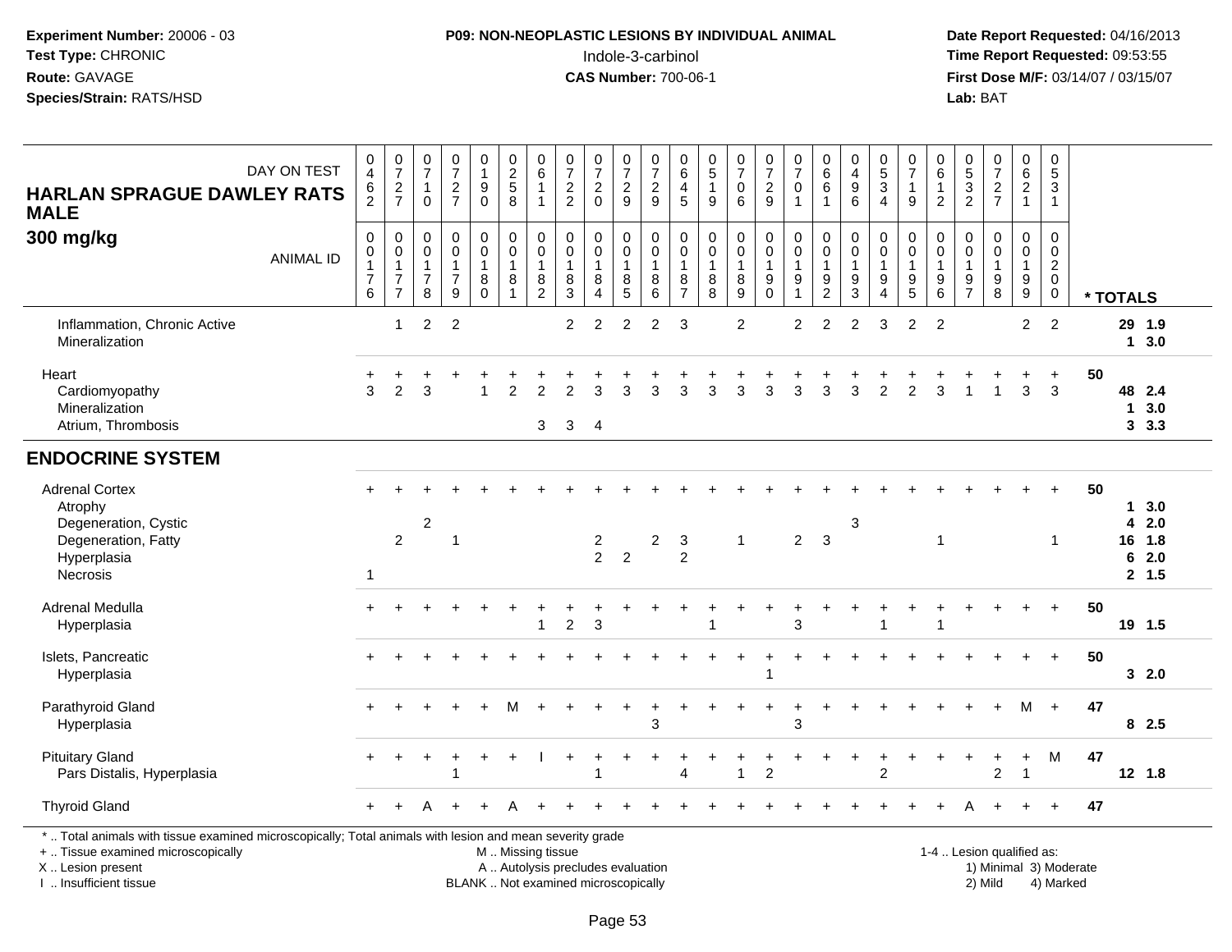**Experiment Number:** 20006 - 03
**Test Type:** CHRONIC
**Route:** GAVAGE
**Species/Strain:** RATS/HSD

**P09: NON-NEOPLASTIC LESIONS BY INDIVIDUAL ANIMAL**
Indole-3-carbinol
**CAS Number:** 700-06-1

**Date Report Requested:** 04/16/2013
**Time Report Requested:** 09:53:55
**First Dose M/F:** 03/14/07 / 03/15/07
**Lab:** BAT

| HARLAN SPRAGUE DAWLEY RATS MALE 300 mg/kg — DAY ON TEST | 462 | 727 | 710 | 727 | 190 | 258 | 611 | 722 | 720 | 729 | 729 | 645 | 519 | 706 | 729 | 701 | 661 | 496 | 534 | 719 | 612 | 532 | 727 | 621 | 531 | | |
|---|---|---|---|---|---|---|---|---|---|---|---|---|---|---|---|---|---|---|---|---|---|---|---|---|---|---|---|
| ANIMAL ID | 0176 | 0177 | 0178 | 0179 | 0180 | 0181 | 0182 | 0183 | 0184 | 0185 | 0186 | 0187 | 0188 | 0189 | 0190 | 0191 | 0192 | 0193 | 0194 | 0195 | 0196 | 0197 | 0198 | 0199 | 0200 | | * TOTALS |
| Inflammation, Chronic Active | | 1 | 2 | 2 | | | | 2 | 2 | 2 | 2 | 3 | | 2 | | 2 | 2 | 2 | 3 | 2 | 2 | | | 2 | 2 | | 29 1.9 |
| Mineralization | | | | | | | | | | | | | | | | | | | | | | | | | | | 1 3.0 |
| Heart | + | + | + | + | + | + | + | + | + | + | + | + | + | + | + | + | + | + | + | + | + | + | + | + | + | 50 | |
| Cardiomyopathy | 3 | 2 | 3 | | 1 | 2 | 2 | 2 | 3 | 3 | 3 | 3 | 3 | 3 | 3 | 3 | 3 | 3 | 2 | 2 | 3 | 1 | 1 | 3 | 3 | | 48 2.4 |
| Mineralization | | | | | | | | | | | | | | | | | | | | | | | | | | | 1 3.0 |
| Atrium, Thrombosis | | | | | | | 3 | 3 | 4 | | | | | | | | | | | | | | | | | | 3 3.3 |
| **ENDOCRINE SYSTEM** | | | | | | | | | | | | | | | | | | | | | | | | | | | |
| Adrenal Cortex | + | + | + | + | + | + | + | + | + | + | + | + | + | + | + | + | + | + | + | + | + | + | + | + | + | 50 | |
| Atrophy | | | | | | | | | | | | | | | | | | | | | | | | | | | 1 3.0 |
| Degeneration, Cystic | | | 2 | | | | | | | | | | | | | | | 3 | | | | | | | | | 4 2.0 |
| Degeneration, Fatty | | 2 | | 1 | | | | | 2 | | 2 | 3 | | 1 | | 2 | 3 | | | | 1 | | | | 1 | | 16 1.8 |
| Hyperplasia | | | | | | | | | 2 | 2 | | 2 | | | | | | | | | | | | | | | 6 2.0 |
| Necrosis | 1 | | | | | | | | | | | | | | | | | | | | | | | | | | 2 1.5 |
| Adrenal Medulla | + | + | + | + | + | + | + | + | + | + | + | + | + | + | + | + | + | + | + | + | + | + | + | + | + | 50 | |
| Hyperplasia | | | | | | | 1 | 2 | 3 | | | | 1 | | | 3 | | | 1 | | 1 | | | | | | 19 1.5 |
| Islets, Pancreatic | + | + | + | + | + | + | + | + | + | + | + | + | + | + | + | + | + | + | + | + | + | + | + | + | + | 50 | |
| Hyperplasia | | | | | | | | | | | | | | | 1 | | | | | | | | | | | | 3 2.0 |
| Parathyroid Gland | + | + | + | + | + | M | + | + | + | + | + | + | + | + | + | + | + | + | + | + | + | + | + | M | + | 47 | |
| Hyperplasia | | | | | | | | | | | 3 | | | | | 3 | | | | | | | | | | | 8 2.5 |
| Pituitary Gland | + | + | + | + | + | + | I | + | + | + | + | + | + | + | + | + | + | + | + | + | + | + | + | + | M | 47 | |
| Pars Distalis, Hyperplasia | | | | 1 | | | | | 1 | | | 4 | | 1 | 2 | | | | 2 | | | | 2 | 1 | | | 12 1.8 |
| Thyroid Gland | + | + | A | + | + | A | + | + | + | + | + | + | + | + | + | + | + | + | + | + | + | A | + | + | + | 47 | |

\* .. Total animals with tissue examined microscopically; Total animals with lesion and mean severity grade
\+ .. Tissue examined microscopically
X .. Lesion present
I .. Insufficient tissue
M .. Missing tissue
A .. Autolysis precludes evaluation
BLANK .. Not examined microscopically
1-4 .. Lesion qualified as: 1) Minimal 2) Mild 3) Moderate 4) Marked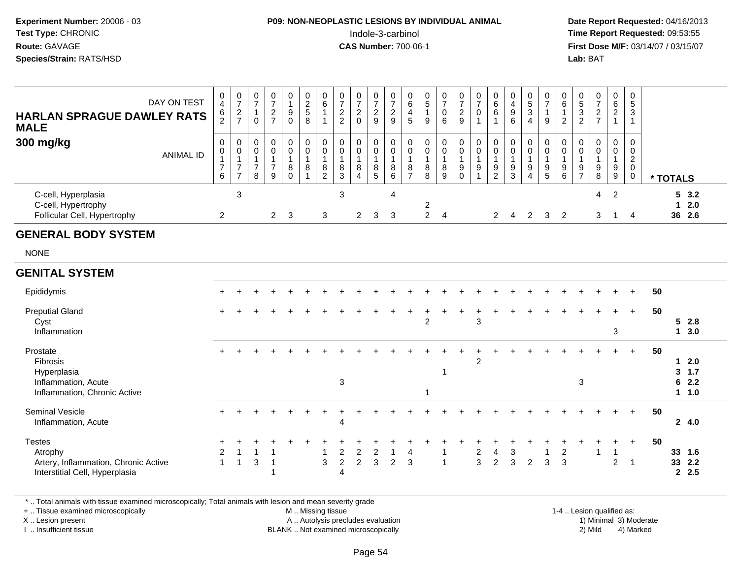**Experiment Number:** 20006 - 03
**Test Type:** CHRONIC
**Route:** GAVAGE
**Species/Strain:** RATS/HSD

**P09: NON-NEOPLASTIC LESIONS BY INDIVIDUAL ANIMAL**
Indole-3-carbinol
**CAS Number:** 700-06-1

**Date Report Requested:** 04/16/2013
**Time Report Requested:** 09:53:55
**First Dose M/F:** 03/14/07 / 03/15/07
**Lab:** BAT

## HARLAN SPRAGUE DAWLEY RATS MALE 300 mg/kg

| DAY ON TEST | 462 | 727 | 710 | 727 | 190 | 258 | 611 | 722 | 720 | 729 | 729 | 645 | 519 | 706 | 729 | 701 | 661 | 496 | 534 | 719 | 612 | 532 | 727 | 621 | 531 | |
|---|---|---|---|---|---|---|---|---|---|---|---|---|---|---|---|---|---|---|---|---|---|---|---|---|---|---|
| **ANIMAL ID** | 0176 | 0177 | 0178 | 0179 | 0180 | 0181 | 0182 | 0183 | 0184 | 0185 | 0186 | 0187 | 0188 | 0189 | 0190 | 0191 | 0192 | 0193 | 0194 | 0195 | 0196 | 0197 | 0198 | 0199 | 0200 | *** TOTALS** |
| C-cell, Hyperplasia | | 3 | | | | | | 3 | | | 4 | | | | | | | | | | | | 4 | 2 | | 5 3.2 |
| C-cell, Hypertrophy | | | | | | | | | | | | | 2 | | | | | | | | | | | | | 1 2.0 |
| Follicular Cell, Hypertrophy | 2 | | | 2 | 3 | | 3 | | 2 | 3 | 3 | | 2 | 4 | | | 2 | 4 | 2 | 3 | 2 | | 3 | 1 | 4 | 36 2.6 |
| **GENERAL BODY SYSTEM** | | | | | | | | | | | | | | | | | | | | | | | | | | |
| NONE | | | | | | | | | | | | | | | | | | | | | | | | | | |
| **GENITAL SYSTEM** | | | | | | | | | | | | | | | | | | | | | | | | | | |
| Epididymis | + | + | + | + | + | + | + | + | + | + | + | + | + | + | + | + | + | + | + | + | + | + | + | + | + | 50 |
| Preputial Gland | + | + | + | + | + | + | + | + | + | + | + | + | + | + | + | + | + | + | + | + | + | + | + | + | + | 50 |
| Cyst | | | | | | | | | | | | | 2 | | | 3 | | | | | | | | | | 5 2.8 |
| Inflammation | | | | | | | | | | | | | | | | | | | | | | | | 3 | | 1 3.0 |
| Prostate | + | + | + | + | + | + | + | + | + | + | + | + | + | + | + | + | + | + | + | + | + | + | + | + | + | 50 |
| Fibrosis | | | | | | | | | | | | | | | | 2 | | | | | | | | | | 1 2.0 |
| Hyperplasia | | | | | | | | | | | | | | 1 | | | | | | | | | | | | 3 1.7 |
| Inflammation, Acute | | | | | | | | 3 | | | | | | | | | | | | | | 3 | | | | 6 2.2 |
| Inflammation, Chronic Active | | | | | | | | | | | | | 1 | | | | | | | | | | | | | 1 1.0 |
| Seminal Vesicle | + | + | + | + | + | + | + | + | + | + | + | + | + | + | + | + | + | + | + | + | + | + | + | + | + | 50 |
| Inflammation, Acute | | | | | | | | 4 | | | | | | | | | | | | | | | | | | 2 4.0 |
| Testes | + | + | + | + | + | + | + | + | + | + | + | + | + | + | + | + | + | + | + | + | + | + | + | + | + | 50 |
| Atrophy | 2 | 1 | 1 | 1 | | | 1 | 2 | 2 | 2 | 1 | 4 | | 1 | | 2 | 4 | 3 | | 1 | 2 | | 1 | 1 | | 33 1.6 |
| Artery, Inflammation, Chronic Active | 1 | 1 | 3 | 1 | | | 3 | 2 | 2 | 3 | 2 | 3 | | 1 | | 3 | 2 | 3 | 2 | 3 | 3 | | | 2 | 1 | 33 2.2 |
| Interstitial Cell, Hyperplasia | | | | 1 | | | | 4 | | | | | | | | | | | | | | | | | | 2 2.5 |

\* .. Total animals with tissue examined microscopically; Total animals with lesion and mean severity grade
\+ .. Tissue examined microscopically
X .. Lesion present
I .. Insufficient tissue
M .. Missing tissue
A .. Autolysis precludes evaluation
BLANK .. Not examined microscopically
1-4 .. Lesion qualified as: 1) Minimal 2) Mild 3) Moderate 4) Marked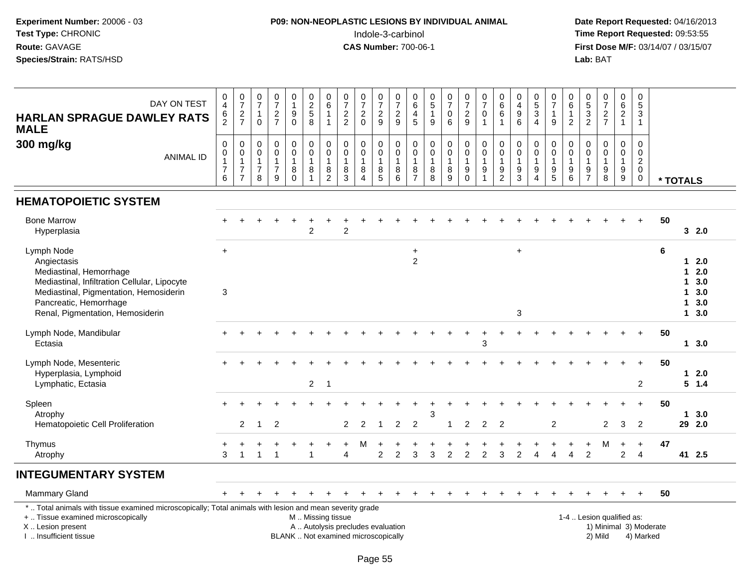**Experiment Number:** 20006 - 03
**Test Type:** CHRONIC
**Route:** GAVAGE
**Species/Strain:** RATS/HSD

**P09: NON-NEOPLASTIC LESIONS BY INDIVIDUAL ANIMAL**
Indole-3-carbinol
**CAS Number:** 700-06-1

**Date Report Requested:** 04/16/2013
**Time Report Requested:** 09:53:55
**First Dose M/F:** 03/14/07 / 03/15/07
**Lab:** BAT

| HARLAN SPRAGUE DAWLEY RATS MALE 300 mg/kg — DAY ON TEST | 0462 | 0727 | 0710 | 0727 | 0190 | 0258 | 0611 | 0722 | 0720 | 0729 | 0729 | 0645 | 0519 | 0706 | 0729 | 0701 | 0661 | 0496 | 0534 | 0719 | 0612 | 0532 | 0727 | 0621 | 0531 | | |
|---|---|---|---|---|---|---|---|---|---|---|---|---|---|---|---|---|---|---|---|---|---|---|---|---|---|---|---|
| **ANIMAL ID** | 0176 | 0177 | 0178 | 0179 | 0180 | 0181 | 0182 | 0183 | 0184 | 0185 | 0186 | 0187 | 0188 | 0189 | 0190 | 0191 | 0192 | 0193 | 0194 | 0195 | 0196 | 0197 | 0198 | 0199 | 0200 | *** TOTALS** | |
| **HEMATOPOIETIC SYSTEM** | | | | | | | | | | | | | | | | | | | | | | | | | | | |
| Bone Marrow | + | + | + | + | + | + | + | + | + | + | + | + | + | + | + | + | + | + | + | + | + | + | + | + | + | 50 | |
| Hyperplasia | | | | | | 2 | | 2 | | | | | | | | | | | | | | | | | | 3 | 2.0 |
| Lymph Node | + | | | | | | | | | | | + | | | | | | + | | | | | | | | 6 | |
| Angiectasis | | | | | | | | | | | | 2 | | | | | | | | | | | | | | 1 | 2.0 |
| Mediastinal, Hemorrhage | | | | | | | | | | | | | | | | | | | | | | | | | | 1 | 2.0 |
| Mediastinal, Infiltration Cellular, Lipocyte | | | | | | | | | | | | | | | | | | | | | | | | | | 1 | 3.0 |
| Mediastinal, Pigmentation, Hemosiderin | 3 | | | | | | | | | | | | | | | | | | | | | | | | | 1 | 3.0 |
| Pancreatic, Hemorrhage | | | | | | | | | | | | | | | | | | | | | | | | | | 1 | 3.0 |
| Renal, Pigmentation, Hemosiderin | | | | | | | | | | | | | | | | | | 3 | | | | | | | | 1 | 3.0 |
| Lymph Node, Mandibular | + | + | + | + | + | + | + | + | + | + | + | + | + | + | + | + | + | + | + | + | + | + | + | + | + | 50 | |
| Ectasia | | | | | | | | | | | | | | | | 3 | | | | | | | | | | 1 | 3.0 |
| Lymph Node, Mesenteric | + | + | + | + | + | + | + | + | + | + | + | + | + | + | + | + | + | + | + | + | + | + | + | + | + | 50 | |
| Hyperplasia, Lymphoid | | | | | | | | | | | | | | | | | | | | | | | | | | 1 | 2.0 |
| Lymphatic, Ectasia | | | | | | 2 | 1 | | | | | | | | | | | | | | | | | | 2 | 5 | 1.4 |
| Spleen | + | + | + | + | + | + | + | + | + | + | + | + | + | + | + | + | + | + | + | + | + | + | + | + | + | 50 | |
| Atrophy | | | | | | | | | | | | | 3 | | | | | | | | | | | | | 1 | 3.0 |
| Hematopoietic Cell Proliferation | | 2 | 1 | 2 | | | | 2 | 2 | 1 | 2 | 2 | | 1 | 2 | 2 | 2 | | | 2 | | | 2 | 3 | 2 | 29 | 2.0 |
| Thymus | + | + | + | + | + | + | + | + | M | + | + | + | + | + | + | + | + | + | + | + | + | + | M | + | + | 47 | |
| Atrophy | 3 | 1 | 1 | 1 | | 1 | | 4 | | 2 | 2 | 3 | 3 | 2 | 2 | 2 | 3 | 2 | 4 | 4 | 4 | 2 | | 2 | 4 | 41 | 2.5 |
| **INTEGUMENTARY SYSTEM** | | | | | | | | | | | | | | | | | | | | | | | | | | | |
| Mammary Gland | + | + | + | + | + | + | + | + | + | + | + | + | + | + | + | + | + | + | + | + | + | + | + | + | + | 50 | |

\* .. Total animals with tissue examined microscopically; Total animals with lesion and mean severity grade
\+ .. Tissue examined microscopically
X .. Lesion present
I .. Insufficient tissue

M .. Missing tissue
A .. Autolysis precludes evaluation
BLANK .. Not examined microscopically

1-4 .. Lesion qualified as:
1) Minimal 3) Moderate
2) Mild 4) Marked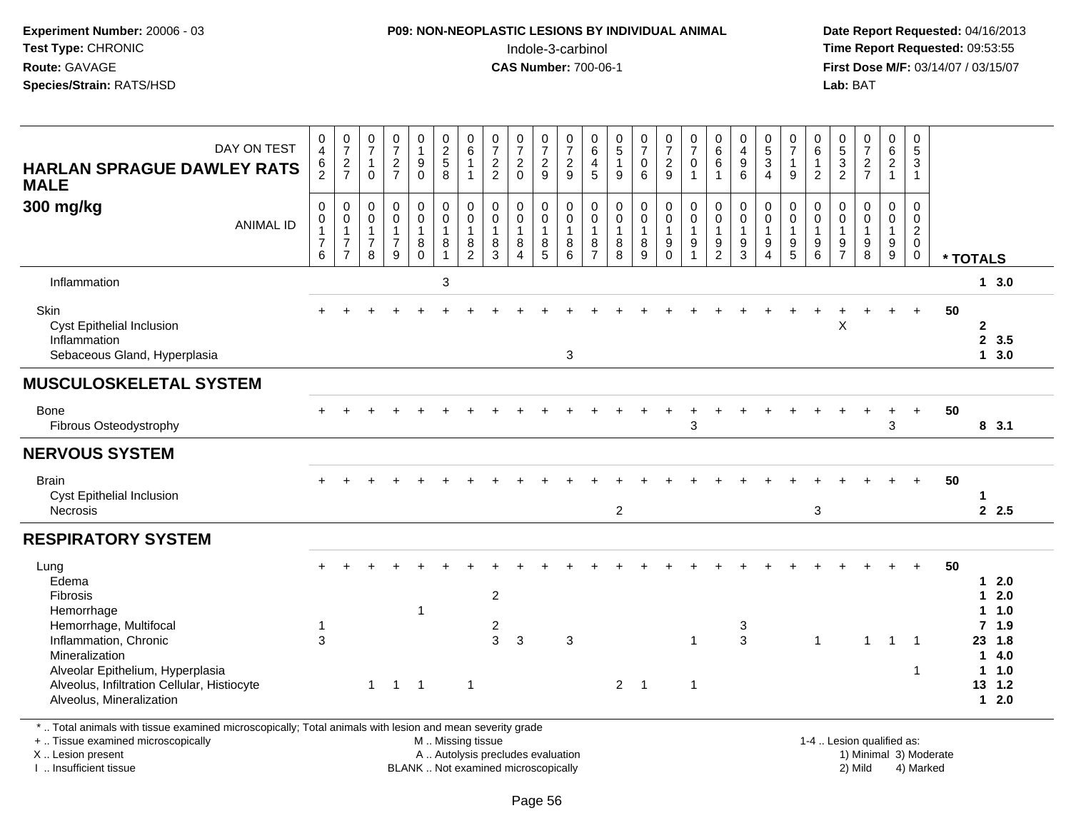**Experiment Number:** 20006 - 03
**Test Type:** CHRONIC
**Route:** GAVAGE
**Species/Strain:** RATS/HSD

**P09: NON-NEOPLASTIC LESIONS BY INDIVIDUAL ANIMAL**
Indole-3-carbinol
**CAS Number:** 700-06-1

**Date Report Requested:** 04/16/2013
**Time Report Requested:** 09:53:55
**First Dose M/F:** 03/14/07 / 03/15/07
**Lab:** BAT

| HARLAN SPRAGUE DAWLEY RATS MALE 300 mg/kg — DAY ON TEST | 0462 | 0727 | 0710 | 0727 | 0190 | 0258 | 0611 | 0722 | 0720 | 0729 | 0729 | 0645 | 0519 | 0706 | 0729 | 0701 | 0661 | 0496 | 0534 | 0719 | 0612 | 0532 | 0727 | 0621 | 0531 | |
|---|---|---|---|---|---|---|---|---|---|---|---|---|---|---|---|---|---|---|---|---|---|---|---|---|---|---|
| ANIMAL ID | 0176 | 0177 | 0178 | 0179 | 0180 | 0181 | 0182 | 0183 | 0184 | 0185 | 0186 | 0187 | 0188 | 0189 | 0190 | 0191 | 0192 | 0193 | 0194 | 0195 | 0196 | 0197 | 0198 | 0199 | 0200 | * TOTALS |
| Inflammation | | | | | | 3 | | | | | | | | | | | | | | | | | | | | 1 3.0 |
| **Skin** | + | + | + | + | + | + | + | + | + | + | + | + | + | + | + | + | + | + | + | + | + | + | + | + | + | 50 |
| Cyst Epithelial Inclusion | | | | | | | | | | | | | | | | | | | | | | X | | | | 2 |
| Inflammation | | | | | | | | | | | | | | | | | | | | | | | | | | 2 3.5 |
| Sebaceous Gland, Hyperplasia | | | | | | | | | | | 3 | | | | | | | | | | | | | | | 1 3.0 |
| **MUSCULOSKELETAL SYSTEM** | | | | | | | | | | | | | | | | | | | | | | | | | | |
| **Bone** | + | + | + | + | + | + | + | + | + | + | + | + | + | + | + | + | + | + | + | + | + | + | + | + | + | 50 |
| Fibrous Osteodystrophy | | | | | | | | | | | | | | | | 3 | | | | | | | | 3 | | 8 3.1 |
| **NERVOUS SYSTEM** | | | | | | | | | | | | | | | | | | | | | | | | | | |
| **Brain** | + | + | + | + | + | + | + | + | + | + | + | + | + | + | + | + | + | + | + | + | + | + | + | + | + | 50 |
| Cyst Epithelial Inclusion | | | | | | | | | | | | | | | | | | | | | | | | | | 1 |
| Necrosis | | | | | | | | | | | | | 2 | | | | | | | | 3 | | | | | 2 2.5 |
| **RESPIRATORY SYSTEM** | | | | | | | | | | | | | | | | | | | | | | | | | | |
| **Lung** | + | + | + | + | + | + | + | + | + | + | + | + | + | + | + | + | + | + | + | + | + | + | + | + | + | 50 |
| Edema | | | | | | | | | | | | | | | | | | | | | | | | | | 1 2.0 |
| Fibrosis | | | | | | | | 2 | | | | | | | | | | | | | | | | | | 1 2.0 |
| Hemorrhage | | | | | 1 | | | | | | | | | | | | | | | | | | | | | 1 1.0 |
| Hemorrhage, Multifocal | 1 | | | | | | | 2 | | | | | | | | | | 3 | | | | | | | | 7 1.9 |
| Inflammation, Chronic | 3 | | | | | | | 3 | 3 | | 3 | | | | | 1 | | 3 | | | 1 | | 1 | 1 | 1 | 23 1.8 |
| Mineralization | | | | | | | | | | | | | | | | | | | | | | | | | | 1 4.0 |
| Alveolar Epithelium, Hyperplasia | | | | | | | | | | | | | | | | | | | | | | | | | 1 | 1 1.0 |
| Alveolus, Infiltration Cellular, Histiocyte | | | 1 | 1 | 1 | | 1 | | | | | | 2 | 1 | | 1 | | | | | | | | | | 13 1.2 |
| Alveolus, Mineralization | | | | | | | | | | | | | | | | | | | | | | | | | | 1 2.0 |

\* .. Total animals with tissue examined microscopically; Total animals with lesion and mean severity grade
\+ .. Tissue examined microscopically
X .. Lesion present
I .. Insufficient tissue

M .. Missing tissue
A .. Autolysis precludes evaluation
BLANK .. Not examined microscopically

1-4 .. Lesion qualified as:
1) Minimal 3) Moderate
2) Mild 4) Marked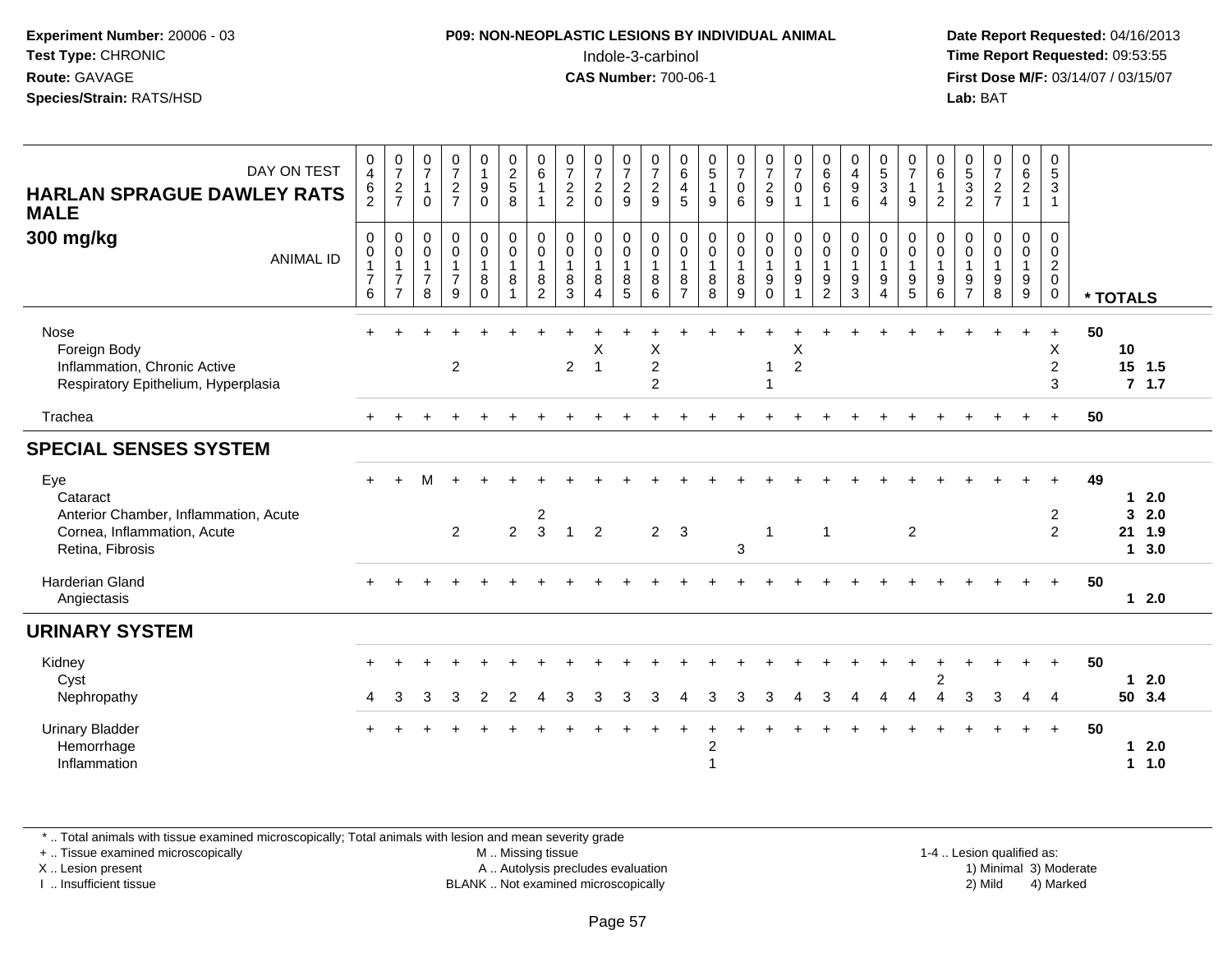**Experiment Number:** 20006 - 03
**Test Type:** CHRONIC
**Route:** GAVAGE
**Species/Strain:** RATS/HSD

**P09: NON-NEOPLASTIC LESIONS BY INDIVIDUAL ANIMAL**
Indole-3-carbinol
**CAS Number:** 700-06-1

**Date Report Requested:** 04/16/2013
**Time Report Requested:** 09:53:55
**First Dose M/F:** 03/14/07 / 03/15/07
**Lab:** BAT

| HARLAN SPRAGUE DAWLEY RATS MALE 300 mg/kg | DAY ON TEST | 0462 | 0727 | 0710 | 0727 | 0190 | 0258 | 0611 | 0722 | 0720 | 0729 | 0729 | 0645 | 0519 | 0706 | 0729 | 0701 | 0661 | 0496 | 0534 | 0719 | 0612 | 0532 | 0727 | 0621 | 0531 | |
|---|---|---|---|---|---|---|---|---|---|---|---|---|---|---|---|---|---|---|---|---|---|---|---|---|---|---|---|
| | ANIMAL ID | 0176 | 0177 | 0178 | 0179 | 0180 | 0181 | 0182 | 0183 | 0184 | 0185 | 0186 | 0187 | 0188 | 0189 | 0190 | 0191 | 0192 | 0193 | 0194 | 0195 | 0196 | 0197 | 0198 | 0199 | 0200 | * TOTALS |
| Nose | | + | + | + | + | + | + | + | + | + | + | + | + | + | + | + | + | + | + | + | + | + | + | + | + | + | 50 |
| Foreign Body | | | | | | | | | | X | | X | | | | | X | | | | | | | | | X | 10 |
| Inflammation, Chronic Active | | | | | 2 | | | | 2 | 1 | | 2 | | | | 1 | 2 | | | | | | | | | 2 | 15 1.5 |
| Respiratory Epithelium, Hyperplasia | | | | | | | | | | | | 2 | | | | 1 | | | | | | | | | | 3 | 7 1.7 |
| Trachea | | + | + | + | + | + | + | + | + | + | + | + | + | + | + | + | + | + | + | + | + | + | + | + | + | + | 50 |
| **SPECIAL SENSES SYSTEM** | | | | | | | | | | | | | | | | | | | | | | | | | | | |
| Eye | | + | + | M | + | + | + | + | + | + | + | + | + | + | + | + | + | + | + | + | + | + | + | + | + | + | 49 |
| Cataract | | | | | | | | | | | | | | | | | | | | | | | | | | | 1 2.0 |
| Anterior Chamber, Inflammation, Acute | | | | | | | | 2 | | | | | | | | | | | | | | | | | | 2 | 3 2.0 |
| Cornea, Inflammation, Acute | | | | | 2 | | 2 | 3 | 1 | 2 | | 2 | 3 | | | 1 | | 1 | | | 2 | | | | | 2 | 21 1.9 |
| Retina, Fibrosis | | | | | | | | | | | | | | | 3 | | | | | | | | | | | | 1 3.0 |
| Harderian Gland | | + | + | + | + | + | + | + | + | + | + | + | + | + | + | + | + | + | + | + | + | + | + | + | + | + | 50 |
| Angiectasis | | | | | | | | | | | | | | | | | | | | | | | | | | | 1 2.0 |
| **URINARY SYSTEM** | | | | | | | | | | | | | | | | | | | | | | | | | | | |
| Kidney | | + | + | + | + | + | + | + | + | + | + | + | + | + | + | + | + | + | + | + | + | + | + | + | + | + | 50 |
| Cyst | | | | | | | | | | | | | | | | | | | | | | 2 | | | | | 1 2.0 |
| Nephropathy | | 4 | 3 | 3 | 3 | 2 | 2 | 4 | 3 | 3 | 3 | 3 | 4 | 3 | 3 | 3 | 4 | 3 | 4 | 4 | 4 | 4 | 3 | 3 | 4 | 4 | 50 3.4 |
| Urinary Bladder | | + | + | + | + | + | + | + | + | + | + | + | + | + | + | + | + | + | + | + | + | + | + | + | + | + | 50 |
| Hemorrhage | | | | | | | | | | | | | | 2 | | | | | | | | | | | | | 1 2.0 |
| Inflammation | | | | | | | | | | | | | | 1 | | | | | | | | | | | | | 1 1.0 |

\* .. Total animals with tissue examined microscopically; Total animals with lesion and mean severity grade
\+ .. Tissue examined microscopically
X .. Lesion present
I .. Insufficient tissue
M .. Missing tissue
A .. Autolysis precludes evaluation
BLANK .. Not examined microscopically
1-4 .. Lesion qualified as: 1) Minimal 2) Mild 3) Moderate 4) Marked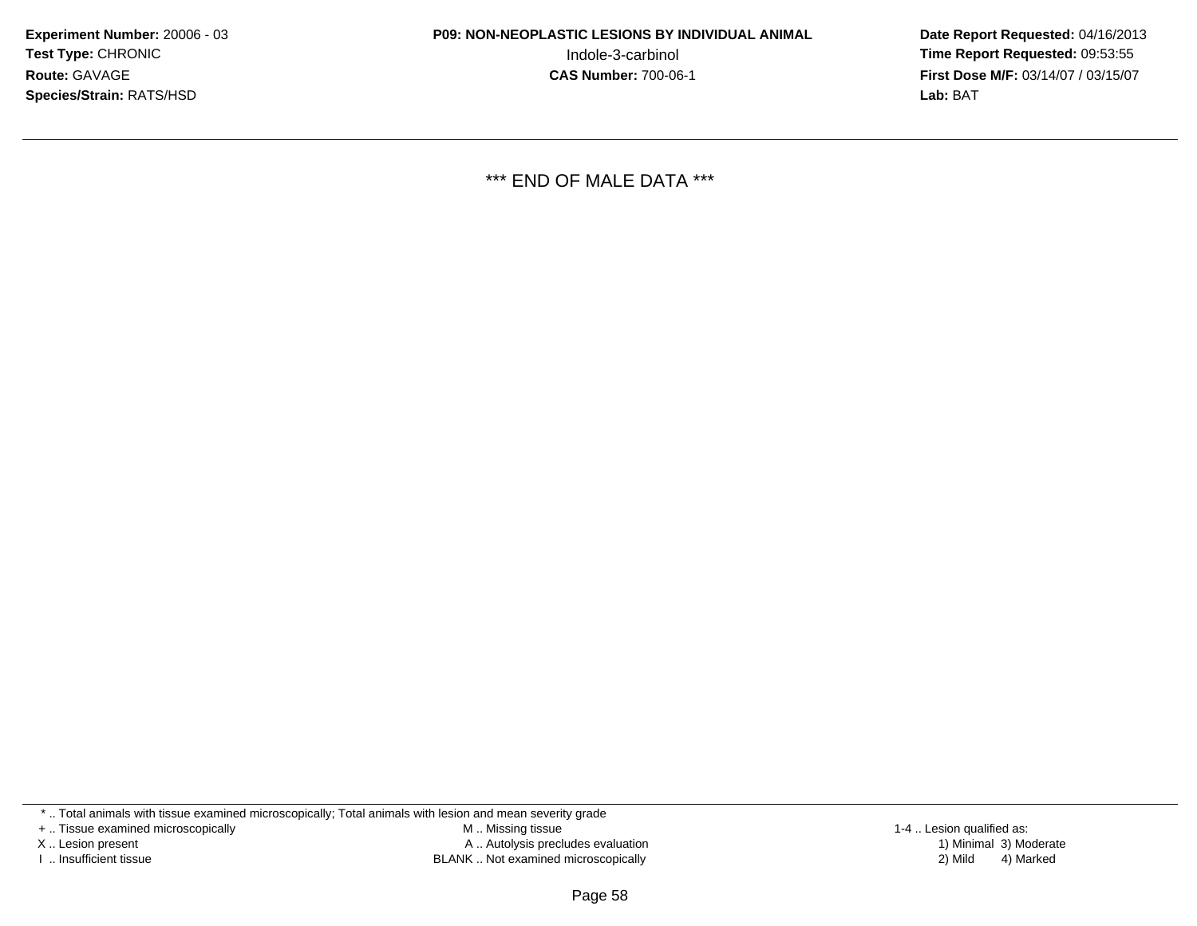*** END OF MALE DATA ***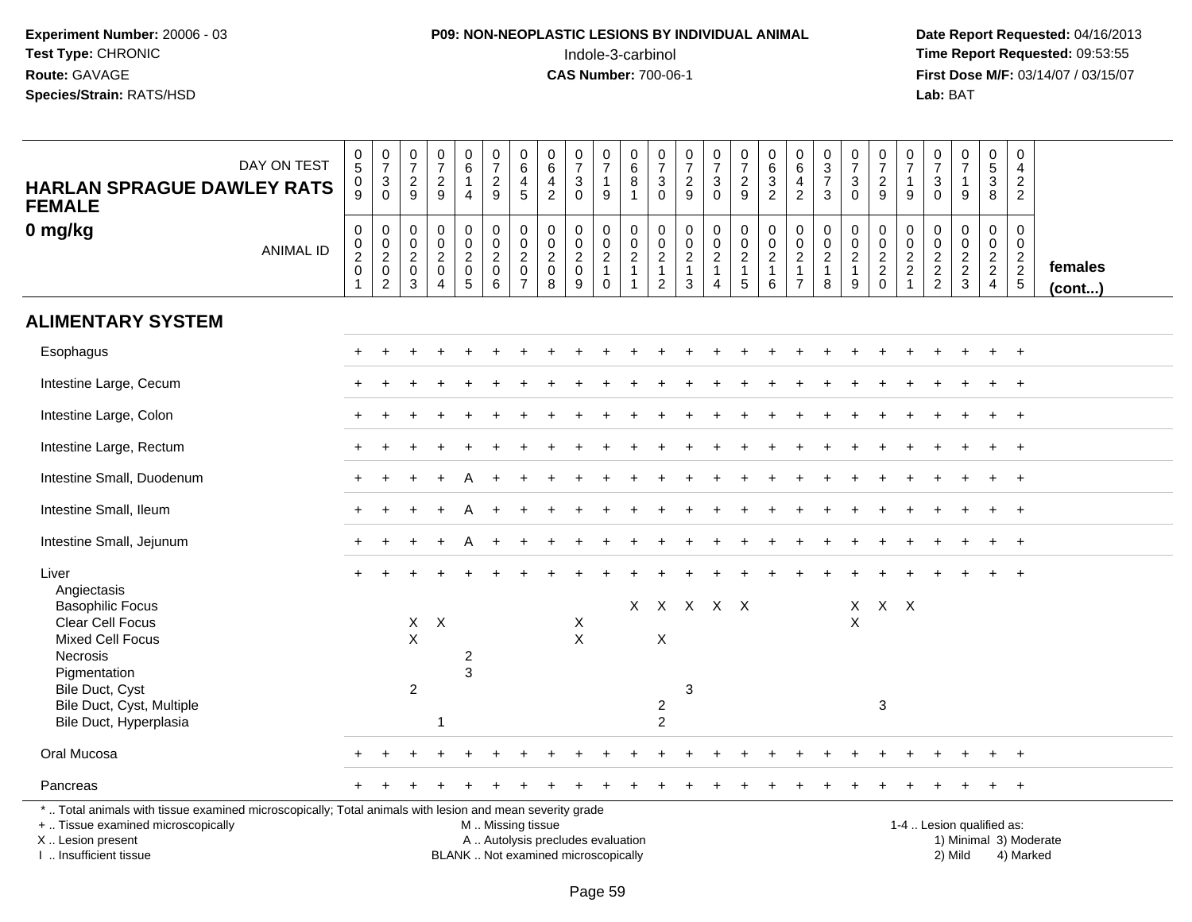**Experiment Number:** 20006 - 03
**Test Type:** CHRONIC
**Route:** GAVAGE
**Species/Strain:** RATS/HSD

**P09: NON-NEOPLASTIC LESIONS BY INDIVIDUAL ANIMAL**
Indole-3-carbinol
**CAS Number:** 700-06-1

**Date Report Requested:** 04/16/2013
**Time Report Requested:** 09:53:55
**First Dose M/F:** 03/14/07 / 03/15/07
**Lab:** BAT

| HARLAN SPRAGUE DAWLEY RATS FEMALE 0 mg/kg — DAY ON TEST | 0509 | 0730 | 0729 | 0729 | 0614 | 0729 | 0645 | 0642 | 0730 | 0719 | 0681 | 0730 | 0729 | 0730 | 0729 | 0632 | 0642 | 0373 | 0730 | 0729 | 0719 | 0730 | 0719 | 0538 | 0422 | |
|---|---|---|---|---|---|---|---|---|---|---|---|---|---|---|---|---|---|---|---|---|---|---|---|---|---|---|
| ANIMAL ID | 0020 1 | 0020 2 | 0020 3 | 0020 4 | 0020 5 | 0020 6 | 0020 7 | 0020 8 | 0020 9 | 0021 0 | 0021 1 | 0021 2 | 0021 3 | 0021 4 | 0021 5 | 0021 6 | 0021 7 | 0021 8 | 0021 9 | 0022 0 | 0022 1 | 0022 2 | 0022 3 | 0022 4 | 0022 5 | females (cont...) |
| **ALIMENTARY SYSTEM** | | | | | | | | | | | | | | | | | | | | | | | | | | |
| Esophagus | + | + | + | + | + | + | + | + | + | + | + | + | + | + | + | + | + | + | + | + | + | + | + | + | + | |
| Intestine Large, Cecum | + | + | + | + | + | + | + | + | + | + | + | + | + | + | + | + | + | + | + | + | + | + | + | + | + | |
| Intestine Large, Colon | + | + | + | + | + | + | + | + | + | + | + | + | + | + | + | + | + | + | + | + | + | + | + | + | + | |
| Intestine Large, Rectum | + | + | + | + | + | + | + | + | + | + | + | + | + | + | + | + | + | + | + | + | + | + | + | + | + | |
| Intestine Small, Duodenum | + | + | + | + | A | + | + | + | + | + | + | + | + | + | + | + | + | + | + | + | + | + | + | + | + | |
| Intestine Small, Ileum | + | + | + | + | A | + | + | + | + | + | + | + | + | + | + | + | + | + | + | + | + | + | + | + | + | |
| Intestine Small, Jejunum | + | + | + | + | A | + | + | + | + | + | + | + | + | + | + | + | + | + | + | + | + | + | + | + | + | |
| Liver | + | + | + | + | + | + | + | + | + | + | + | + | + | + | + | + | + | + | + | + | + | + | + | + | + | |
| Angiectasis | | | | | | | | | | | | | | | | | | | | | | | | | | |
| Basophilic Focus | | | | | | | | | | | X | X | X | X | X | | | | X | X | X | | | | | |
| Clear Cell Focus | | | X | X | | | | | X | | | | | | | | | | X | | | | | | | |
| Mixed Cell Focus | | | X | | | | | | X | | | X | | | | | | | | | | | | | | |
| Necrosis | | | | | 2 | | | | | | | | | | | | | | | | | | | | | |
| Pigmentation | | | | | 3 | | | | | | | | | | | | | | | | | | | | | |
| Bile Duct, Cyst | | | 2 | | | | | | | | | | 3 | | | | | | | | | | | | | |
| Bile Duct, Cyst, Multiple | | | | | | | | | | | | 2 | | | | | | | | 3 | | | | | | |
| Bile Duct, Hyperplasia | | | | 1 | | | | | | | | 2 | | | | | | | | | | | | | | |
| Oral Mucosa | + | + | + | + | + | + | + | + | + | + | + | + | + | + | + | + | + | + | + | + | + | + | + | + | + | |
| Pancreas | + | + | + | + | + | + | + | + | + | + | + | + | + | + | + | + | + | + | + | + | + | + | + | + | + | |

\* .. Total animals with tissue examined microscopically; Total animals with lesion and mean severity grade
+ .. Tissue examined microscopically
X .. Lesion present
I .. Insufficient tissue

M .. Missing tissue
A .. Autolysis precludes evaluation
BLANK .. Not examined microscopically

1-4 .. Lesion qualified as:
1) Minimal 3) Moderate
2) Mild 4) Marked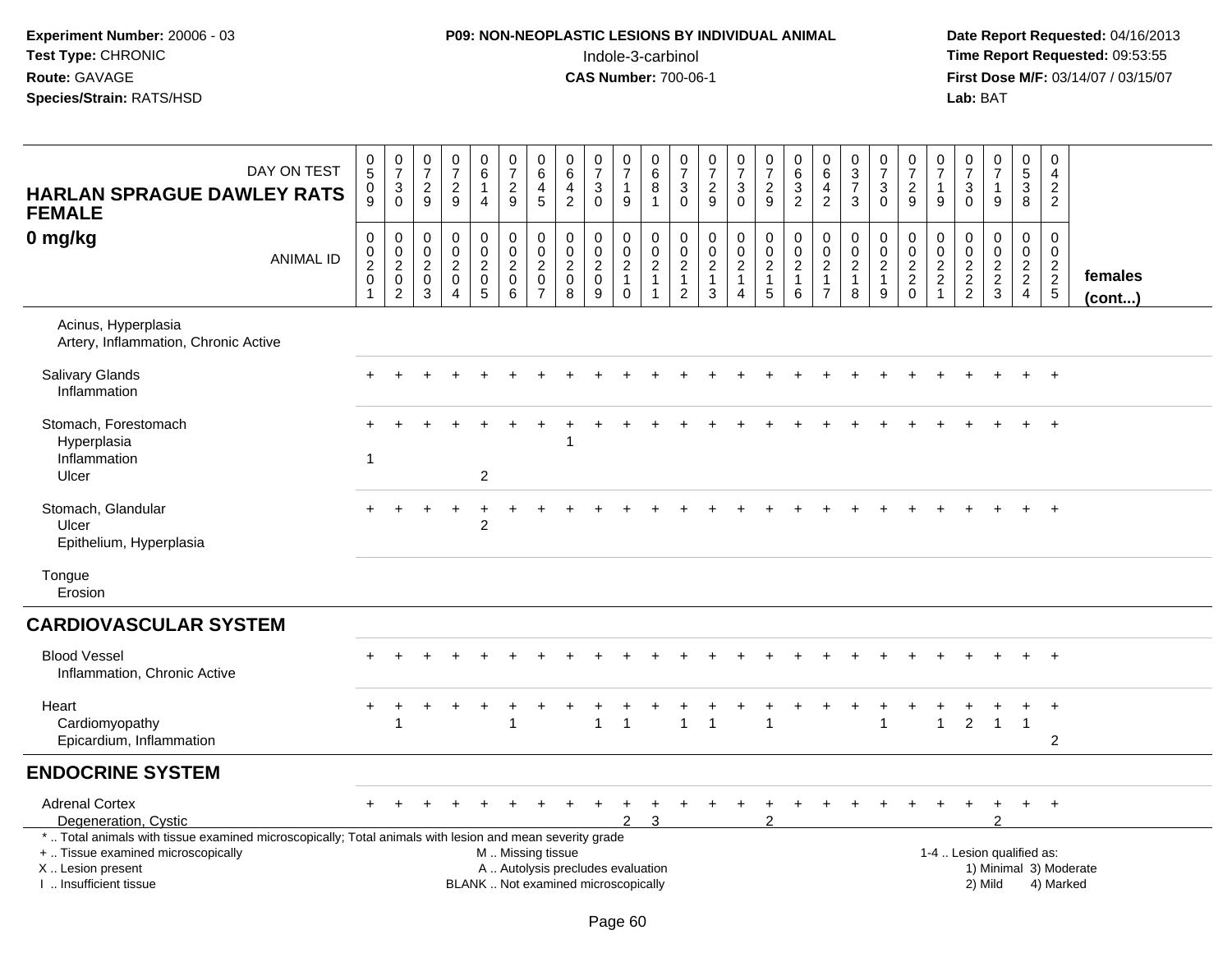**Experiment Number:** 20006 - 03
**Test Type:** CHRONIC
**Route:** GAVAGE
**Species/Strain:** RATS/HSD

**P09: NON-NEOPLASTIC LESIONS BY INDIVIDUAL ANIMAL**
Indole-3-carbinol
**CAS Number:** 700-06-1

**Date Report Requested:** 04/16/2013
**Time Report Requested:** 09:53:55
**First Dose M/F:** 03/14/07 / 03/15/07
**Lab:** BAT

## HARLAN SPRAGUE DAWLEY RATS FEMALE
## 0 mg/kg

| DAY ON TEST | 0509 | 0730 | 0729 | 0729 | 0614 | 0729 | 0645 | 0642 | 0730 | 0719 | 0681 | 0730 | 0729 | 0730 | 0729 | 0632 | 0642 | 0373 | 0730 | 0729 | 0719 | 0730 | 0719 | 0538 | 0422 | |
|---|---|---|---|---|---|---|---|---|---|---|---|---|---|---|---|---|---|---|---|---|---|---|---|---|---|---|
| **ANIMAL ID** | 0020 1 | 0020 2 | 0020 3 | 0020 4 | 0020 5 | 0020 6 | 0020 7 | 0020 8 | 0020 9 | 0021 0 | 0021 1 | 0021 2 | 0021 3 | 0021 4 | 0021 5 | 0021 6 | 0021 7 | 0021 8 | 0021 9 | 0022 0 | 0022 1 | 0022 2 | 0022 3 | 0022 4 | 0022 5 | **females (cont...)** |
| Acinus, Hyperplasia | | | | | | | | | | | | | | | | | | | | | | | | | | |
| Artery, Inflammation, Chronic Active | | | | | | | | | | | | | | | | | | | | | | | | | | |
| Salivary Glands | + | + | + | + | + | + | + | + | + | + | + | + | + | + | + | + | + | + | + | + | + | + | + | + | + | |
| Inflammation | | | | | | | | | | | | | | | | | | | | | | | | | | |
| Stomach, Forestomach | + | + | + | + | + | + | + | + | + | + | + | + | + | + | + | + | + | + | + | + | + | + | + | + | + | |
| Hyperplasia | | | | | | | | 1 | | | | | | | | | | | | | | | | | | |
| Inflammation | 1 | | | | | | | | | | | | | | | | | | | | | | | | | |
| Ulcer | | | | | 2 | | | | | | | | | | | | | | | | | | | | | |
| Stomach, Glandular | + | + | + | + | + | + | + | + | + | + | + | + | + | + | + | + | + | + | + | + | + | + | + | + | + | |
| Ulcer | | | | | 2 | | | | | | | | | | | | | | | | | | | | | |
| Epithelium, Hyperplasia | | | | | | | | | | | | | | | | | | | | | | | | | | |
| Tongue | | | | | | | | | | | | | | | | | | | | | | | | | | |
| Erosion | | | | | | | | | | | | | | | | | | | | | | | | | | |
| **CARDIOVASCULAR SYSTEM** | | | | | | | | | | | | | | | | | | | | | | | | | | |
| Blood Vessel | + | + | + | + | + | + | + | + | + | + | + | + | + | + | + | + | + | + | + | + | + | + | + | + | + | |
| Inflammation, Chronic Active | | | | | | | | | | | | | | | | | | | | | | | | | | |
| Heart | + | + | + | + | + | + | + | + | + | + | + | + | + | + | + | + | + | + | + | + | + | + | + | + | + | |
| Cardiomyopathy | | 1 | | | | 1 | | | 1 | 1 | | 1 | 1 | | 1 | | | | 1 | | 1 | 2 | 1 | 1 | | |
| Epicardium, Inflammation | | | | | | | | | | | | | | | | | | | | | | | | | 2 | |
| **ENDOCRINE SYSTEM** | | | | | | | | | | | | | | | | | | | | | | | | | | |
| Adrenal Cortex | + | + | + | + | + | + | + | + | + | + | + | + | + | + | + | + | + | + | + | + | + | + | + | + | + | |
| Degeneration, Cystic | | | | | | | | | | 2 | 3 | | | | 2 | | | | | | | | 2 | | | |

\* .. Total animals with tissue examined microscopically; Total animals with lesion and mean severity grade
\+ .. Tissue examined microscopically
X .. Lesion present
I .. Insufficient tissue

M .. Missing tissue
A .. Autolysis precludes evaluation
BLANK .. Not examined microscopically

1-4 .. Lesion qualified as:
1) Minimal 3) Moderate
2) Mild 4) Marked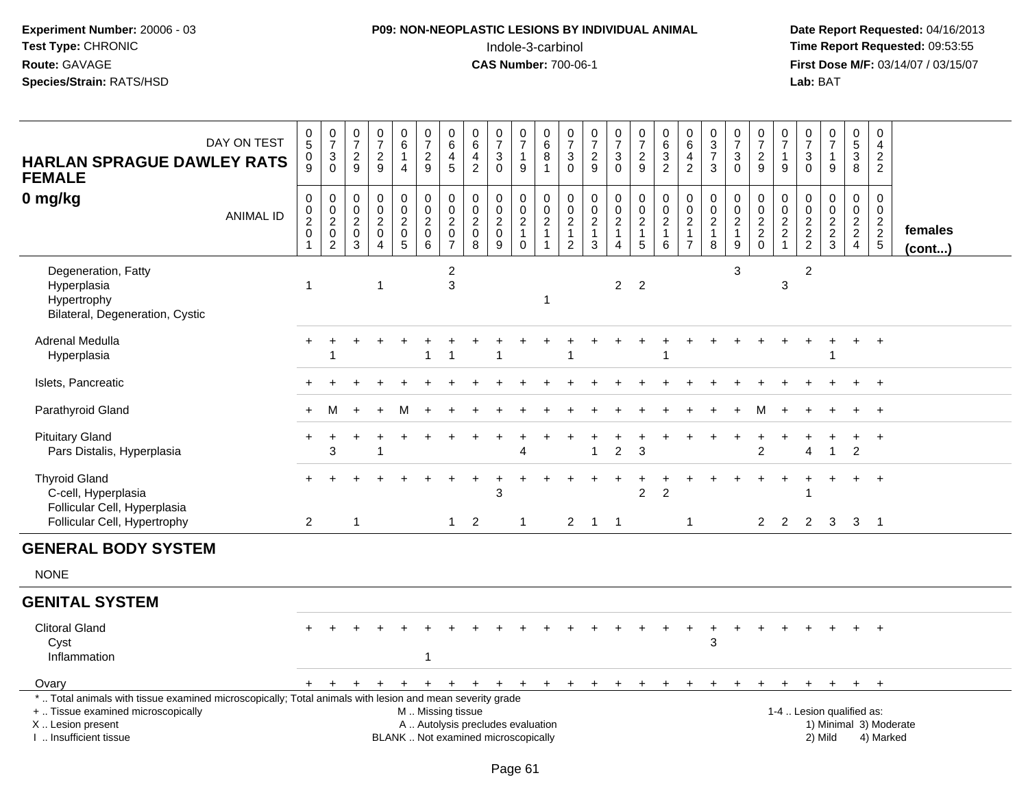**Experiment Number:** 20006 - 03
**Test Type:** CHRONIC
**Route:** GAVAGE
**Species/Strain:** RATS/HSD

**P09: NON-NEOPLASTIC LESIONS BY INDIVIDUAL ANIMAL**
Indole-3-carbinol
**CAS Number:** 700-06-1

**Date Report Requested:** 04/16/2013
**Time Report Requested:** 09:53:55
**First Dose M/F:** 03/14/07 / 03/15/07
**Lab:** BAT

| HARLAN SPRAGUE DAWLEY RATS FEMALE 0 mg/kg — DAY ON TEST | 0509 | 0730 | 0729 | 0729 | 0614 | 0729 | 0645 | 0642 | 0730 | 0719 | 0681 | 0730 | 0729 | 0730 | 0729 | 0632 | 0642 | 0373 | 0730 | 0729 | 0719 | 0730 | 0719 | 0538 | 0422 | |
|---|---|---|---|---|---|---|---|---|---|---|---|---|---|---|---|---|---|---|---|---|---|---|---|---|---|---|
| ANIMAL ID | 0201 | 0202 | 0203 | 0204 | 0205 | 0206 | 0207 | 0208 | 0209 | 0210 | 0211 | 0212 | 0213 | 0214 | 0215 | 0216 | 0217 | 0218 | 0219 | 0220 | 0221 | 0222 | 0223 | 0224 | 0225 | females (cont...) |
| Degeneration, Fatty | | | | | | | 2 | | | | | | | | | | | | 3 | | | 2 | | | | |
| Hyperplasia | 1 | | | 1 | | | 3 | | | | | | | 2 | 2 | | | | | | 3 | | | | | |
| Hypertrophy | | | | | | | | | | | 1 | | | | | | | | | | | | | | | |
| Bilateral, Degeneration, Cystic | | | | | | | | | | | | | | | | | | | | | | | | | | |
| Adrenal Medulla | + | + | + | + | + | + | + | + | + | + | + | + | + | + | + | + | + | + | + | + | + | + | + | + | + | |
| Hyperplasia | | 1 | | | | 1 | 1 | | 1 | | | 1 | | | | 1 | | | | | | | 1 | | | |
| Islets, Pancreatic | + | + | + | + | + | + | + | + | + | + | + | + | + | + | + | + | + | + | + | + | + | + | + | + | + | |
| Parathyroid Gland | + | M | + | + | M | + | + | + | + | + | + | + | + | + | + | + | + | + | + | M | + | + | + | + | + | |
| Pituitary Gland | + | + | + | + | + | + | + | + | + | + | + | + | + | + | + | + | + | + | + | + | + | + | + | + | + | |
| Pars Distalis, Hyperplasia | | 3 | | 1 | | | | | | 4 | | | 1 | 2 | 3 | | | | | 2 | | 4 | 1 | 2 | | |
| Thyroid Gland | + | + | + | + | + | + | + | + | + | + | + | + | + | + | + | + | + | + | + | + | + | + | + | + | + | |
| C-cell, Hyperplasia | | | | | | | | | 3 | | | | | | 2 | 2 | | | | | | 1 | | | | |
| Follicular Cell, Hyperplasia | | | | | | | | | | | | | | | | | | | | | | | | | | |
| Follicular Cell, Hypertrophy | 2 | | 1 | | | | 1 | 2 | | 1 | | 2 | 1 | 1 | | | 1 | | | 2 | 2 | 2 | 3 | 3 | 1 | |
| **GENERAL BODY SYSTEM** | | | | | | | | | | | | | | | | | | | | | | | | | | |
| NONE | | | | | | | | | | | | | | | | | | | | | | | | | | |
| **GENITAL SYSTEM** | | | | | | | | | | | | | | | | | | | | | | | | | | |
| Clitoral Gland | + | + | + | + | + | + | + | + | + | + | + | + | + | + | + | + | + | + | + | + | + | + | + | + | + | |
| Cyst | | | | | | | | | | | | | | | | | | 3 | | | | | | | | |
| Inflammation | | | | | | 1 | | | | | | | | | | | | | | | | | | | | |
| Ovary | + | + | + | + | + | + | + | + | + | + | + | + | + | + | + | + | + | + | + | + | + | + | + | + | + | |

\* .. Total animals with tissue examined microscopically; Total animals with lesion and mean severity grade
+ .. Tissue examined microscopically
X .. Lesion present
I .. Insufficient tissue

M .. Missing tissue
A .. Autolysis precludes evaluation
BLANK .. Not examined microscopically

1-4 .. Lesion qualified as:
1) Minimal 3) Moderate
2) Mild 4) Marked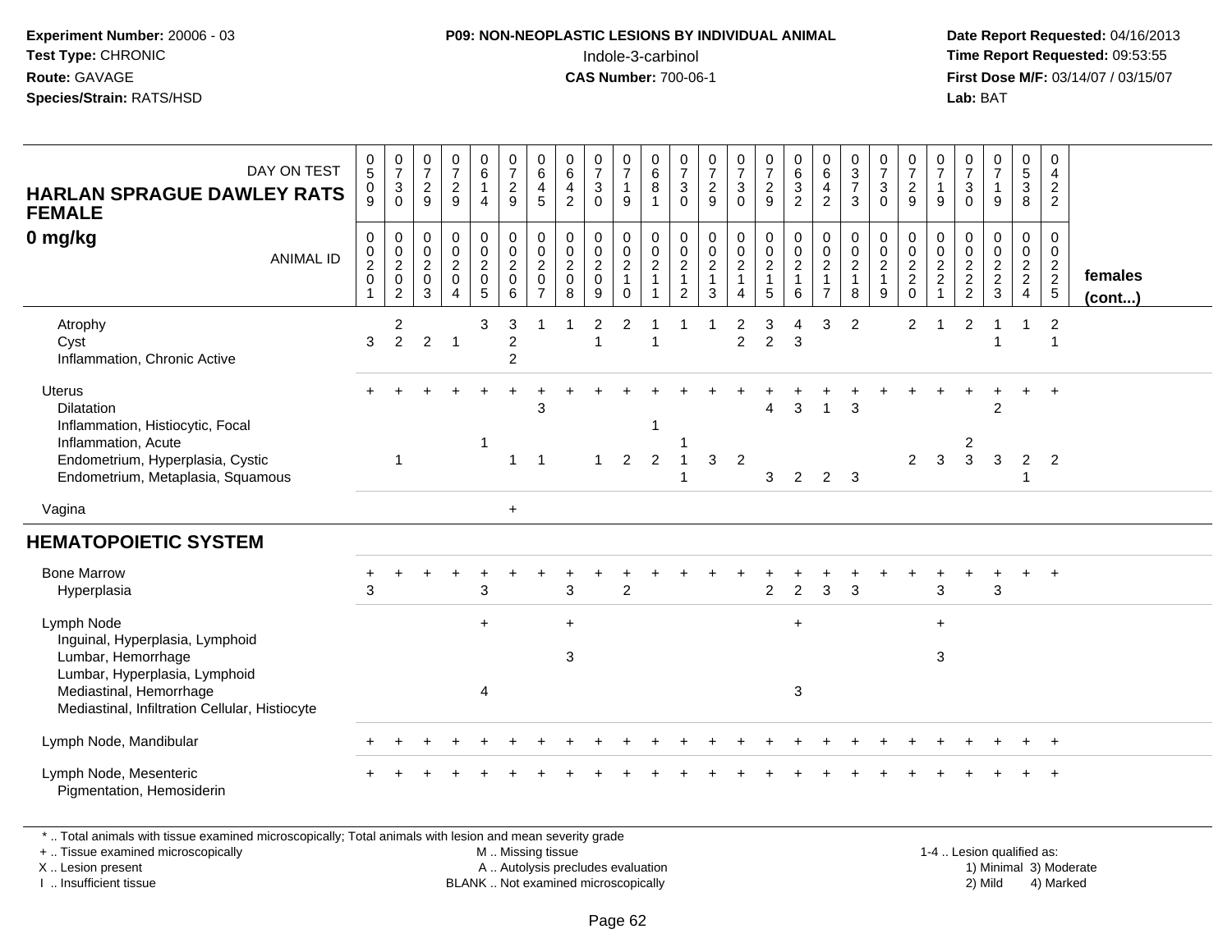**Experiment Number:** 20006 - 03
**Test Type:** CHRONIC
**Route:** GAVAGE
**Species/Strain:** RATS/HSD

**P09: NON-NEOPLASTIC LESIONS BY INDIVIDUAL ANIMAL**
Indole-3-carbinol
**CAS Number:** 700-06-1

**Date Report Requested:** 04/16/2013
**Time Report Requested:** 09:53:55
**First Dose M/F:** 03/14/07 / 03/15/07
**Lab:** BAT

**HARLAN SPRAGUE DAWLEY RATS FEMALE**
**0 mg/kg**

| DAY ON TEST | 0509 | 0730 | 0729 | 0729 | 0614 | 0729 | 0645 | 0642 | 0730 | 0719 | 0681 | 0730 | 0729 | 0730 | 0729 | 0632 | 0642 | 0373 | 0730 | 0729 | 0719 | 0730 | 0719 | 0538 | 0422 | |
|---|---|---|---|---|---|---|---|---|---|---|---|---|---|---|---|---|---|---|---|---|---|---|---|---|---|---|
| ANIMAL ID | 00201 | 00202 | 00203 | 00204 | 00205 | 00206 | 00207 | 00208 | 00209 | 00210 | 00211 | 00212 | 00213 | 00214 | 00215 | 00216 | 00217 | 00218 | 00219 | 00220 | 00221 | 00222 | 00223 | 00224 | 00225 | **females (cont...)** |
| Atrophy | | 2 | | | 3 | 3 | 1 | 1 | 2 | 2 | 1 | 1 | 1 | 2 | 3 | 4 | 3 | 2 | | 2 | 1 | 2 | 1 | 1 | 2 | |
| Cyst | 3 | 2 | 2 | 1 | | 2 | | | 1 | | 1 | | | 2 | 2 | 3 | | | | | | | 1 | | 1 | |
| Inflammation, Chronic Active | | | | | | 2 | | | | | | | | | | | | | | | | | | | | |
| Uterus | + | + | + | + | + | + | + | + | + | + | + | + | + | + | + | + | + | + | + | + | + | + | + | + | + | |
| Dilatation | | | | | | | 3 | | | | | | | | 4 | 3 | 1 | 3 | | | | | 2 | | | |
| Inflammation, Histiocytic, Focal | | | | | | | | | | | 1 | | | | | | | | | | | | | | | |
| Inflammation, Acute | | | | | 1 | | | | | | | 1 | | | | | | | | | | 2 | | | | |
| Endometrium, Hyperplasia, Cystic | | 1 | | | | 1 | 1 | | 1 | 2 | 2 | 1 | 3 | 2 | | | | | | 2 | 3 | 3 | 3 | 2 | 2 | |
| Endometrium, Metaplasia, Squamous | | | | | | | | | | | | 1 | | | 3 | 2 | 2 | 3 | | | | | | 1 | | |
| Vagina | | | | | | + | | | | | | | | | | | | | | | | | | | | |
| **HEMATOPOIETIC SYSTEM** | | | | | | | | | | | | | | | | | | | | | | | | | | |
| Bone Marrow | + | + | + | + | + | + | + | + | + | + | + | + | + | + | + | + | + | + | + | + | + | + | + | + | + | |
| Hyperplasia | 3 | | | | 3 | | | 3 | | 2 | | | | | 2 | 2 | 3 | 3 | | | 3 | | 3 | | | |
| Lymph Node | | | | | + | | | + | | | | | | | | + | | | | | + | | | | | |
| Inguinal, Hyperplasia, Lymphoid | | | | | | | | | | | | | | | | | | | | | | | | | | |
| Lumbar, Hemorrhage | | | | | | | | 3 | | | | | | | | | | | | | 3 | | | | | |
| Lumbar, Hyperplasia, Lymphoid | | | | | | | | | | | | | | | | | | | | | | | | | | |
| Mediastinal, Hemorrhage | | | | | 4 | | | | | | | | | | | 3 | | | | | | | | | | |
| Mediastinal, Infiltration Cellular, Histiocyte | | | | | | | | | | | | | | | | | | | | | | | | | | |
| Lymph Node, Mandibular | + | + | + | + | + | + | + | + | + | + | + | + | + | + | + | + | + | + | + | + | + | + | + | + | + | |
| Lymph Node, Mesenteric | + | + | + | + | + | + | + | + | + | + | + | + | + | + | + | + | + | + | + | + | + | + | + | + | + | |
| Pigmentation, Hemosiderin | | | | | | | | | | | | | | | | | | | | | | | | | | |

\* .. Total animals with tissue examined microscopically; Total animals with lesion and mean severity grade
\+ .. Tissue examined microscopically
X .. Lesion present
I .. Insufficient tissue
M .. Missing tissue
A .. Autolysis precludes evaluation
BLANK .. Not examined microscopically
1-4 .. Lesion qualified as: 1) Minimal 2) Mild 3) Moderate 4) Marked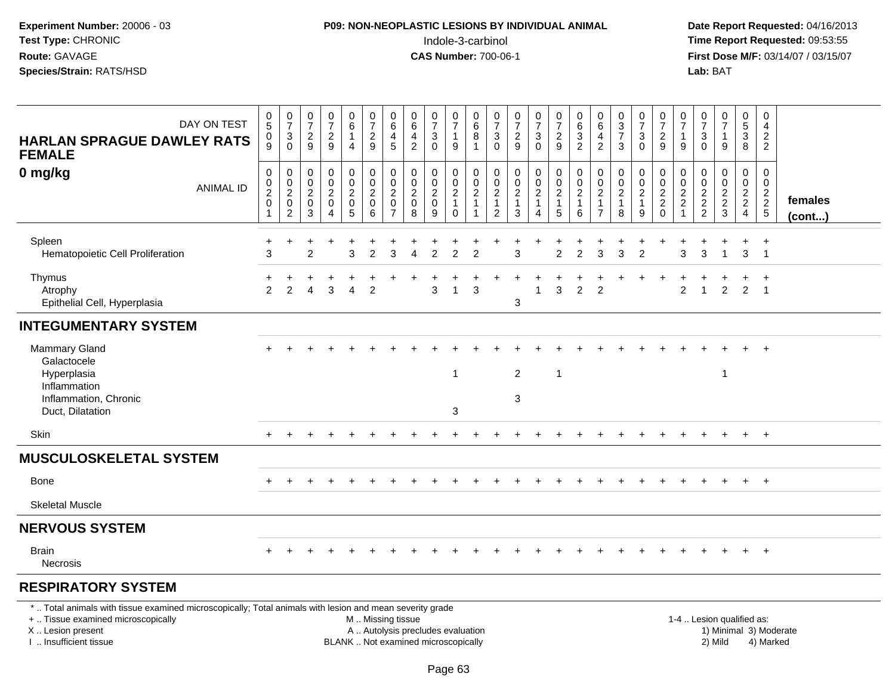**Experiment Number:** 20006 - 03
**Test Type:** CHRONIC
**Route:** GAVAGE
**Species/Strain:** RATS/HSD

**P09: NON-NEOPLASTIC LESIONS BY INDIVIDUAL ANIMAL**
Indole-3-carbinol
**CAS Number:** 700-06-1

**Date Report Requested:** 04/16/2013
**Time Report Requested:** 09:53:55
**First Dose M/F:** 03/14/07 / 03/15/07
**Lab:** BAT

**HARLAN SPRAGUE DAWLEY RATS FEMALE**
**0 mg/kg**

| DAY ON TEST | 0509 | 0730 | 0729 | 0729 | 0614 | 0729 | 0645 | 0642 | 0730 | 0719 | 0681 | 0730 | 0729 | 0730 | 0729 | 0632 | 0642 | 0373 | 0730 | 0729 | 0719 | 0730 | 0719 | 0538 | 0422 | |
|---|---|---|---|---|---|---|---|---|---|---|---|---|---|---|---|---|---|---|---|---|---|---|---|---|---|---|
| **ANIMAL ID** | 0020 1 | 0020 2 | 0020 3 | 0020 4 | 0020 5 | 0020 6 | 0020 7 | 0020 8 | 0020 9 | 0021 0 | 0021 1 | 0021 2 | 0021 3 | 0021 4 | 0021 5 | 0021 6 | 0021 7 | 0021 8 | 0021 9 | 0022 0 | 0022 1 | 0022 2 | 0022 3 | 0022 4 | 0022 5 | **females (cont...)** |
| Spleen | + | + | + | + | + | + | + | + | + | + | + | + | + | + | + | + | + | + | + | + | + | + | + | + | + | |
| Hematopoietic Cell Proliferation | 3 | | 2 | | 3 | 2 | 3 | 4 | 2 | 2 | 2 | | 3 | | 2 | 2 | 3 | 3 | 2 | | 3 | 3 | 1 | 3 | 1 | |
| Thymus | + | + | + | + | + | + | + | + | + | + | + | + | + | + | + | + | + | + | + | + | + | + | + | + | + | |
| Atrophy | 2 | 2 | 4 | 3 | 4 | 2 | | | 3 | 1 | 3 | | | 1 | 3 | 2 | 2 | | | | 2 | 1 | 2 | 2 | 1 | |
| Epithelial Cell, Hyperplasia | | | | | | | | | | | | | 3 | | | | | | | | | | | | | |
| **INTEGUMENTARY SYSTEM** | | | | | | | | | | | | | | | | | | | | | | | | | | |
| Mammary Gland | + | + | + | + | + | + | + | + | + | + | + | + | + | + | + | + | + | + | + | + | + | + | + | + | + | |
| Galactocele | | | | | | | | | | | | | | | | | | | | | | | | | | |
| Hyperplasia | | | | | | | | | | 1 | | | 2 | | 1 | | | | | | | | 1 | | | |
| Inflammation | | | | | | | | | | | | | | | | | | | | | | | | | | |
| Inflammation, Chronic | | | | | | | | | | | | | 3 | | | | | | | | | | | | | |
| Duct, Dilatation | | | | | | | | | | 3 | | | | | | | | | | | | | | | | |
| Skin | + | + | + | + | + | + | + | + | + | + | + | + | + | + | + | + | + | + | + | + | + | + | + | + | + | |
| **MUSCULOSKELETAL SYSTEM** | | | | | | | | | | | | | | | | | | | | | | | | | | |
| Bone | + | + | + | + | + | + | + | + | + | + | + | + | + | + | + | + | + | + | + | + | + | + | + | + | + | |
| Skeletal Muscle | | | | | | | | | | | | | | | | | | | | | | | | | | |
| **NERVOUS SYSTEM** | | | | | | | | | | | | | | | | | | | | | | | | | | |
| Brain | + | + | + | + | + | + | + | + | + | + | + | + | + | + | + | + | + | + | + | + | + | + | + | + | + | |
| Necrosis | | | | | | | | | | | | | | | | | | | | | | | | | | |
| **RESPIRATORY SYSTEM** | | | | | | | | | | | | | | | | | | | | | | | | | | |

\* .. Total animals with tissue examined microscopically; Total animals with lesion and mean severity grade
\+ .. Tissue examined microscopically
X .. Lesion present
I .. Insufficient tissue

M .. Missing tissue
A .. Autolysis precludes evaluation
BLANK .. Not examined microscopically

1-4 .. Lesion qualified as:
1) Minimal 3) Moderate
2) Mild 4) Marked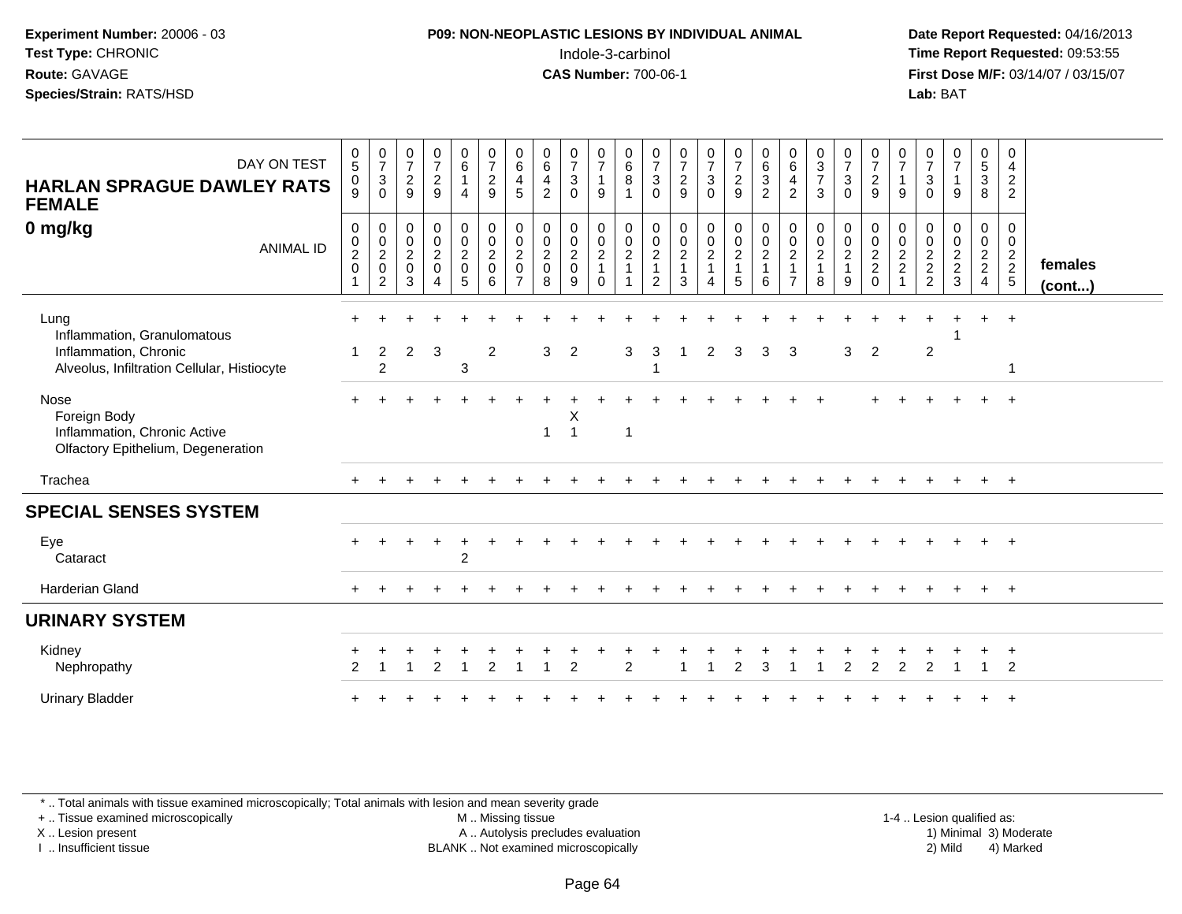**Experiment Number:** 20006 - 03
**Test Type:** CHRONIC
**Route:** GAVAGE
**Species/Strain:** RATS/HSD

**P09: NON-NEOPLASTIC LESIONS BY INDIVIDUAL ANIMAL**
Indole-3-carbinol
**CAS Number:** 700-06-1

**Date Report Requested:** 04/16/2013
**Time Report Requested:** 09:53:55
**First Dose M/F:** 03/14/07 / 03/15/07
**Lab:** BAT

| HARLAN SPRAGUE DAWLEY RATS FEMALE 0 mg/kg — DAY ON TEST | 0509 | 0730 | 0729 | 0729 | 0614 | 0729 | 0645 | 0642 | 0730 | 0719 | 0681 | 0730 | 0729 | 0730 | 0729 | 0632 | 0642 | 0373 | 0730 | 0729 | 0719 | 0730 | 0719 | 0538 | 0422 | females (cont...) |
|---|---|---|---|---|---|---|---|---|---|---|---|---|---|---|---|---|---|---|---|---|---|---|---|---|---|---|
| ANIMAL ID | 00201 | 00202 | 00203 | 00204 | 00205 | 00206 | 00207 | 00208 | 00209 | 00210 | 00211 | 00212 | 00213 | 00214 | 00215 | 00216 | 00217 | 00218 | 00219 | 00220 | 00221 | 00222 | 00223 | 00224 | 00225 | |
| Lung | + | + | + | + | + | + | + | + | + | + | + | + | + | + | + | + | + | + | + | + | + | + | + | + | + | |
| Inflammation, Granulomatous | | | | | | | | | | | | | | | | | | | | | | | 1 | | | |
| Inflammation, Chronic | 1 | 2 | 2 | 3 | | 2 | | 3 | 2 | | 3 | 3 | 1 | 2 | 3 | 3 | 3 | | 3 | 2 | | 2 | | | | |
| Alveolus, Infiltration Cellular, Histiocyte | | 2 | | | 3 | | | | | | | 1 | | | | | | | | | | | | | 1 | |
| Nose | + | + | + | + | + | + | + | + | + | + | + | + | + | + | + | + | + | + | | + | + | + | + | + | + | |
| Foreign Body | | | | | | | | | X | | | | | | | | | | | | | | | | | |
| Inflammation, Chronic Active | | | | | | | | 1 | 1 | | 1 | | | | | | | | | | | | | | | |
| Olfactory Epithelium, Degeneration | | | | | | | | | | | | | | | | | | | | | | | | | | |
| Trachea | + | + | + | + | + | + | + | + | + | + | + | + | + | + | + | + | + | + | + | + | + | + | + | + | + | |
| **SPECIAL SENSES SYSTEM** | | | | | | | | | | | | | | | | | | | | | | | | | | |
| Eye | + | + | + | + | + | + | + | + | + | + | + | + | + | + | + | + | + | + | + | + | + | + | + | + | + | |
| Cataract | | | | | 2 | | | | | | | | | | | | | | | | | | | | | |
| Harderian Gland | + | + | + | + | + | + | + | + | + | + | + | + | + | + | + | + | + | + | + | + | + | + | + | + | + | |
| **URINARY SYSTEM** | | | | | | | | | | | | | | | | | | | | | | | | | | |
| Kidney | + | + | + | + | + | + | + | + | + | + | + | + | + | + | + | + | + | + | + | + | + | + | + | + | + | |
| Nephropathy | 2 | 1 | 1 | 2 | 1 | 2 | 1 | 1 | 2 | | 2 | | 1 | 1 | 2 | 3 | 1 | 1 | 2 | 2 | 2 | 2 | 1 | 1 | 2 | |
| Urinary Bladder | + | + | + | + | + | + | + | + | + | + | + | + | + | + | + | + | + | + | + | + | + | + | + | + | + | |

\* .. Total animals with tissue examined microscopically; Total animals with lesion and mean severity grade
+ .. Tissue examined microscopically
X .. Lesion present
I .. Insufficient tissue

M .. Missing tissue
A .. Autolysis precludes evaluation
BLANK .. Not examined microscopically

1-4 .. Lesion qualified as:
1) Minimal 3) Moderate
2) Mild 4) Marked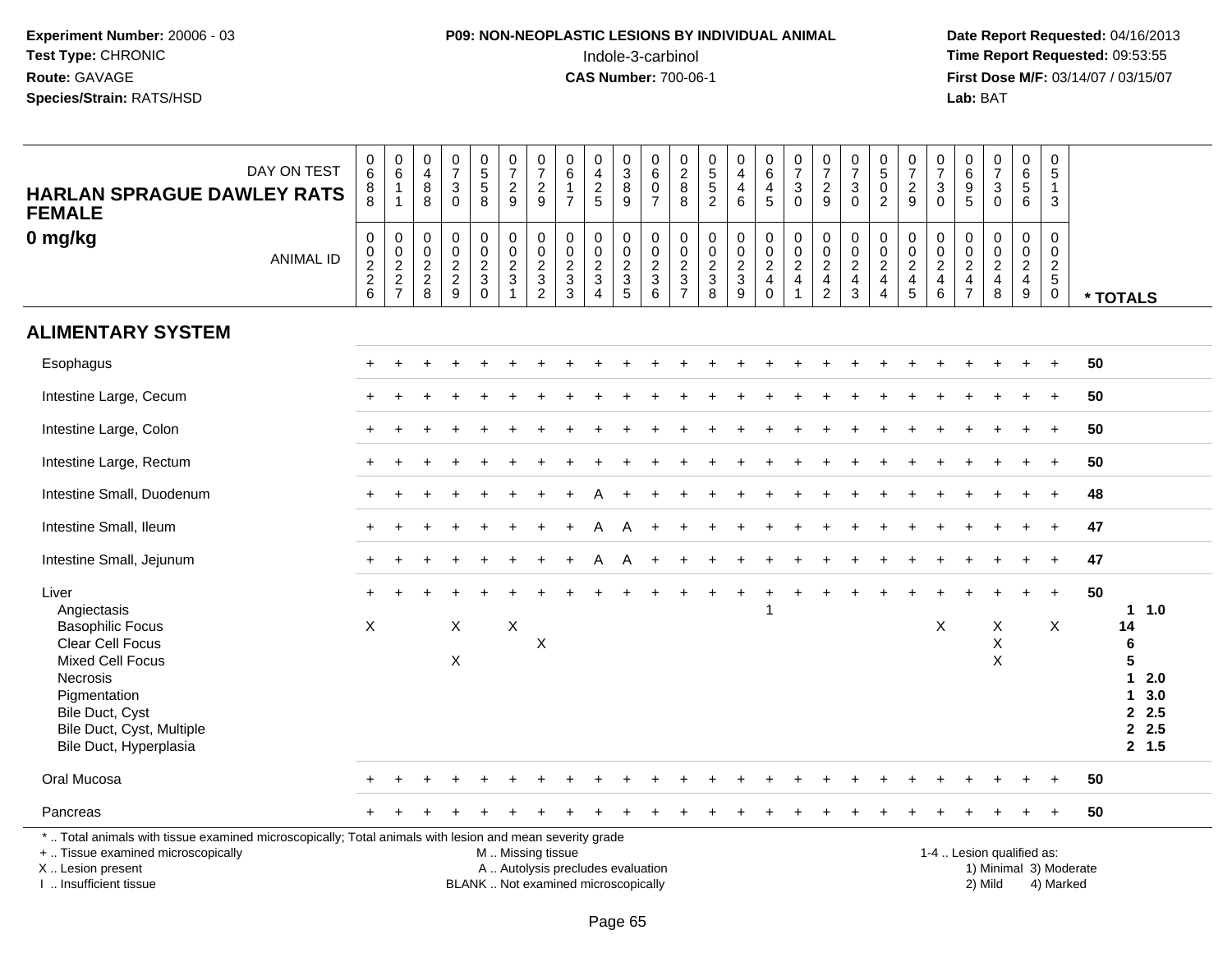**Experiment Number:** 20006 - 03
**Test Type:** CHRONIC
**Route:** GAVAGE
**Species/Strain:** RATS/HSD

**P09: NON-NEOPLASTIC LESIONS BY INDIVIDUAL ANIMAL**
Indole-3-carbinol
**CAS Number:** 700-06-1

**Date Report Requested:** 04/16/2013
**Time Report Requested:** 09:53:55
**First Dose M/F:** 03/14/07 / 03/15/07
**Lab:** BAT

## HARLAN SPRAGUE DAWLEY RATS FEMALE
## 0 mg/kg

| DAY ON TEST | 0688 | 0611 | 0488 | 0730 | 0558 | 0729 | 0729 | 0617 | 0425 | 0389 | 0607 | 0288 | 0552 | 0446 | 0645 | 0730 | 0729 | 0730 | 0502 | 0729 | 0730 | 0695 | 0730 | 0656 | 0513 | |
|---|---|---|---|---|---|---|---|---|---|---|---|---|---|---|---|---|---|---|---|---|---|---|---|---|---|---|
| **ANIMAL ID** | 00226 | 00227 | 00228 | 00229 | 00230 | 00231 | 00232 | 00233 | 00234 | 00235 | 00236 | 00237 | 00238 | 00239 | 00240 | 00241 | 00242 | 00243 | 00244 | 00245 | 00246 | 00247 | 00248 | 00249 | 00250 | *** TOTALS** |
| **ALIMENTARY SYSTEM** | | | | | | | | | | | | | | | | | | | | | | | | | | |
| Esophagus | + | + | + | + | + | + | + | + | + | + | + | + | + | + | + | + | + | + | + | + | + | + | + | + | + | 50 |
| Intestine Large, Cecum | + | + | + | + | + | + | + | + | + | + | + | + | + | + | + | + | + | + | + | + | + | + | + | + | + | 50 |
| Intestine Large, Colon | + | + | + | + | + | + | + | + | + | + | + | + | + | + | + | + | + | + | + | + | + | + | + | + | + | 50 |
| Intestine Large, Rectum | + | + | + | + | + | + | + | + | + | + | + | + | + | + | + | + | + | + | + | + | + | + | + | + | + | 50 |
| Intestine Small, Duodenum | + | + | + | + | + | + | + | + | A | + | + | + | + | + | + | + | + | + | + | + | + | + | + | + | + | 48 |
| Intestine Small, Ileum | + | + | + | + | + | + | + | + | A | A | + | + | + | + | + | + | + | + | + | + | + | + | + | + | + | 47 |
| Intestine Small, Jejunum | + | + | + | + | + | + | + | + | A | A | + | + | + | + | + | + | + | + | + | + | + | + | + | + | + | 47 |
| Liver | + | + | + | + | + | + | + | + | + | + | + | + | + | + | + | + | + | + | + | + | + | + | + | + | + | 50 |
| Angiectasis | | | | | | | | | | | | | | | 1 | | | | | | | | | | | 1 1.0 |
| Basophilic Focus | X | | | X | | X | | | | | | | | | | | | | | | X | | X | | X | 14 |
| Clear Cell Focus | | | | | | | X | | | | | | | | | | | | | | | | X | | | 6 |
| Mixed Cell Focus | | | | X | | | | | | | | | | | | | | | | | | | X | | | 5 |
| Necrosis | | | | | | | | | | | | | | | | | | | | | | | | | | 1 2.0 |
| Pigmentation | | | | | | | | | | | | | | | | | | | | | | | | | | 1 3.0 |
| Bile Duct, Cyst | | | | | | | | | | | | | | | | | | | | | | | | | | 2 2.5 |
| Bile Duct, Cyst, Multiple | | | | | | | | | | | | | | | | | | | | | | | | | | 2 2.5 |
| Bile Duct, Hyperplasia | | | | | | | | | | | | | | | | | | | | | | | | | | 2 1.5 |
| Oral Mucosa | + | + | + | + | + | + | + | + | + | + | + | + | + | + | + | + | + | + | + | + | + | + | + | + | + | 50 |
| Pancreas | + | + | + | + | + | + | + | + | + | + | + | + | + | + | + | + | + | + | + | + | + | + | + | + | + | 50 |

\* .. Total animals with tissue examined microscopically; Total animals with lesion and mean severity grade
\+ .. Tissue examined microscopically
X .. Lesion present
I .. Insufficient tissue

M .. Missing tissue
A .. Autolysis precludes evaluation
BLANK .. Not examined microscopically

1-4 .. Lesion qualified as:
1) Minimal 3) Moderate
2) Mild 4) Marked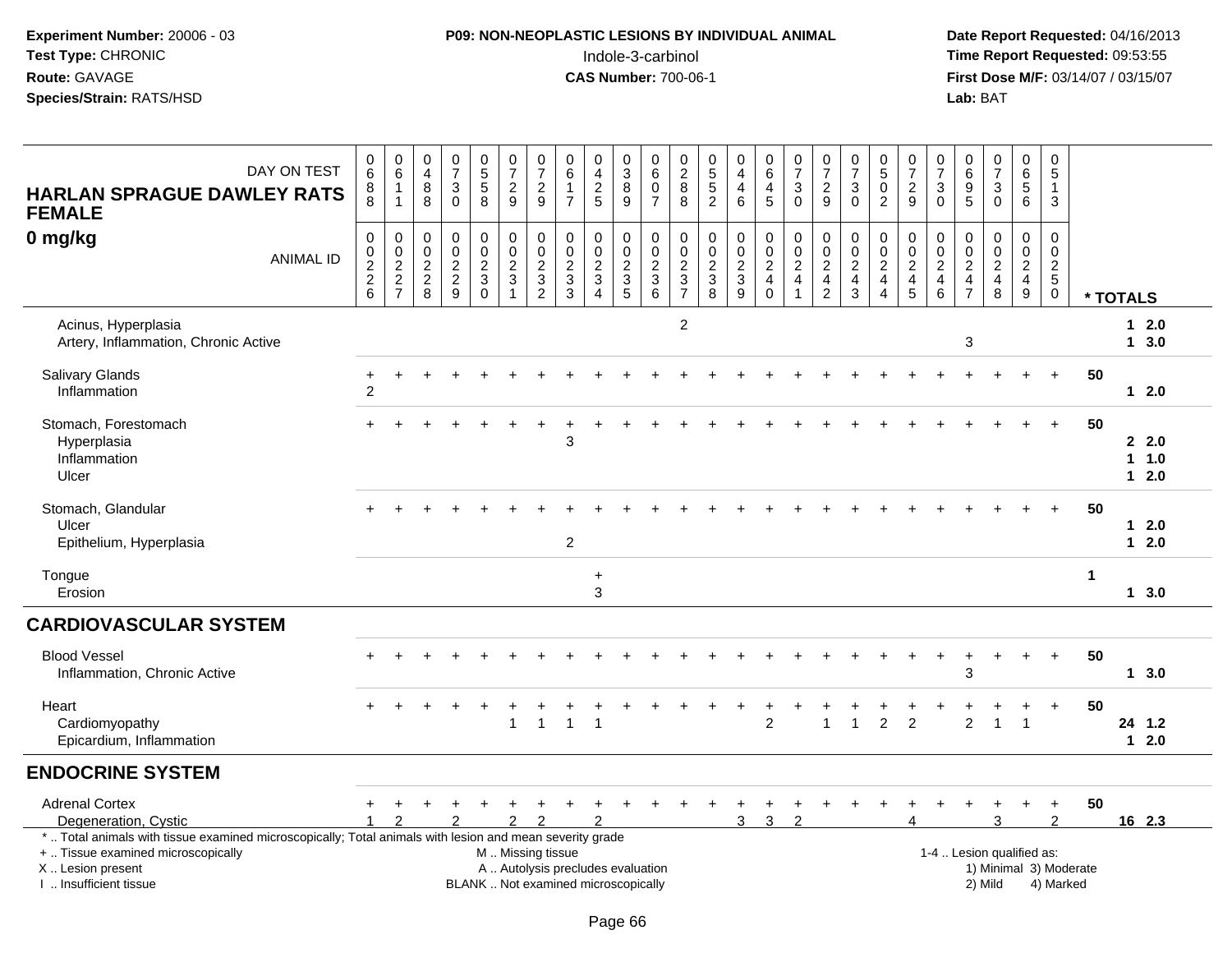**Experiment Number:** 20006 - 03
**Test Type:** CHRONIC
**Route:** GAVAGE
**Species/Strain:** RATS/HSD

**P09: NON-NEOPLASTIC LESIONS BY INDIVIDUAL ANIMAL**
Indole-3-carbinol
**CAS Number:** 700-06-1

**Date Report Requested:** 04/16/2013
**Time Report Requested:** 09:53:55
**First Dose M/F:** 03/14/07 / 03/15/07
**Lab:** BAT

**HARLAN SPRAGUE DAWLEY RATS FEMALE**
**0 mg/kg**

| DAY ON TEST | 0688 | 0611 | 0488 | 0730 | 0558 | 0729 | 0729 | 0617 | 0425 | 0389 | 0607 | 0288 | 0552 | 0446 | 0645 | 0730 | 0729 | 0730 | 0502 | 0729 | 0730 | 0695 | 0730 | 0656 | 0513 | |
|---|---|---|---|---|---|---|---|---|---|---|---|---|---|---|---|---|---|---|---|---|---|---|---|---|---|---|
| **ANIMAL ID** | 00226 | 00227 | 00228 | 00229 | 00230 | 00231 | 00232 | 00233 | 00234 | 00235 | 00236 | 00237 | 00238 | 00239 | 00240 | 00241 | 00242 | 00243 | 00244 | 00245 | 00246 | 00247 | 00248 | 00249 | 00250 | *** TOTALS** |
| Acinus, Hyperplasia | | | | | | | | | | | | 2 | | | | | | | | | | | | | | 1 2.0 |
| Artery, Inflammation, Chronic Active | | | | | | | | | | | | | | | | | | | | | | 3 | | | | 1 3.0 |
| Salivary Glands | + | + | + | + | + | + | + | + | + | + | + | + | + | + | + | + | + | + | + | + | + | + | + | + | + | 50 |
| Inflammation | 2 | | | | | | | | | | | | | | | | | | | | | | | | | 1 2.0 |
| Stomach, Forestomach | + | + | + | + | + | + | + | + | + | + | + | + | + | + | + | + | + | + | + | + | + | + | + | + | + | 50 |
| Hyperplasia | | | | | | | | 3 | | | | | | | | | | | | | | | | | | 2 2.0 |
| Inflammation | | | | | | | | | | | | | | | | | | | | | | | | | | 1 1.0 |
| Ulcer | | | | | | | | | | | | | | | | | | | | | | | | | | 1 2.0 |
| Stomach, Glandular | + | + | + | + | + | + | + | + | + | + | + | + | + | + | + | + | + | + | + | + | + | + | + | + | + | 50 |
| Ulcer | | | | | | | | | | | | | | | | | | | | | | | | | | 1 2.0 |
| Epithelium, Hyperplasia | | | | | | | | 2 | | | | | | | | | | | | | | | | | | 1 2.0 |
| Tongue | | | | | | | | | + | | | | | | | | | | | | | | | | | 1 |
| Erosion | | | | | | | | | 3 | | | | | | | | | | | | | | | | | 1 3.0 |
| **CARDIOVASCULAR SYSTEM** | | | | | | | | | | | | | | | | | | | | | | | | | | |
| Blood Vessel | + | + | + | + | + | + | + | + | + | + | + | + | + | + | + | + | + | + | + | + | + | + | + | + | + | 50 |
| Inflammation, Chronic Active | | | | | | | | | | | | | | | | | | | | | | 3 | | | | 1 3.0 |
| Heart | + | + | + | + | + | + | + | + | + | + | + | + | + | + | + | + | + | + | + | + | + | + | + | + | + | 50 |
| Cardiomyopathy | | | | | | 1 | 1 | 1 | 1 | | | | | | 2 | | 1 | 1 | 2 | 2 | | 2 | 1 | 1 | | 24 1.2 |
| Epicardium, Inflammation | | | | | | | | | | | | | | | | | | | | | | | | | | 1 2.0 |
| **ENDOCRINE SYSTEM** | | | | | | | | | | | | | | | | | | | | | | | | | | |
| Adrenal Cortex | + | + | + | + | + | + | + | + | + | + | + | + | + | + | + | + | + | + | + | + | + | + | + | + | + | 50 |
| Degeneration, Cystic | 1 | 2 | | 2 | | 2 | 2 | | 2 | | | | | 3 | 3 | 2 | | | | 4 | | | 3 | | 2 | 16 2.3 |

\* .. Total animals with tissue examined microscopically; Total animals with lesion and mean severity grade
\+ .. Tissue examined microscopically
X .. Lesion present
I .. Insufficient tissue

M .. Missing tissue
A .. Autolysis precludes evaluation
BLANK .. Not examined microscopically

1-4 .. Lesion qualified as:
1) Minimal 3) Moderate
2) Mild 4) Marked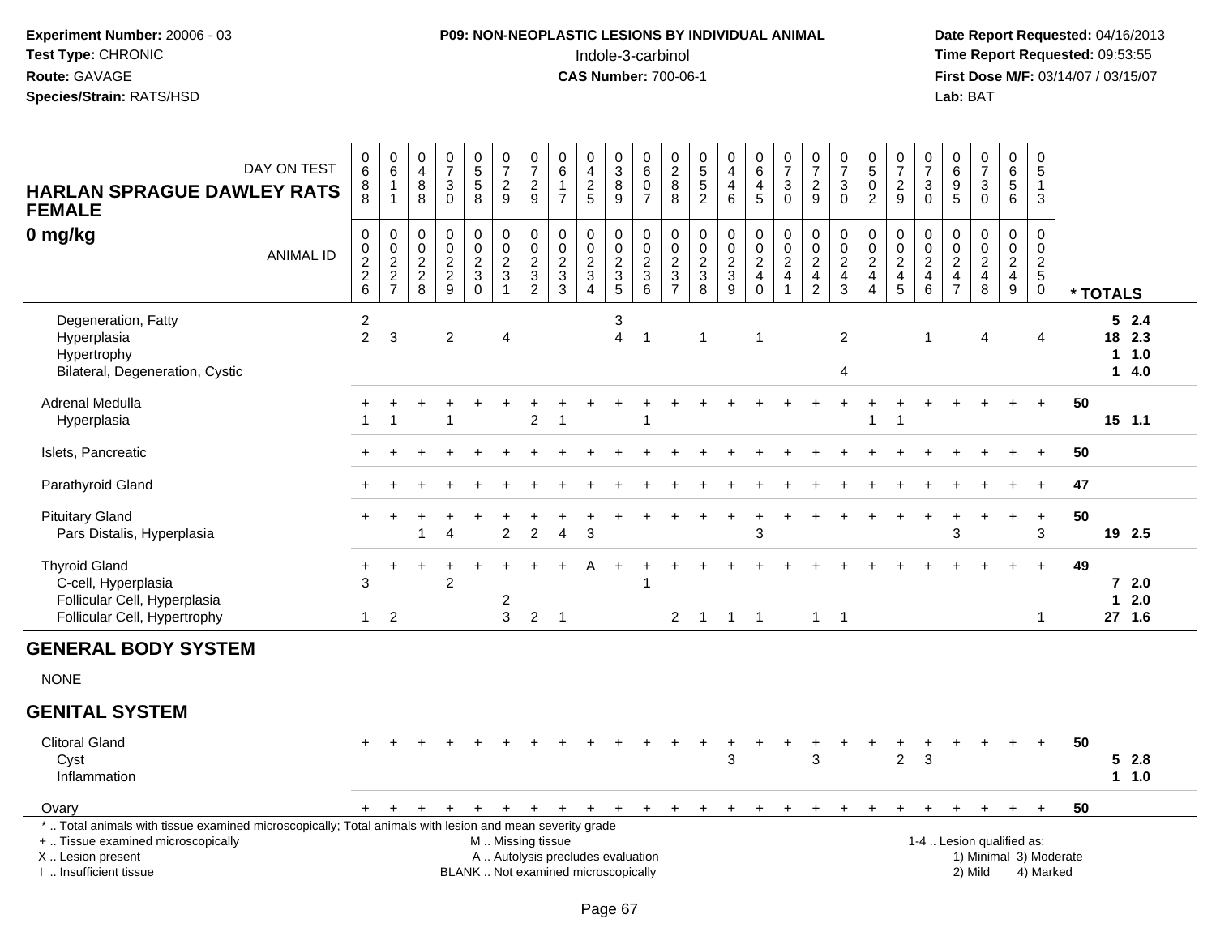**Experiment Number:** 20006 - 03
**Test Type:** CHRONIC
**Route:** GAVAGE
**Species/Strain:** RATS/HSD

**P09: NON-NEOPLASTIC LESIONS BY INDIVIDUAL ANIMAL**
Indole-3-carbinol
**CAS Number:** 700-06-1

**Date Report Requested:** 04/16/2013
**Time Report Requested:** 09:53:55
**First Dose M/F:** 03/14/07 / 03/15/07
**Lab:** BAT

## HARLAN SPRAGUE DAWLEY RATS FEMALE
## 0 mg/kg

| DAY ON TEST | 0688 | 0611 | 0488 | 0730 | 0558 | 0729 | 0729 | 0617 | 0425 | 0389 | 0607 | 0288 | 0552 | 0446 | 0645 | 0730 | 0729 | 0730 | 0502 | 0729 | 0730 | 0695 | 0730 | 0656 | 0513 | |
|---|---|---|---|---|---|---|---|---|---|---|---|---|---|---|---|---|---|---|---|---|---|---|---|---|---|---|
| **ANIMAL ID** | 0226 | 0227 | 0228 | 0229 | 0230 | 0231 | 0232 | 0233 | 0234 | 0235 | 0236 | 0237 | 0238 | 0239 | 0240 | 0241 | 0242 | 0243 | 0244 | 0245 | 0246 | 0247 | 0248 | 0249 | 0250 | *** TOTALS** |
| Degeneration, Fatty | 2 | | | | | | | | | 3 | | | | | | | | | | | | | | | | 5 2.4 |
| Hyperplasia | 2 | 3 | | 2 | | 4 | | | | 4 | 1 | | 1 | | 1 | | | 2 | | | 1 | | 4 | | 4 | 18 2.3 |
| Hypertrophy | | | | | | | | | | | | | | | | | | | | | | | | | | 1 1.0 |
| Bilateral, Degeneration, Cystic | | | | | | | | | | | | | | | | | | 4 | | | | | | | | 1 4.0 |
| Adrenal Medulla | + | + | + | + | + | + | + | + | + | + | + | + | + | + | + | + | + | + | + | + | + | + | + | + | + | 50 |
| Hyperplasia | 1 | 1 | | 1 | | | 2 | 1 | | | 1 | | | | | | | | 1 | 1 | | | | | | 15 1.1 |
| Islets, Pancreatic | + | + | + | + | + | + | + | + | + | + | + | + | + | + | + | + | + | + | + | + | + | + | + | + | + | 50 |
| Parathyroid Gland | + | + | + | + | + | + | + | + | + | + | + | + | + | + | + | + | + | + | + | + | + | + | + | + | + | 47 |
| Pituitary Gland | + | + | + | + | + | + | + | + | + | + | + | + | + | + | + | + | + | + | + | + | + | + | + | + | + | 50 |
| Pars Distalis, Hyperplasia | | | 1 | 4 | | 2 | 2 | 4 | 3 | | | | | | 3 | | | | | | | 3 | | | 3 | 19 2.5 |
| Thyroid Gland | + | + | + | + | + | + | + | + | A | + | + | + | + | + | + | + | + | + | + | + | + | + | + | + | + | 49 |
| C-cell, Hyperplasia | 3 | | | 2 | | | | | | | 1 | | | | | | | | | | | | | | | 7 2.0 |
| Follicular Cell, Hyperplasia | | | | | | 2 | | | | | | | | | | | | | | | | | | | | 1 2.0 |
| Follicular Cell, Hypertrophy | 1 | 2 | | | | 3 | 2 | 1 | | | | 2 | 1 | 1 | 1 | | 1 | 1 | | | | | | | 1 | 27 1.6 |

## GENERAL BODY SYSTEM

NONE

## GENITAL SYSTEM

| | 0226 | 0227 | 0228 | 0229 | 0230 | 0231 | 0232 | 0233 | 0234 | 0235 | 0236 | 0237 | 0238 | 0239 | 0240 | 0241 | 0242 | 0243 | 0244 | 0245 | 0246 | 0247 | 0248 | 0249 | 0250 | *** TOTALS** |
|---|---|---|---|---|---|---|---|---|---|---|---|---|---|---|---|---|---|---|---|---|---|---|---|---|---|---|
| Clitoral Gland | + | + | + | + | + | + | + | + | + | + | + | + | + | + | + | + | + | + | + | + | + | + | + | + | + | 50 |
| Cyst | | | | | | | | | | | | | | 3 | | | 3 | | | 2 | 3 | | | | | 5 2.8 |
| Inflammation | | | | | | | | | | | | | | | | | | | | | | | | | | 1 1.0 |
| Ovary | + | + | + | + | + | + | + | + | + | + | + | + | + | + | + | + | + | + | + | + | + | + | + | + | + | 50 |

\* .. Total animals with tissue examined microscopically; Total animals with lesion and mean severity grade
+ .. Tissue examined microscopically
X .. Lesion present
I .. Insufficient tissue
M .. Missing tissue
A .. Autolysis precludes evaluation
BLANK .. Not examined microscopically
1-4 .. Lesion qualified as:
1) Minimal 2) Mild 3) Moderate 4) Marked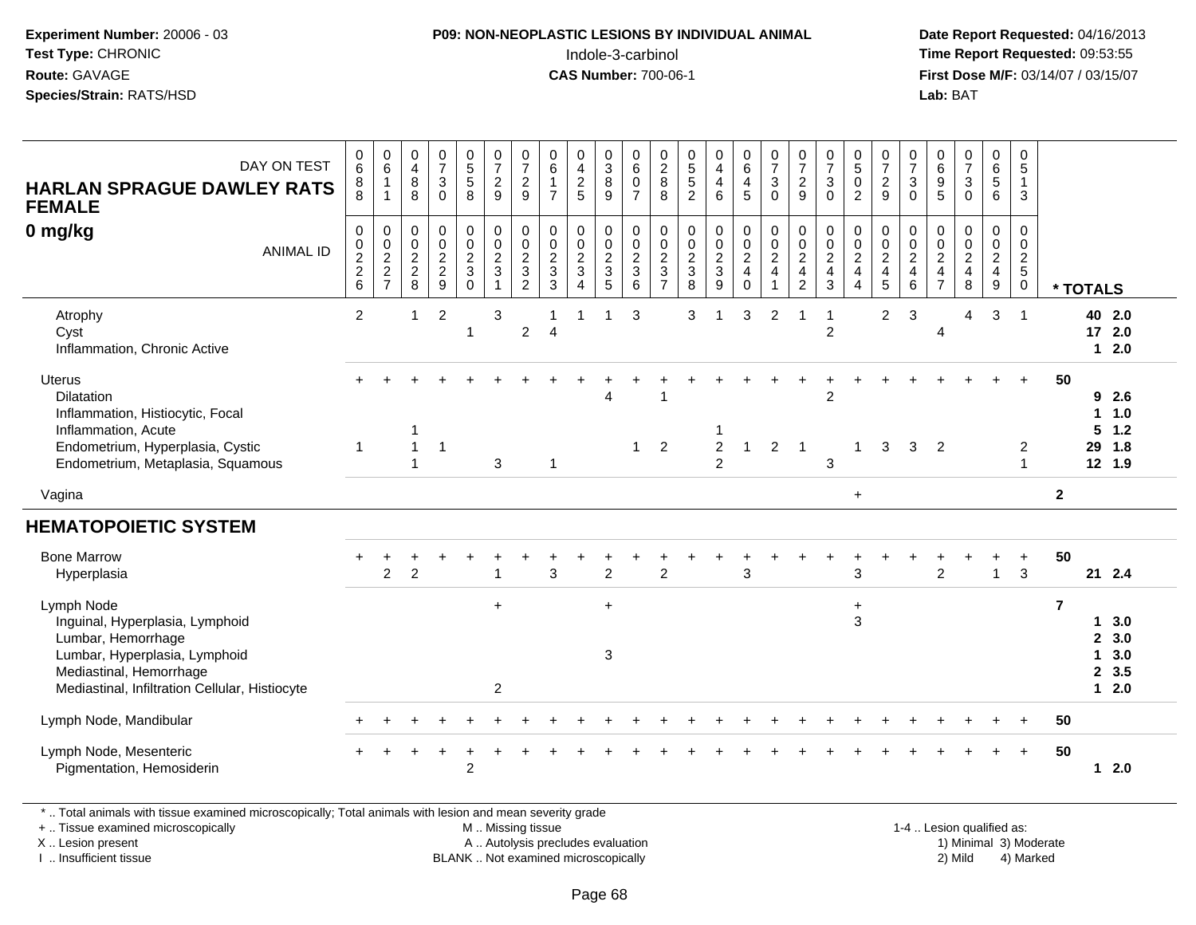**Experiment Number:** 20006 - 03
**Test Type:** CHRONIC
**Route:** GAVAGE
**Species/Strain:** RATS/HSD

**P09: NON-NEOPLASTIC LESIONS BY INDIVIDUAL ANIMAL**
Indole-3-carbinol
**CAS Number:** 700-06-1

**Date Report Requested:** 04/16/2013
**Time Report Requested:** 09:53:55
**First Dose M/F:** 03/14/07 / 03/15/07
**Lab:** BAT

## HARLAN SPRAGUE DAWLEY RATS FEMALE
### 0 mg/kg

| DAY ON TEST | 688 | 611 | 488 | 730 | 558 | 729 | 729 | 617 | 425 | 389 | 607 | 288 | 552 | 446 | 645 | 730 | 729 | 730 | 502 | 729 | 730 | 695 | 730 | 656 | 513 | |
|---|---|---|---|---|---|---|---|---|---|---|---|---|---|---|---|---|---|---|---|---|---|---|---|---|---|---|
| **ANIMAL ID** | 0226 | 0227 | 0228 | 0229 | 0230 | 0231 | 0232 | 0233 | 0234 | 0235 | 0236 | 0237 | 0238 | 0239 | 0240 | 0241 | 0242 | 0243 | 0244 | 0245 | 0246 | 0247 | 0248 | 0249 | 0250 | *** TOTALS** |
| Atrophy | 2 | | 1 | 2 | | 3 | | 1 | 1 | 1 | 3 | | 3 | 1 | 3 | 2 | 1 | 1 | | 2 | 3 | | 4 | 3 | 1 | 40 2.0 |
| Cyst | | | | | 1 | | 2 | 4 | | | | | | | | | | 2 | | | | 4 | | | | 17 2.0 |
| Inflammation, Chronic Active | | | | | | | | | | | | | | | | | | | | | | | | | | 1 2.0 |
| Uterus | + | + | + | + | + | + | + | + | + | + | + | + | + | + | + | + | + | + | + | + | + | + | + | + | + | 50 |
| Dilatation | | | | | | | | | | 4 | | 1 | | | | | | 2 | | | | | | | | 9 2.6 |
| Inflammation, Histiocytic, Focal | | | | | | | | | | | | | | | | | | | | | | | | | | 1 1.0 |
| Inflammation, Acute | | | 1 | | | | | | | | | | | 1 | | | | | | | | | | | | 5 1.2 |
| Endometrium, Hyperplasia, Cystic | 1 | | 1 | 1 | | | | | | | 1 | 2 | | 2 | 1 | 2 | 1 | | 1 | 3 | 3 | 2 | | | 2 | 29 1.8 |
| Endometrium, Metaplasia, Squamous | | | 1 | | | 3 | | 1 | | | | | | 2 | | | | 3 | | | | | | | 1 | 12 1.9 |
| Vagina | | | | | | | | | | | | | | | | | | | + | | | | | | | 2 |
| **HEMATOPOIETIC SYSTEM** | | | | | | | | | | | | | | | | | | | | | | | | | | |
| Bone Marrow | + | + | + | + | + | + | + | + | + | + | + | + | + | + | + | + | + | + | + | + | + | + | + | + | + | 50 |
| Hyperplasia | | 2 | 2 | | | 1 | | 3 | | 2 | | 2 | | | 3 | | | | 3 | | | 2 | | 1 | 3 | 21 2.4 |
| Lymph Node | | | | | | + | | | | + | | | | | | | | | + | | | | | | | 7 |
| Inguinal, Hyperplasia, Lymphoid | | | | | | | | | | | | | | | | | | | 3 | | | | | | | 1 3.0 |
| Lumbar, Hemorrhage | | | | | | | | | | | | | | | | | | | | | | | | | | 2 3.0 |
| Lumbar, Hyperplasia, Lymphoid | | | | | | | | | | 3 | | | | | | | | | | | | | | | | 1 3.0 |
| Mediastinal, Hemorrhage | | | | | | | | | | | | | | | | | | | | | | | | | | 2 3.5 |
| Mediastinal, Infiltration Cellular, Histiocyte | | | | | | 2 | | | | | | | | | | | | | | | | | | | | 1 2.0 |
| Lymph Node, Mandibular | + | + | + | + | + | + | + | + | + | + | + | + | + | + | + | + | + | + | + | + | + | + | + | + | + | 50 |
| Lymph Node, Mesenteric | + | + | + | + | + | + | + | + | + | + | + | + | + | + | + | + | + | + | + | + | + | + | + | + | + | 50 |
| Pigmentation, Hemosiderin | | | | | 2 | | | | | | | | | | | | | | | | | | | | | 1 2.0 |

* .. Total animals with tissue examined microscopically; Total animals with lesion and mean severity grade
+ .. Tissue examined microscopically
X .. Lesion present
I .. Insufficient tissue

M .. Missing tissue
A .. Autolysis precludes evaluation
BLANK .. Not examined microscopically

1-4 .. Lesion qualified as:
1) Minimal 3) Moderate
2) Mild 4) Marked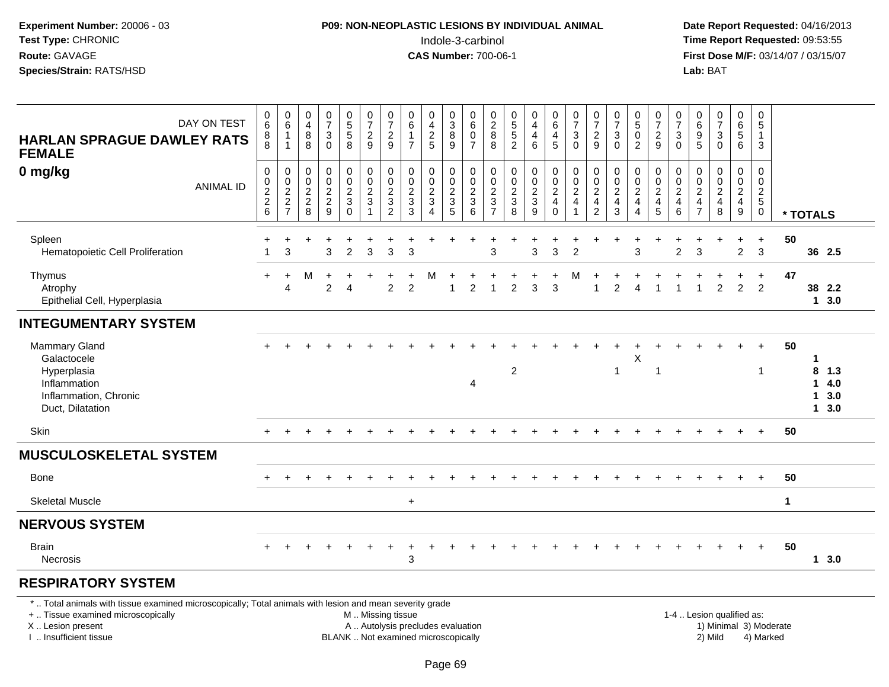**Experiment Number:** 20006 - 03
**Test Type:** CHRONIC
**Route:** GAVAGE
**Species/Strain:** RATS/HSD

**P09: NON-NEOPLASTIC LESIONS BY INDIVIDUAL ANIMAL**
Indole-3-carbinol
**CAS Number:** 700-06-1

**Date Report Requested:** 04/16/2013
**Time Report Requested:** 09:53:55
**First Dose M/F:** 03/14/07 / 03/15/07
**Lab:** BAT

**HARLAN SPRAGUE DAWLEY RATS FEMALE**
**0 mg/kg**

| DAY ON TEST | 0688 | 0611 | 0488 | 0730 | 0558 | 0729 | 0729 | 0617 | 0425 | 0389 | 0607 | 0288 | 0552 | 0446 | 0645 | 0730 | 0729 | 0730 | 0502 | 0729 | 0730 | 0695 | 0730 | 0656 | 0513 | |
|---|---|---|---|---|---|---|---|---|---|---|---|---|---|---|---|---|---|---|---|---|---|---|---|---|---|---|
| **ANIMAL ID** | 00226 | 00227 | 00228 | 00229 | 00230 | 00231 | 00232 | 00233 | 00234 | 00235 | 00236 | 00237 | 00238 | 00239 | 00240 | 00241 | 00242 | 00243 | 00244 | 00245 | 00246 | 00247 | 00248 | 00249 | 00250 | *** TOTALS** |
| Spleen | + | + | + | + | + | + | + | + | + | + | + | + | + | + | + | + | + | + | + | + | + | + | + | + | + | 50 |
| Hematopoietic Cell Proliferation | 1 | 3 | | 3 | 2 | 3 | 3 | 3 | | | | 3 | | 3 | 3 | 2 | | | 3 | | 2 | 3 | | 2 | 3 | **36 2.5** |
| Thymus | + | + | M | + | + | + | + | + | M | + | + | + | + | + | + | M | + | + | + | + | + | + | + | + | + | 47 |
| Atrophy | | 4 | | 2 | 4 | | 2 | 2 | | 1 | 2 | 1 | 2 | 3 | 3 | | 1 | 2 | 4 | 1 | 1 | 1 | 2 | 2 | 2 | **38 2.2** |
| Epithelial Cell, Hyperplasia | | | | | | | | | | | | | | | | | | | | | | | | | | **1 3.0** |
| **INTEGUMENTARY SYSTEM** | | | | | | | | | | | | | | | | | | | | | | | | | | |
| Mammary Gland | + | + | + | + | + | + | + | + | + | + | + | + | + | + | + | + | + | + | + | + | + | + | + | + | + | 50 |
| Galactocele | | | | | | | | | | | | | | | | | | | X | | | | | | | **1** |
| Hyperplasia | | | | | | | | | | | | | 2 | | | | | 1 | | 1 | | | | | 1 | **8 1.3** |
| Inflammation | | | | | | | | | | | 4 | | | | | | | | | | | | | | | **1 4.0** |
| Inflammation, Chronic | | | | | | | | | | | | | | | | | | | | | | | | | | **1 3.0** |
| Duct, Dilatation | | | | | | | | | | | | | | | | | | | | | | | | | | **1 3.0** |
| Skin | + | + | + | + | + | + | + | + | + | + | + | + | + | + | + | + | + | + | + | + | + | + | + | + | + | 50 |
| **MUSCULOSKELETAL SYSTEM** | | | | | | | | | | | | | | | | | | | | | | | | | | |
| Bone | + | + | + | + | + | + | + | + | + | + | + | + | + | + | + | + | + | + | + | + | + | + | + | + | + | 50 |
| Skeletal Muscle | | | | | | | | + | | | | | | | | | | | | | | | | | | 1 |
| **NERVOUS SYSTEM** | | | | | | | | | | | | | | | | | | | | | | | | | | |
| Brain | + | + | + | + | + | + | + | + | + | + | + | + | + | + | + | + | + | + | + | + | + | + | + | + | + | 50 |
| Necrosis | | | | | | | | 3 | | | | | | | | | | | | | | | | | | **1 3.0** |
| **RESPIRATORY SYSTEM** | | | | | | | | | | | | | | | | | | | | | | | | | | |

* .. Total animals with tissue examined microscopically; Total animals with lesion and mean severity grade
+ .. Tissue examined microscopically
X .. Lesion present
I .. Insufficient tissue

M .. Missing tissue
A .. Autolysis precludes evaluation
BLANK .. Not examined microscopically

1-4 .. Lesion qualified as:
1) Minimal 3) Moderate
2) Mild 4) Marked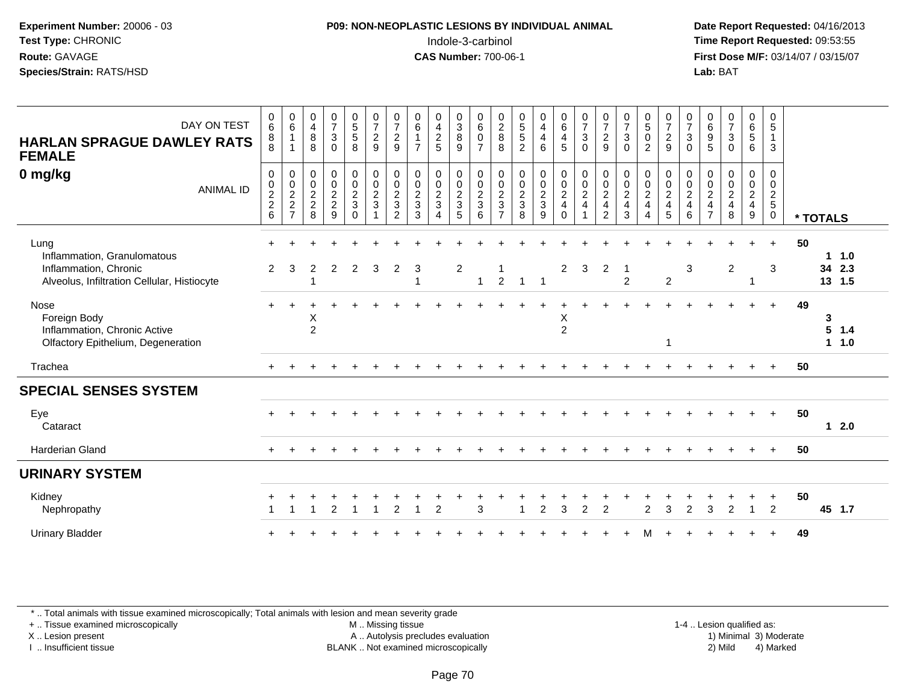**Experiment Number:** 20006 - 03
**Test Type:** CHRONIC
**Route:** GAVAGE
**Species/Strain:** RATS/HSD

**P09: NON-NEOPLASTIC LESIONS BY INDIVIDUAL ANIMAL**
Indole-3-carbinol
**CAS Number:** 700-06-1

**Date Report Requested:** 04/16/2013
**Time Report Requested:** 09:53:55
**First Dose M/F:** 03/14/07 / 03/15/07
**Lab:** BAT

## HARLAN SPRAGUE DAWLEY RATS FEMALE
## 0 mg/kg

| DAY ON TEST | 0688 | 0611 | 0488 | 0730 | 0558 | 0729 | 0729 | 0617 | 0425 | 0389 | 0607 | 0288 | 0552 | 0446 | 0645 | 0730 | 0729 | 0730 | 0502 | 0729 | 0730 | 0695 | 0730 | 0656 | 0513 | |
|---|---|---|---|---|---|---|---|---|---|---|---|---|---|---|---|---|---|---|---|---|---|---|---|---|---|---|
| **ANIMAL ID** | 00226 | 00227 | 00228 | 00229 | 00230 | 00231 | 00232 | 00233 | 00234 | 00235 | 00236 | 00237 | 00238 | 00239 | 00240 | 00241 | 00242 | 00243 | 00244 | 00245 | 00246 | 00247 | 00248 | 00249 | 00250 | *** TOTALS** |
| Lung | + | + | + | + | + | + | + | + | + | + | + | + | + | + | + | + | + | + | + | + | + | + | + | + | + | 50 |
| Inflammation, Granulomatous | | | | | | | | | | | | | | | | | | | | | | | | | | 1 1.0 |
| Inflammation, Chronic | 2 | 3 | 2 | 2 | 2 | 3 | 2 | 3 | | 2 | | 1 | | | 2 | 3 | 2 | 1 | | | 3 | | 2 | | 3 | 34 2.3 |
| Alveolus, Infiltration Cellular, Histiocyte | | | 1 | | | | | 1 | | | 1 | 2 | 1 | 1 | | | | 2 | | 2 | | | | 1 | | 13 1.5 |
| Nose | + | + | + | + | + | + | + | + | + | + | + | + | + | + | + | + | + | + | + | + | + | + | + | + | + | 49 |
| Foreign Body | | | X | | | | | | | | | | | | X | | | | | | | | | | | 3 |
| Inflammation, Chronic Active | | | 2 | | | | | | | | | | | | 2 | | | | | | | | | | | 5 1.4 |
| Olfactory Epithelium, Degeneration | | | | | | | | | | | | | | | | | | | | 1 | | | | | | 1 1.0 |
| Trachea | + | + | + | + | + | + | + | + | + | + | + | + | + | + | + | + | + | + | + | + | + | + | + | + | + | 50 |
| **SPECIAL SENSES SYSTEM** | | | | | | | | | | | | | | | | | | | | | | | | | | |
| Eye | + | + | + | + | + | + | + | + | + | + | + | + | + | + | + | + | + | + | + | + | + | + | + | + | + | 50 |
| Cataract | | | | | | | | | | | | | | | | | | | | | | | | | | 1 2.0 |
| Harderian Gland | + | + | + | + | + | + | + | + | + | + | + | + | + | + | + | + | + | + | + | + | + | + | + | + | + | 50 |
| **URINARY SYSTEM** | | | | | | | | | | | | | | | | | | | | | | | | | | |
| Kidney | + | + | + | + | + | + | + | + | + | + | + | + | + | + | + | + | + | + | + | + | + | + | + | + | + | 50 |
| Nephropathy | 1 | 1 | 1 | 2 | 1 | 1 | 2 | 1 | 2 | | 3 | | 1 | 2 | 3 | 2 | 2 | | 2 | 3 | 2 | 3 | 2 | 1 | 2 | 45 1.7 |
| Urinary Bladder | + | + | + | + | + | + | + | + | + | + | + | + | + | + | + | + | + | + | M | + | + | + | + | + | + | 49 |

\* .. Total animals with tissue examined microscopically; Total animals with lesion and mean severity grade
\+ .. Tissue examined microscopically
X .. Lesion present
I .. Insufficient tissue
M .. Missing tissue
A .. Autolysis precludes evaluation
BLANK .. Not examined microscopically
1-4 .. Lesion qualified as: 1) Minimal 2) Mild 3) Moderate 4) Marked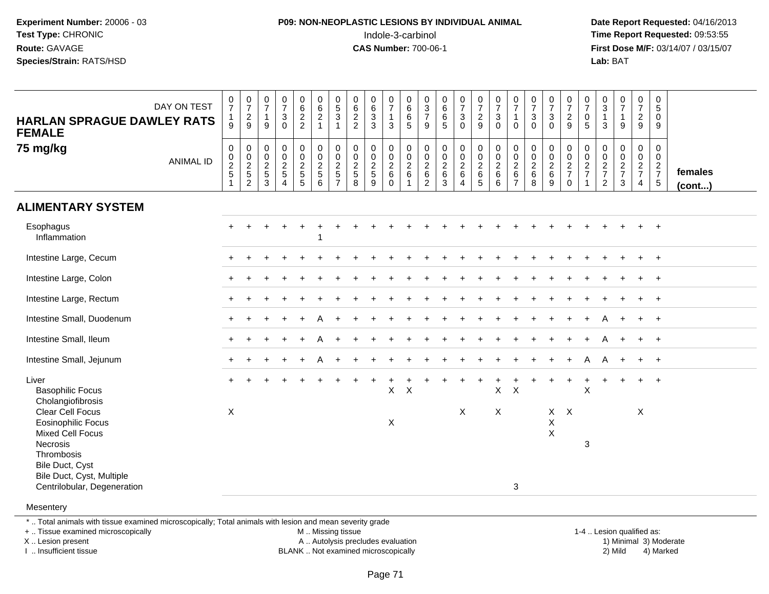**Experiment Number:** 20006 - 03
**Test Type:** CHRONIC
**Route:** GAVAGE
**Species/Strain:** RATS/HSD

**P09: NON-NEOPLASTIC LESIONS BY INDIVIDUAL ANIMAL**
Indole-3-carbinol
**CAS Number:** 700-06-1

**Date Report Requested:** 04/16/2013
**Time Report Requested:** 09:53:55
**First Dose M/F:** 03/14/07 / 03/15/07
**Lab:** BAT

**HARLAN SPRAGUE DAWLEY RATS FEMALE**
**75 mg/kg**

| DAY ON TEST | 0719 | 0729 | 0719 | 0730 | 0622 | 0621 | 0531 | 0622 | 0633 | 0713 | 0665 | 0379 | 0665 | 0730 | 0729 | 0730 | 0710 | 0730 | 0730 | 0729 | 0705 | 0313 | 0719 | 0729 | 0509 | |
|---|---|---|---|---|---|---|---|---|---|---|---|---|---|---|---|---|---|---|---|---|---|---|---|---|---|---|
| ANIMAL ID | 00251 | 00252 | 00253 | 00254 | 00255 | 00256 | 00257 | 00258 | 00259 | 00260 | 00261 | 00262 | 00263 | 00264 | 00265 | 00266 | 00267 | 00268 | 00269 | 00270 | 00271 | 00272 | 00273 | 00274 | 00275 | **females (cont...)** |
| **ALIMENTARY SYSTEM** | | | | | | | | | | | | | | | | | | | | | | | | | | |
| Esophagus | + | + | + | + | + | + | + | + | + | + | + | + | + | + | + | + | + | + | + | + | + | + | + | + | + | |
| Inflammation | | | | | | 1 | | | | | | | | | | | | | | | | | | | | |
| Intestine Large, Cecum | + | + | + | + | + | + | + | + | + | + | + | + | + | + | + | + | + | + | + | + | + | + | + | + | + | |
| Intestine Large, Colon | + | + | + | + | + | + | + | + | + | + | + | + | + | + | + | + | + | + | + | + | + | + | + | + | + | |
| Intestine Large, Rectum | + | + | + | + | + | + | + | + | + | + | + | + | + | + | + | + | + | + | + | + | + | + | + | + | + | |
| Intestine Small, Duodenum | + | + | + | + | + | A | + | + | + | + | + | + | + | + | + | + | + | + | + | + | + | A | + | + | + | |
| Intestine Small, Ileum | + | + | + | + | + | A | + | + | + | + | + | + | + | + | + | + | + | + | + | + | + | A | + | + | + | |
| Intestine Small, Jejunum | + | + | + | + | + | A | + | + | + | + | + | + | + | + | + | + | + | + | + | + | A | A | + | + | + | |
| Liver | + | + | + | + | + | + | + | + | + | + | + | + | + | + | + | + | + | + | + | + | + | + | + | + | + | |
| Basophilic Focus | | | | | | | | | | X | X | | | | | X | X | | | | X | | | | | |
| Cholangiofibrosis | | | | | | | | | | | | | | | | | | | | | | | | | | |
| Clear Cell Focus | X | | | | | | | | | | | | | X | | X | | | X | X | | | | X | | |
| Eosinophilic Focus | | | | | | | | | | X | | | | | | | | | X | | | | | | | |
| Mixed Cell Focus | | | | | | | | | | | | | | | | | | | X | | | | | | | |
| Necrosis | | | | | | | | | | | | | | | | | | | | | 3 | | | | | |
| Thrombosis | | | | | | | | | | | | | | | | | | | | | | | | | | |
| Bile Duct, Cyst | | | | | | | | | | | | | | | | | | | | | | | | | | |
| Bile Duct, Cyst, Multiple | | | | | | | | | | | | | | | | | | | | | | | | | | |
| Centrilobular, Degeneration | | | | | | | | | | | | | | | | | 3 | | | | | | | | | |
| Mesentery | | | | | | | | | | | | | | | | | | | | | | | | | | |

\* .. Total animals with tissue examined microscopically; Total animals with lesion and mean severity grade
\+ .. Tissue examined microscopically
X .. Lesion present
I .. Insufficient tissue

M .. Missing tissue
A .. Autolysis precludes evaluation
BLANK .. Not examined microscopically

1-4 .. Lesion qualified as:
1) Minimal 3) Moderate
2) Mild 4) Marked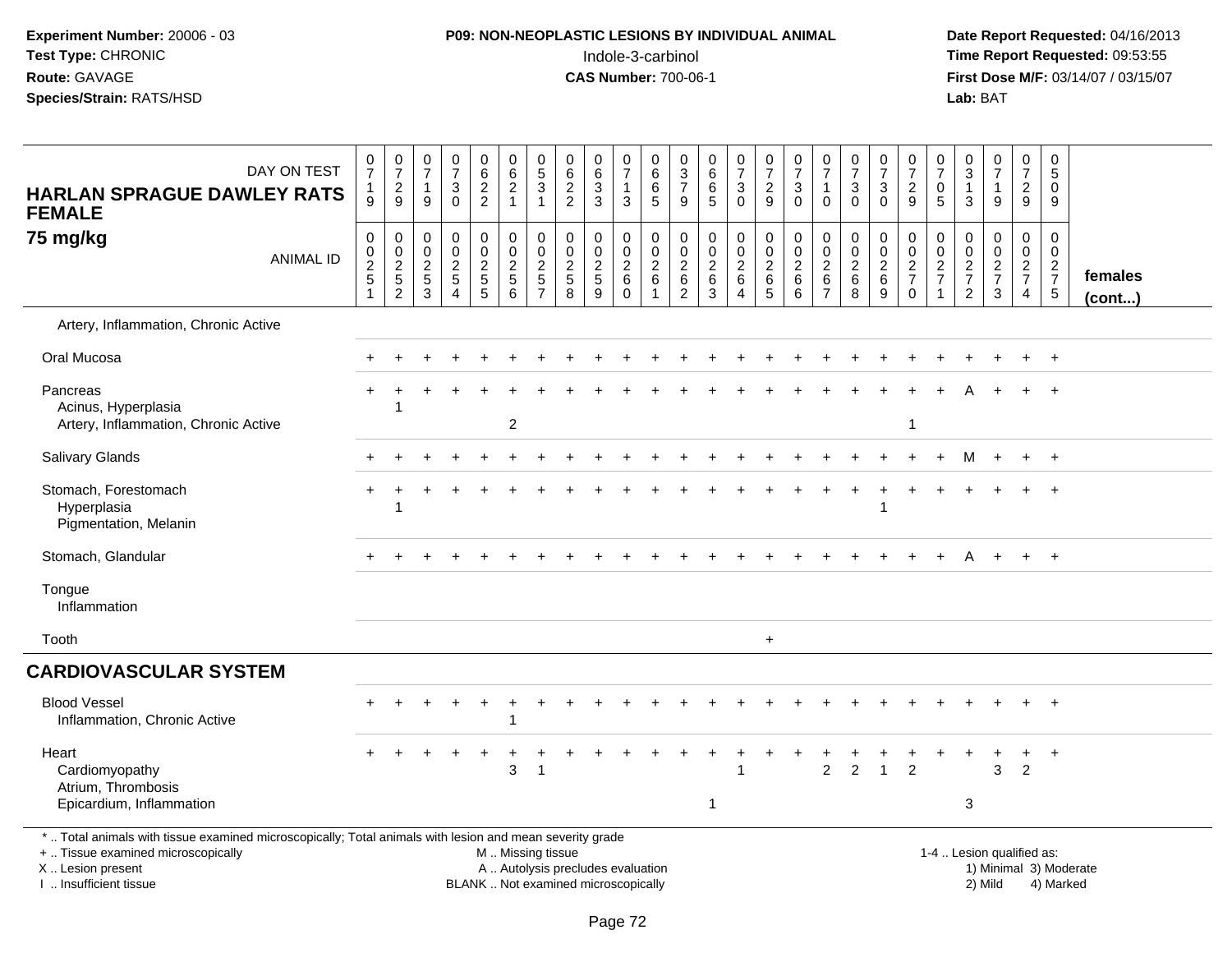**Experiment Number:** 20006 - 03
**Test Type:** CHRONIC
**Route:** GAVAGE
**Species/Strain:** RATS/HSD

**P09: NON-NEOPLASTIC LESIONS BY INDIVIDUAL ANIMAL**
Indole-3-carbinol
**CAS Number:** 700-06-1

**Date Report Requested:** 04/16/2013
**Time Report Requested:** 09:53:55
**First Dose M/F:** 03/14/07 / 03/15/07
**Lab:** BAT

## HARLAN SPRAGUE DAWLEY RATS FEMALE
## 75 mg/kg

| DAY ON TEST | 0719 | 0729 | 0719 | 0730 | 0622 | 0621 | 0531 | 0622 | 0633 | 0713 | 0665 | 0379 | 0665 | 0730 | 0729 | 0730 | 0710 | 0730 | 0730 | 0729 | 0705 | 0313 | 0719 | 0729 | 0509 | |
|---|---|---|---|---|---|---|---|---|---|---|---|---|---|---|---|---|---|---|---|---|---|---|---|---|---|---|
| **ANIMAL ID** | 00251 | 00252 | 00253 | 00254 | 00255 | 00256 | 00257 | 00258 | 00259 | 00260 | 00261 | 00262 | 00263 | 00264 | 00265 | 00266 | 00267 | 00268 | 00269 | 00270 | 00271 | 00272 | 00273 | 00274 | 00275 | **females (cont...)** |
| Artery, Inflammation, Chronic Active | | | | | | | | | | | | | | | | | | | | | | | | | | |
| Oral Mucosa | + | + | + | + | + | + | + | + | + | + | + | + | + | + | + | + | + | + | + | + | + | + | + | + | + | |
| Pancreas | + | + | + | + | + | + | + | + | + | + | + | + | + | + | + | + | + | + | + | + | + | A | + | + | + | |
| Acinus, Hyperplasia | | 1 | | | | | | | | | | | | | | | | | | | | | | | | |
| Artery, Inflammation, Chronic Active | | | | | | 2 | | | | | | | | | | | | | | 1 | | | | | | |
| Salivary Glands | + | + | + | + | + | + | + | + | + | + | + | + | + | + | + | + | + | + | + | + | + | M | + | + | + | |
| Stomach, Forestomach | + | + | + | + | + | + | + | + | + | + | + | + | + | + | + | + | + | + | + | + | + | + | + | + | + | |
| Hyperplasia | | 1 | | | | | | | | | | | | | | | | | 1 | | | | | | | |
| Pigmentation, Melanin | | | | | | | | | | | | | | | | | | | | | | | | | | |
| Stomach, Glandular | + | + | + | + | + | + | + | + | + | + | + | + | + | + | + | + | + | + | + | + | + | A | + | + | + | |
| Tongue | | | | | | | | | | | | | | | | | | | | | | | | | | |
| Inflammation | | | | | | | | | | | | | | | | | | | | | | | | | | |
| Tooth | | | | | | | | | | | | | | | + | | | | | | | | | | | |
| **CARDIOVASCULAR SYSTEM** | | | | | | | | | | | | | | | | | | | | | | | | | | |
| Blood Vessel | + | + | + | + | + | + | + | + | + | + | + | + | + | + | + | + | + | + | + | + | + | + | + | + | + | |
| Inflammation, Chronic Active | | | | | | 1 | | | | | | | | | | | | | | | | | | | | |
| Heart | + | + | + | + | + | + | + | + | + | + | + | + | + | + | + | + | + | + | + | + | + | + | + | + | + | |
| Cardiomyopathy | | | | | | 3 | 1 | | | | | | | 1 | | | 2 | 2 | 1 | 2 | | | 3 | 2 | | |
| Atrium, Thrombosis | | | | | | | | | | | | | | | | | | | | | | | | | | |
| Epicardium, Inflammation | | | | | | | | | | | | | 1 | | | | | | | | | 3 | | | | |

\* .. Total animals with tissue examined microscopically; Total animals with lesion and mean severity grade
\+ .. Tissue examined microscopically
X .. Lesion present
I .. Insufficient tissue

M .. Missing tissue
A .. Autolysis precludes evaluation
BLANK .. Not examined microscopically

1-4 .. Lesion qualified as:
1) Minimal 3) Moderate
2) Mild 4) Marked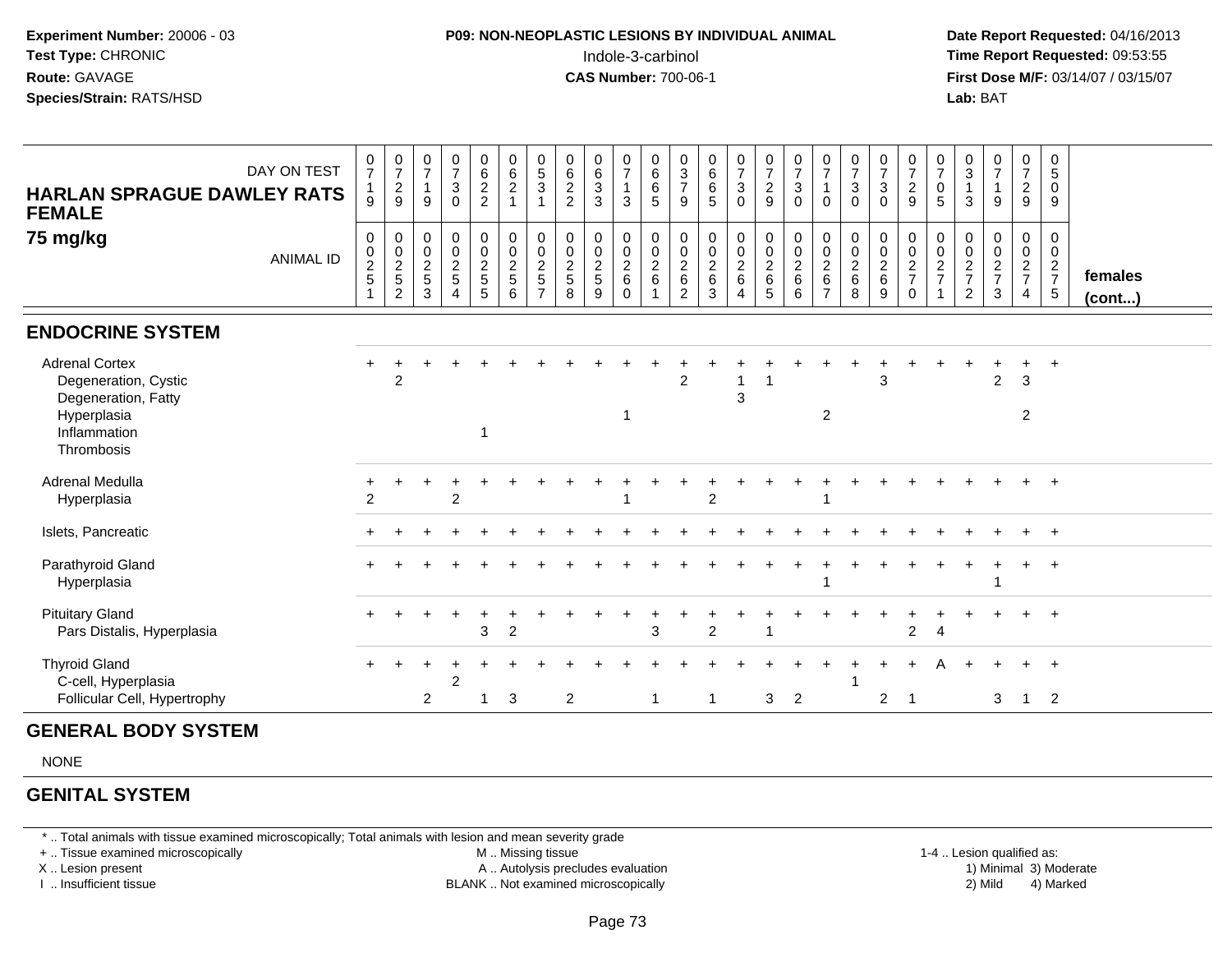**Experiment Number:** 20006 - 03
**Test Type:** CHRONIC
**Route:** GAVAGE
**Species/Strain:** RATS/HSD

**P09: NON-NEOPLASTIC LESIONS BY INDIVIDUAL ANIMAL**
Indole-3-carbinol
**CAS Number:** 700-06-1

**Date Report Requested:** 04/16/2013
**Time Report Requested:** 09:53:55
**First Dose M/F:** 03/14/07 / 03/15/07
**Lab:** BAT

## HARLAN SPRAGUE DAWLEY RATS FEMALE 75 mg/kg

| DAY ON TEST | 0719 | 0729 | 0719 | 0730 | 0622 | 0621 | 0531 | 0622 | 0633 | 0713 | 0665 | 0379 | 0665 | 0730 | 0729 | 0730 | 0710 | 0730 | 0730 | 0729 | 0705 | 0313 | 0719 | 0729 | 0509 | |
|---|---|---|---|---|---|---|---|---|---|---|---|---|---|---|---|---|---|---|---|---|---|---|---|---|---|---|
| **ANIMAL ID** | 0251 | 0252 | 0253 | 0254 | 0255 | 0256 | 0257 | 0258 | 0259 | 0260 | 0261 | 0262 | 0263 | 0264 | 0265 | 0266 | 0267 | 0268 | 0269 | 0270 | 0271 | 0272 | 0273 | 0274 | 0275 | **females (cont...)** |
| **ENDOCRINE SYSTEM** | | | | | | | | | | | | | | | | | | | | | | | | | | |
| Adrenal Cortex | + | + | + | + | + | + | + | + | + | + | + | + | + | + | + | + | + | + | + | + | + | + | + | + | + | |
| Degeneration, Cystic | | 2 | | | | | | | | | | 2 | | 1 | 1 | | | | 3 | | | | 2 | 3 | | |
| Degeneration, Fatty | | | | | | | | | | | | | | 3 | | | | | | | | | | | | |
| Hyperplasia | | | | | | | | | | 1 | | | | | | | 2 | | | | | | | 2 | | |
| Inflammation | | | | | 1 | | | | | | | | | | | | | | | | | | | | | |
| Thrombosis | | | | | | | | | | | | | | | | | | | | | | | | | | |
| Adrenal Medulla | + | + | + | + | + | + | + | + | + | + | + | + | + | + | + | + | + | + | + | + | + | + | + | + | + | |
| Hyperplasia | 2 | | | 2 | | | | | | 1 | | | 2 | | | | 1 | | | | | | | | | |
| Islets, Pancreatic | + | + | + | + | + | + | + | + | + | + | + | + | + | + | + | + | + | + | + | + | + | + | + | + | + | |
| Parathyroid Gland | + | + | + | + | + | + | + | + | + | + | + | + | + | + | + | + | + | + | + | + | + | + | + | + | + | |
| Hyperplasia | | | | | | | | | | | | | | | | | 1 | | | | | | 1 | | | |
| Pituitary Gland | + | + | + | + | + | + | + | + | + | + | + | + | + | + | + | + | + | + | + | + | + | + | + | + | + | |
| Pars Distalis, Hyperplasia | | | | | 3 | 2 | | | | | 3 | | 2 | | 1 | | | | | 2 | 4 | | | | | |
| Thyroid Gland | + | + | + | + | + | + | + | + | + | + | + | + | + | + | + | + | + | + | + | + | A | + | + | + | + | |
| C-cell, Hyperplasia | | | | 2 | | | | | | | | | | | | | | 1 | | | | | | | | |
| Follicular Cell, Hypertrophy | | | 2 | | 1 | 3 | | 2 | | | 1 | | 1 | | 3 | 2 | | | 2 | 1 | | | 3 | 1 | 2 | |

## GENERAL BODY SYSTEM

NONE

## GENITAL SYSTEM

* .. Total animals with tissue examined microscopically; Total animals with lesion and mean severity grade
+ .. Tissue examined microscopically
X .. Lesion present
I .. Insufficient tissue

M .. Missing tissue
A .. Autolysis precludes evaluation
BLANK .. Not examined microscopically

1-4 .. Lesion qualified as:
1) Minimal 3) Moderate
2) Mild 4) Marked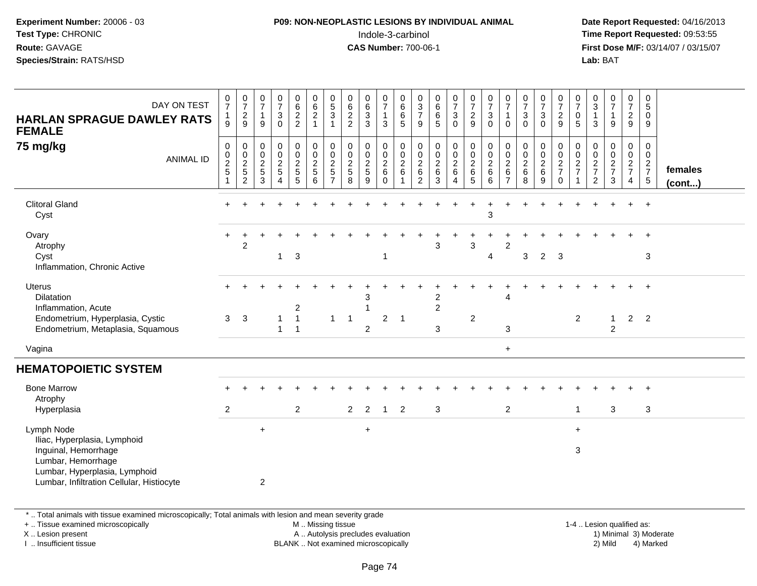**Experiment Number:** 20006 - 03
**Test Type:** CHRONIC
**Route:** GAVAGE
**Species/Strain:** RATS/HSD

**P09: NON-NEOPLASTIC LESIONS BY INDIVIDUAL ANIMAL**
Indole-3-carbinol
**CAS Number:** 700-06-1

**Date Report Requested:** 04/16/2013
**Time Report Requested:** 09:53:55
**First Dose M/F:** 03/14/07 / 03/15/07
**Lab:** BAT

## HARLAN SPRAGUE DAWLEY RATS FEMALE
### 75 mg/kg

| DAY ON TEST | 0719 | 0729 | 0719 | 0730 | 0622 | 0621 | 0531 | 0622 | 0633 | 0713 | 0665 | 0379 | 0665 | 0730 | 0729 | 0730 | 0710 | 0730 | 0730 | 0729 | 0705 | 0313 | 0719 | 0729 | 0509 | |
|---|---|---|---|---|---|---|---|---|---|---|---|---|---|---|---|---|---|---|---|---|---|---|---|---|---|---|
| **ANIMAL ID** | 0025 1 | 0025 2 | 0025 3 | 0025 4 | 0025 5 | 0025 6 | 0025 7 | 0025 8 | 0025 9 | 0026 0 | 0026 1 | 0026 2 | 0026 3 | 0026 4 | 0026 5 | 0026 6 | 0026 7 | 0026 8 | 0026 9 | 0027 0 | 0027 1 | 0027 2 | 0027 3 | 0027 4 | 0027 5 | **females (cont...)** |
| Clitoral Gland | + | + | + | + | + | + | + | + | + | + | + | + | + | + | + | + | + | + | + | + | + | + | + | + | + | |
| Cyst | | | | | | | | | | | | | | | | 3 | | | | | | | | | | |
| Ovary | + | + | + | + | + | + | + | + | + | + | + | + | + | + | + | + | + | + | + | + | + | + | + | + | + | |
| Atrophy | | 2 | | | | | | | | | | | 3 | | 3 | | 2 | | | | | | | | | |
| Cyst | | | | 1 | 3 | | | | | 1 | | | | | | 4 | | 3 | 2 | 3 | | | | | 3 | |
| Inflammation, Chronic Active | | | | | | | | | | | | | | | | | | | | | | | | | | |
| Uterus | + | + | + | + | + | + | + | + | + | + | + | + | + | + | + | + | + | + | + | + | + | + | + | + | + | |
| Dilatation | | | | | | | | | 3 | | | | 2 | | | | 4 | | | | | | | | | |
| Inflammation, Acute | | | | | 2 | | | | 1 | | | | 2 | | | | | | | | | | | | | |
| Endometrium, Hyperplasia, Cystic | 3 | 3 | | 1 | 1 | | 1 | 1 | | 2 | 1 | | | | 2 | | | | | | 2 | | 1 | 2 | 2 | |
| Endometrium, Metaplasia, Squamous | | | | 1 | 1 | | | | 2 | | | | 3 | | | | 3 | | | | | | 2 | | | |
| Vagina | | | | | | | | | | | | | | | | | + | | | | | | | | | |
| **HEMATOPOIETIC SYSTEM** | | | | | | | | | | | | | | | | | | | | | | | | | | |
| Bone Marrow | + | + | + | + | + | + | + | + | + | + | + | + | + | + | + | + | + | + | + | + | + | + | + | + | + | |
| Atrophy | | | | | | | | | | | | | | | | | | | | | | | | | | |
| Hyperplasia | 2 | | | | 2 | | | 2 | 2 | 1 | 2 | | 3 | | | | 2 | | | | 1 | | 3 | | 3 | |
| Lymph Node | | | + | | | | | | + | | | | | | | | | | | | + | | | | | |
| Iliac, Hyperplasia, Lymphoid | | | | | | | | | | | | | | | | | | | | | | | | | | |
| Inguinal, Hemorrhage | | | | | | | | | | | | | | | | | | | | | 3 | | | | | |
| Lumbar, Hemorrhage | | | | | | | | | | | | | | | | | | | | | | | | | | |
| Lumbar, Hyperplasia, Lymphoid | | | | | | | | | | | | | | | | | | | | | | | | | | |
| Lumbar, Infiltration Cellular, Histiocyte | | | 2 | | | | | | | | | | | | | | | | | | | | | | | |

\* .. Total animals with tissue examined microscopically; Total animals with lesion and mean severity grade
+ .. Tissue examined microscopically
X .. Lesion present
I .. Insufficient tissue
M .. Missing tissue
A .. Autolysis precludes evaluation
BLANK .. Not examined microscopically
1-4 .. Lesion qualified as: 1) Minimal 2) Mild 3) Moderate 4) Marked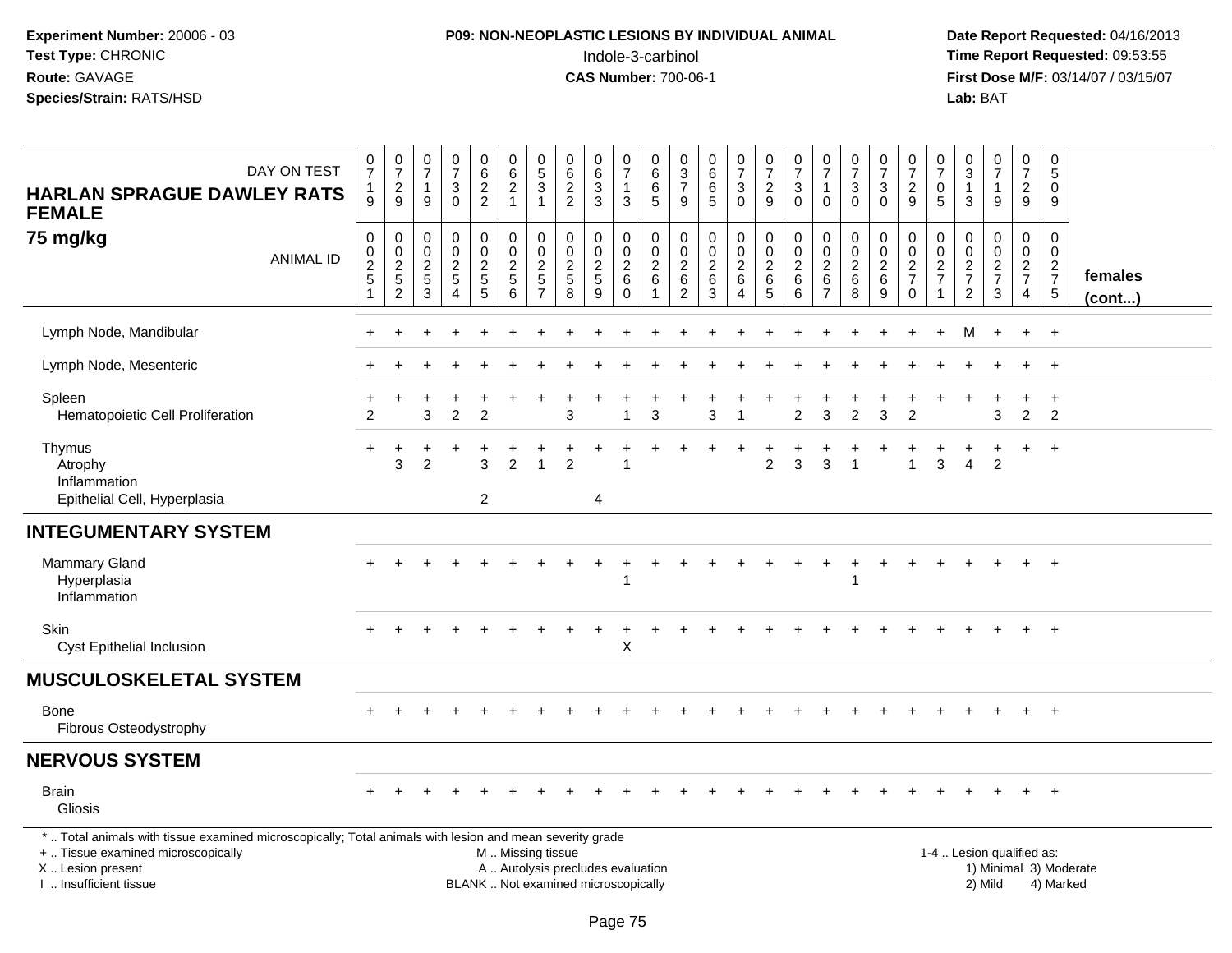**Experiment Number:** 20006 - 03
**Test Type:** CHRONIC
**Route:** GAVAGE
**Species/Strain:** RATS/HSD

**P09: NON-NEOPLASTIC LESIONS BY INDIVIDUAL ANIMAL**
Indole-3-carbinol
**CAS Number:** 700-06-1

**Date Report Requested:** 04/16/2013
**Time Report Requested:** 09:53:55
**First Dose M/F:** 03/14/07 / 03/15/07
**Lab:** BAT

**HARLAN SPRAGUE DAWLEY RATS FEMALE**
**75 mg/kg**

| DAY ON TEST | 0719 | 0729 | 0719 | 0730 | 0622 | 0621 | 0531 | 0622 | 0633 | 0713 | 0665 | 0379 | 0665 | 0730 | 0729 | 0730 | 0710 | 0730 | 0730 | 0729 | 0705 | 0313 | 0719 | 0729 | 0509 | |
|---|---|---|---|---|---|---|---|---|---|---|---|---|---|---|---|---|---|---|---|---|---|---|---|---|---|---|
| **ANIMAL ID** | 0025 1 | 0025 2 | 0025 3 | 0025 4 | 0025 5 | 0025 6 | 0025 7 | 0025 8 | 0025 9 | 0026 0 | 0026 1 | 0026 2 | 0026 3 | 0026 4 | 0026 5 | 0026 6 | 0026 7 | 0026 8 | 0026 9 | 0027 0 | 0027 1 | 0027 2 | 0027 3 | 0027 4 | 0027 5 | **females (cont...)** |
| Lymph Node, Mandibular | + | + | + | + | + | + | + | + | + | + | + | + | + | + | + | + | + | + | + | + | + | M | + | + | + | |
| Lymph Node, Mesenteric | + | + | + | + | + | + | + | + | + | + | + | + | + | + | + | + | + | + | + | + | + | + | + | + | + | |
| Spleen | + | + | + | + | + | + | + | + | + | + | + | + | + | + | + | + | + | + | + | + | + | + | + | + | + | |
| Hematopoietic Cell Proliferation | 2 | | 3 | 2 | 2 | | | 3 | | 1 | 3 | | 3 | 1 | | 2 | 3 | 2 | 3 | 2 | | | 3 | 2 | 2 | |
| Thymus | + | + | + | + | + | + | + | + | + | + | + | + | + | + | + | + | + | + | + | + | + | + | + | + | + | |
| Atrophy | | 3 | 2 | | 3 | 2 | 1 | 2 | | 1 | | | | | 2 | 3 | 3 | 1 | | 1 | 3 | 4 | 2 | | | |
| Inflammation | | | | | | | | | | | | | | | | | | | | | | | | | | |
| Epithelial Cell, Hyperplasia | | | | | 2 | | | | 4 | | | | | | | | | | | | | | | | | |
| **INTEGUMENTARY SYSTEM** | | | | | | | | | | | | | | | | | | | | | | | | | | |
| Mammary Gland | + | + | + | + | + | + | + | + | + | + | + | + | + | + | + | + | + | + | + | + | + | + | + | + | + | |
| Hyperplasia | | | | | | | | | | 1 | | | | | | | | 1 | | | | | | | | |
| Inflammation | | | | | | | | | | | | | | | | | | | | | | | | | | |
| Skin | + | + | + | + | + | + | + | + | + | + | + | + | + | + | + | + | + | + | + | + | + | + | + | + | + | |
| Cyst Epithelial Inclusion | | | | | | | | | | X | | | | | | | | | | | | | | | | |
| **MUSCULOSKELETAL SYSTEM** | | | | | | | | | | | | | | | | | | | | | | | | | | |
| Bone | + | + | + | + | + | + | + | + | + | + | + | + | + | + | + | + | + | + | + | + | + | + | + | + | + | |
| Fibrous Osteodystrophy | | | | | | | | | | | | | | | | | | | | | | | | | | |
| **NERVOUS SYSTEM** | | | | | | | | | | | | | | | | | | | | | | | | | | |
| Brain | + | + | + | + | + | + | + | + | + | + | + | + | + | + | + | + | + | + | + | + | + | + | + | + | + | |
| Gliosis | | | | | | | | | | | | | | | | | | | | | | | | | | |

\* .. Total animals with tissue examined microscopically; Total animals with lesion and mean severity grade
+ .. Tissue examined microscopically
X .. Lesion present
I .. Insufficient tissue

M .. Missing tissue
A .. Autolysis precludes evaluation
BLANK .. Not examined microscopically

1-4 .. Lesion qualified as:
1) Minimal 3) Moderate
2) Mild 4) Marked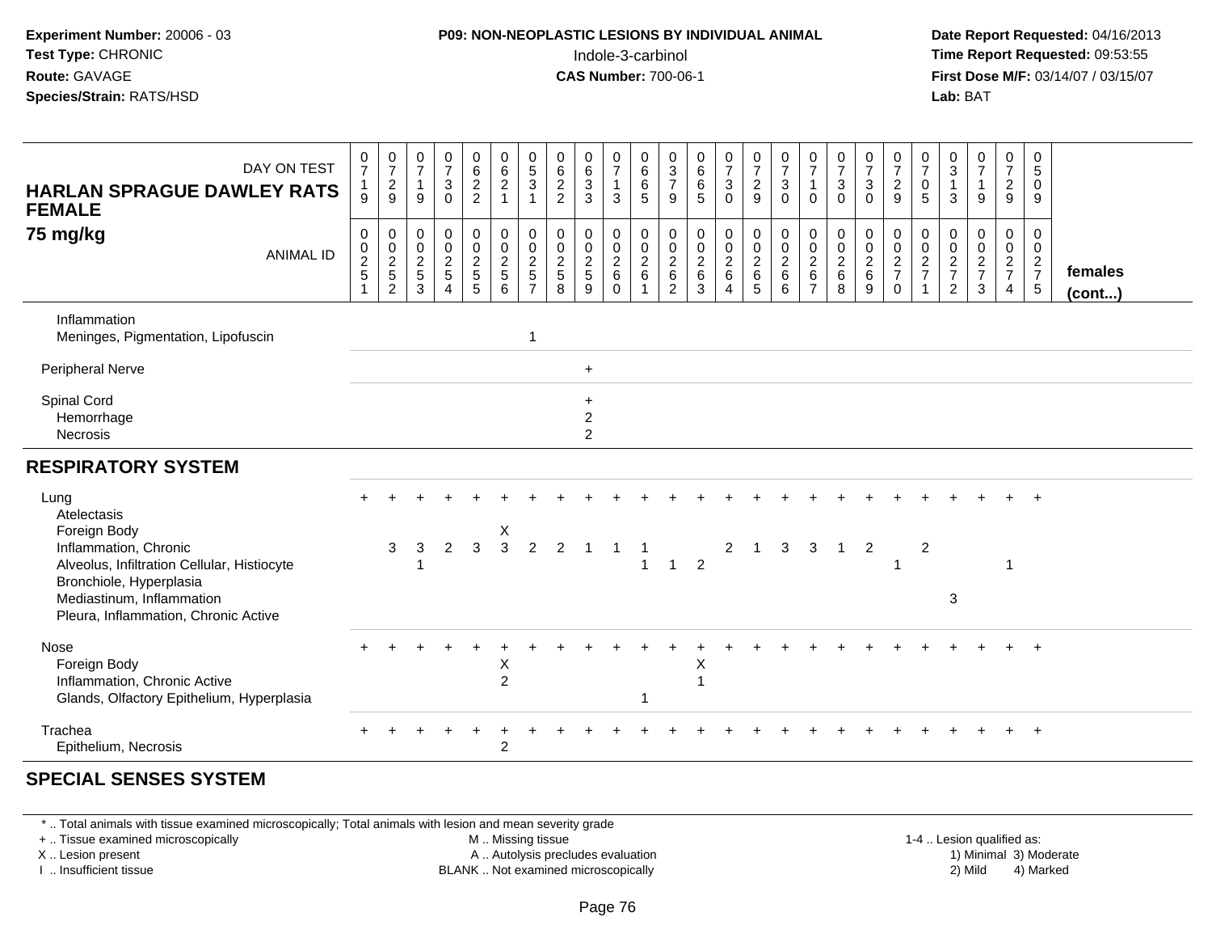**Experiment Number:** 20006 - 03
**Test Type:** CHRONIC
**Route:** GAVAGE
**Species/Strain:** RATS/HSD

**P09: NON-NEOPLASTIC LESIONS BY INDIVIDUAL ANIMAL**
Indole-3-carbinol
**CAS Number:** 700-06-1

**Date Report Requested:** 04/16/2013
**Time Report Requested:** 09:53:55
**First Dose M/F:** 03/14/07 / 03/15/07
**Lab:** BAT

| HARLAN SPRAGUE DAWLEY RATS FEMALE 75 mg/kg — DAY ON TEST | 0719 | 0729 | 0719 | 0730 | 0622 | 0621 | 0531 | 0622 | 0633 | 0713 | 0665 | 0379 | 0665 | 0730 | 0729 | 0730 | 0710 | 0730 | 0730 | 0729 | 0705 | 0313 | 0719 | 0729 | 0509 | |
|---|---|---|---|---|---|---|---|---|---|---|---|---|---|---|---|---|---|---|---|---|---|---|---|---|---|---|
| ANIMAL ID | 0025 1 | 0025 2 | 0025 3 | 0025 4 | 0025 5 | 0025 6 | 0025 7 | 0025 8 | 0025 9 | 0026 0 | 0026 1 | 0026 2 | 0026 3 | 0026 4 | 0026 5 | 0026 6 | 0026 7 | 0026 8 | 0026 9 | 0027 0 | 0027 1 | 0027 2 | 0027 3 | 0027 4 | 0027 5 | females (cont...) |
| Inflammation | | | | | | | | | | | | | | | | | | | | | | | | | | |
| Meninges, Pigmentation, Lipofuscin | | | | | | | 1 | | | | | | | | | | | | | | | | | | | |
| Peripheral Nerve | | | | | | | | | + | | | | | | | | | | | | | | | | | |
| Spinal Cord | | | | | | | | | + | | | | | | | | | | | | | | | | | |
| Hemorrhage | | | | | | | | | 2 | | | | | | | | | | | | | | | | | |
| Necrosis | | | | | | | | | 2 | | | | | | | | | | | | | | | | | |
| **RESPIRATORY SYSTEM** | | | | | | | | | | | | | | | | | | | | | | | | | | |
| Lung | + | + | + | + | + | + | + | + | + | + | + | + | + | + | + | + | + | + | + | + | + | + | + | + | + | |
| Atelectasis | | | | | | | | | | | | | | | | | | | | | | | | | | |
| Foreign Body | | | | | | X | | | | | | | | | | | | | | | | | | | | |
| Inflammation, Chronic | | 3 | 3 | 2 | 3 | 3 | 2 | 2 | 1 | 1 | 1 | | | 2 | 1 | 3 | 3 | 1 | 2 | | 2 | | | | | |
| Alveolus, Infiltration Cellular, Histiocyte | | | 1 | | | | | | | | 1 | 1 | 2 | | | | | | | 1 | | | | 1 | | |
| Bronchiole, Hyperplasia | | | | | | | | | | | | | | | | | | | | | | | | | | |
| Mediastinum, Inflammation | | | | | | | | | | | | | | | | | | | | | | 3 | | | | |
| Pleura, Inflammation, Chronic Active | | | | | | | | | | | | | | | | | | | | | | | | | | |
| Nose | + | + | + | + | + | + | + | + | + | + | + | + | + | + | + | + | + | + | + | + | + | + | + | + | + | |
| Foreign Body | | | | | | X | | | | | | | X | | | | | | | | | | | | | |
| Inflammation, Chronic Active | | | | | | 2 | | | | | | | 1 | | | | | | | | | | | | | |
| Glands, Olfactory Epithelium, Hyperplasia | | | | | | | | | | | 1 | | | | | | | | | | | | | | | |
| Trachea | + | + | + | + | + | + | + | + | + | + | + | + | + | + | + | + | + | + | + | + | + | + | + | + | + | |
| Epithelium, Necrosis | | | | | | 2 | | | | | | | | | | | | | | | | | | | | |

**SPECIAL SENSES SYSTEM**

* .. Total animals with tissue examined microscopically; Total animals with lesion and mean severity grade
+ .. Tissue examined microscopically
X .. Lesion present
I .. Insufficient tissue
M .. Missing tissue
A .. Autolysis precludes evaluation
BLANK .. Not examined microscopically
1-4 .. Lesion qualified as: 1) Minimal 2) Mild 3) Moderate 4) Marked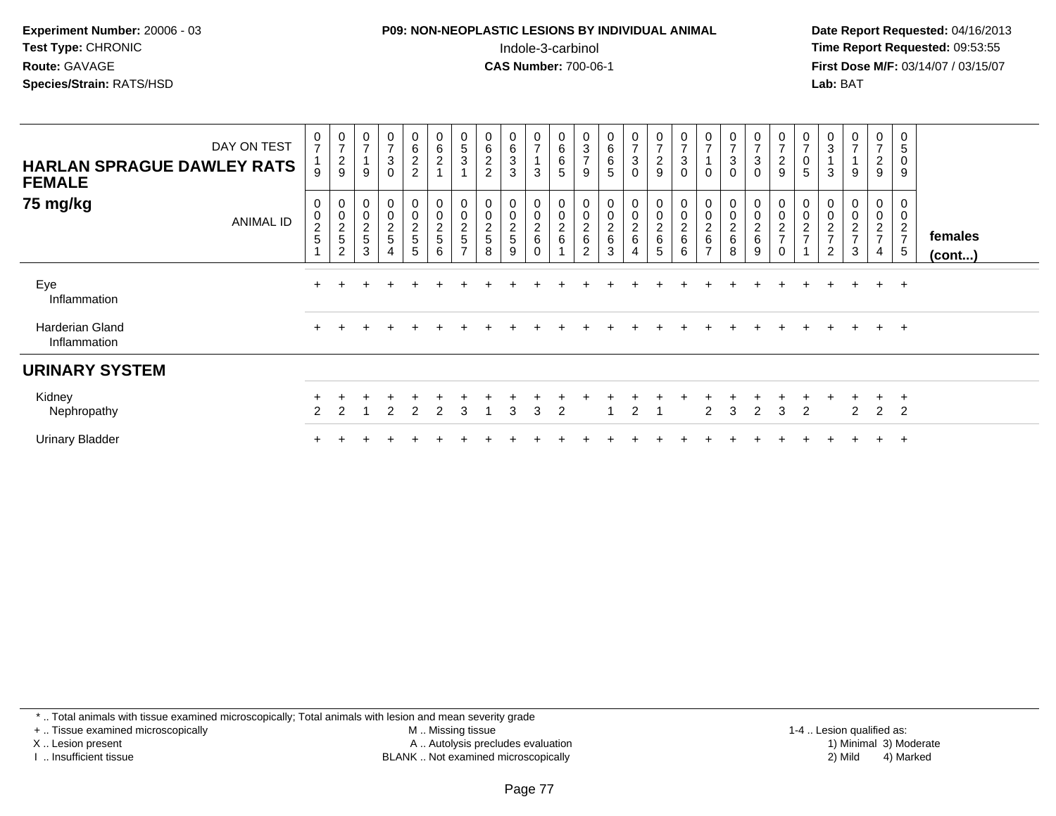**Experiment Number:** 20006 - 03
**Test Type:** CHRONIC
**Route:** GAVAGE
**Species/Strain:** RATS/HSD

**P09: NON-NEOPLASTIC LESIONS BY INDIVIDUAL ANIMAL**
Indole-3-carbinol
**CAS Number:** 700-06-1

**Date Report Requested:** 04/16/2013
**Time Report Requested:** 09:53:55
**First Dose M/F:** 03/14/07 / 03/15/07
**Lab:** BAT

| HARLAN SPRAGUE DAWLEY RATS FEMALE 75 mg/kg | | | | | | | | | | | | | | | | | | | | | | | | | | |
|---|---|---|---|---|---|---|---|---|---|---|---|---|---|---|---|---|---|---|---|---|---|---|---|---|---|---|
| DAY ON TEST | 0719 | 0729 | 0719 | 0730 | 0622 | 0621 | 0531 | 0622 | 0633 | 0713 | 0665 | 0379 | 0665 | 0730 | 0729 | 0730 | 0710 | 0730 | 0730 | 0729 | 0705 | 0313 | 0719 | 0729 | 0509 | |
| ANIMAL ID | 0025 1 | 0025 2 | 0025 3 | 0025 4 | 0025 5 | 0025 6 | 0025 7 | 0025 8 | 0025 9 | 0026 0 | 0026 1 | 0026 2 | 0026 3 | 0026 4 | 0026 5 | 0026 6 | 0026 7 | 0026 8 | 0026 9 | 0027 0 | 0027 1 | 0027 2 | 0027 3 | 0027 4 | 0027 5 | **females (cont...)** |
| Eye | + | + | + | + | + | + | + | + | + | + | + | + | + | + | + | + | + | + | + | + | + | + | + | + | + | |
| Inflammation | | | | | | | | | | | | | | | | | | | | | | | | | | |
| Harderian Gland | + | + | + | + | + | + | + | + | + | + | + | + | + | + | + | + | + | + | + | + | + | + | + | + | + | |
| Inflammation | | | | | | | | | | | | | | | | | | | | | | | | | | |
| **URINARY SYSTEM** | | | | | | | | | | | | | | | | | | | | | | | | | | |
| Kidney | + | + | + | + | + | + | + | + | + | + | + | + | + | + | + | + | + | + | + | + | + | + | + | + | + | |
| Nephropathy | 2 | 2 | 1 | 2 | 2 | 2 | 3 | 1 | 3 | 3 | 2 | | 1 | 2 | 1 | | 2 | 3 | 2 | 3 | 2 | | 2 | 2 | 2 | |
| Urinary Bladder | + | + | + | + | + | + | + | + | + | + | + | + | + | + | + | + | + | + | + | + | + | + | + | + | + | |

* .. Total animals with tissue examined microscopically; Total animals with lesion and mean severity grade
+ .. Tissue examined microscopically
X .. Lesion present
I .. Insufficient tissue
M .. Missing tissue
A .. Autolysis precludes evaluation
BLANK .. Not examined microscopically
1-4 .. Lesion qualified as:
1) Minimal 3) Moderate
2) Mild 4) Marked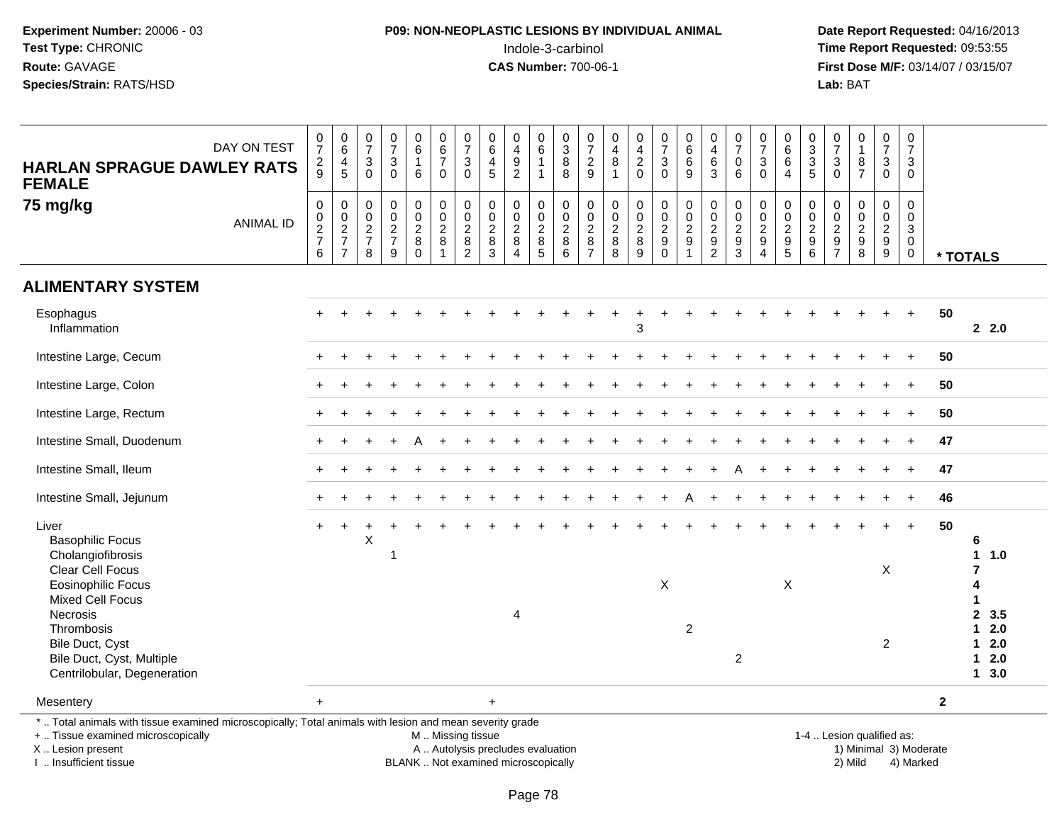**Experiment Number:** 20006 - 03
**Test Type:** CHRONIC
**Route:** GAVAGE
**Species/Strain:** RATS/HSD

**P09: NON-NEOPLASTIC LESIONS BY INDIVIDUAL ANIMAL**
Indole-3-carbinol
**CAS Number:** 700-06-1

**Date Report Requested:** 04/16/2013
**Time Report Requested:** 09:53:55
**First Dose M/F:** 03/14/07 / 03/15/07
**Lab:** BAT

**HARLAN SPRAGUE DAWLEY RATS FEMALE**
**75 mg/kg**

| DAY ON TEST | 0729 | 0645 | 0730 | 0730 | 0616 | 0670 | 0730 | 0645 | 0492 | 0611 | 0388 | 0729 | 0481 | 0420 | 0730 | 0669 | 0463 | 0706 | 0730 | 0664 | 0335 | 0730 | 0187 | 0730 | 0730 | |
|---|---|---|---|---|---|---|---|---|---|---|---|---|---|---|---|---|---|---|---|---|---|---|---|---|---|---|
| **ANIMAL ID** | 0276 | 0277 | 0278 | 0279 | 0280 | 0281 | 0282 | 0283 | 0284 | 0285 | 0286 | 0287 | 0288 | 0289 | 0290 | 0291 | 0292 | 0293 | 0294 | 0295 | 0296 | 0297 | 0298 | 0299 | 0300 | *** TOTALS** |
| **ALIMENTARY SYSTEM** | | | | | | | | | | | | | | | | | | | | | | | | | | |
| Esophagus | + | + | + | + | + | + | + | + | + | + | + | + | + | + | + | + | + | + | + | + | + | + | + | + | + | 50 |
| Inflammation | | | | | | | | | | | | | | 3 | | | | | | | | | | | | 2 2.0 |
| Intestine Large, Cecum | + | + | + | + | + | + | + | + | + | + | + | + | + | + | + | + | + | + | + | + | + | + | + | + | + | 50 |
| Intestine Large, Colon | + | + | + | + | + | + | + | + | + | + | + | + | + | + | + | + | + | + | + | + | + | + | + | + | + | 50 |
| Intestine Large, Rectum | + | + | + | + | + | + | + | + | + | + | + | + | + | + | + | + | + | + | + | + | + | + | + | + | + | 50 |
| Intestine Small, Duodenum | + | + | + | + | A | + | + | + | + | + | + | + | + | + | + | + | + | + | + | + | + | + | + | + | + | 47 |
| Intestine Small, Ileum | + | + | + | + | + | + | + | + | + | + | + | + | + | + | + | + | + | A | + | + | + | + | + | + | + | 47 |
| Intestine Small, Jejunum | + | + | + | + | + | + | + | + | + | + | + | + | + | + | + | A | + | + | + | + | + | + | + | + | + | 46 |
| Liver | + | + | + | + | + | + | + | + | + | + | + | + | + | + | + | + | + | + | + | + | + | + | + | + | + | 50 |
| Basophilic Focus | | | X | | | | | | | | | | | | | | | | | | | | | | | 6 |
| Cholangiofibrosis | | | | 1 | | | | | | | | | | | | | | | | | | | | | | 1 1.0 |
| Clear Cell Focus | | | | | | | | | | | | | | | | | | | | | | | | X | | 7 |
| Eosinophilic Focus | | | | | | | | | | | | | | | X | | | | | X | | | | | | 4 |
| Mixed Cell Focus | | | | | | | | | | | | | | | | | | | | | | | | | | 1 |
| Necrosis | | | | | | | | | 4 | | | | | | | | | | | | | | | | | 2 3.5 |
| Thrombosis | | | | | | | | | | | | | | | | 2 | | | | | | | | | | 1 2.0 |
| Bile Duct, Cyst | | | | | | | | | | | | | | | | | | | | | | | | 2 | | 1 2.0 |
| Bile Duct, Cyst, Multiple | | | | | | | | | | | | | | | | | | 2 | | | | | | | | 1 2.0 |
| Centrilobular, Degeneration | | | | | | | | | | | | | | | | | | | | | | | | | | 1 3.0 |
| Mesentery | + | | | | | | | + | | | | | | | | | | | | | | | | | | 2 |

\* .. Total animals with tissue examined microscopically; Total animals with lesion and mean severity grade
\+ .. Tissue examined microscopically
X .. Lesion present
I .. Insufficient tissue
M .. Missing tissue
A .. Autolysis precludes evaluation
BLANK .. Not examined microscopically
1-4 .. Lesion qualified as: 1) Minimal 2) Mild 3) Moderate 4) Marked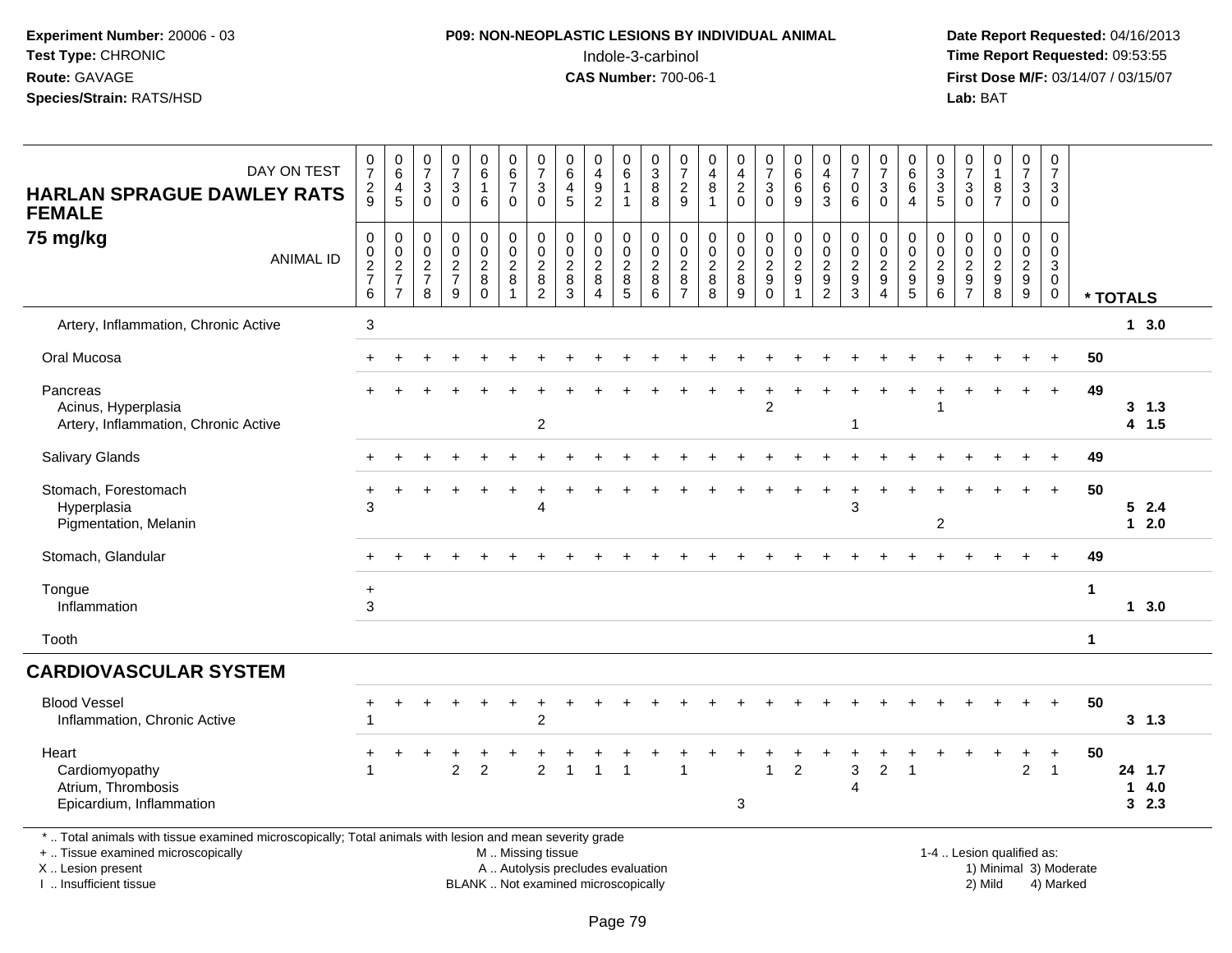**Experiment Number:** 20006 - 03
**Test Type:** CHRONIC
**Route:** GAVAGE
**Species/Strain:** RATS/HSD

**P09: NON-NEOPLASTIC LESIONS BY INDIVIDUAL ANIMAL**
Indole-3-carbinol
**CAS Number:** 700-06-1

**Date Report Requested:** 04/16/2013
**Time Report Requested:** 09:53:55
**First Dose M/F:** 03/14/07 / 03/15/07
**Lab:** BAT

| HARLAN SPRAGUE DAWLEY RATS FEMALE 75 mg/kg | | | | | | | | | | | | | | | | | | | | | | | | | | |
|---|---|---|---|---|---|---|---|---|---|---|---|---|---|---|---|---|---|---|---|---|---|---|---|---|---|---|
| DAY ON TEST | 0729 | 0645 | 0730 | 0730 | 0616 | 0670 | 0730 | 0645 | 0492 | 0611 | 0388 | 0729 | 0481 | 0420 | 0730 | 0669 | 0463 | 0706 | 0730 | 0664 | 0335 | 0730 | 0187 | 0730 | 0730 | |
| ANIMAL ID | 0276 | 0277 | 0278 | 0279 | 0280 | 0281 | 0282 | 0283 | 0284 | 0285 | 0286 | 0287 | 0288 | 0289 | 0290 | 0291 | 0292 | 0293 | 0294 | 0295 | 0296 | 0297 | 0298 | 0299 | 0300 | * TOTALS |
| Artery, Inflammation, Chronic Active | 3 | | | | | | | | | | | | | | | | | | | | | | | | | 1 3.0 |
| Oral Mucosa | + | + | + | + | + | + | + | + | + | + | + | + | + | + | + | + | + | + | + | + | + | + | + | + | + | 50 |
| Pancreas | + | + | + | + | + | + | + | + | + | + | + | + | + | + | + | + | + | + | + | + | + | + | + | + | + | 49 |
| Acinus, Hyperplasia | | | | | | | | | | | | | | | 2 | | | | | | 1 | | | | | 3 1.3 |
| Artery, Inflammation, Chronic Active | | | | | | | 2 | | | | | | | | | | | 1 | | | | | | | | 4 1.5 |
| Salivary Glands | + | + | + | + | + | + | + | + | + | + | + | + | + | + | + | + | + | + | + | + | + | + | + | + | + | 49 |
| Stomach, Forestomach | + | + | + | + | + | + | + | + | + | + | + | + | + | + | + | + | + | + | + | + | + | + | + | + | + | 50 |
| Hyperplasia | 3 | | | | | | 4 | | | | | | | | | | | 3 | | | | | | | | 5 2.4 |
| Pigmentation, Melanin | | | | | | | | | | | | | | | | | | | | | 2 | | | | | 1 2.0 |
| Stomach, Glandular | + | + | + | + | + | + | + | + | + | + | + | + | + | + | + | + | + | + | + | + | + | + | + | + | + | 49 |
| Tongue | + | | | | | | | | | | | | | | | | | | | | | | | | | 1 |
| Inflammation | 3 | | | | | | | | | | | | | | | | | | | | | | | | | 1 3.0 |
| Tooth | | | | | | | | | | | | | | | | | | | | | | | | | | 1 |
| **CARDIOVASCULAR SYSTEM** | | | | | | | | | | | | | | | | | | | | | | | | | | |
| Blood Vessel | + | + | + | + | + | + | + | + | + | + | + | + | + | + | + | + | + | + | + | + | + | + | + | + | + | 50 |
| Inflammation, Chronic Active | 1 | | | | | | 2 | | | | | | | | | | | | | | | | | | | 3 1.3 |
| Heart | + | + | + | + | + | + | + | + | + | + | + | + | + | + | + | + | + | + | + | + | + | + | + | + | + | 50 |
| Cardiomyopathy | 1 | | | 2 | 2 | | 2 | 1 | 1 | 1 | | 1 | | | 1 | 2 | | 3 | 2 | 1 | | | | 2 | 1 | 24 1.7 |
| Atrium, Thrombosis | | | | | | | | | | | | | | | | | | 4 | | | | | | | | 1 4.0 |
| Epicardium, Inflammation | | | | | | | | | | | | | | 3 | | | | | | | | | | | | 3 2.3 |

\* .. Total animals with tissue examined microscopically; Total animals with lesion and mean severity grade
\+ .. Tissue examined microscopically
X .. Lesion present
I .. Insufficient tissue

M .. Missing tissue
A .. Autolysis precludes evaluation
BLANK .. Not examined microscopically

1-4 .. Lesion qualified as:
1) Minimal 3) Moderate
2) Mild 4) Marked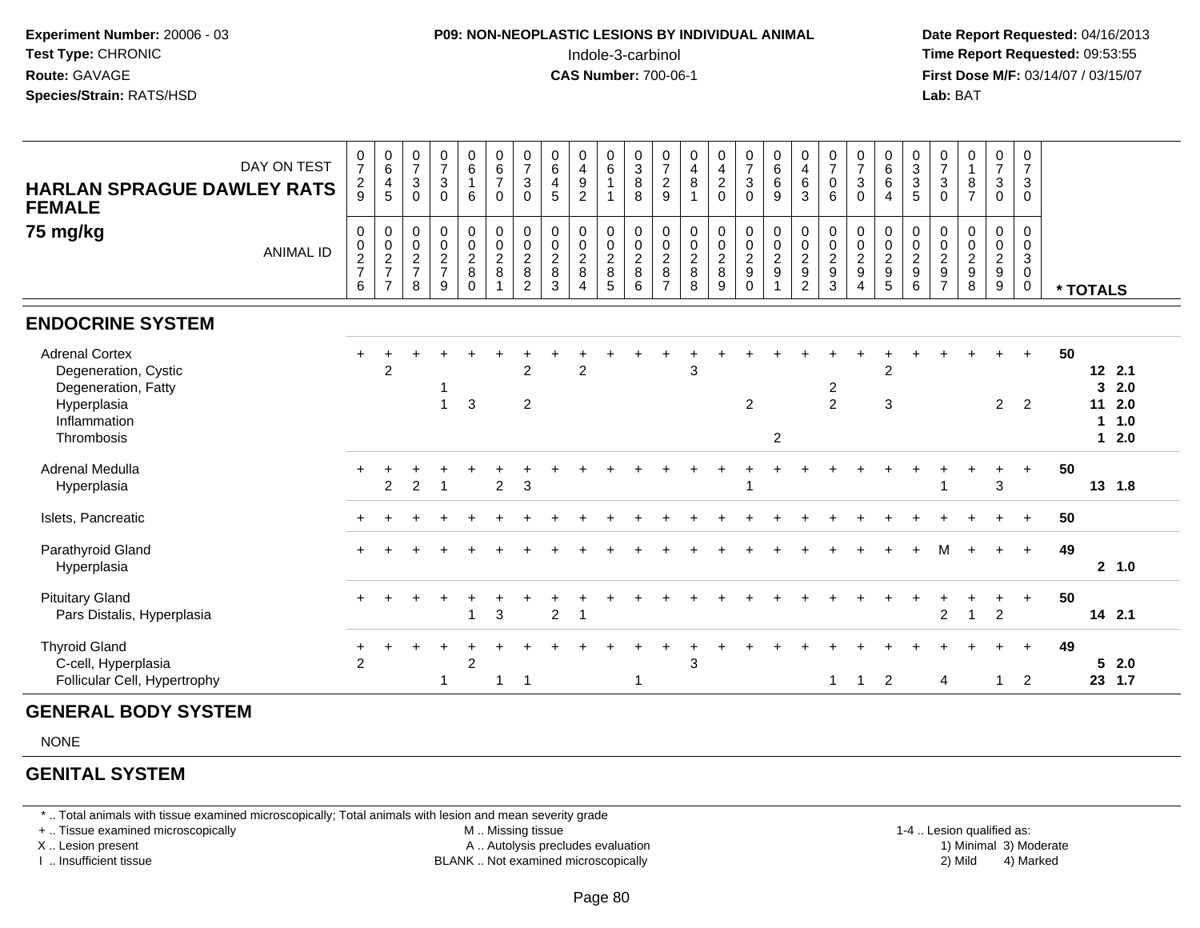**Experiment Number:** 20006 - 03
**Test Type:** CHRONIC
**Route:** GAVAGE
**Species/Strain:** RATS/HSD

**P09: NON-NEOPLASTIC LESIONS BY INDIVIDUAL ANIMAL**
Indole-3-carbinol
**CAS Number:** 700-06-1

**Date Report Requested:** 04/16/2013
**Time Report Requested:** 09:53:55
**First Dose M/F:** 03/14/07 / 03/15/07
**Lab:** BAT

**HARLAN SPRAGUE DAWLEY RATS FEMALE**
**75 mg/kg**

| DAY ON TEST | 0729 | 0645 | 0730 | 0730 | 0616 | 0670 | 0730 | 0645 | 0492 | 0611 | 0388 | 0729 | 0481 | 0420 | 0730 | 0669 | 0463 | 0706 | 0730 | 0664 | 0335 | 0730 | 0187 | 0730 | 0730 | |
|---|---|---|---|---|---|---|---|---|---|---|---|---|---|---|---|---|---|---|---|---|---|---|---|---|---|---|
| ANIMAL ID | 00276 | 00277 | 00278 | 00279 | 00280 | 00281 | 00282 | 00283 | 00284 | 00285 | 00286 | 00287 | 00288 | 00289 | 00290 | 00291 | 00292 | 00293 | 00294 | 00295 | 00296 | 00297 | 00298 | 00299 | 00300 | * TOTALS |
| **ENDOCRINE SYSTEM** | | | | | | | | | | | | | | | | | | | | | | | | | | |
| Adrenal Cortex | + | + | + | + | + | + | + | + | + | + | + | + | + | + | + | + | + | + | + | + | + | + | + | + | + | 50 |
| Degeneration, Cystic | | 2 | | | | | 2 | | 2 | | | | 3 | | | | | | | 2 | | | | | | 12 2.1 |
| Degeneration, Fatty | | | | 1 | | | | | | | | | | | | | | 2 | | | | | | | | 3 2.0 |
| Hyperplasia | | | | 1 | 3 | | 2 | | | | | | | | 2 | | | 2 | | 3 | | | | 2 | 2 | 11 2.0 |
| Inflammation | | | | | | | | | | | | | | | | | | | | | | | | | | 1 1.0 |
| Thrombosis | | | | | | | | | | | | | | | | 2 | | | | | | | | | | 1 2.0 |
| Adrenal Medulla | + | + | + | + | + | + | + | + | + | + | + | + | + | + | + | + | + | + | + | + | + | + | + | + | + | 50 |
| Hyperplasia | | 2 | 2 | 1 | | 2 | 3 | | | | | | | | 1 | | | | | | | 1 | | 3 | | 13 1.8 |
| Islets, Pancreatic | + | + | + | + | + | + | + | + | + | + | + | + | + | + | + | + | + | + | + | + | + | + | + | + | + | 50 |
| Parathyroid Gland | + | + | + | + | + | + | + | + | + | + | + | + | + | + | + | + | + | + | + | + | + | M | + | + | + | 49 |
| Hyperplasia | | | | | | | | | | | | | | | | | | | | | | | | | | 2 1.0 |
| Pituitary Gland | + | + | + | + | + | + | + | + | + | + | + | + | + | + | + | + | + | + | + | + | + | + | + | + | + | 50 |
| Pars Distalis, Hyperplasia | | | | | 1 | 3 | | 2 | 1 | | | | | | | | | | | | | 2 | 1 | 2 | | 14 2.1 |
| Thyroid Gland | + | + | + | + | + | + | + | + | + | + | + | + | + | + | + | + | + | + | + | + | + | + | + | + | + | 49 |
| C-cell, Hyperplasia | 2 | | | | 2 | | | | | | | | 3 | | | | | | | | | | | | | 5 2.0 |
| Follicular Cell, Hypertrophy | | | | 1 | | 1 | 1 | | | | 1 | | | | | | | 1 | 1 | 2 | | 4 | | 1 | 2 | 23 1.7 |
| **GENERAL BODY SYSTEM** | | | | | | | | | | | | | | | | | | | | | | | | | | |
| NONE | | | | | | | | | | | | | | | | | | | | | | | | | | |
| **GENITAL SYSTEM** | | | | | | | | | | | | | | | | | | | | | | | | | | |

\* .. Total animals with tissue examined microscopically; Total animals with lesion and mean severity grade
\+ .. Tissue examined microscopically
X .. Lesion present
I .. Insufficient tissue
M .. Missing tissue
A .. Autolysis precludes evaluation
BLANK .. Not examined microscopically
1-4 .. Lesion qualified as: 1) Minimal 2) Mild 3) Moderate 4) Marked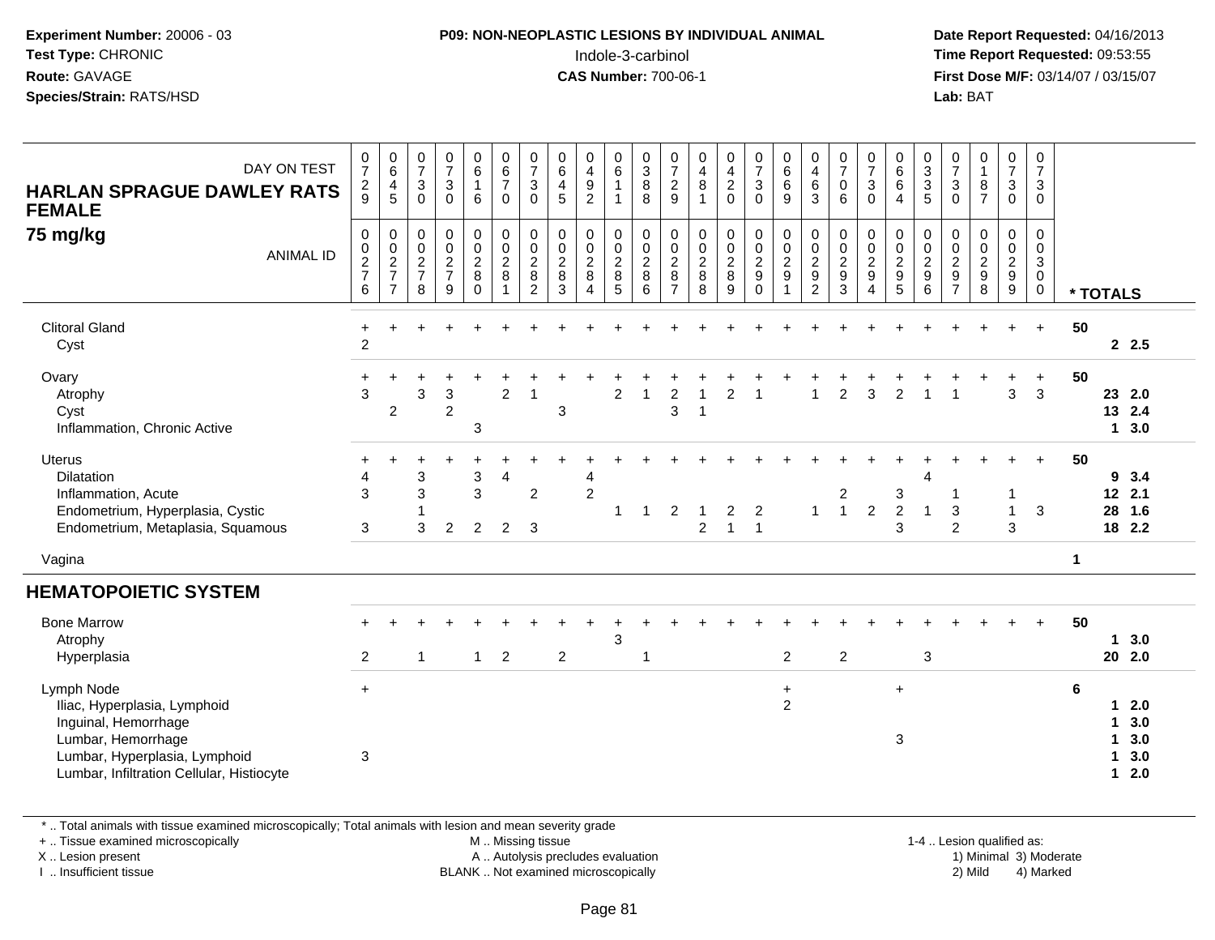**Experiment Number:** 20006 - 03
**Test Type:** CHRONIC
**Route:** GAVAGE
**Species/Strain:** RATS/HSD

**P09: NON-NEOPLASTIC LESIONS BY INDIVIDUAL ANIMAL**
Indole-3-carbinol
**CAS Number:** 700-06-1

**Date Report Requested:** 04/16/2013
**Time Report Requested:** 09:53:55
**First Dose M/F:** 03/14/07 / 03/15/07
**Lab:** BAT

| HARLAN SPRAGUE DAWLEY RATS FEMALE 75 mg/kg | DAY ON TEST | 0729 | 0645 | 0730 | 0730 | 0616 | 0670 | 0730 | 0645 | 0492 | 0611 | 0388 | 0729 | 0481 | 0420 | 0730 | 0669 | 0463 | 0706 | 0730 | 0664 | 0335 | 0730 | 0187 | 0730 | 0730 | |
|---|---|---|---|---|---|---|---|---|---|---|---|---|---|---|---|---|---|---|---|---|---|---|---|---|---|---|---|
| | ANIMAL ID | 00276 | 00277 | 00278 | 00279 | 00280 | 00281 | 00282 | 00283 | 00284 | 00285 | 00286 | 00287 | 00288 | 00289 | 00290 | 00291 | 00292 | 00293 | 00294 | 00295 | 00296 | 00297 | 00298 | 00299 | 00300 | * TOTALS |
| Clitoral Gland | | + | + | + | + | + | + | + | + | + | + | + | + | + | + | + | + | + | + | + | + | + | + | + | + | + | 50 |
| Cyst | | 2 | | | | | | | | | | | | | | | | | | | | | | | | | 2 2.5 |
| Ovary | | + | + | + | + | + | + | + | + | + | + | + | + | + | + | + | + | + | + | + | + | + | + | + | + | + | 50 |
| Atrophy | | 3 | | 3 | 3 | | 2 | 1 | | | 2 | 1 | 2 | 1 | 2 | 1 | | 1 | 2 | 3 | 2 | 1 | 1 | | 3 | 3 | 23 2.0 |
| Cyst | | | 2 | | 2 | | | | 3 | | | | 3 | 1 | | | | | | | | | | | | | 13 2.4 |
| Inflammation, Chronic Active | | | | | | 3 | | | | | | | | | | | | | | | | | | | | | 1 3.0 |
| Uterus | | + | + | + | + | + | + | + | + | + | + | + | + | + | + | + | + | + | + | + | + | + | + | + | + | + | 50 |
| Dilatation | | 4 | | 3 | | 3 | 4 | | | 4 | | | | | | | | | | | | 4 | | | | | 9 3.4 |
| Inflammation, Acute | | 3 | | 3 | | 3 | | 2 | | 2 | | | | | | | | | 2 | | 3 | | 1 | | 1 | | 12 2.1 |
| Endometrium, Hyperplasia, Cystic | | | | 1 | | | | | | | 1 | 1 | 2 | 1 | 2 | 2 | | 1 | 1 | 2 | 2 | 1 | 3 | | 1 | 3 | 28 1.6 |
| Endometrium, Metaplasia, Squamous | | 3 | | 3 | 2 | 2 | 2 | 3 | | | | | | 2 | 1 | 1 | | | | | 3 | | 2 | | 3 | | 18 2.2 |
| Vagina | | | | | | | | | | | | | | | | | | | | | | | | | | | 1 |
| **HEMATOPOIETIC SYSTEM** | | | | | | | | | | | | | | | | | | | | | | | | | | | |
| Bone Marrow | | + | + | + | + | + | + | + | + | + | + | + | + | + | + | + | + | + | + | + | + | + | + | + | + | + | 50 |
| Atrophy | | | | | | | | | | | 3 | | | | | | | | | | | | | | | | 1 3.0 |
| Hyperplasia | | 2 | | 1 | | 1 | 2 | | 2 | | | 1 | | | | | 2 | | 2 | | | 3 | | | | | 20 2.0 |
| Lymph Node | | + | | | | | | | | | | | | | | | + | | | | + | | | | | | 6 |
| Iliac, Hyperplasia, Lymphoid | | | | | | | | | | | | | | | | | 2 | | | | | | | | | | 1 2.0 |
| Inguinal, Hemorrhage | | | | | | | | | | | | | | | | | | | | | | | | | | | 1 3.0 |
| Lumbar, Hemorrhage | | | | | | | | | | | | | | | | | | | | | 3 | | | | | | 1 3.0 |
| Lumbar, Hyperplasia, Lymphoid | | 3 | | | | | | | | | | | | | | | | | | | | | | | | | 1 3.0 |
| Lumbar, Infiltration Cellular, Histiocyte | | | | | | | | | | | | | | | | | | | | | | | | | | | 1 2.0 |

* .. Total animals with tissue examined microscopically; Total animals with lesion and mean severity grade
+ .. Tissue examined microscopically
X .. Lesion present
I .. Insufficient tissue
M .. Missing tissue
A .. Autolysis precludes evaluation
BLANK .. Not examined microscopically
1-4 .. Lesion qualified as: 1) Minimal 2) Mild 3) Moderate 4) Marked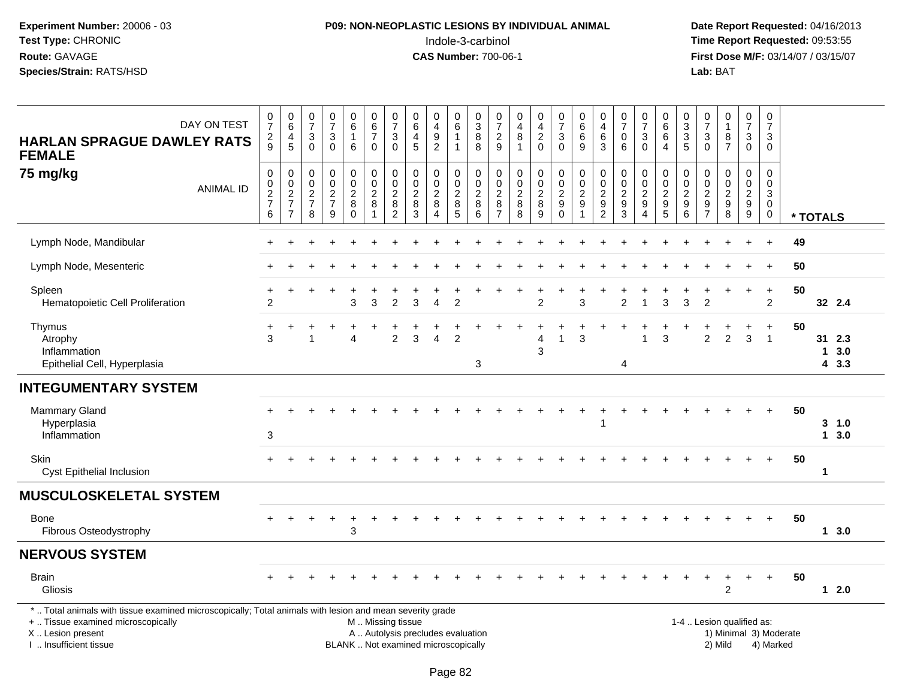**Experiment Number:** 20006 - 03
**Test Type:** CHRONIC
**Route:** GAVAGE
**Species/Strain:** RATS/HSD

**P09: NON-NEOPLASTIC LESIONS BY INDIVIDUAL ANIMAL**
Indole-3-carbinol
**CAS Number:** 700-06-1

**Date Report Requested:** 04/16/2013
**Time Report Requested:** 09:53:55
**First Dose M/F:** 03/14/07 / 03/15/07
**Lab:** BAT

**HARLAN SPRAGUE DAWLEY RATS FEMALE**
**75 mg/kg**

| DAY ON TEST | 0729 | 0645 | 0730 | 0730 | 0616 | 0670 | 0730 | 0645 | 0492 | 0611 | 0388 | 0729 | 0481 | 0420 | 0730 | 0669 | 0463 | 0706 | 0730 | 0664 | 0335 | 0730 | 0187 | 0730 | 0730 | | |
|---|---|---|---|---|---|---|---|---|---|---|---|---|---|---|---|---|---|---|---|---|---|---|---|---|---|---|---|
| **ANIMAL ID** | 00276 | 00277 | 00278 | 00279 | 00280 | 00281 | 00282 | 00283 | 00284 | 00285 | 00286 | 00287 | 00288 | 00289 | 00290 | 00291 | 00292 | 00293 | 00294 | 00295 | 00296 | 00297 | 00298 | 00299 | 00300 | *** TOTALS** | |
| Lymph Node, Mandibular | + | + | + | + | + | + | + | + | + | + | + | + | + | + | + | + | + | + | + | + | + | + | + | + | + | 49 | |
| Lymph Node, Mesenteric | + | + | + | + | + | + | + | + | + | + | + | + | + | + | + | + | + | + | + | + | + | + | + | + | + | 50 | |
| Spleen | + | + | + | + | + | + | + | + | + | + | + | + | + | + | + | + | + | + | + | + | + | + | + | + | + | 50 | |
| Hematopoietic Cell Proliferation | 2 | | | | 3 | 3 | 2 | 3 | 4 | 2 | | | | 2 | | 3 | | 2 | 1 | 3 | 3 | 2 | | | 2 | 32 | 2.4 |
| Thymus | + | + | + | + | + | + | + | + | + | + | + | + | + | + | + | + | + | + | + | + | + | + | + | + | + | 50 | |
| Atrophy | 3 | | 1 | | 4 | | 2 | 3 | 4 | 2 | | | | 4 | 1 | 3 | | | 1 | 3 | | 2 | 2 | 3 | 1 | 31 | 2.3 |
| Inflammation | | | | | | | | | | | | | | 3 | | | | | | | | | | | | 1 | 3.0 |
| Epithelial Cell, Hyperplasia | | | | | | | | | | | 3 | | | | | | | 4 | | | | | | | | 4 | 3.3 |
| **INTEGUMENTARY SYSTEM** | | | | | | | | | | | | | | | | | | | | | | | | | | | |
| Mammary Gland | + | + | + | + | + | + | + | + | + | + | + | + | + | + | + | + | + | + | + | + | + | + | + | + | + | 50 | |
| Hyperplasia | | | | | | | | | | | | | | | | | 1 | | | | | | | | | 3 | 1.0 |
| Inflammation | 3 | | | | | | | | | | | | | | | | | | | | | | | | | 1 | 3.0 |
| Skin | + | + | + | + | + | + | + | + | + | + | + | + | + | + | + | + | + | + | + | + | + | + | + | + | + | 50 | |
| Cyst Epithelial Inclusion | | | | | | | | | | | | | | | | | | | | | | | | | | 1 | |
| **MUSCULOSKELETAL SYSTEM** | | | | | | | | | | | | | | | | | | | | | | | | | | | |
| Bone | + | + | + | + | + | + | + | + | + | + | + | + | + | + | + | + | + | + | + | + | + | + | + | + | + | 50 | |
| Fibrous Osteodystrophy | | | | | 3 | | | | | | | | | | | | | | | | | | | | | 1 | 3.0 |
| **NERVOUS SYSTEM** | | | | | | | | | | | | | | | | | | | | | | | | | | | |
| Brain | + | + | + | + | + | + | + | + | + | + | + | + | + | + | + | + | + | + | + | + | + | + | + | + | + | 50 | |
| Gliosis | | | | | | | | | | | | | | | | | | | | | | | 2 | | | 1 | 2.0 |

\* .. Total animals with tissue examined microscopically; Total animals with lesion and mean severity grade
\+ .. Tissue examined microscopically
X .. Lesion present
I .. Insufficient tissue

M .. Missing tissue
A .. Autolysis precludes evaluation
BLANK .. Not examined microscopically

1-4 .. Lesion qualified as:
1) Minimal 3) Moderate
2) Mild 4) Marked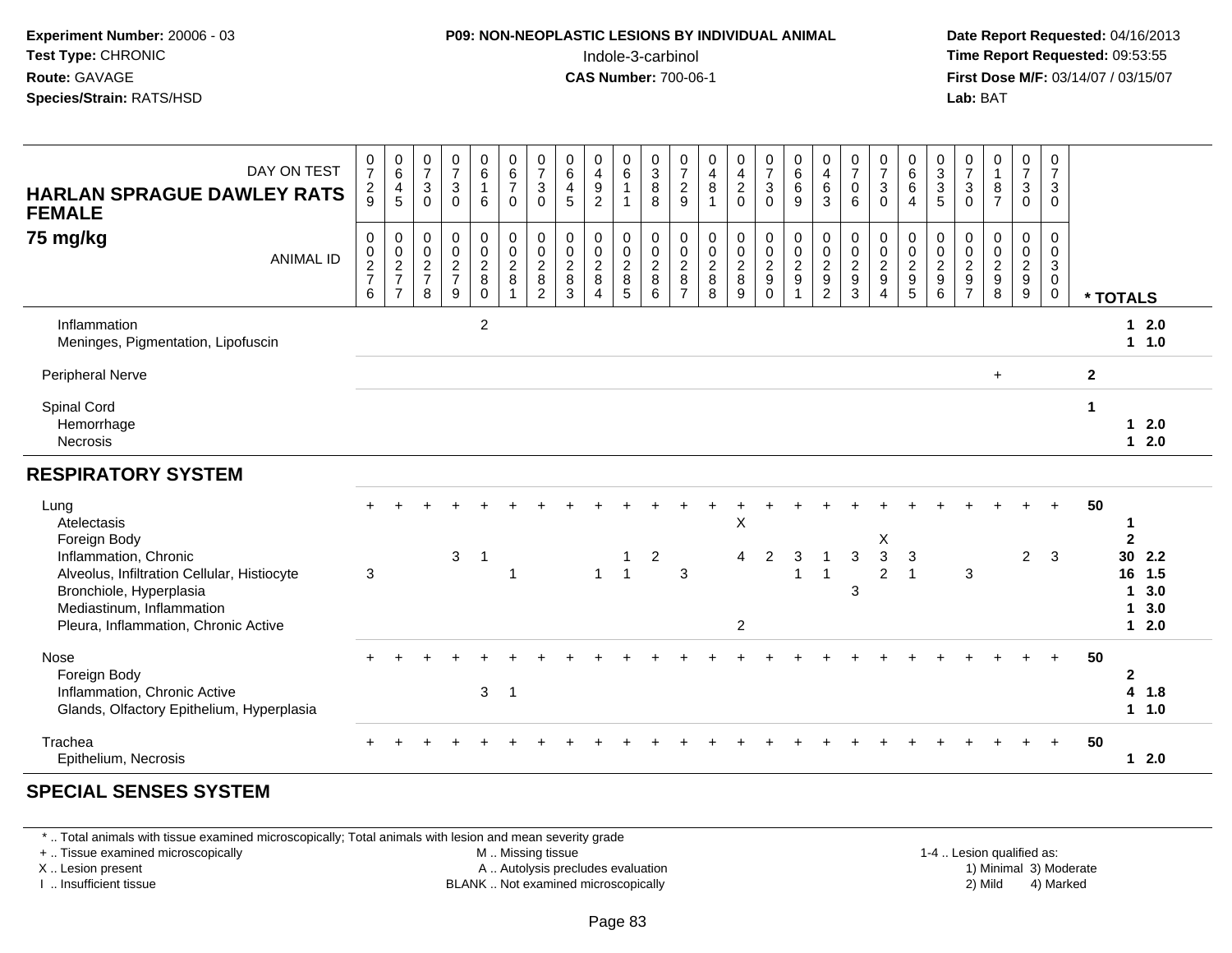Experiment Number: 20006 - 03
Test Type: CHRONIC
Route: GAVAGE
Species/Strain: RATS/HSD

**P09: NON-NEOPLASTIC LESIONS BY INDIVIDUAL ANIMAL**
Indole-3-carbinol
**CAS Number:** 700-06-1

Date Report Requested: 04/16/2013
Time Report Requested: 09:53:55
First Dose M/F: 03/14/07 / 03/15/07
Lab: BAT

**HARLAN SPRAGUE DAWLEY RATS FEMALE**
**75 mg/kg**

| DAY ON TEST | 0729 | 0645 | 0730 | 0730 | 0616 | 0670 | 0730 | 0645 | 0492 | 0611 | 0388 | 0729 | 0481 | 0420 | 0730 | 0669 | 0463 | 0706 | 0730 | 0664 | 0335 | 0730 | 0187 | 0730 | 0730 | |
|---|---|---|---|---|---|---|---|---|---|---|---|---|---|---|---|---|---|---|---|---|---|---|---|---|---|---|
| **ANIMAL ID** | 0276 | 0277 | 0278 | 0279 | 0280 | 0281 | 0282 | 0283 | 0284 | 0285 | 0286 | 0287 | 0288 | 0289 | 0290 | 0291 | 0292 | 0293 | 0294 | 0295 | 0296 | 0297 | 0298 | 0299 | 0300 | *** TOTALS** |
| Inflammation | | | | | 2 | | | | | | | | | | | | | | | | | | | | | 1 2.0 |
| Meninges, Pigmentation, Lipofuscin | | | | | | | | | | | | | | | | | | | | | | | | | | 1 1.0 |
| Peripheral Nerve | | | | | | | | | | | | | | | | | | | | | | | + | | | 2 |
| Spinal Cord | | | | | | | | | | | | | | | | | | | | | | | | | | 1 |
| Hemorrhage | | | | | | | | | | | | | | | | | | | | | | | | | | 1 2.0 |
| Necrosis | | | | | | | | | | | | | | | | | | | | | | | | | | 1 2.0 |
| **RESPIRATORY SYSTEM** | | | | | | | | | | | | | | | | | | | | | | | | | | |
| Lung | + | + | + | + | + | + | + | + | + | + | + | + | + | + | + | + | + | + | + | + | + | + | + | + | + | 50 |
| Atelectasis | | | | | | | | | | | | | | X | | | | | | | | | | | | 1 |
| Foreign Body | | | | | | | | | | | | | | | | | | | X | | | | | | | 2 |
| Inflammation, Chronic | | | | 3 | 1 | | | | | 1 | 2 | | | 4 | 2 | 3 | 1 | 3 | 3 | 3 | | | | 2 | 3 | 30 2.2 |
| Alveolus, Infiltration Cellular, Histiocyte | 3 | | | | | 1 | | | 1 | 1 | | 3 | | | | 1 | 1 | | 2 | 1 | | 3 | | | | 16 1.5 |
| Bronchiole, Hyperplasia | | | | | | | | | | | | | | | | | | 3 | | | | | | | | 1 3.0 |
| Mediastinum, Inflammation | | | | | | | | | | | | | | | | | | | | | | | | | | 1 3.0 |
| Pleura, Inflammation, Chronic Active | | | | | | | | | | | | | | 2 | | | | | | | | | | | | 1 2.0 |
| Nose | + | + | + | + | + | + | + | + | + | + | + | + | + | + | + | + | + | + | + | + | + | + | + | + | + | 50 |
| Foreign Body | | | | | | | | | | | | | | | | | | | | | | | | | | 2 |
| Inflammation, Chronic Active | | | | | 3 | 1 | | | | | | | | | | | | | | | | | | | | 4 1.8 |
| Glands, Olfactory Epithelium, Hyperplasia | | | | | | | | | | | | | | | | | | | | | | | | | | 1 1.0 |
| Trachea | + | + | + | + | + | + | + | + | + | + | + | + | + | + | + | + | + | + | + | + | + | + | + | + | + | 50 |
| Epithelium, Necrosis | | | | | | | | | | | | | | | | | | | | | | | | | | 1 2.0 |

**SPECIAL SENSES SYSTEM**

* .. Total animals with tissue examined microscopically; Total animals with lesion and mean severity grade
+ .. Tissue examined microscopically
X .. Lesion present
I .. Insufficient tissue

M .. Missing tissue
A .. Autolysis precludes evaluation
BLANK .. Not examined microscopically

1-4 .. Lesion qualified as:
1) Minimal 3) Moderate
2) Mild 4) Marked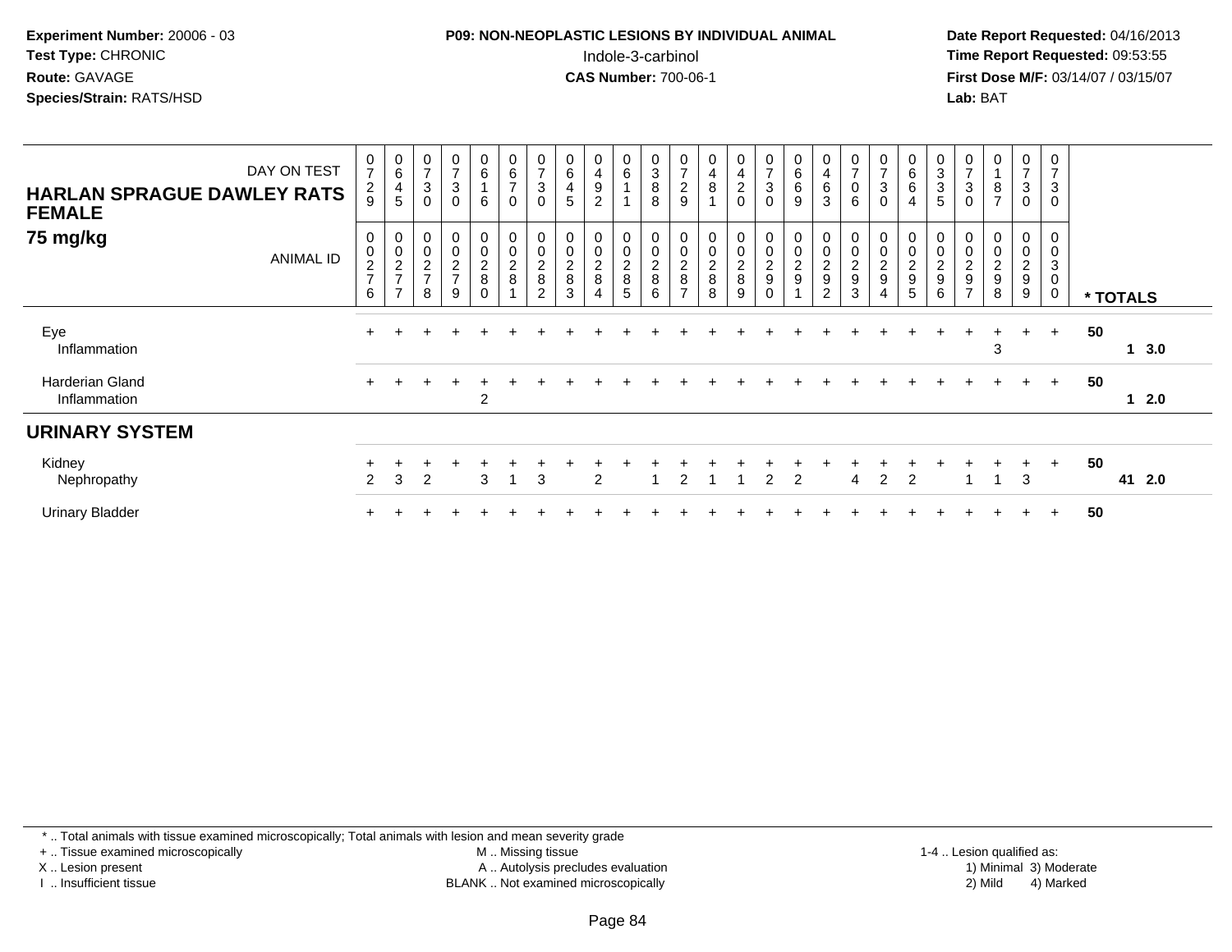**Experiment Number:** 20006 - 03
**Test Type:** CHRONIC
**Route:** GAVAGE
**Species/Strain:** RATS/HSD

**P09: NON-NEOPLASTIC LESIONS BY INDIVIDUAL ANIMAL**
Indole-3-carbinol
**CAS Number:** 700-06-1

**Date Report Requested:** 04/16/2013
**Time Report Requested:** 09:53:55
**First Dose M/F:** 03/14/07 / 03/15/07
**Lab:** BAT

| HARLAN SPRAGUE DAWLEY RATS FEMALE 75 mg/kg | | | | | | | | | | | | | | | | | | | | | | | | | | | |
|---|---|---|---|---|---|---|---|---|---|---|---|---|---|---|---|---|---|---|---|---|---|---|---|---|---|---|---|
| DAY ON TEST | 0729 | 0645 | 0730 | 0730 | 0616 | 0670 | 0730 | 0645 | 0492 | 0611 | 0388 | 0729 | 0481 | 0420 | 0730 | 0669 | 0463 | 0706 | 0730 | 0664 | 0335 | 0730 | 0187 | 0730 | 0730 | | |
| ANIMAL ID | 00276 | 00277 | 00278 | 00279 | 00280 | 00281 | 00282 | 00283 | 00284 | 00285 | 00286 | 00287 | 00288 | 00289 | 00290 | 00291 | 00292 | 00293 | 00294 | 00295 | 00296 | 00297 | 00298 | 00299 | 00300 | * TOTALS | |
| Eye | + | + | + | + | + | + | + | + | + | + | + | + | + | + | + | + | + | + | + | + | + | + | + | + | + | 50 | |
| Inflammation | | | | | | | | | | | | | | | | | | | | | | | 3 | | | | 1 3.0 |
| Harderian Gland | + | + | + | + | + | + | + | + | + | + | + | + | + | + | + | + | + | + | + | + | + | + | + | + | + | 50 | |
| Inflammation | | | | | 2 | | | | | | | | | | | | | | | | | | | | | | 1 2.0 |
| **URINARY SYSTEM** | | | | | | | | | | | | | | | | | | | | | | | | | | | |
| Kidney | + | + | + | + | + | + | + | + | + | + | + | + | + | + | + | + | + | + | + | + | + | + | + | + | + | 50 | |
| Nephropathy | 2 | 3 | 2 | | 3 | 1 | 3 | | 2 | | 1 | 2 | 1 | 1 | 2 | 2 | | 4 | 2 | 2 | | 1 | 1 | 3 | | | 41 2.0 |
| Urinary Bladder | + | + | + | + | + | + | + | + | + | + | + | + | + | + | + | + | + | + | + | + | + | + | + | + | + | 50 | |

\* .. Total animals with tissue examined microscopically; Total animals with lesion and mean severity grade
\+ .. Tissue examined microscopically
X .. Lesion present
I .. Insufficient tissue
M .. Missing tissue
A .. Autolysis precludes evaluation
BLANK .. Not examined microscopically
1-4 .. Lesion qualified as: 1) Minimal 2) Mild 3) Moderate 4) Marked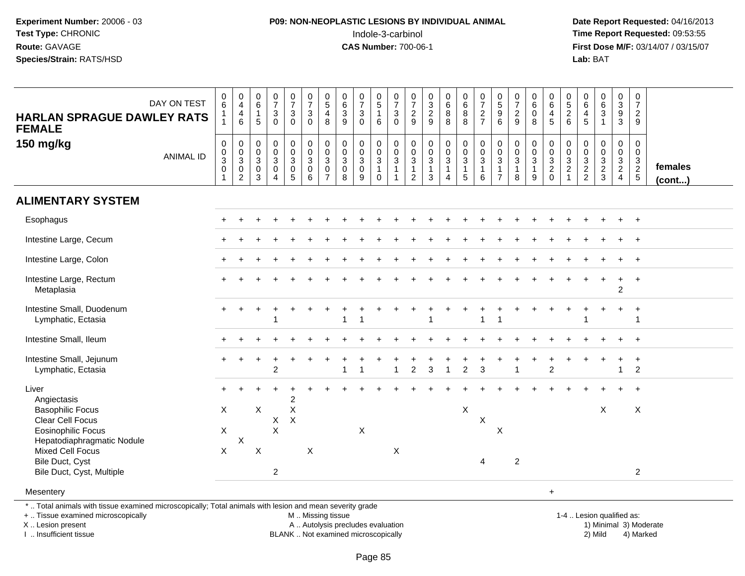**Experiment Number:** 20006 - 03
**Test Type:** CHRONIC
**Route:** GAVAGE
**Species/Strain:** RATS/HSD

**P09: NON-NEOPLASTIC LESIONS BY INDIVIDUAL ANIMAL**
Indole-3-carbinol
**CAS Number:** 700-06-1

**Date Report Requested:** 04/16/2013
**Time Report Requested:** 09:53:55
**First Dose M/F:** 03/14/07 / 03/15/07
**Lab:** BAT

**HARLAN SPRAGUE DAWLEY RATS FEMALE**
**150 mg/kg**

| DAY ON TEST | 0611 | 0446 | 0615 | 0730 | 0730 | 0730 | 0548 | 0639 | 0730 | 0516 | 0730 | 0729 | 0329 | 0688 | 0688 | 0727 | 0596 | 0729 | 0608 | 0645 | 0526 | 0645 | 0631 | 0393 | 0729 | |
|---|---|---|---|---|---|---|---|---|---|---|---|---|---|---|---|---|---|---|---|---|---|---|---|---|---|---|
| ANIMAL ID | 00301 | 00302 | 00303 | 00304 | 00305 | 00306 | 00307 | 00308 | 00309 | 00310 | 00311 | 00312 | 00313 | 00314 | 00315 | 00316 | 00317 | 00318 | 00319 | 00320 | 00321 | 00322 | 00323 | 00324 | 00325 | **females (cont...)** |
| **ALIMENTARY SYSTEM** | | | | | | | | | | | | | | | | | | | | | | | | | | |
| Esophagus | + | + | + | + | + | + | + | + | + | + | + | + | + | + | + | + | + | + | + | + | + | + | + | + | + | |
| Intestine Large, Cecum | + | + | + | + | + | + | + | + | + | + | + | + | + | + | + | + | + | + | + | + | + | + | + | + | + | |
| Intestine Large, Colon | + | + | + | + | + | + | + | + | + | + | + | + | + | + | + | + | + | + | + | + | + | + | + | + | + | |
| Intestine Large, Rectum | + | + | + | + | + | + | + | + | + | + | + | + | + | + | + | + | + | + | + | + | + | + | + | + | + | |
| Metaplasia | | | | | | | | | | | | | | | | | | | | | | | | 2 | | |
| Intestine Small, Duodenum | + | + | + | + | + | + | + | + | + | + | + | + | + | + | + | + | + | + | + | + | + | + | + | + | + | |
| Lymphatic, Ectasia | | | | 1 | | | | 1 | 1 | | | | 1 | | | 1 | 1 | | | | | 1 | | | 1 | |
| Intestine Small, Ileum | + | + | + | + | + | + | + | + | + | + | + | + | + | + | + | + | + | + | + | + | + | + | + | + | + | |
| Intestine Small, Jejunum | + | + | + | + | + | + | + | + | + | + | + | + | + | + | + | + | + | + | + | + | + | + | + | + | + | |
| Lymphatic, Ectasia | | | | 2 | | | | 1 | 1 | | 1 | 2 | 3 | 1 | 2 | 3 | | 1 | | 2 | | | | 1 | 2 | |
| Liver | + | + | + | + | + | + | + | + | + | + | + | + | + | + | + | + | + | + | + | + | + | + | + | + | + | |
| Angiectasis | | | | | 2 | | | | | | | | | | | | | | | | | | | | | |
| Basophilic Focus | X | | X | | X | | | | | | | | | | X | | | | | | | | X | | X | |
| Clear Cell Focus | | | | X | X | | | | | | | | | | | X | | | | | | | | | | |
| Eosinophilic Focus | X | | | X | | | | | X | | | | | | | | X | | | | | | | | | |
| Hepatodiaphragmatic Nodule | | X | | | | | | | | | | | | | | | | | | | | | | | | |
| Mixed Cell Focus | X | | X | | | X | | | | | X | | | | | | | | | | | | | | | |
| Bile Duct, Cyst | | | | | | | | | | | | | | | | 4 | | 2 | | | | | | | | |
| Bile Duct, Cyst, Multiple | | | | 2 | | | | | | | | | | | | | | | | | | | | | 2 | |
| Mesentery | | | | | | | | | | | | | | | | | | | | + | | | | | | |

* .. Total animals with tissue examined microscopically; Total animals with lesion and mean severity grade
+ .. Tissue examined microscopically
X .. Lesion present
I .. Insufficient tissue

M .. Missing tissue
A .. Autolysis precludes evaluation
BLANK .. Not examined microscopically

1-4 .. Lesion qualified as:
1) Minimal 3) Moderate
2) Mild 4) Marked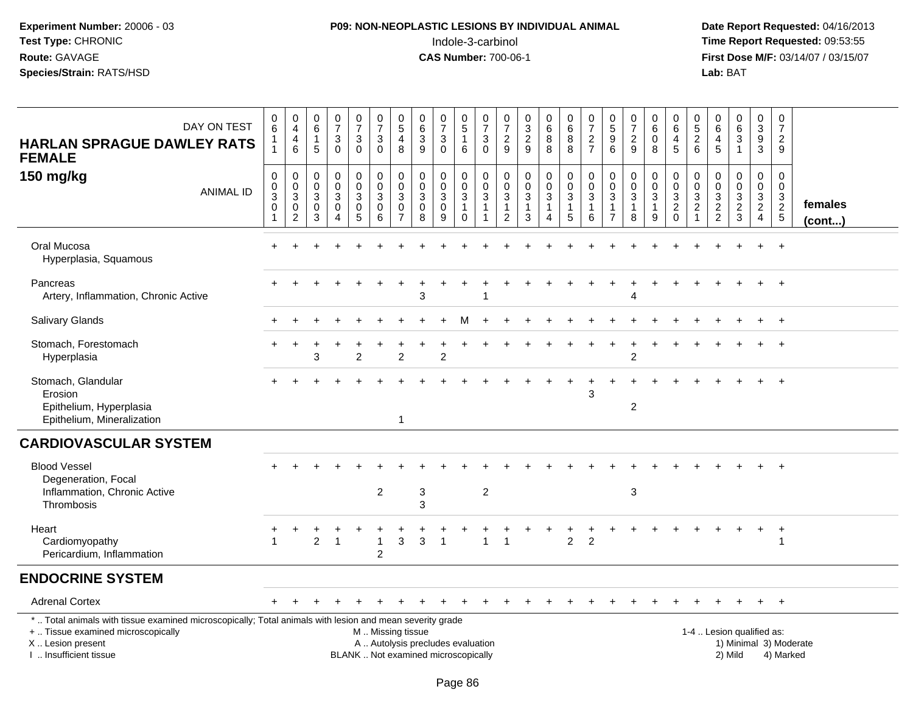**Experiment Number:** 20006 - 03
**Test Type:** CHRONIC
**Route:** GAVAGE
**Species/Strain:** RATS/HSD

**P09: NON-NEOPLASTIC LESIONS BY INDIVIDUAL ANIMAL**
Indole-3-carbinol
**CAS Number:** 700-06-1

**Date Report Requested:** 04/16/2013
**Time Report Requested:** 09:53:55
**First Dose M/F:** 03/14/07 / 03/15/07
**Lab:** BAT

## HARLAN SPRAGUE DAWLEY RATS FEMALE 150 mg/kg

| DAY ON TEST | 0611 | 0446 | 0615 | 0730 | 0730 | 0730 | 0548 | 0639 | 0730 | 0516 | 0730 | 0729 | 0329 | 0688 | 0688 | 0727 | 0596 | 0729 | 0608 | 0645 | 0526 | 0645 | 0631 | 0393 | 0729 | |
|---|---|---|---|---|---|---|---|---|---|---|---|---|---|---|---|---|---|---|---|---|---|---|---|---|---|---|
| **ANIMAL ID** | 00301 | 00302 | 00303 | 00304 | 00305 | 00306 | 00307 | 00308 | 00309 | 00310 | 00311 | 00312 | 00313 | 00314 | 00315 | 00316 | 00317 | 00318 | 00319 | 00320 | 00321 | 00322 | 00323 | 00324 | 00325 | **females (cont...)** |
| Oral Mucosa | + | + | + | + | + | + | + | + | + | + | + | + | + | + | + | + | + | + | + | + | + | + | + | + | + | |
| Hyperplasia, Squamous | | | | | | | | | | | | | | | | | | | | | | | | | | |
| Pancreas | + | + | + | + | + | + | + | + | + | + | + | + | + | + | + | + | + | + | + | + | + | + | + | + | + | |
| Artery, Inflammation, Chronic Active | | | | | | | | 3 | | | 1 | | | | | | | 4 | | | | | | | | |
| Salivary Glands | + | + | + | + | + | + | + | + | + | M | + | + | + | + | + | + | + | + | + | + | + | + | + | + | + | |
| Stomach, Forestomach | + | + | + | + | + | + | + | + | + | + | + | + | + | + | + | + | + | + | + | + | + | + | + | + | + | |
| Hyperplasia | | | 3 | | 2 | | 2 | | 2 | | | | | | | | | 2 | | | | | | | | |
| Stomach, Glandular | + | + | + | + | + | + | + | + | + | + | + | + | + | + | + | + | + | + | + | + | + | + | + | + | + | |
| Erosion | | | | | | | | | | | | | | | | 3 | | | | | | | | | | |
| Epithelium, Hyperplasia | | | | | | | | | | | | | | | | | | 2 | | | | | | | | |
| Epithelium, Mineralization | | | | | | | 1 | | | | | | | | | | | | | | | | | | | |

## CARDIOVASCULAR SYSTEM

| | 00301 | 00302 | 00303 | 00304 | 00305 | 00306 | 00307 | 00308 | 00309 | 00310 | 00311 | 00312 | 00313 | 00314 | 00315 | 00316 | 00317 | 00318 | 00319 | 00320 | 00321 | 00322 | 00323 | 00324 | 00325 |
|---|---|---|---|---|---|---|---|---|---|---|---|---|---|---|---|---|---|---|---|---|---|---|---|---|---|
| Blood Vessel | + | + | + | + | + | + | + | + | + | + | + | + | + | + | + | + | + | + | + | + | + | + | + | + | + |
| Degeneration, Focal | | | | | | | | | | | | | | | | | | | | | | | | | |
| Inflammation, Chronic Active | | | | | | 2 | | 3 | | | 2 | | | | | | | 3 | | | | | | | |
| Thrombosis | | | | | | | | 3 | | | | | | | | | | | | | | | | | |
| Heart | + | + | + | + | + | + | + | + | + | + | + | + | + | + | + | + | + | + | + | + | + | + | + | + | + |
| Cardiomyopathy | 1 | | 2 | 1 | | 1 | 3 | 3 | 1 | | 1 | 1 | | | 2 | 2 | | | | | | | | | 1 |
| Pericardium, Inflammation | | | | | | 2 | | | | | | | | | | | | | | | | | | | |

## ENDOCRINE SYSTEM

| | 00301 | 00302 | 00303 | 00304 | 00305 | 00306 | 00307 | 00308 | 00309 | 00310 | 00311 | 00312 | 00313 | 00314 | 00315 | 00316 | 00317 | 00318 | 00319 | 00320 | 00321 | 00322 | 00323 | 00324 | 00325 |
|---|---|---|---|---|---|---|---|---|---|---|---|---|---|---|---|---|---|---|---|---|---|---|---|---|---|
| Adrenal Cortex | + | + | + | + | + | + | + | + | + | + | + | + | + | + | + | + | + | + | + | + | + | + | + | + | + |

\* .. Total animals with tissue examined microscopically; Total animals with lesion and mean severity grade
+ .. Tissue examined microscopically
X .. Lesion present
I .. Insufficient tissue

M .. Missing tissue
A .. Autolysis precludes evaluation
BLANK .. Not examined microscopically

1-4 .. Lesion qualified as:
1) Minimal 3) Moderate
2) Mild 4) Marked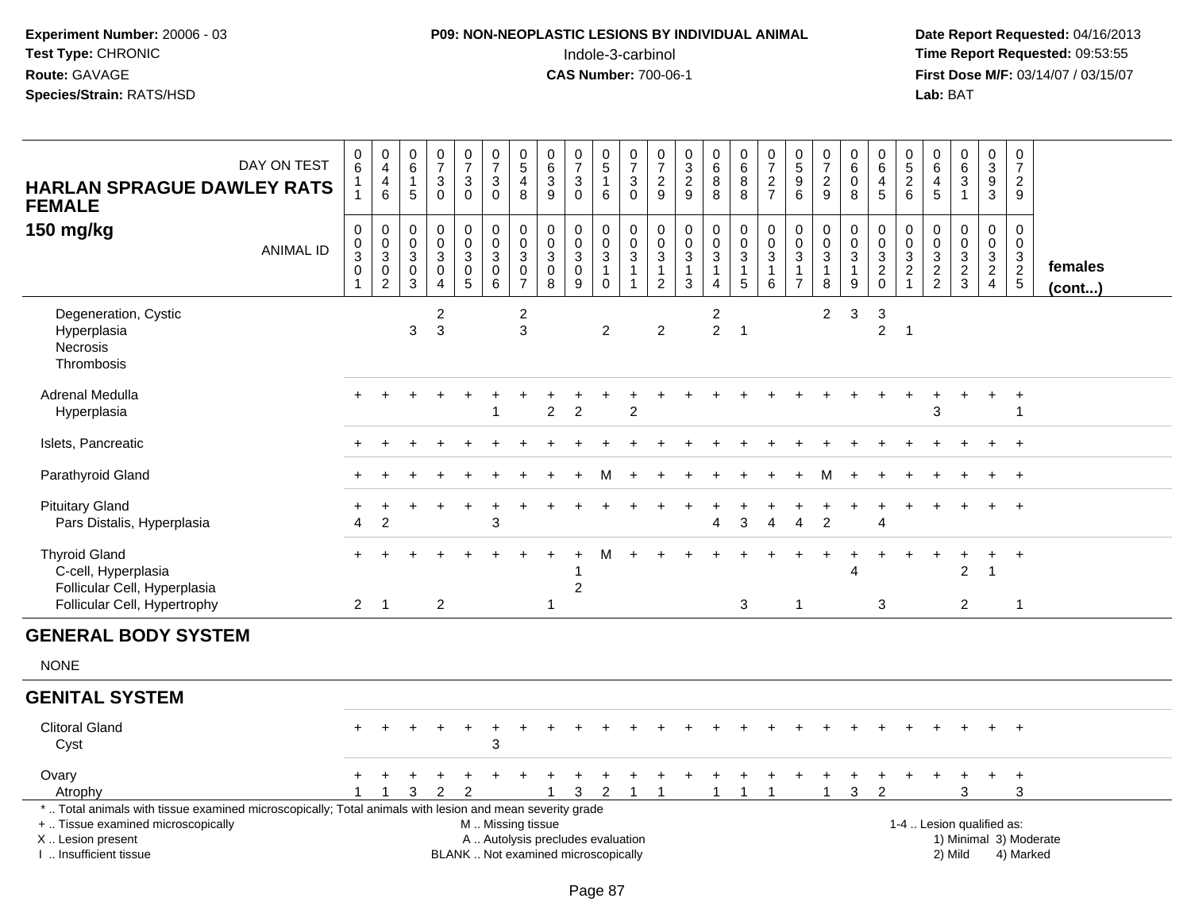**Experiment Number:** 20006 - 03
**Test Type:** CHRONIC
**Route:** GAVAGE
**Species/Strain:** RATS/HSD

**P09: NON-NEOPLASTIC LESIONS BY INDIVIDUAL ANIMAL**
Indole-3-carbinol
**CAS Number:** 700-06-1

**Date Report Requested:** 04/16/2013
**Time Report Requested:** 09:53:55
**First Dose M/F:** 03/14/07 / 03/15/07
**Lab:** BAT

| HARLAN SPRAGUE DAWLEY RATS FEMALE 150 mg/kg | | | | | | | | | | | | | | | | | | | | | | | | | | |
|---|---|---|---|---|---|---|---|---|---|---|---|---|---|---|---|---|---|---|---|---|---|---|---|---|---|---|
| DAY ON TEST | 0611 | 0446 | 0615 | 0730 | 0730 | 0730 | 0548 | 0639 | 0730 | 0516 | 0730 | 0729 | 0329 | 0688 | 0688 | 0727 | 0596 | 0729 | 0608 | 0645 | 0526 | 0645 | 0631 | 0393 | 0729 | |
| ANIMAL ID | 0030301 | 0030302 | 0030303 | 0030304 | 0030305 | 0030306 | 0030307 | 0030308 | 0030309 | 0030310 | 0030311 | 0030312 | 0030313 | 0030314 | 0030315 | 0030316 | 0030317 | 0030318 | 0030319 | 0030320 | 0030321 | 0030322 | 0030323 | 0030324 | 0030325 | females (cont...) |
| Degeneration, Cystic | | | | 2 | | | 2 | | | | | | | 2 | | | | 2 | 3 | 3 | | | | | | |
| Hyperplasia | | | 3 | 3 | | | 3 | | | 2 | | 2 | | 2 | 1 | | | | | 2 | 1 | | | | | |
| Necrosis | | | | | | | | | | | | | | | | | | | | | | | | | | |
| Thrombosis | | | | | | | | | | | | | | | | | | | | | | | | | | |
| Adrenal Medulla | + | + | + | + | + | + | + | + | + | + | + | + | + | + | + | + | + | + | + | + | + | + | + | + | + | |
| Hyperplasia | | | | | | 1 | | 2 | 2 | | 2 | | | | | | | | | | | 3 | | | 1 | |
| Islets, Pancreatic | + | + | + | + | + | + | + | + | + | + | + | + | + | + | + | + | + | + | + | + | + | + | + | + | + | |
| Parathyroid Gland | + | + | + | + | + | + | + | + | + | M | + | + | + | + | + | + | + | M | + | + | + | + | + | + | + | |
| Pituitary Gland | + | + | + | + | + | + | + | + | + | + | + | + | + | + | + | + | + | + | + | + | + | + | + | + | + | |
| Pars Distalis, Hyperplasia | 4 | 2 | | | | 3 | | | | | | | | 4 | 3 | 4 | 4 | 2 | | 4 | | | | | | |
| Thyroid Gland | + | + | + | + | + | + | + | + | + | M | + | + | + | + | + | + | + | + | + | + | + | + | + | + | + | |
| C-cell, Hyperplasia | | | | | | | | | 1 | | | | | | | | | | 4 | | | | 2 | 1 | | |
| Follicular Cell, Hyperplasia | | | | | | | | | 2 | | | | | | | | | | | | | | | | | |
| Follicular Cell, Hypertrophy | 2 | 1 | | 2 | | | | 1 | | | | | | | 3 | | 1 | | | 3 | | | 2 | | 1 | |

## GENERAL BODY SYSTEM

NONE

## GENITAL SYSTEM

| | | | | | | | | | | | | | | | | | | | | | | | | | | |
|---|---|---|---|---|---|---|---|---|---|---|---|---|---|---|---|---|---|---|---|---|---|---|---|---|---|---|
| Clitoral Gland | + | + | + | + | + | + | + | + | + | + | + | + | + | + | + | + | + | + | + | + | + | + | + | + | + | |
| Cyst | | | | | | 3 | | | | | | | | | | | | | | | | | | | | |
| Ovary | + | + | + | + | + | + | + | + | + | + | + | + | + | + | + | + | + | + | + | + | + | + | + | + | + | |
| Atrophy | 1 | 1 | 3 | 2 | 2 | | | 1 | 3 | 2 | 1 | 1 | | 1 | 1 | 1 | | 1 | 3 | 2 | | | 3 | | 3 | |

\* .. Total animals with tissue examined microscopically; Total animals with lesion and mean severity grade
\+ .. Tissue examined microscopically
X .. Lesion present
I .. Insufficient tissue

M .. Missing tissue
A .. Autolysis precludes evaluation
BLANK .. Not examined microscopically

1-4 .. Lesion qualified as:
1) Minimal 3) Moderate
2) Mild 4) Marked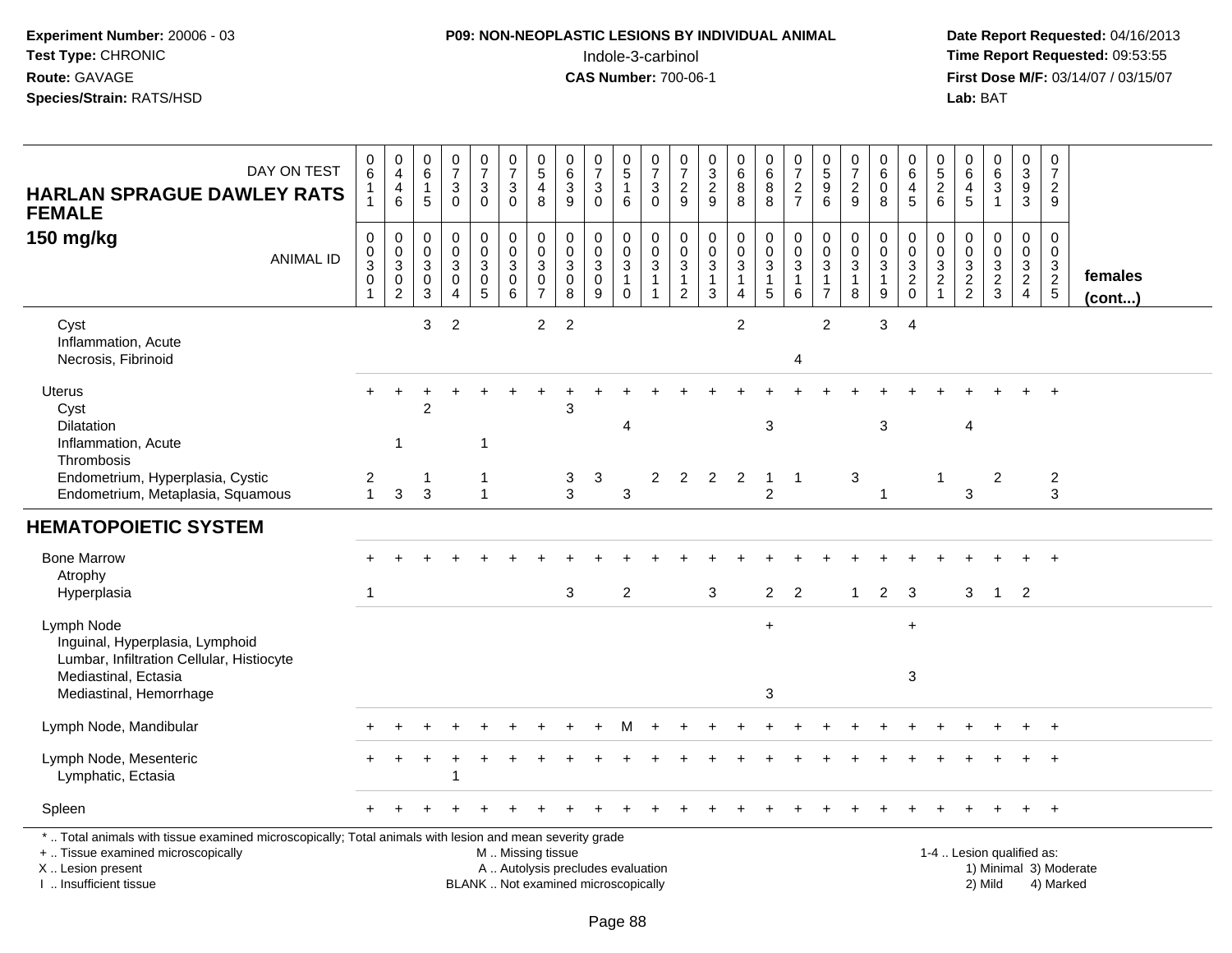**Experiment Number:** 20006 - 03
**Test Type:** CHRONIC
**Route:** GAVAGE
**Species/Strain:** RATS/HSD

**P09: NON-NEOPLASTIC LESIONS BY INDIVIDUAL ANIMAL**
Indole-3-carbinol
**CAS Number:** 700-06-1

**Date Report Requested:** 04/16/2013
**Time Report Requested:** 09:53:55
**First Dose M/F:** 03/14/07 / 03/15/07
**Lab:** BAT

| HARLAN SPRAGUE DAWLEY RATS FEMALE 150 mg/kg — DAY ON TEST | 0611 | 0446 | 0615 | 0730 | 0730 | 0730 | 0548 | 0639 | 0730 | 0516 | 0730 | 0729 | 0329 | 0688 | 0688 | 0727 | 0596 | 0729 | 0608 | 0645 | 0526 | 0645 | 0631 | 0393 | 0729 | |
|---|---|---|---|---|---|---|---|---|---|---|---|---|---|---|---|---|---|---|---|---|---|---|---|---|---|---|
| ANIMAL ID | 0301 | 0302 | 0303 | 0304 | 0305 | 0306 | 0307 | 0308 | 0309 | 0310 | 0311 | 0312 | 0313 | 0314 | 0315 | 0316 | 0317 | 0318 | 0319 | 0320 | 0321 | 0322 | 0323 | 0324 | 0325 | females (cont...) |
| Cyst | | | 3 | 2 | | | 2 | 2 | | | | | | 2 | | | 2 | | 3 | 4 | | | | | | |
| Inflammation, Acute | | | | | | | | | | | | | | | | | | | | | | | | | | |
| Necrosis, Fibrinoid | | | | | | | | | | | | | | | | 4 | | | | | | | | | | |
| Uterus | + | + | + | + | + | + | + | + | + | + | + | + | + | + | + | + | + | + | + | + | + | + | + | + | + | |
| Cyst | | | 2 | | | | | 3 | | | | | | | | | | | | | | | | | | |
| Dilatation | | | | | | | | | | 4 | | | | | 3 | | | | 3 | | | 4 | | | | |
| Inflammation, Acute | | 1 | | | 1 | | | | | | | | | | | | | | | | | | | | | |
| Thrombosis | | | | | | | | | | | | | | | | | | | | | | | | | | |
| Endometrium, Hyperplasia, Cystic | 2 | | 1 | | 1 | | | 3 | 3 | | 2 | 2 | 2 | 2 | 1 | 1 | | 3 | | | 1 | | 2 | | 2 | |
| Endometrium, Metaplasia, Squamous | 1 | 3 | 3 | | 1 | | | 3 | | 3 | | | | | 2 | | | | 1 | | | 3 | | | 3 | |
| **HEMATOPOIETIC SYSTEM** | | | | | | | | | | | | | | | | | | | | | | | | | | |
| Bone Marrow | + | + | + | + | + | + | + | + | + | + | + | + | + | + | + | + | + | + | + | + | + | + | + | + | + | |
| Atrophy | | | | | | | | | | | | | | | | | | | | | | | | | | |
| Hyperplasia | 1 | | | | | | | 3 | | 2 | | | 3 | | 2 | 2 | | 1 | 2 | 3 | | 3 | 1 | 2 | | |
| Lymph Node | | | | | | | | | | | | | | | + | | | | | + | | | | | | |
| Inguinal, Hyperplasia, Lymphoid | | | | | | | | | | | | | | | | | | | | | | | | | | |
| Lumbar, Infiltration Cellular, Histiocyte | | | | | | | | | | | | | | | | | | | | | | | | | | |
| Mediastinal, Ectasia | | | | | | | | | | | | | | | | | | | | 3 | | | | | | |
| Mediastinal, Hemorrhage | | | | | | | | | | | | | | | 3 | | | | | | | | | | | |
| Lymph Node, Mandibular | + | + | + | + | + | + | + | + | + | M | + | + | + | + | + | + | + | + | + | + | + | + | + | + | + | |
| Lymph Node, Mesenteric | + | + | + | + | + | + | + | + | + | + | + | + | + | + | + | + | + | + | + | + | + | + | + | + | + | |
| Lymphatic, Ectasia | | | | 1 | | | | | | | | | | | | | | | | | | | | | | |
| Spleen | + | + | + | + | + | + | + | + | + | + | + | + | + | + | + | + | + | + | + | + | + | + | + | + | + | |

\* .. Total animals with tissue examined microscopically; Total animals with lesion and mean severity grade
+ .. Tissue examined microscopically
X .. Lesion present
I .. Insufficient tissue
M .. Missing tissue
A .. Autolysis precludes evaluation
BLANK .. Not examined microscopically
1-4 .. Lesion qualified as: 1) Minimal 2) Mild 3) Moderate 4) Marked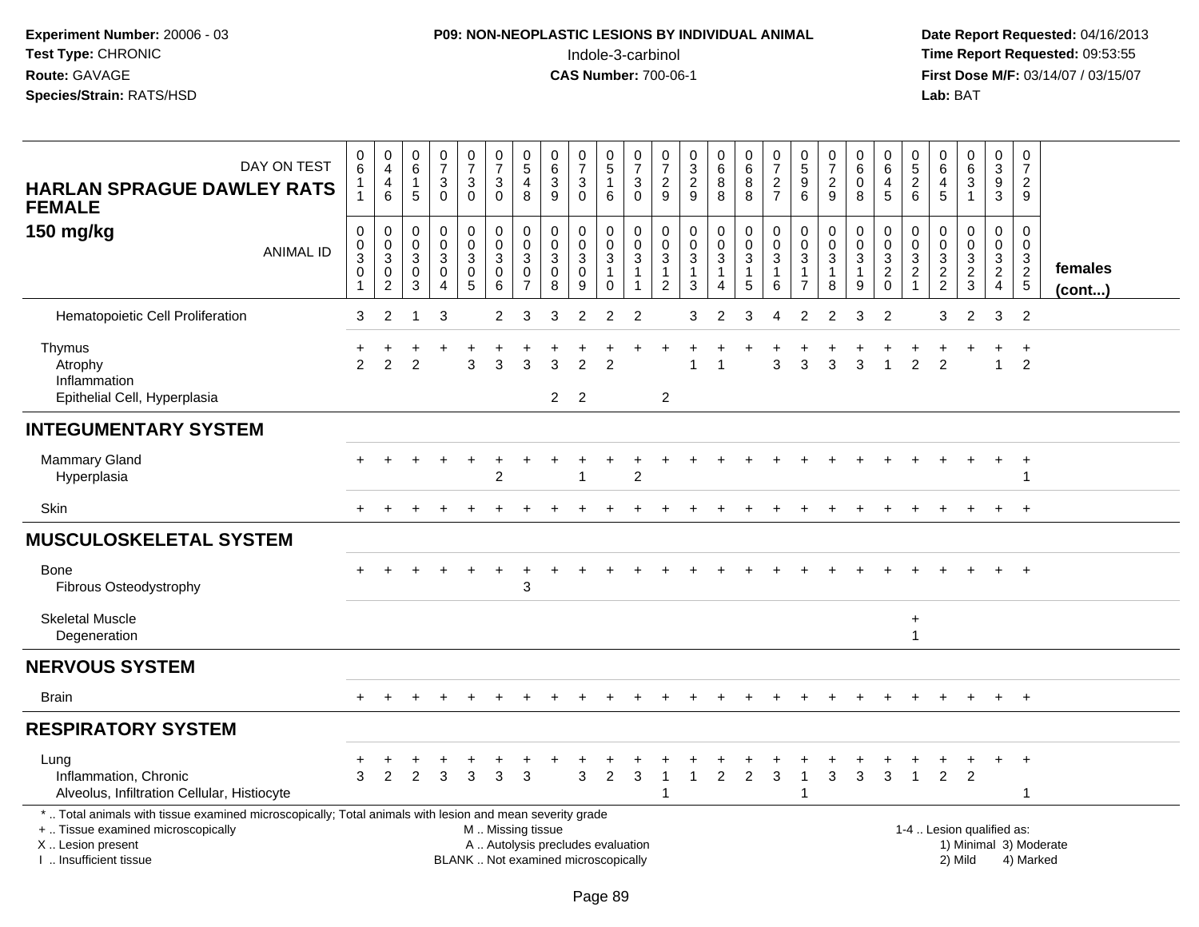**Experiment Number:** 20006 - 03
**Test Type:** CHRONIC
**Route:** GAVAGE
**Species/Strain:** RATS/HSD

**P09: NON-NEOPLASTIC LESIONS BY INDIVIDUAL ANIMAL**
Indole-3-carbinol
**CAS Number:** 700-06-1

**Date Report Requested:** 04/16/2013
**Time Report Requested:** 09:53:55
**First Dose M/F:** 03/14/07 / 03/15/07
**Lab:** BAT

**HARLAN SPRAGUE DAWLEY RATS FEMALE**
**150 mg/kg**

| DAY ON TEST | 0611 | 0446 | 0615 | 0730 | 0730 | 0730 | 0548 | 0639 | 0730 | 0516 | 0730 | 0729 | 0329 | 0688 | 0688 | 0727 | 0596 | 0729 | 0608 | 0645 | 0526 | 0645 | 0631 | 0393 | 0729 | |
|---|---|---|---|---|---|---|---|---|---|---|---|---|---|---|---|---|---|---|---|---|---|---|---|---|---|---|
| **ANIMAL ID** | 0301 | 0302 | 0303 | 0304 | 0305 | 0306 | 0307 | 0308 | 0309 | 0310 | 0311 | 0312 | 0313 | 0314 | 0315 | 0316 | 0317 | 0318 | 0319 | 0320 | 0321 | 0322 | 0323 | 0324 | 0325 | **females (cont...)** |
| Hematopoietic Cell Proliferation | 3 | 2 | 1 | 3 | | 2 | 3 | 3 | 2 | 2 | 2 | | 3 | 2 | 3 | 4 | 2 | 2 | 3 | 2 | | 3 | 2 | 3 | 2 | |
| Thymus | + | + | + | + | + | + | + | + | + | + | + | + | + | + | + | + | + | + | + | + | + | + | + | + | + | |
| Atrophy | 2 | 2 | 2 | | 3 | 3 | 3 | 3 | 2 | 2 | | | 1 | 1 | | 3 | 3 | 3 | 3 | 1 | 2 | 2 | | 1 | 2 | |
| Inflammation | | | | | | | | | | | | | | | | | | | | | | | | | | |
| Epithelial Cell, Hyperplasia | | | | | | | | 2 | 2 | | | 2 | | | | | | | | | | | | | | |
| **INTEGUMENTARY SYSTEM** | | | | | | | | | | | | | | | | | | | | | | | | | | |
| Mammary Gland | + | + | + | + | + | + | + | + | + | + | + | + | + | + | + | + | + | + | + | + | + | + | + | + | + | |
| Hyperplasia | | | | | | 2 | | | 1 | | 2 | | | | | | | | | | | | | | 1 | |
| Skin | + | + | + | + | + | + | + | + | + | + | + | + | + | + | + | + | + | + | + | + | + | + | + | + | + | |
| **MUSCULOSKELETAL SYSTEM** | | | | | | | | | | | | | | | | | | | | | | | | | | |
| Bone | + | + | + | + | + | + | + | + | + | + | + | + | + | + | + | + | + | + | + | + | + | + | + | + | + | |
| Fibrous Osteodystrophy | | | | | | | 3 | | | | | | | | | | | | | | | | | | | |
| Skeletal Muscle | | | | | | | | | | | | | | | | | | | | | + | | | | | |
| Degeneration | | | | | | | | | | | | | | | | | | | | | 1 | | | | | |
| **NERVOUS SYSTEM** | | | | | | | | | | | | | | | | | | | | | | | | | | |
| Brain | + | + | + | + | + | + | + | + | + | + | + | + | + | + | + | + | + | + | + | + | + | + | + | + | + | |
| **RESPIRATORY SYSTEM** | | | | | | | | | | | | | | | | | | | | | | | | | | |
| Lung | + | + | + | + | + | + | + | + | + | + | + | + | + | + | + | + | + | + | + | + | + | + | + | + | + | |
| Inflammation, Chronic | 3 | 2 | 2 | 3 | 3 | 3 | 3 | | 3 | 2 | 3 | 1 | 1 | 2 | 2 | 3 | 1 | 3 | 3 | 3 | 1 | 2 | 2 | | | |
| Alveolus, Infiltration Cellular, Histiocyte | | | | | | | | | | | | 1 | | | | | 1 | | | | | | | | 1 | |

*.. Total animals with tissue examined microscopically; Total animals with lesion and mean severity grade
+ .. Tissue examined microscopically
X .. Lesion present
I .. Insufficient tissue

M .. Missing tissue
A .. Autolysis precludes evaluation
BLANK .. Not examined microscopically

1-4 .. Lesion qualified as:
1) Minimal 3) Moderate
2) Mild 4) Marked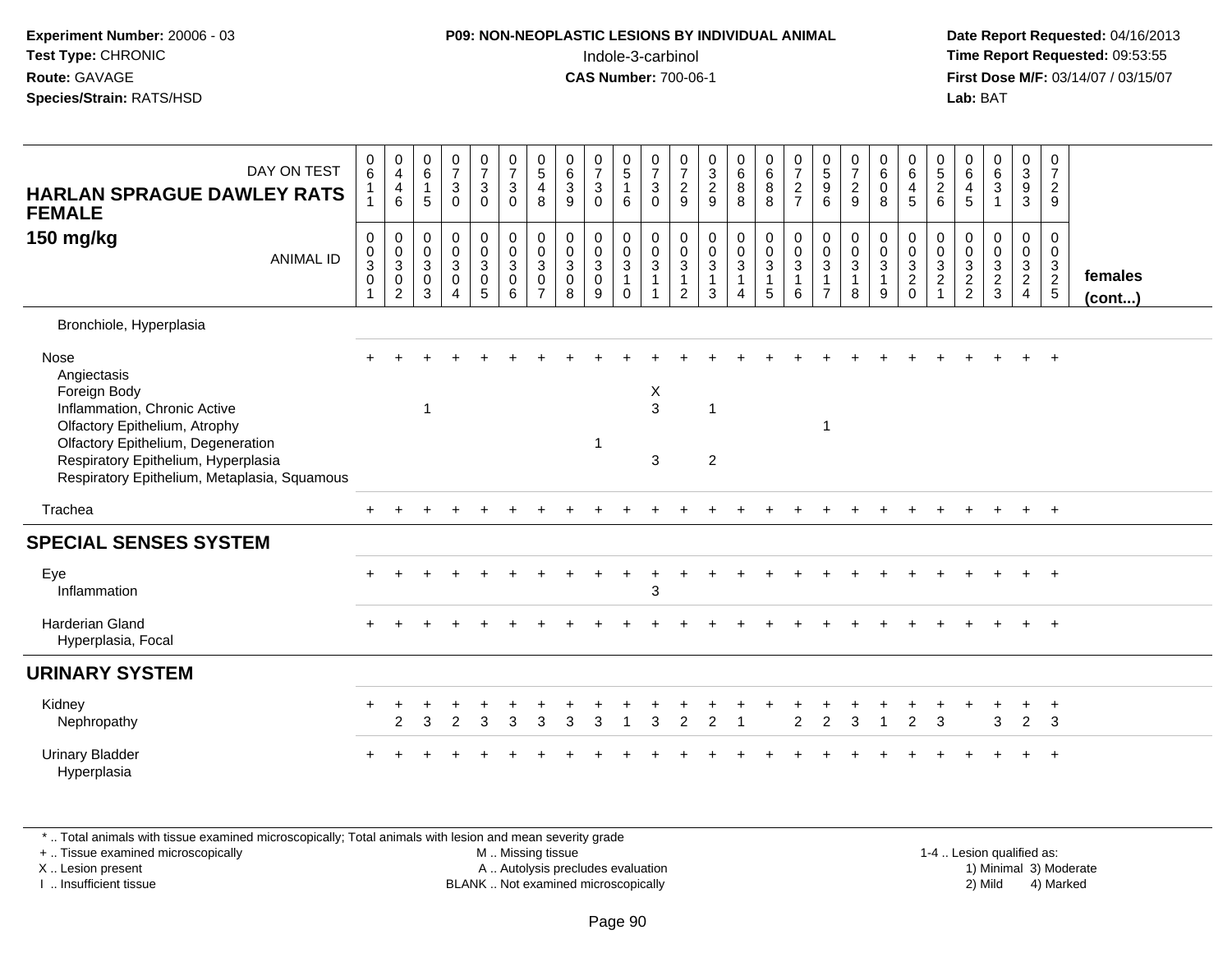**Experiment Number:** 20006 - 03
**Test Type:** CHRONIC
**Route:** GAVAGE
**Species/Strain:** RATS/HSD

**P09: NON-NEOPLASTIC LESIONS BY INDIVIDUAL ANIMAL**
Indole-3-carbinol
**CAS Number:** 700-06-1

**Date Report Requested:** 04/16/2013
**Time Report Requested:** 09:53:55
**First Dose M/F:** 03/14/07 / 03/15/07
**Lab:** BAT

| HARLAN SPRAGUE DAWLEY RATS FEMALE 150 mg/kg — DAY ON TEST | 0611 | 0446 | 0615 | 0730 | 0730 | 0730 | 0548 | 0639 | 0730 | 0516 | 0730 | 0729 | 0329 | 0688 | 0688 | 0727 | 0596 | 0729 | 0608 | 0645 | 0526 | 0645 | 0631 | 0393 | 0729 | |
|---|---|---|---|---|---|---|---|---|---|---|---|---|---|---|---|---|---|---|---|---|---|---|---|---|---|---|
| ANIMAL ID | 0030 1 | 0030 2 | 0030 3 | 0030 4 | 0030 5 | 0030 6 | 0030 7 | 0030 8 | 0030 9 | 0031 0 | 0031 1 | 0031 2 | 0031 3 | 0031 4 | 0031 5 | 0031 6 | 0031 7 | 0031 8 | 0031 9 | 0032 0 | 0032 1 | 0032 2 | 0032 3 | 0032 4 | 0032 5 | females (cont...) |
| Bronchiole, Hyperplasia | | | | | | | | | | | | | | | | | | | | | | | | | | |
| Nose | + | + | + | + | + | + | + | + | + | + | + | + | + | + | + | + | + | + | + | + | + | + | + | + | + | |
| Angiectasis | | | | | | | | | | | | | | | | | | | | | | | | | | |
| Foreign Body | | | | | | | | | | | X | | | | | | | | | | | | | | | |
| Inflammation, Chronic Active | | | 1 | | | | | | | | 3 | | 1 | | | | | | | | | | | | | |
| Olfactory Epithelium, Atrophy | | | | | | | | | | | | | | | | | 1 | | | | | | | | | |
| Olfactory Epithelium, Degeneration | | | | | | | | | 1 | | | | | | | | | | | | | | | | | |
| Respiratory Epithelium, Hyperplasia | | | | | | | | | | | 3 | | 2 | | | | | | | | | | | | | |
| Respiratory Epithelium, Metaplasia, Squamous | | | | | | | | | | | | | | | | | | | | | | | | | | |
| Trachea | + | + | + | + | + | + | + | + | + | + | + | + | + | + | + | + | + | + | + | + | + | + | + | + | + | |
| **SPECIAL SENSES SYSTEM** | | | | | | | | | | | | | | | | | | | | | | | | | | |
| Eye | + | + | + | + | + | + | + | + | + | + | + | + | + | + | + | + | + | + | + | + | + | + | + | + | + | |
| Inflammation | | | | | | | | | | | 3 | | | | | | | | | | | | | | | |
| Harderian Gland | + | + | + | + | + | + | + | + | + | + | + | + | + | + | + | + | + | + | + | + | + | + | + | + | + | |
| Hyperplasia, Focal | | | | | | | | | | | | | | | | | | | | | | | | | | |
| **URINARY SYSTEM** | | | | | | | | | | | | | | | | | | | | | | | | | | |
| Kidney | + | + | + | + | + | + | + | + | + | + | + | + | + | + | + | + | + | + | + | + | + | + | + | + | + | |
| Nephropathy | | 2 | 3 | 2 | 3 | 3 | 3 | 3 | 3 | 1 | 3 | 2 | 2 | 1 | | 2 | 2 | 3 | 1 | 2 | 3 | | 3 | 2 | 3 | |
| Urinary Bladder | + | + | + | + | + | + | + | + | + | + | + | + | + | + | + | + | + | + | + | + | + | + | + | + | + | |
| Hyperplasia | | | | | | | | | | | | | | | | | | | | | | | | | | |

\* .. Total animals with tissue examined microscopically; Total animals with lesion and mean severity grade
\+ .. Tissue examined microscopically
X .. Lesion present
I .. Insufficient tissue

M .. Missing tissue
A .. Autolysis precludes evaluation
BLANK .. Not examined microscopically

1-4 .. Lesion qualified as:
1) Minimal 3) Moderate
2) Mild 4) Marked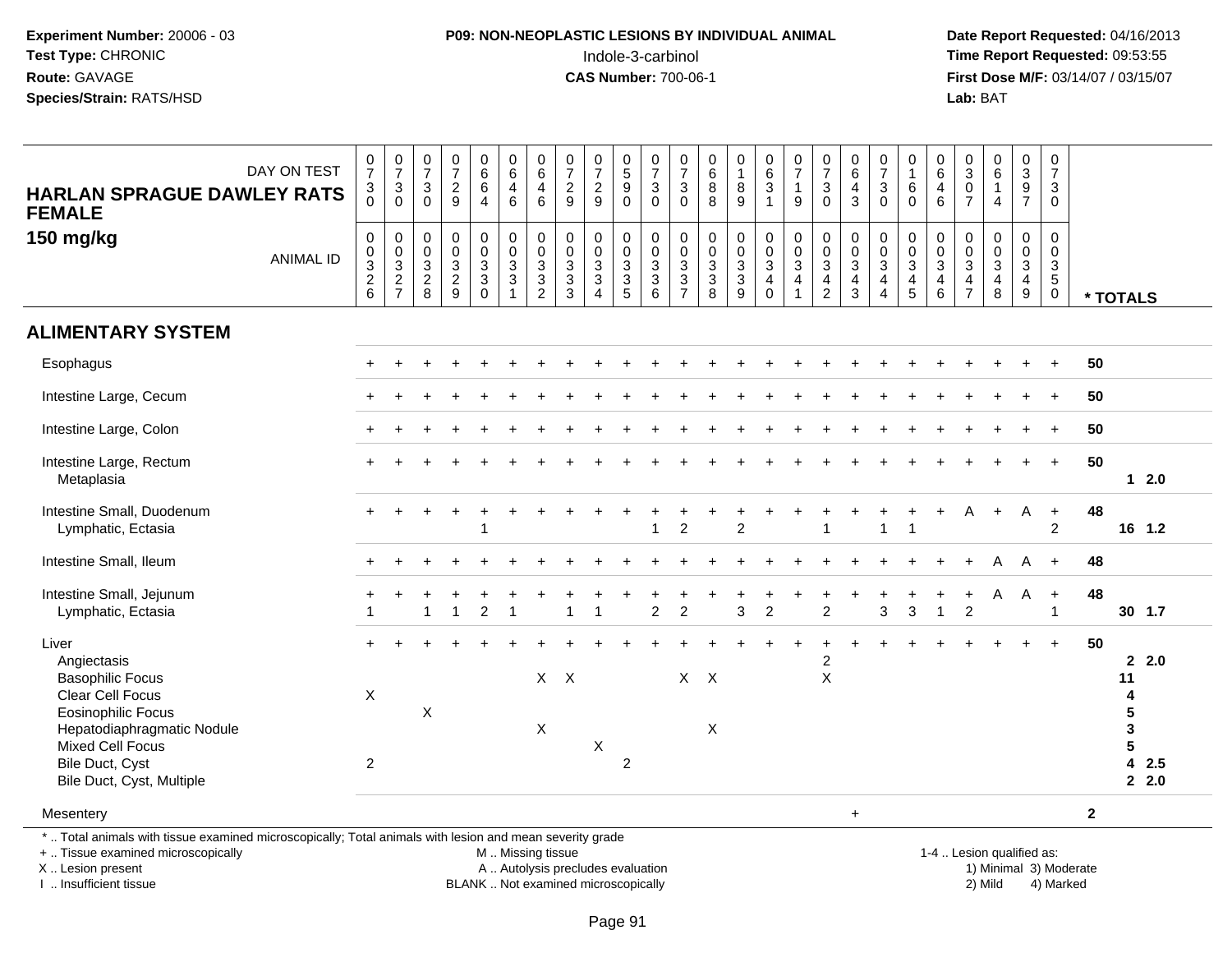**Experiment Number:** 20006 - 03
**Test Type:** CHRONIC
**Route:** GAVAGE
**Species/Strain:** RATS/HSD

**P09: NON-NEOPLASTIC LESIONS BY INDIVIDUAL ANIMAL**
Indole-3-carbinol
**CAS Number:** 700-06-1

**Date Report Requested:** 04/16/2013
**Time Report Requested:** 09:53:55
**First Dose M/F:** 03/14/07 / 03/15/07
**Lab:** BAT

| HARLAN SPRAGUE DAWLEY RATS FEMALE 150 mg/kg — DAY ON TEST | 0730 | 0730 | 0730 | 0729 | 0664 | 0646 | 0646 | 0729 | 0729 | 0590 | 0730 | 0730 | 0688 | 0189 | 0631 | 0719 | 0730 | 0643 | 0730 | 0160 | 0646 | 0307 | 0614 | 0397 | 0730 | |
|---|---|---|---|---|---|---|---|---|---|---|---|---|---|---|---|---|---|---|---|---|---|---|---|---|---|---|
| ANIMAL ID | 0003 26 | 0003 27 | 0003 28 | 0003 29 | 0003 30 | 0003 31 | 0003 32 | 0003 33 | 0003 34 | 0003 35 | 0003 36 | 0003 37 | 0003 38 | 0003 39 | 0003 40 | 0003 41 | 0003 42 | 0003 43 | 0003 44 | 0003 45 | 0003 46 | 0003 47 | 0003 48 | 0003 49 | 0003 50 | * TOTALS |
| **ALIMENTARY SYSTEM** | | | | | | | | | | | | | | | | | | | | | | | | | | |
| Esophagus | + | + | + | + | + | + | + | + | + | + | + | + | + | + | + | + | + | + | + | + | + | + | + | + | + | 50 |
| Intestine Large, Cecum | + | + | + | + | + | + | + | + | + | + | + | + | + | + | + | + | + | + | + | + | + | + | + | + | + | 50 |
| Intestine Large, Colon | + | + | + | + | + | + | + | + | + | + | + | + | + | + | + | + | + | + | + | + | + | + | + | + | + | 50 |
| Intestine Large, Rectum | + | + | + | + | + | + | + | + | + | + | + | + | + | + | + | + | + | + | + | + | + | + | + | + | + | 50 |
| Metaplasia | | | | | | | | | | | | | | | | | | | | | | | | | | 1 2.0 |
| Intestine Small, Duodenum | + | + | + | + | + | + | + | + | + | + | + | + | + | + | + | + | + | + | + | + | + | A | + | A | + | 48 |
| Lymphatic, Ectasia | | | | | | 1 | | | | | 1 | 2 | | 2 | | | 1 | | 1 | 1 | | | | | 2 | 16 1.2 |
| Intestine Small, Ileum | + | + | + | + | + | + | + | + | + | + | + | + | + | + | + | + | + | + | + | + | + | + | A | A | + | 48 |
| Intestine Small, Jejunum | + | + | + | + | + | + | + | + | + | + | + | + | + | + | + | + | + | + | + | + | + | + | A | A | + | 48 |
| Lymphatic, Ectasia | 1 | | 1 | 1 | 2 | 1 | | 1 | 1 | | 2 | 2 | | 3 | 2 | | 2 | | 3 | 3 | 1 | 2 | | | 1 | 30 1.7 |
| Liver | + | + | + | + | + | + | + | + | + | + | + | + | + | + | + | + | + | + | + | + | + | + | + | + | + | 50 |
| Angiectasis | | | | | | | | | | | | | | | | | 2 | | | | | | | | | 2 2.0 |
| Basophilic Focus | | | | | | | X | X | | | | X | X | | | | X | | | | | | | | | 11 |
| Clear Cell Focus | X | | | | | | | | | | | | | | | | | | | | | | | | | 4 |
| Eosinophilic Focus | | | X | | | | | | | | | | | | | | | | | | | | | | | 5 |
| Hepatodiaphragmatic Nodule | | | | | | | X | | | | | | X | | | | | | | | | | | | | 3 |
| Mixed Cell Focus | | | | | | | | | X | | | | | | | | | | | | | | | | | 5 |
| Bile Duct, Cyst | 2 | | | | | | | | | 2 | | | | | | | | | | | | | | | | 4 2.5 |
| Bile Duct, Cyst, Multiple | | | | | | | | | | | | | | | | | | | | | | | | | | 2 2.0 |
| Mesentery | | | | | | | | | | | | | | | | | | + | | | | | | | | 2 |

\* .. Total animals with tissue examined microscopically; Total animals with lesion and mean severity grade
\+ .. Tissue examined microscopically
X .. Lesion present
I .. Insufficient tissue
M .. Missing tissue
A .. Autolysis precludes evaluation
BLANK .. Not examined microscopically
1-4 .. Lesion qualified as: 1) Minimal 2) Mild 3) Moderate 4) Marked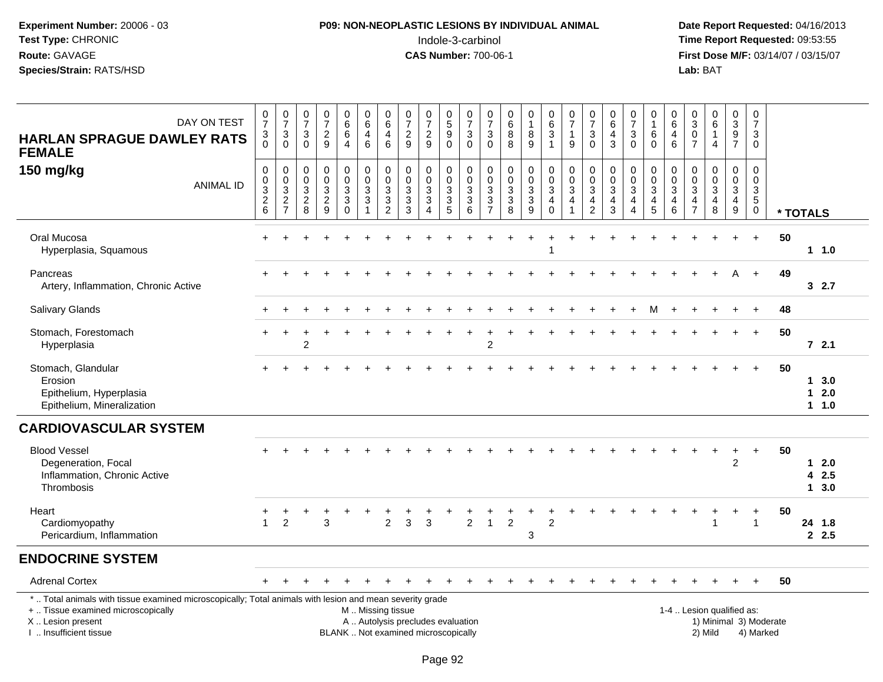**Experiment Number:** 20006 - 03
**Test Type:** CHRONIC
**Route:** GAVAGE
**Species/Strain:** RATS/HSD

**P09: NON-NEOPLASTIC LESIONS BY INDIVIDUAL ANIMAL**
Indole-3-carbinol
**CAS Number:** 700-06-1

**Date Report Requested:** 04/16/2013
**Time Report Requested:** 09:53:55
**First Dose M/F:** 03/14/07 / 03/15/07
**Lab:** BAT

## HARLAN SPRAGUE DAWLEY RATS FEMALE
## 150 mg/kg

| DAY ON TEST | 0730 | 0730 | 0730 | 0729 | 0664 | 0646 | 0646 | 0729 | 0729 | 0590 | 0730 | 0730 | 0688 | 0189 | 0631 | 0719 | 0730 | 0643 | 0730 | 0160 | 0646 | 0307 | 0614 | 0397 | 0730 | |
|---|---|---|---|---|---|---|---|---|---|---|---|---|---|---|---|---|---|---|---|---|---|---|---|---|---|---|
| **ANIMAL ID** | 0326 | 0327 | 0328 | 0329 | 0330 | 0331 | 0332 | 0333 | 0334 | 0335 | 0336 | 0337 | 0338 | 0339 | 0340 | 0341 | 0342 | 0343 | 0344 | 0345 | 0346 | 0347 | 0348 | 0349 | 0350 | *** TOTALS** |
| Oral Mucosa | + | + | + | + | + | + | + | + | + | + | + | + | + | + | + | + | + | + | + | + | + | + | + | + | + | 50 |
| Hyperplasia, Squamous | | | | | | | | | | | | | | | 1 | | | | | | | | | | | 1 1.0 |
| Pancreas | + | + | + | + | + | + | + | + | + | + | + | + | + | + | + | + | + | + | + | + | + | + | + | A | + | 49 |
| Artery, Inflammation, Chronic Active | | | | | | | | | | | | | | | | | | | | | | | | | | 3 2.7 |
| Salivary Glands | + | + | + | + | + | + | + | + | + | + | + | + | + | + | + | + | + | + | + | M | + | + | + | + | + | 48 |
| Stomach, Forestomach | + | + | + | + | + | + | + | + | + | + | + | + | + | + | + | + | + | + | + | + | + | + | + | + | + | 50 |
| Hyperplasia | | | 2 | | | | | | | | | 2 | | | | | | | | | | | | | | 7 2.1 |
| Stomach, Glandular | + | + | + | + | + | + | + | + | + | + | + | + | + | + | + | + | + | + | + | + | + | + | + | + | + | 50 |
| Erosion | | | | | | | | | | | | | | | | | | | | | | | | | | 1 3.0 |
| Epithelium, Hyperplasia | | | | | | | | | | | | | | | | | | | | | | | | | | 1 2.0 |
| Epithelium, Mineralization | | | | | | | | | | | | | | | | | | | | | | | | | | 1 1.0 |
| **CARDIOVASCULAR SYSTEM** | | | | | | | | | | | | | | | | | | | | | | | | | | |
| Blood Vessel | + | + | + | + | + | + | + | + | + | + | + | + | + | + | + | + | + | + | + | + | + | + | + | + | + | 50 |
| Degeneration, Focal | | | | | | | | | | | | | | | | | | | | | | | | 2 | | 1 2.0 |
| Inflammation, Chronic Active | | | | | | | | | | | | | | | | | | | | | | | | | | 4 2.5 |
| Thrombosis | | | | | | | | | | | | | | | | | | | | | | | | | | 1 3.0 |
| Heart | + | + | + | + | + | + | + | + | + | + | + | + | + | + | + | + | + | + | + | + | + | + | + | + | + | 50 |
| Cardiomyopathy | 1 | 2 | | 3 | | | 2 | 3 | 3 | | 2 | 1 | 2 | | 2 | | | | | | | | 1 | | 1 | 24 1.8 |
| Pericardium, Inflammation | | | | | | | | | | | | | | 3 | | | | | | | | | | | | 2 2.5 |
| **ENDOCRINE SYSTEM** | | | | | | | | | | | | | | | | | | | | | | | | | | |
| Adrenal Cortex | + | + | + | + | + | + | + | + | + | + | + | + | + | + | + | + | + | + | + | + | + | + | + | + | + | 50 |

\* .. Total animals with tissue examined microscopically; Total animals with lesion and mean severity grade
\+ .. Tissue examined microscopically
X .. Lesion present
I .. Insufficient tissue

M .. Missing tissue
A .. Autolysis precludes evaluation
BLANK .. Not examined microscopically

1-4 .. Lesion qualified as:
1) Minimal 3) Moderate
2) Mild 4) Marked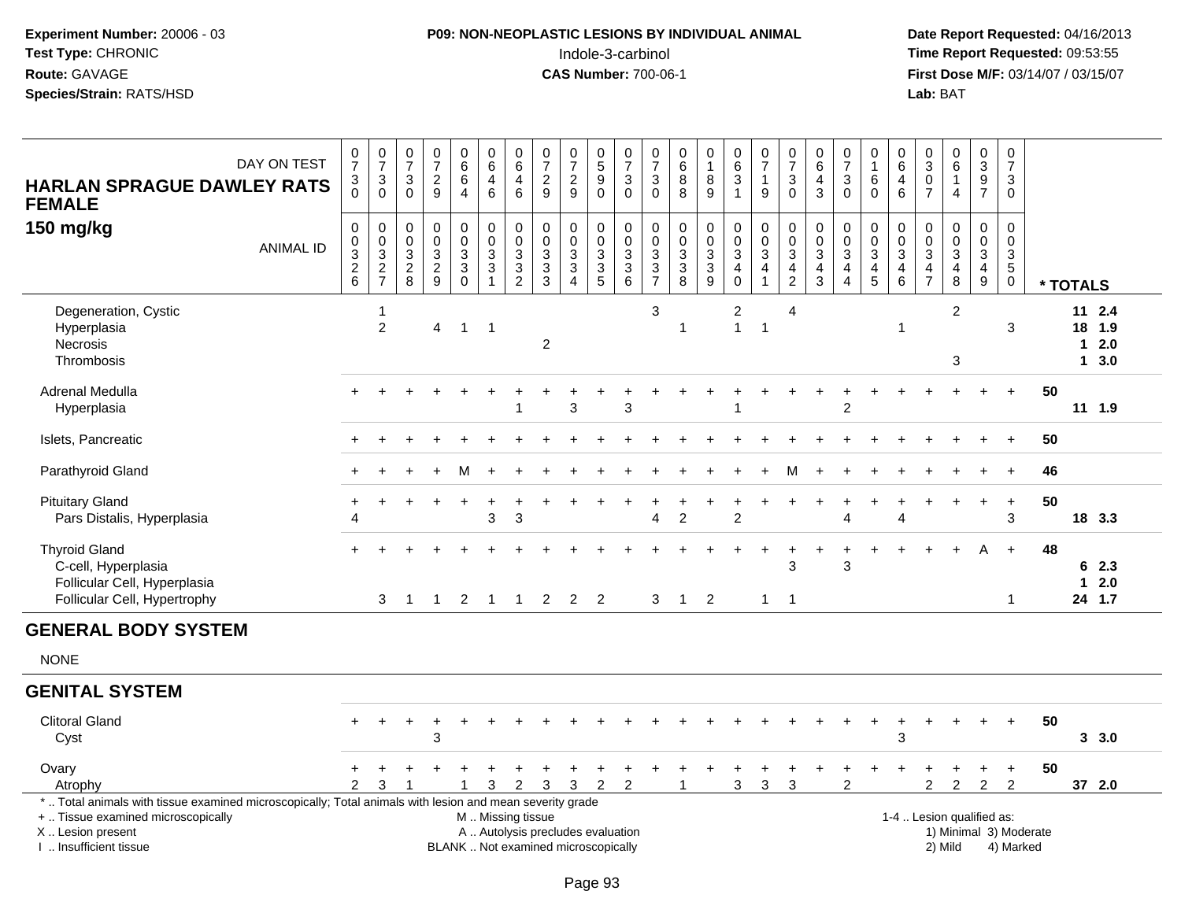**Experiment Number:** 20006 - 03
**Test Type:** CHRONIC
**Route:** GAVAGE
**Species/Strain:** RATS/HSD

**P09: NON-NEOPLASTIC LESIONS BY INDIVIDUAL ANIMAL**
Indole-3-carbinol
**CAS Number:** 700-06-1

**Date Report Requested:** 04/16/2013
**Time Report Requested:** 09:53:55
**First Dose M/F:** 03/14/07 / 03/15/07
**Lab:** BAT

**HARLAN SPRAGUE DAWLEY RATS FEMALE**
**150 mg/kg**

| DAY ON TEST | 0730 | 0730 | 0730 | 0729 | 0664 | 0646 | 0646 | 0729 | 0729 | 0590 | 0730 | 0730 | 0688 | 0189 | 0631 | 0719 | 0730 | 0643 | 0730 | 0160 | 0646 | 0307 | 0614 | 0397 | 0730 | |
|---|---|---|---|---|---|---|---|---|---|---|---|---|---|---|---|---|---|---|---|---|---|---|---|---|---|---|
| ANIMAL ID | 00326 | 00327 | 00328 | 00329 | 00330 | 00331 | 00332 | 00333 | 00334 | 00335 | 00336 | 00337 | 00338 | 00339 | 00340 | 00341 | 00342 | 00343 | 00344 | 00345 | 00346 | 00347 | 00348 | 00349 | 00350 | * TOTALS |
| Degeneration, Cystic | | 1 | | | | | | | | | | 3 | | | 2 | | 4 | | | | | | 2 | | | 11 2.4 |
| Hyperplasia | | 2 | | 4 | 1 | 1 | | | | | | | 1 | | 1 | 1 | | | | | 1 | | | | 3 | 18 1.9 |
| Necrosis | | | | | | | | 2 | | | | | | | | | | | | | | | | | | 1 2.0 |
| Thrombosis | | | | | | | | | | | | | | | | | | | | | | | 3 | | | 1 3.0 |
| Adrenal Medulla | + | + | + | + | + | + | + | + | + | + | + | + | + | + | + | + | + | + | + | + | + | + | + | + | + | 50 |
| Hyperplasia | | | | | | | 1 | | 3 | | 3 | | | | 1 | | | | 2 | | | | | | | 11 1.9 |
| Islets, Pancreatic | + | + | + | + | + | + | + | + | + | + | + | + | + | + | + | + | + | + | + | + | + | + | + | + | + | 50 |
| Parathyroid Gland | + | + | + | + | M | + | + | + | + | + | + | + | + | + | + | + | M | + | + | + | + | + | + | + | + | 46 |
| Pituitary Gland | + | + | + | + | + | + | + | + | + | + | + | + | + | + | + | + | + | + | + | + | + | + | + | + | + | 50 |
| Pars Distalis, Hyperplasia | 4 | | | | | 3 | 3 | | | | | 4 | 2 | | 2 | | | | 4 | | 4 | | | | 3 | 18 3.3 |
| Thyroid Gland | + | + | + | + | + | + | + | + | + | + | + | + | + | + | + | + | + | + | + | + | + | + | + | A | + | 48 |
| C-cell, Hyperplasia | | | | | | | | | | | | | | | | | 3 | | 3 | | | | | | | 6 2.3 |
| Follicular Cell, Hyperplasia | | | | | | | | | | | | | | | | | | | | | | | | | | 1 2.0 |
| Follicular Cell, Hypertrophy | | 3 | 1 | 1 | 2 | 1 | 1 | 2 | 2 | 2 | | 3 | 1 | 2 | | 1 | 1 | | | | | | | | 1 | 24 1.7 |

## GENERAL BODY SYSTEM

NONE

## GENITAL SYSTEM

| | 00326 | 00327 | 00328 | 00329 | 00330 | 00331 | 00332 | 00333 | 00334 | 00335 | 00336 | 00337 | 00338 | 00339 | 00340 | 00341 | 00342 | 00343 | 00344 | 00345 | 00346 | 00347 | 00348 | 00349 | 00350 | * TOTALS |
|---|---|---|---|---|---|---|---|---|---|---|---|---|---|---|---|---|---|---|---|---|---|---|---|---|---|---|
| Clitoral Gland | + | + | + | + | + | + | + | + | + | + | + | + | + | + | + | + | + | + | + | + | + | + | + | + | + | 50 |
| Cyst | | | | 3 | | | | | | | | | | | | | | | | | 3 | | | | | 3 3.0 |
| Ovary | + | + | + | + | + | + | + | + | + | + | + | + | + | + | + | + | + | + | + | + | + | + | + | + | + | 50 |
| Atrophy | 2 | 3 | 1 | | 1 | 3 | 2 | 3 | 3 | 2 | 2 | | 1 | | 3 | 3 | 3 | | 2 | | | 2 | 2 | 2 | 2 | 37 2.0 |

\* .. Total animals with tissue examined microscopically; Total animals with lesion and mean severity grade
\+ .. Tissue examined microscopically
X .. Lesion present
I .. Insufficient tissue
M .. Missing tissue
A .. Autolysis precludes evaluation
BLANK .. Not examined microscopically
1-4 .. Lesion qualified as: 1) Minimal 2) Mild 3) Moderate 4) Marked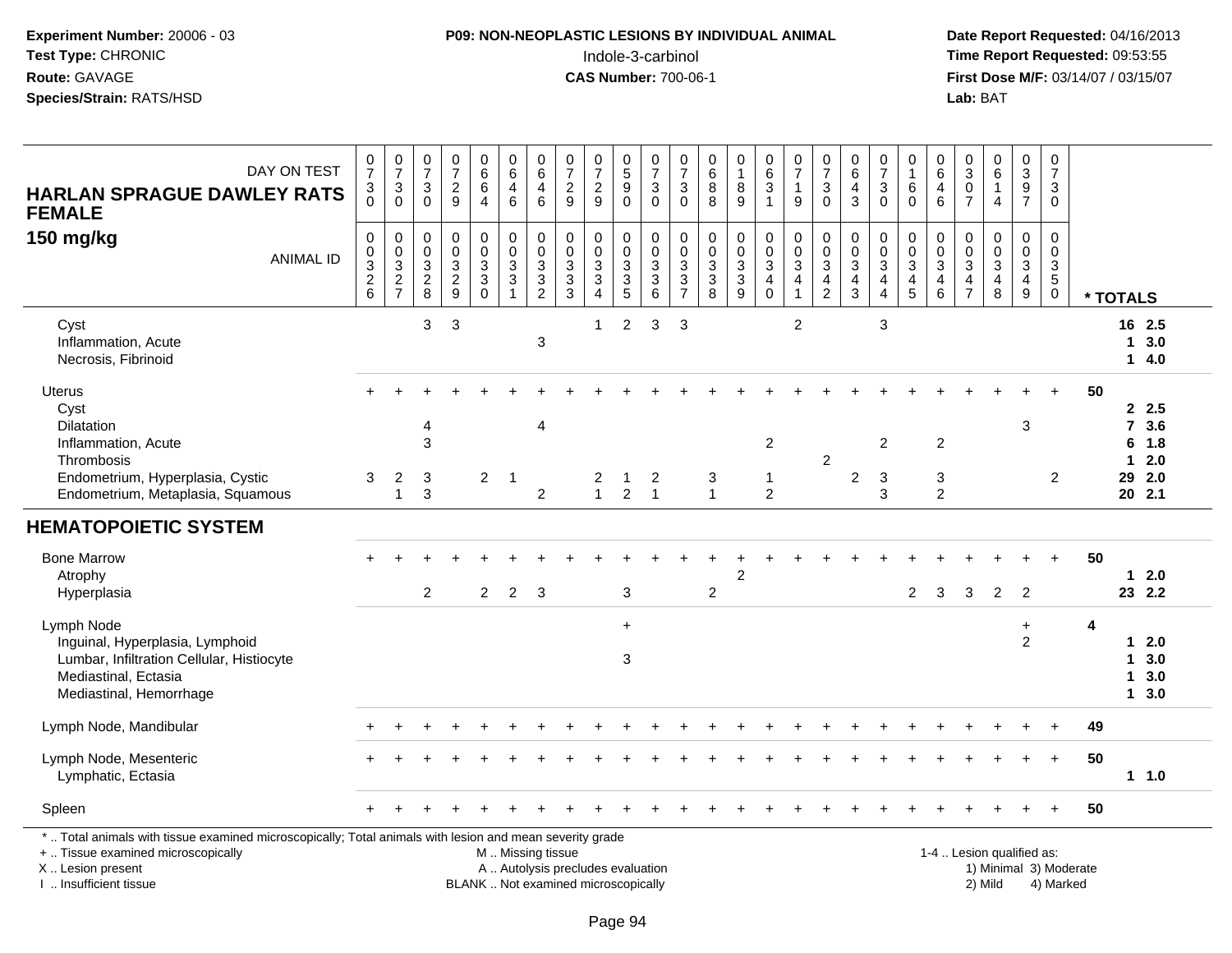**Experiment Number:** 20006 - 03
**Test Type:** CHRONIC
**Route:** GAVAGE
**Species/Strain:** RATS/HSD

**P09: NON-NEOPLASTIC LESIONS BY INDIVIDUAL ANIMAL**
Indole-3-carbinol
**CAS Number:** 700-06-1

**Date Report Requested:** 04/16/2013
**Time Report Requested:** 09:53:55
**First Dose M/F:** 03/14/07 / 03/15/07
**Lab:** BAT

## HARLAN SPRAGUE DAWLEY RATS FEMALE
### 150 mg/kg

| DAY ON TEST | 0730 | 0730 | 0730 | 0729 | 0664 | 0646 | 0646 | 0729 | 0729 | 0590 | 0730 | 0730 | 0688 | 0189 | 0631 | 0719 | 0730 | 0643 | 0730 | 0160 | 0646 | 0307 | 0614 | 0397 | 0730 | |
|---|---|---|---|---|---|---|---|---|---|---|---|---|---|---|---|---|---|---|---|---|---|---|---|---|---|---|
| **ANIMAL ID** | 0326 | 0327 | 0328 | 0329 | 0330 | 0331 | 0332 | 0333 | 0334 | 0335 | 0336 | 0337 | 0338 | 0339 | 0340 | 0341 | 0342 | 0343 | 0344 | 0345 | 0346 | 0347 | 0348 | 0349 | 0350 | **\* TOTALS** |
| Cyst | | | 3 | 3 | | | | | 1 | 2 | 3 | 3 | | | | 2 | | | 3 | | | | | | | 16 2.5 |
| Inflammation, Acute | | | | | | | 3 | | | | | | | | | | | | | | | | | | | 1 3.0 |
| Necrosis, Fibrinoid | | | | | | | | | | | | | | | | | | | | | | | | | | 1 4.0 |
| Uterus | + | + | + | + | + | + | + | + | + | + | + | + | + | + | + | + | + | + | + | + | + | + | + | + | + | 50 |
| Cyst | | | | | | | | | | | | | | | | | | | | | | | | | | 2 2.5 |
| Dilatation | | | 4 | | | | 4 | | | | | | | | | | | | | | | | | 3 | | 7 3.6 |
| Inflammation, Acute | | | 3 | | | | | | | | | | | | 2 | | | | 2 | | 2 | | | | | 6 1.8 |
| Thrombosis | | | | | | | | | | | | | | | | | 2 | | | | | | | | | 1 2.0 |
| Endometrium, Hyperplasia, Cystic | 3 | 2 | 3 | | 2 | 1 | | | 2 | 1 | 2 | | 3 | | 1 | | | 2 | 3 | | 3 | | | | 2 | 29 2.0 |
| Endometrium, Metaplasia, Squamous | | 1 | 3 | | | | 2 | | 1 | 2 | 1 | | 1 | | 2 | | | | 3 | | 2 | | | | | 20 2.1 |
| **HEMATOPOIETIC SYSTEM** | | | | | | | | | | | | | | | | | | | | | | | | | | |
| Bone Marrow | + | + | + | + | + | + | + | + | + | + | + | + | + | + | + | + | + | + | + | + | + | + | + | + | + | 50 |
| Atrophy | | | | | | | | | | | | | | 2 | | | | | | | | | | | | 1 2.0 |
| Hyperplasia | | | 2 | | 2 | 2 | 3 | | | 3 | | | 2 | | | | | | | 2 | 3 | 3 | 2 | 2 | | 23 2.2 |
| Lymph Node | | | | | | | | | | + | | | | | | | | | | | | | | + | | 4 |
| Inguinal, Hyperplasia, Lymphoid | | | | | | | | | | | | | | | | | | | | | | | | 2 | | 1 2.0 |
| Lumbar, Infiltration Cellular, Histiocyte | | | | | | | | | | 3 | | | | | | | | | | | | | | | | 1 3.0 |
| Mediastinal, Ectasia | | | | | | | | | | | | | | | | | | | | | | | | | | 1 3.0 |
| Mediastinal, Hemorrhage | | | | | | | | | | | | | | | | | | | | | | | | | | 1 3.0 |
| Lymph Node, Mandibular | + | + | + | + | + | + | + | + | + | + | + | + | + | + | + | + | + | + | + | + | + | + | + | + | + | 49 |
| Lymph Node, Mesenteric | + | + | + | + | + | + | + | + | + | + | + | + | + | + | + | + | + | + | + | + | + | + | + | + | + | 50 |
| Lymphatic, Ectasia | | | | | | | | | | | | | | | | | | | | | | | | | | 1 1.0 |
| Spleen | + | + | + | + | + | + | + | + | + | + | + | + | + | + | + | + | + | + | + | + | + | + | + | + | + | 50 |

\* .. Total animals with tissue examined microscopically; Total animals with lesion and mean severity grade
+ .. Tissue examined microscopically
X .. Lesion present
I .. Insufficient tissue

M .. Missing tissue
A .. Autolysis precludes evaluation
BLANK .. Not examined microscopically

1-4 .. Lesion qualified as:
1) Minimal 3) Moderate
2) Mild 4) Marked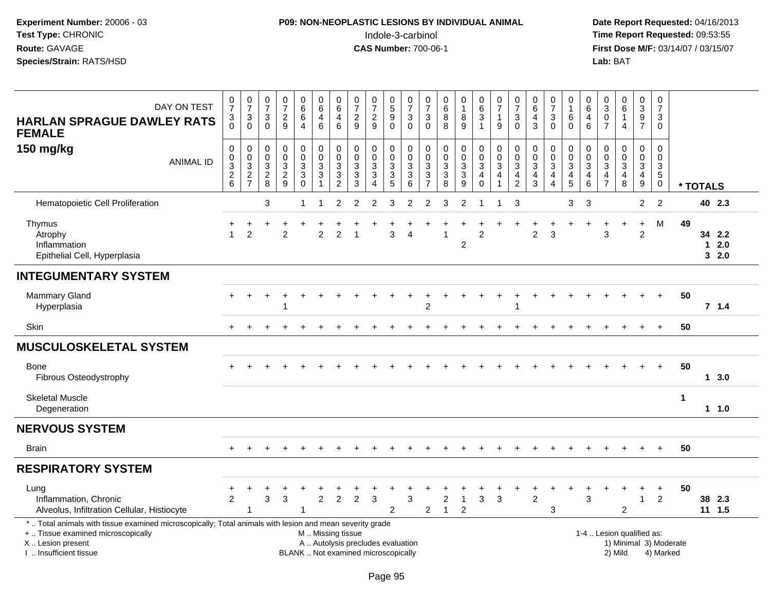**Experiment Number:** 20006 - 03
**Test Type:** CHRONIC
**Route:** GAVAGE
**Species/Strain:** RATS/HSD

**P09: NON-NEOPLASTIC LESIONS BY INDIVIDUAL ANIMAL**
Indole-3-carbinol
**CAS Number:** 700-06-1

**Date Report Requested:** 04/16/2013
**Time Report Requested:** 09:53:55
**First Dose M/F:** 03/14/07 / 03/15/07
**Lab:** BAT

## HARLAN SPRAGUE DAWLEY RATS FEMALE
### 150 mg/kg

| DAY ON TEST | 0730 | 0730 | 0730 | 0729 | 0664 | 0646 | 0646 | 0729 | 0729 | 0590 | 0730 | 0730 | 0688 | 0189 | 0631 | 0719 | 0730 | 0643 | 0730 | 0160 | 0646 | 0307 | 0614 | 0397 | 0730 | |
|---|---|---|---|---|---|---|---|---|---|---|---|---|---|---|---|---|---|---|---|---|---|---|---|---|---|---|
| **ANIMAL ID** | 0326 | 0327 | 0328 | 0329 | 0330 | 0331 | 0332 | 0333 | 0334 | 0335 | 0336 | 0337 | 0338 | 0339 | 0340 | 0341 | 0342 | 0343 | 0344 | 0345 | 0346 | 0347 | 0348 | 0349 | 0350 | *** TOTALS** |
| Hematopoietic Cell Proliferation | | | 3 | | 1 | 1 | 2 | 2 | 2 | 3 | 2 | 2 | 3 | 2 | 1 | 1 | 3 | | | 3 | 3 | | | 2 | 2 | 40 2.3 |
| Thymus | + | + | + | + | + | + | + | + | + | + | + | + | + | + | + | + | + | + | + | + | + | + | + | + | M | 49 |
| Atrophy | 1 | 2 | | 2 | | 2 | 2 | 1 | | 3 | 4 | | 1 | | 2 | | | 2 | 3 | | | 3 | | 2 | | 34 2.2 |
| Inflammation | | | | | | | | | | | | | | 2 | | | | | | | | | | | | 1 2.0 |
| Epithelial Cell, Hyperplasia | | | | | | | | | | | | | | | | | | | | | | | | | | 3 2.0 |
| **INTEGUMENTARY SYSTEM** | | | | | | | | | | | | | | | | | | | | | | | | | | |
| Mammary Gland | + | + | + | + | + | + | + | + | + | + | + | + | + | + | + | + | + | + | + | + | + | + | + | + | + | 50 |
| Hyperplasia | | | | 1 | | | | | | | | 2 | | | | | 1 | | | | | | | | | 7 1.4 |
| Skin | + | + | + | + | + | + | + | + | + | + | + | + | + | + | + | + | + | + | + | + | + | + | + | + | + | 50 |
| **MUSCULOSKELETAL SYSTEM** | | | | | | | | | | | | | | | | | | | | | | | | | | |
| Bone | + | + | + | + | + | + | + | + | + | + | + | + | + | + | + | + | + | + | + | + | + | + | + | + | + | 50 |
| Fibrous Osteodystrophy | | | | | | | | | | | | | | | | | | | | | | | | | | 1 3.0 |
| Skeletal Muscle | | | | | | | | | | | | | | | | | | | | | | | | | | 1 |
| Degeneration | | | | | | | | | | | | | | | | | | | | | | | | | | 1 1.0 |
| **NERVOUS SYSTEM** | | | | | | | | | | | | | | | | | | | | | | | | | | |
| Brain | + | + | + | + | + | + | + | + | + | + | + | + | + | + | + | + | + | + | + | + | + | + | + | + | + | 50 |
| **RESPIRATORY SYSTEM** | | | | | | | | | | | | | | | | | | | | | | | | | | |
| Lung | + | + | + | + | + | + | + | + | + | + | + | + | + | + | + | + | + | + | + | + | + | + | + | + | + | 50 |
| Inflammation, Chronic | 2 | | 3 | 3 | | 2 | 2 | 2 | 3 | | 3 | | 2 | 1 | 3 | 3 | | 2 | | | 3 | | | 1 | 2 | 38 2.3 |
| Alveolus, Infiltration Cellular, Histiocyte | | 1 | | | 1 | | | | | 2 | | 2 | 1 | 2 | | | | | 3 | | | | 2 | | | 11 1.5 |

\* .. Total animals with tissue examined microscopically; Total animals with lesion and mean severity grade
\+ .. Tissue examined microscopically
X .. Lesion present
I .. Insufficient tissue

M .. Missing tissue
A .. Autolysis precludes evaluation
BLANK .. Not examined microscopically

1-4 .. Lesion qualified as:
1) Minimal 3) Moderate
2) Mild 4) Marked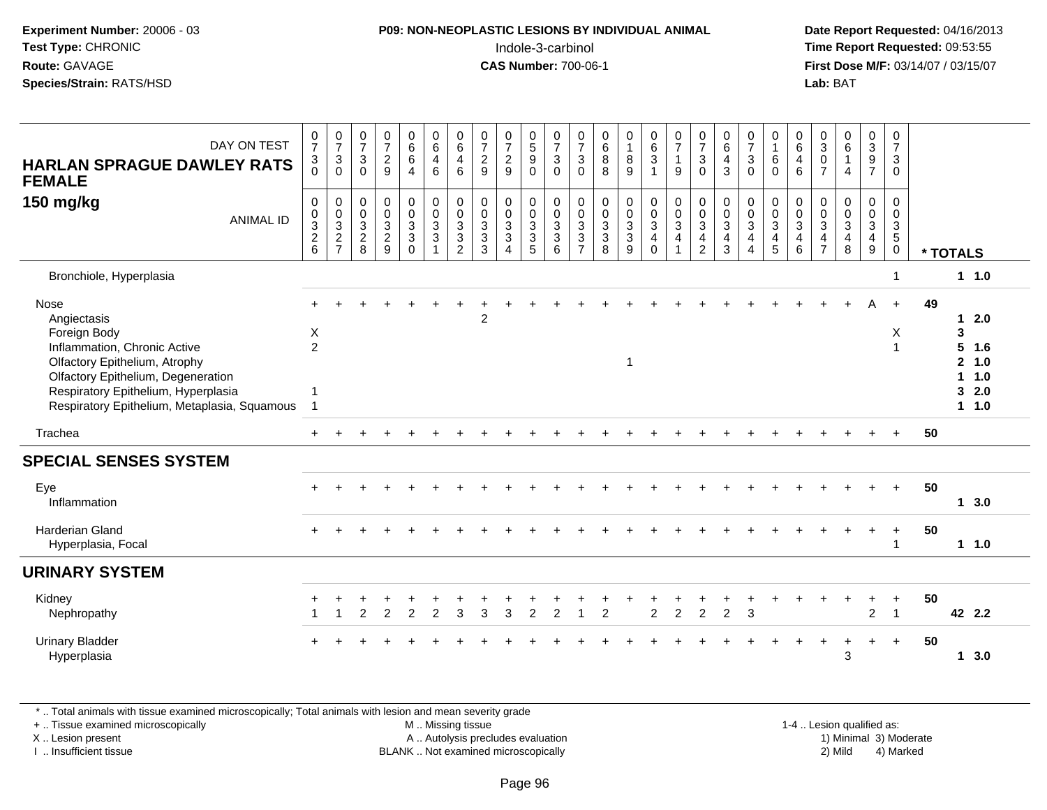Experiment Number: 20006 - 03
Test Type: CHRONIC
Route: GAVAGE
Species/Strain: RATS/HSD

**P09: NON-NEOPLASTIC LESIONS BY INDIVIDUAL ANIMAL**
Indole-3-carbinol
**CAS Number:** 700-06-1

Date Report Requested: 04/16/2013
Time Report Requested: 09:53:55
First Dose M/F: 03/14/07 / 03/15/07
Lab: BAT

**HARLAN SPRAGUE DAWLEY RATS FEMALE**
**150 mg/kg**

| DAY ON TEST | 0730 | 0730 | 0730 | 0729 | 0664 | 0646 | 0646 | 0729 | 0729 | 0590 | 0730 | 0730 | 0688 | 0189 | 0631 | 0719 | 0730 | 0643 | 0730 | 0160 | 0646 | 0307 | 0614 | 0397 | 0730 | |
|---|---|---|---|---|---|---|---|---|---|---|---|---|---|---|---|---|---|---|---|---|---|---|---|---|---|---|
| **ANIMAL ID** | 0032 6 | 0032 7 | 0032 8 | 0032 9 | 0033 0 | 0033 1 | 0033 2 | 0033 3 | 0033 4 | 0033 5 | 0033 6 | 0033 7 | 0033 8 | 0033 9 | 0034 0 | 0034 1 | 0034 2 | 0034 3 | 0034 4 | 0034 5 | 0034 6 | 0034 7 | 0034 8 | 0034 9 | 0035 0 | *** TOTALS** |
| Bronchiole, Hyperplasia | | | | | | | | | | | | | | | | | | | | | | | | | 1 | 1 1.0 |
| Nose | + | + | + | + | + | + | + | + | + | + | + | + | + | + | + | + | + | + | + | + | + | + | + | A | + | 49 |
| Angiectasis | | | | | | | | 2 | | | | | | | | | | | | | | | | | | 1 2.0 |
| Foreign Body | X | | | | | | | | | | | | | | | | | | | | | | | | X | 3 |
| Inflammation, Chronic Active | 2 | | | | | | | | | | | | | | | | | | | | | | | | 1 | 5 1.6 |
| Olfactory Epithelium, Atrophy | | | | | | | | | | | | | | 1 | | | | | | | | | | | | 2 1.0 |
| Olfactory Epithelium, Degeneration | | | | | | | | | | | | | | | | | | | | | | | | | | 1 1.0 |
| Respiratory Epithelium, Hyperplasia | 1 | | | | | | | | | | | | | | | | | | | | | | | | | 3 2.0 |
| Respiratory Epithelium, Metaplasia, Squamous | 1 | | | | | | | | | | | | | | | | | | | | | | | | | 1 1.0 |
| Trachea | + | + | + | + | + | + | + | + | + | + | + | + | + | + | + | + | + | + | + | + | + | + | + | + | + | 50 |
| **SPECIAL SENSES SYSTEM** | | | | | | | | | | | | | | | | | | | | | | | | | | |
| Eye | + | + | + | + | + | + | + | + | + | + | + | + | + | + | + | + | + | + | + | + | + | + | + | + | + | 50 |
| Inflammation | | | | | | | | | | | | | | | | | | | | | | | | | | 1 3.0 |
| Harderian Gland | + | + | + | + | + | + | + | + | + | + | + | + | + | + | + | + | + | + | + | + | + | + | + | + | + | 50 |
| Hyperplasia, Focal | | | | | | | | | | | | | | | | | | | | | | | | | 1 | 1 1.0 |
| **URINARY SYSTEM** | | | | | | | | | | | | | | | | | | | | | | | | | | |
| Kidney | + | + | + | + | + | + | + | + | + | + | + | + | + | + | + | + | + | + | + | + | + | + | + | + | + | 50 |
| Nephropathy | 1 | 1 | 2 | 2 | 2 | 2 | 3 | 3 | 3 | 2 | 2 | 1 | 2 | | 2 | 2 | 2 | 2 | 3 | | | | | 2 | 1 | 42 2.2 |
| Urinary Bladder | + | + | + | + | + | + | + | + | + | + | + | + | + | + | + | + | + | + | + | + | + | + | + | + | + | 50 |
| Hyperplasia | | | | | | | | | | | | | | | | | | | | | | | 3 | | | 1 3.0 |

* .. Total animals with tissue examined microscopically; Total animals with lesion and mean severity grade
+ .. Tissue examined microscopically
X .. Lesion present
I .. Insufficient tissue
M .. Missing tissue
A .. Autolysis precludes evaluation
BLANK .. Not examined microscopically
1-4 .. Lesion qualified as: 1) Minimal 2) Mild 3) Moderate 4) Marked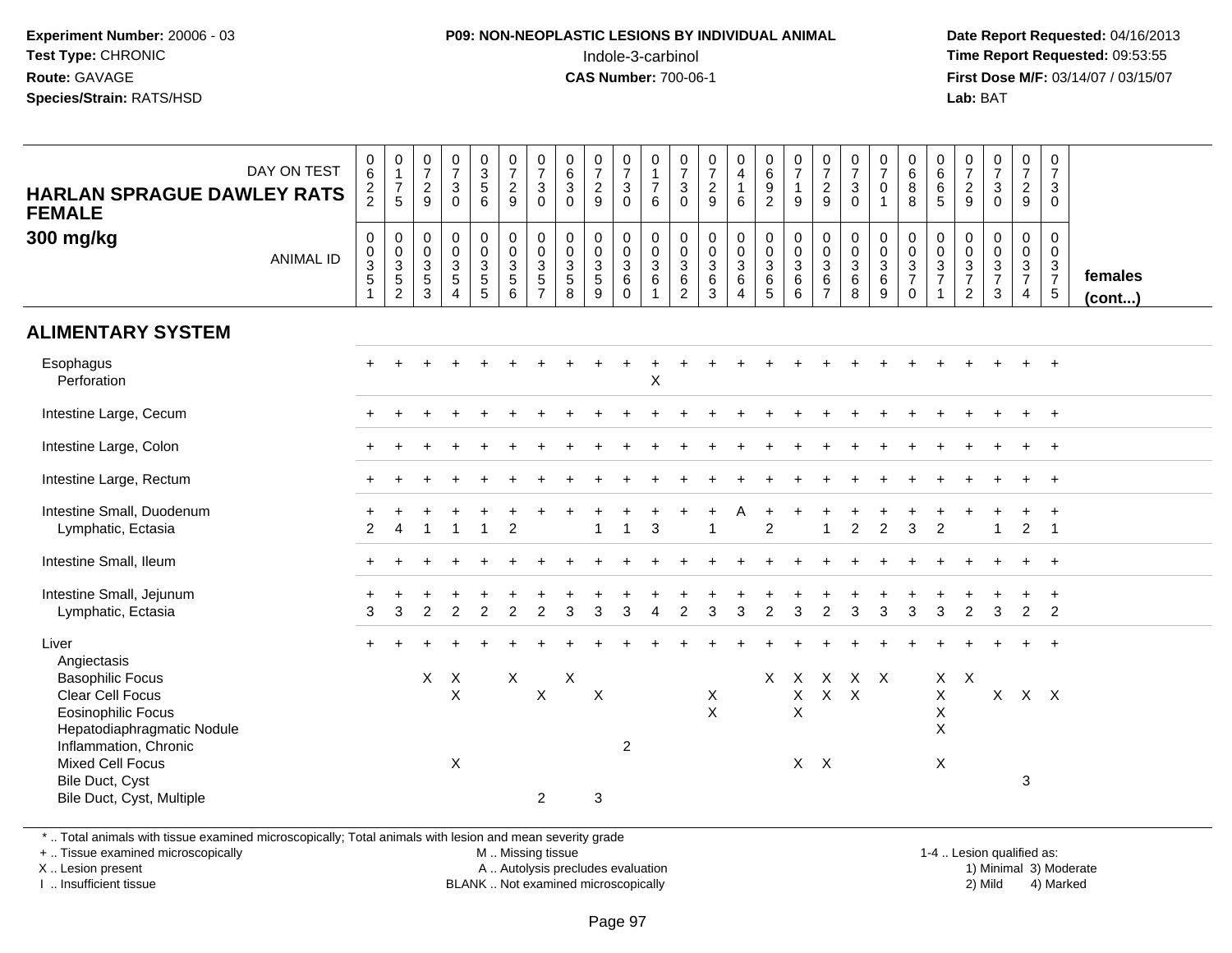**Experiment Number:** 20006 - 03
**Test Type:** CHRONIC
**Route:** GAVAGE
**Species/Strain:** RATS/HSD

**P09: NON-NEOPLASTIC LESIONS BY INDIVIDUAL ANIMAL**
Indole-3-carbinol
**CAS Number:** 700-06-1

**Date Report Requested:** 04/16/2013
**Time Report Requested:** 09:53:55
**First Dose M/F:** 03/14/07 / 03/15/07
**Lab:** BAT

**HARLAN SPRAGUE DAWLEY RATS FEMALE**
**300 mg/kg**

| DAY ON TEST | 0622 | 0175 | 0729 | 0730 | 0356 | 0729 | 0730 | 0630 | 0729 | 0730 | 0176 | 0730 | 0729 | 0416 | 0692 | 0719 | 0729 | 0730 | 0701 | 0688 | 0665 | 0729 | 0730 | 0729 | 0730 | |
|---|---|---|---|---|---|---|---|---|---|---|---|---|---|---|---|---|---|---|---|---|---|---|---|---|---|---|
| ANIMAL ID | 00351 | 00352 | 00353 | 00354 | 00355 | 00356 | 00357 | 00358 | 00359 | 00360 | 00361 | 00362 | 00363 | 00364 | 00365 | 00366 | 00367 | 00368 | 00369 | 00370 | 00371 | 00372 | 00373 | 00374 | 00375 | **females (cont...)** |
| **ALIMENTARY SYSTEM** | | | | | | | | | | | | | | | | | | | | | | | | | | |
| Esophagus | + | + | + | + | + | + | + | + | + | + | + | + | + | + | + | + | + | + | + | + | + | + | + | + | + | |
| Perforation | | | | | | | | | | | X | | | | | | | | | | | | | | | |
| Intestine Large, Cecum | + | + | + | + | + | + | + | + | + | + | + | + | + | + | + | + | + | + | + | + | + | + | + | + | + | |
| Intestine Large, Colon | + | + | + | + | + | + | + | + | + | + | + | + | + | + | + | + | + | + | + | + | + | + | + | + | + | |
| Intestine Large, Rectum | + | + | + | + | + | + | + | + | + | + | + | + | + | + | + | + | + | + | + | + | + | + | + | + | + | |
| Intestine Small, Duodenum | + | + | + | + | + | + | + | + | + | + | + | + | + | A | + | + | + | + | + | + | + | + | + | + | + | |
| Lymphatic, Ectasia | 2 | 4 | 1 | 1 | 1 | 2 | | | 1 | 1 | 3 | | 1 | | 2 | | 1 | 2 | 2 | 3 | 2 | | 1 | 2 | 1 | |
| Intestine Small, Ileum | + | + | + | + | + | + | + | + | + | + | + | + | + | + | + | + | + | + | + | + | + | + | + | + | + | |
| Intestine Small, Jejunum | + | + | + | + | + | + | + | + | + | + | + | + | + | + | + | + | + | + | + | + | + | + | + | + | + | |
| Lymphatic, Ectasia | 3 | 3 | 2 | 2 | 2 | 2 | 2 | 3 | 3 | 3 | 4 | 2 | 3 | 3 | 2 | 3 | 2 | 3 | 3 | 3 | 3 | 2 | 3 | 2 | 2 | |
| Liver | + | + | + | + | + | + | + | + | + | + | + | + | + | + | + | + | + | + | + | + | + | + | + | + | + | |
| Angiectasis | | | | | | | | | | | | | | | | | | | | | | | | | | |
| Basophilic Focus | | | X | X | | X | | X | | | | | | | X | X | X | X | X | | X | X | | | | |
| Clear Cell Focus | | | | X | | | X | | X | | | | X | | | X | X | X | | | X | | X | X | X | |
| Eosinophilic Focus | | | | | | | | | | | | | X | | | X | | | | | X | | | | | |
| Hepatodiaphragmatic Nodule | | | | | | | | | | | | | | | | | | | | | X | | | | | |
| Inflammation, Chronic | | | | | | | | | | 2 | | | | | | | | | | | | | | | | |
| Mixed Cell Focus | | | | X | | | | | | | | | | | | X | X | | | | X | | | | | |
| Bile Duct, Cyst | | | | | | | | | | | | | | | | | | | | | | | | 3 | | |
| Bile Duct, Cyst, Multiple | | | | | | | 2 | | 3 | | | | | | | | | | | | | | | | | |

\* .. Total animals with tissue examined microscopically; Total animals with lesion and mean severity grade
\+ .. Tissue examined microscopically
X .. Lesion present
I .. Insufficient tissue

M .. Missing tissue
A .. Autolysis precludes evaluation
BLANK .. Not examined microscopically

1-4 .. Lesion qualified as:
1) Minimal 2) Mild 3) Moderate 4) Marked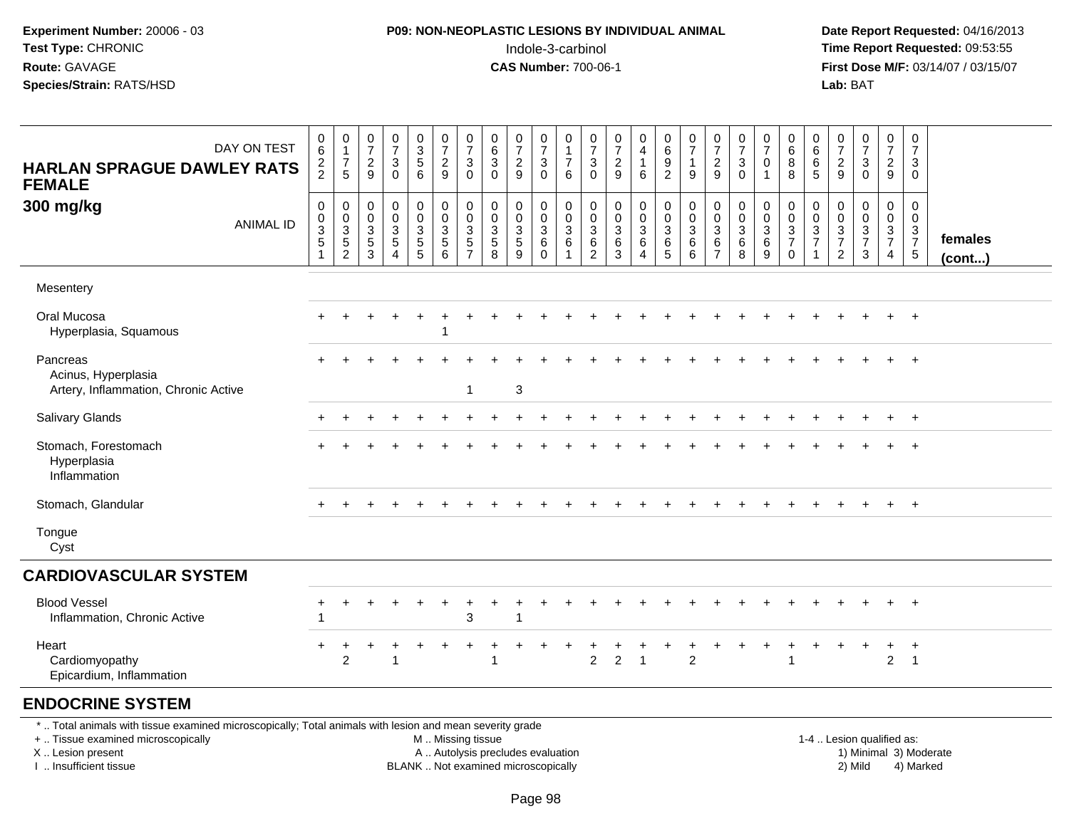**Experiment Number:** 20006 - 03
**Test Type:** CHRONIC
**Route:** GAVAGE
**Species/Strain:** RATS/HSD

**P09: NON-NEOPLASTIC LESIONS BY INDIVIDUAL ANIMAL**
Indole-3-carbinol
**CAS Number:** 700-06-1

**Date Report Requested:** 04/16/2013
**Time Report Requested:** 09:53:55
**First Dose M/F:** 03/14/07 / 03/15/07
**Lab:** BAT

**HARLAN SPRAGUE DAWLEY RATS FEMALE 300 mg/kg**

| DAY ON TEST | 0622 | 0175 | 0729 | 0730 | 0356 | 0729 | 0730 | 0630 | 0729 | 0730 | 0176 | 0730 | 0729 | 0416 | 0692 | 0719 | 0729 | 0730 | 0701 | 0688 | 0665 | 0729 | 0730 | 0729 | 0730 | |
|---|---|---|---|---|---|---|---|---|---|---|---|---|---|---|---|---|---|---|---|---|---|---|---|---|---|---|
| **ANIMAL ID** | 0035 1 | 0035 2 | 0035 3 | 0035 4 | 0035 5 | 0035 6 | 0035 7 | 0035 8 | 0035 9 | 0036 0 | 0036 1 | 0036 2 | 0036 3 | 0036 4 | 0036 5 | 0036 6 | 0036 7 | 0036 8 | 0036 9 | 0037 0 | 0037 1 | 0037 2 | 0037 3 | 0037 4 | 0037 5 | **females (cont...)** |
| Mesentery | | | | | | | | | | | | | | | | | | | | | | | | | | |
| Oral Mucosa | + | + | + | + | + | + | + | + | + | + | + | + | + | + | + | + | + | + | + | + | + | + | + | + | + | |
| Hyperplasia, Squamous | | | | | | 1 | | | | | | | | | | | | | | | | | | | | |
| Pancreas | + | + | + | + | + | + | + | + | + | + | + | + | + | + | + | + | + | + | + | + | + | + | + | + | + | |
| Acinus, Hyperplasia | | | | | | | | | | | | | | | | | | | | | | | | | | |
| Artery, Inflammation, Chronic Active | | | | | | | 1 | | 3 | | | | | | | | | | | | | | | | | |
| Salivary Glands | + | + | + | + | + | + | + | + | + | + | + | + | + | + | + | + | + | + | + | + | + | + | + | + | + | |
| Stomach, Forestomach | + | + | + | + | + | + | + | + | + | + | + | + | + | + | + | + | + | + | + | + | + | + | + | + | + | |
| Hyperplasia | | | | | | | | | | | | | | | | | | | | | | | | | | |
| Inflammation | | | | | | | | | | | | | | | | | | | | | | | | | | |
| Stomach, Glandular | + | + | + | + | + | + | + | + | + | + | + | + | + | + | + | + | + | + | + | + | + | + | + | + | + | |
| Tongue | | | | | | | | | | | | | | | | | | | | | | | | | | |
| Cyst | | | | | | | | | | | | | | | | | | | | | | | | | | |
| **CARDIOVASCULAR SYSTEM** | | | | | | | | | | | | | | | | | | | | | | | | | | |
| Blood Vessel | + | + | + | + | + | + | + | + | + | + | + | + | + | + | + | + | + | + | + | + | + | + | + | + | + | |
| Inflammation, Chronic Active | 1 | | | | | | 3 | | 1 | | | | | | | | | | | | | | | | | |
| Heart | + | + | + | + | + | + | + | + | + | + | + | + | + | + | + | + | + | + | + | + | + | + | + | + | + | |
| Cardiomyopathy | | 2 | | 1 | | | | 1 | | | | 2 | 2 | 1 | | 2 | | | | 1 | | | | 2 | 1 | |
| Epicardium, Inflammation | | | | | | | | | | | | | | | | | | | | | | | | | | |
| **ENDOCRINE SYSTEM** | | | | | | | | | | | | | | | | | | | | | | | | | | |

\* .. Total animals with tissue examined microscopically; Total animals with lesion and mean severity grade
+ .. Tissue examined microscopically
X .. Lesion present
I .. Insufficient tissue
M .. Missing tissue
A .. Autolysis precludes evaluation
BLANK .. Not examined microscopically
1-4 .. Lesion qualified as: 1) Minimal 2) Mild 3) Moderate 4) Marked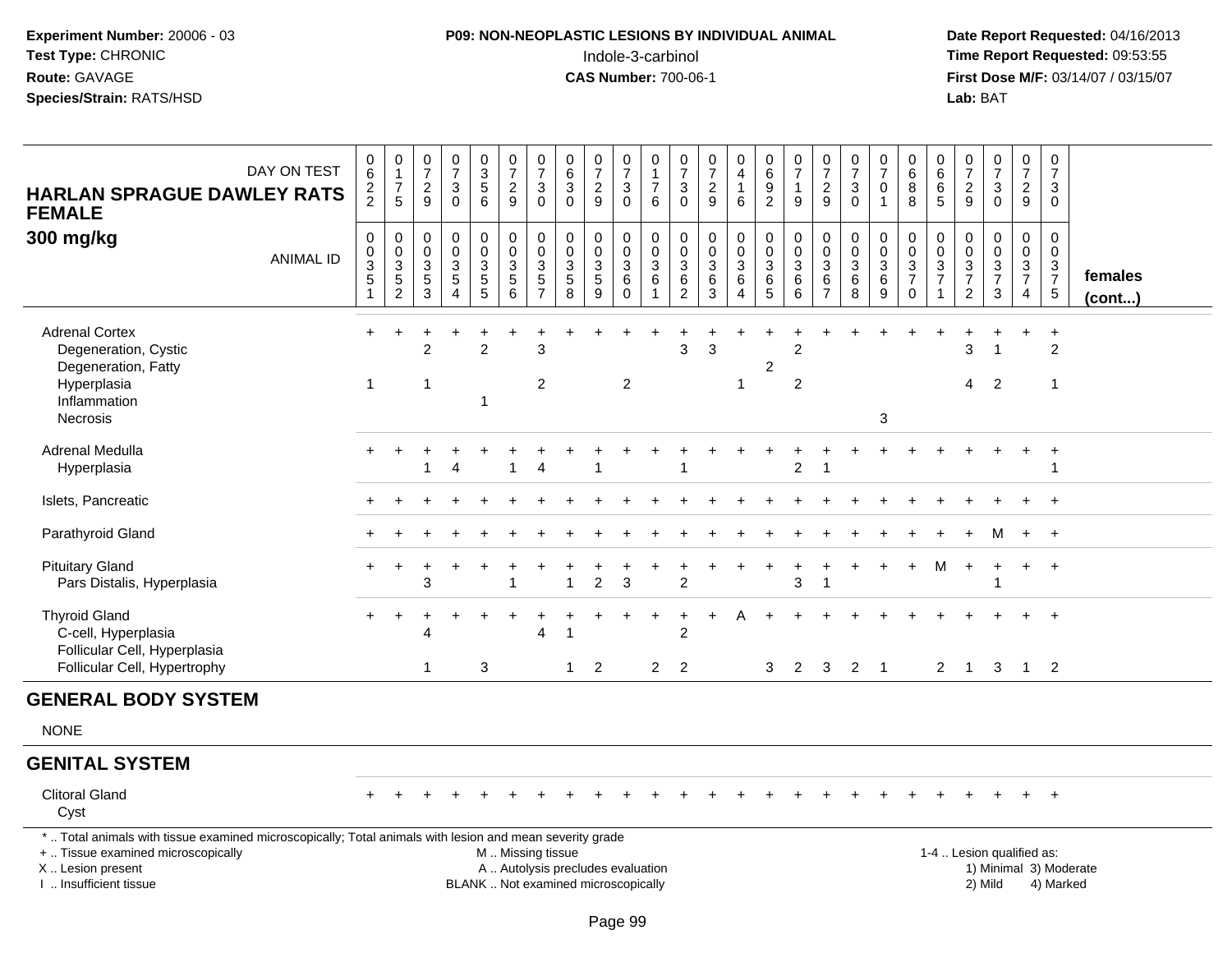**Experiment Number:** 20006 - 03
**Test Type:** CHRONIC
**Route:** GAVAGE
**Species/Strain:** RATS/HSD

**P09: NON-NEOPLASTIC LESIONS BY INDIVIDUAL ANIMAL**
Indole-3-carbinol
**CAS Number:** 700-06-1

**Date Report Requested:** 04/16/2013
**Time Report Requested:** 09:53:55
**First Dose M/F:** 03/14/07 / 03/15/07
**Lab:** BAT

**HARLAN SPRAGUE DAWLEY RATS FEMALE 300 mg/kg**

| DAY ON TEST | 0622 | 0175 | 0729 | 0730 | 0356 | 0729 | 0730 | 0630 | 0729 | 0730 | 0176 | 0730 | 0729 | 0416 | 0692 | 0719 | 0729 | 0730 | 0701 | 0688 | 0665 | 0729 | 0730 | 0729 | 0730 | |
|---|---|---|---|---|---|---|---|---|---|---|---|---|---|---|---|---|---|---|---|---|---|---|---|---|---|---|
| **ANIMAL ID** | 0035 1 | 0035 2 | 0035 3 | 0035 4 | 0035 5 | 0035 6 | 0035 7 | 0035 8 | 0035 9 | 0036 0 | 0036 1 | 0036 2 | 0036 3 | 0036 4 | 0036 5 | 0036 6 | 0036 7 | 0036 8 | 0036 9 | 0037 0 | 0037 1 | 0037 2 | 0037 3 | 0037 4 | 0037 5 | **females (cont...)** |
| Adrenal Cortex | + | + | + | + | + | + | + | + | + | + | + | + | + | + | + | + | + | + | + | + | + | + | + | + | + | |
| Degeneration, Cystic | | | 2 | | 2 | | 3 | | | | | 3 | 3 | | | 2 | | | | | | 3 | 1 | | 2 | |
| Degeneration, Fatty | | | | | | | | | | | | | | | 2 | | | | | | | | | | | |
| Hyperplasia | 1 | | 1 | | | | 2 | | | 2 | | | | 1 | | 2 | | | | | | 4 | 2 | | 1 | |
| Inflammation | | | | | 1 | | | | | | | | | | | | | | | | | | | | | |
| Necrosis | | | | | | | | | | | | | | | | | | | 3 | | | | | | | |
| Adrenal Medulla | + | + | + | + | + | + | + | + | + | + | + | + | + | + | + | + | + | + | + | + | + | + | + | + | + | |
| Hyperplasia | | | 1 | 4 | | 1 | 4 | | 1 | | | 1 | | | | 2 | 1 | | | | | | | | 1 | |
| Islets, Pancreatic | + | + | + | + | + | + | + | + | + | + | + | + | + | + | + | + | + | + | + | + | + | + | + | + | + | |
| Parathyroid Gland | + | + | + | + | + | + | + | + | + | + | + | + | + | + | + | + | + | + | + | + | + | + | M | + | + | |
| Pituitary Gland | + | + | + | + | + | + | + | + | + | + | + | + | + | + | + | + | + | + | + | + | M | + | + | + | + | |
| Pars Distalis, Hyperplasia | | | 3 | | | 1 | | 1 | 2 | 3 | | 2 | | | | 3 | 1 | | | | | | 1 | | | |
| Thyroid Gland | + | + | + | + | + | + | + | + | + | + | + | + | + | A | + | + | + | + | + | + | + | + | + | + | + | |
| C-cell, Hyperplasia | | | 4 | | | | 4 | 1 | | | | 2 | | | | | | | | | | | | | | |
| Follicular Cell, Hyperplasia | | | | | | | | | | | | | | | | | | | | | | | | | | |
| Follicular Cell, Hypertrophy | | | 1 | | 3 | | | 1 | 2 | | 2 | 2 | | | 3 | 2 | 3 | 2 | 1 | | 2 | 1 | 3 | 1 | 2 | |

## GENERAL BODY SYSTEM

NONE

## GENITAL SYSTEM

| | | | | | | | | | | | | | | | | | | | | | | | | | | |
|---|---|---|---|---|---|---|---|---|---|---|---|---|---|---|---|---|---|---|---|---|---|---|---|---|---|---|
| Clitoral Gland | + | + | + | + | + | + | + | + | + | + | + | + | + | + | + | + | + | + | + | + | + | + | + | + | + | |
| Cyst | | | | | | | | | | | | | | | | | | | | | | | | | | |

\* .. Total animals with tissue examined microscopically; Total animals with lesion and mean severity grade
+ .. Tissue examined microscopically
X .. Lesion present
I .. Insufficient tissue

M .. Missing tissue
A .. Autolysis precludes evaluation
BLANK .. Not examined microscopically

1-4 .. Lesion qualified as:
1) Minimal 3) Moderate
2) Mild 4) Marked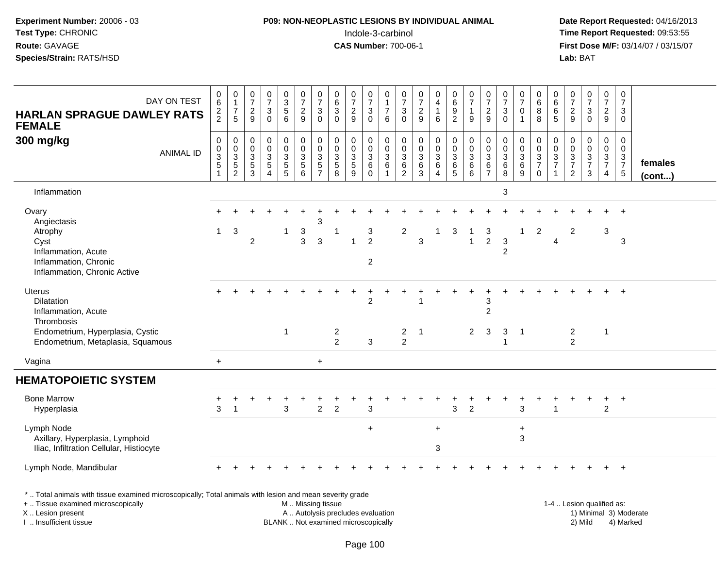**Experiment Number:** 20006 - 03
**Test Type:** CHRONIC
**Route:** GAVAGE
**Species/Strain:** RATS/HSD

**P09: NON-NEOPLASTIC LESIONS BY INDIVIDUAL ANIMAL**
Indole-3-carbinol
**CAS Number:** 700-06-1

**Date Report Requested:** 04/16/2013
**Time Report Requested:** 09:53:55
**First Dose M/F:** 03/14/07 / 03/15/07
**Lab:** BAT

| HARLAN SPRAGUE DAWLEY RATS FEMALE 300 mg/kg — DAY ON TEST | 0622 | 0175 | 0729 | 0730 | 0356 | 0729 | 0730 | 0630 | 0729 | 0730 | 0176 | 0730 | 0729 | 0416 | 0692 | 0719 | 0729 | 0730 | 0701 | 0688 | 0665 | 0729 | 0730 | 0729 | 0730 | |
|---|---|---|---|---|---|---|---|---|---|---|---|---|---|---|---|---|---|---|---|---|---|---|---|---|---|---|
| ANIMAL ID | 0351 | 0352 | 0353 | 0354 | 0355 | 0356 | 0357 | 0358 | 0359 | 0360 | 0361 | 0362 | 0363 | 0364 | 0365 | 0366 | 0367 | 0368 | 0369 | 0370 | 0371 | 0372 | 0373 | 0374 | 0375 | females (cont...) |
| Inflammation | | | | | | | | | | | | | | | | | | 3 | | | | | | | | |
| Ovary | + | + | + | + | + | + | + | + | + | + | + | + | + | + | + | + | + | + | + | + | + | + | + | + | + | |
| Angiectasis | | | | | | | 3 | | | | | | | | | | | | | | | | | | | |
| Atrophy | 1 | 3 | | | 1 | 3 | | 1 | | 3 | | 2 | | 1 | 3 | 1 | 3 | | 1 | 2 | | 2 | | 3 | | |
| Cyst | | | 2 | | | 3 | 3 | | 1 | 2 | | | 3 | | | 1 | 2 | 3 | | | 4 | | | | 3 | |
| Inflammation, Acute | | | | | | | | | | | | | | | | | | 2 | | | | | | | | |
| Inflammation, Chronic | | | | | | | | | | 2 | | | | | | | | | | | | | | | | |
| Inflammation, Chronic Active | | | | | | | | | | | | | | | | | | | | | | | | | | |
| Uterus | + | + | + | + | + | + | + | + | + | + | + | + | + | + | + | + | + | + | + | + | + | + | + | + | + | |
| Dilatation | | | | | | | | | | 2 | | | 1 | | | | 3 | | | | | | | | | |
| Inflammation, Acute | | | | | | | | | | | | | | | | | 2 | | | | | | | | | |
| Thrombosis | | | | | | | | | | | | | | | | | | | | | | | | | | |
| Endometrium, Hyperplasia, Cystic | | | | | 1 | | | 2 | | | | 2 | 1 | | | 2 | 3 | 3 | 1 | | | 2 | | 1 | | |
| Endometrium, Metaplasia, Squamous | | | | | | | | 2 | | 3 | | 2 | | | | | | 1 | | | | 2 | | | | |
| Vagina | + | | | | | | + | | | | | | | | | | | | | | | | | | | |
| **HEMATOPOIETIC SYSTEM** | | | | | | | | | | | | | | | | | | | | | | | | | | |
| Bone Marrow | + | + | + | + | + | + | + | + | + | + | + | + | + | + | + | + | + | + | + | + | + | + | + | + | + | |
| Hyperplasia | 3 | 1 | | | 3 | | 2 | 2 | | 3 | | | | | 3 | 2 | | | 3 | | 1 | | | 2 | | |
| Lymph Node | | | | | | | | | | + | | | | + | | | | | + | | | | | | | |
| Axillary, Hyperplasia, Lymphoid | | | | | | | | | | | | | | | | | | | 3 | | | | | | | |
| Iliac, Infiltration Cellular, Histiocyte | | | | | | | | | | | | | | 3 | | | | | | | | | | | | |
| Lymph Node, Mandibular | + | + | + | + | + | + | + | + | + | + | + | + | + | + | + | + | + | + | + | + | + | + | + | + | + | |

\* .. Total animals with tissue examined microscopically; Total animals with lesion and mean severity grade
+ .. Tissue examined microscopically
X .. Lesion present
I .. Insufficient tissue

M .. Missing tissue
A .. Autolysis precludes evaluation
BLANK .. Not examined microscopically

1-4 .. Lesion qualified as:
1) Minimal 3) Moderate
2) Mild 4) Marked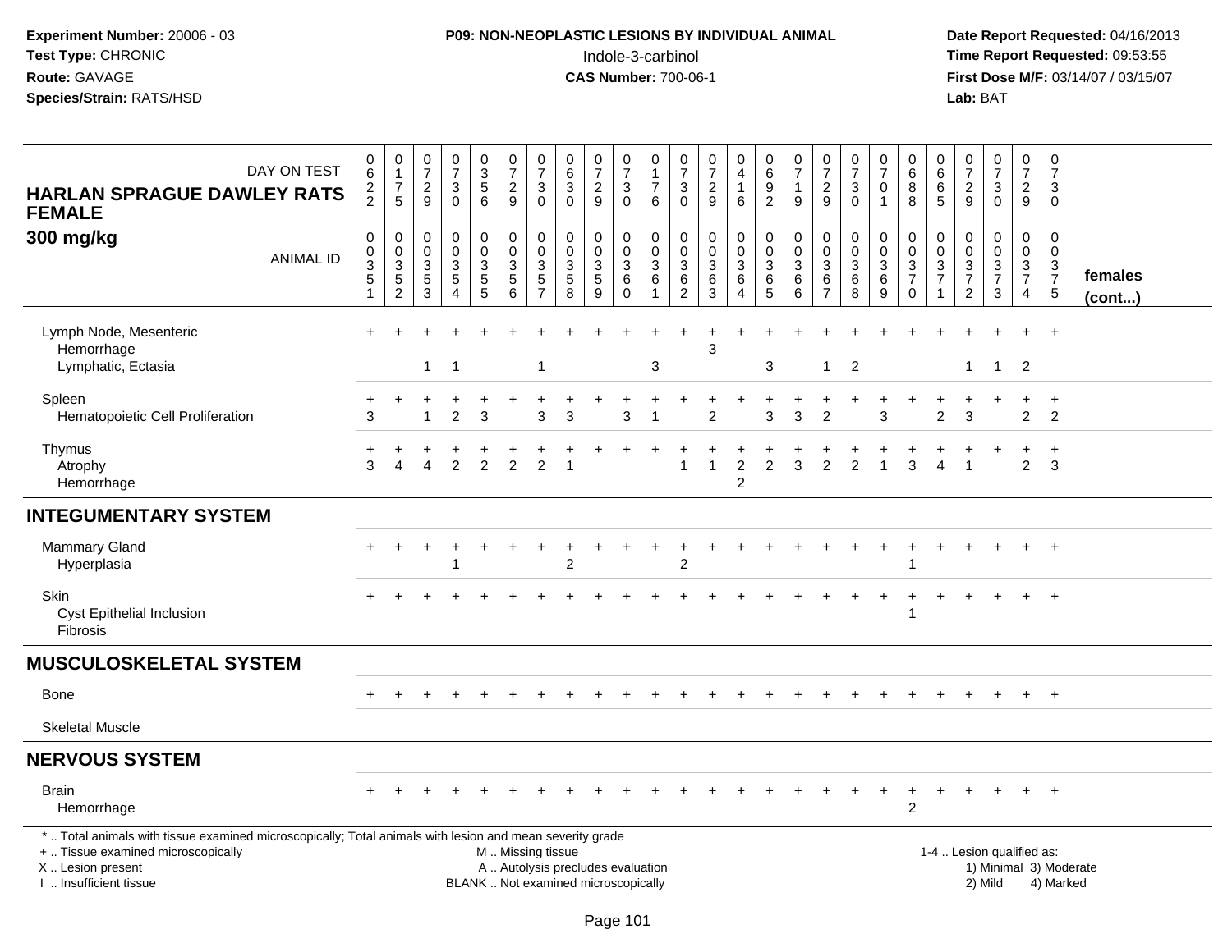**Experiment Number:** 20006 - 03
**Test Type:** CHRONIC
**Route:** GAVAGE
**Species/Strain:** RATS/HSD

**P09: NON-NEOPLASTIC LESIONS BY INDIVIDUAL ANIMAL**
Indole-3-carbinol
**CAS Number:** 700-06-1

**Date Report Requested:** 04/16/2013
**Time Report Requested:** 09:53:55
**First Dose M/F:** 03/14/07 / 03/15/07
**Lab:** BAT

**HARLAN SPRAGUE DAWLEY RATS FEMALE 300 mg/kg**

| DAY ON TEST | 0622 | 0175 | 0729 | 0730 | 0356 | 0729 | 0730 | 0630 | 0729 | 0730 | 0176 | 0730 | 0729 | 0416 | 0692 | 0719 | 0729 | 0730 | 0701 | 0688 | 0665 | 0729 | 0730 | 0729 | 0730 | |
|---|---|---|---|---|---|---|---|---|---|---|---|---|---|---|---|---|---|---|---|---|---|---|---|---|---|---|
| **ANIMAL ID** | 00351 | 00352 | 00353 | 00354 | 00355 | 00356 | 00357 | 00358 | 00359 | 00360 | 00361 | 00362 | 00363 | 00364 | 00365 | 00366 | 00367 | 00368 | 00369 | 00370 | 00371 | 00372 | 00373 | 00374 | 00375 | **females (cont...)** |
| Lymph Node, Mesenteric | + | + | + | + | + | + | + | + | + | + | + | + | + | + | + | + | + | + | + | + | + | + | + | + | + | |
| Hemorrhage | | | | | | | | | | | | | 3 | | | | | | | | | | | | | |
| Lymphatic, Ectasia | | | 1 | 1 | | | 1 | | | | 3 | | | | 3 | | 1 | 2 | | | | 1 | 1 | 2 | | |
| Spleen | + | + | + | + | + | + | + | + | + | + | + | + | + | + | + | + | + | + | + | + | + | + | + | + | + | |
| Hematopoietic Cell Proliferation | 3 | | 1 | 2 | 3 | | 3 | 3 | | 3 | 1 | | 2 | | 3 | 3 | 2 | | 3 | | 2 | 3 | | 2 | 2 | |
| Thymus | + | + | + | + | + | + | + | + | + | + | + | + | + | + | + | + | + | + | + | + | + | + | + | + | + | |
| Atrophy | 3 | 4 | 4 | 2 | 2 | 2 | 2 | 1 | | | | 1 | 1 | 2 | 2 | 3 | 2 | 2 | 1 | 3 | 4 | 1 | | 2 | 3 | |
| Hemorrhage | | | | | | | | | | | | | | 2 | | | | | | | | | | | | |
| **INTEGUMENTARY SYSTEM** | | | | | | | | | | | | | | | | | | | | | | | | | | |
| Mammary Gland | + | + | + | + | + | + | + | + | + | + | + | + | + | + | + | + | + | + | + | + | + | + | + | + | + | |
| Hyperplasia | | | | 1 | | | | 2 | | | | 2 | | | | | | | | 1 | | | | | | |
| Skin | + | + | + | + | + | + | + | + | + | + | + | + | + | + | + | + | + | + | + | + | + | + | + | + | + | |
| Cyst Epithelial Inclusion | | | | | | | | | | | | | | | | | | | | 1 | | | | | | |
| Fibrosis | | | | | | | | | | | | | | | | | | | | | | | | | | |
| **MUSCULOSKELETAL SYSTEM** | | | | | | | | | | | | | | | | | | | | | | | | | | |
| Bone | + | + | + | + | + | + | + | + | + | + | + | + | + | + | + | + | + | + | + | + | + | + | + | + | + | |
| Skeletal Muscle | | | | | | | | | | | | | | | | | | | | | | | | | | |
| **NERVOUS SYSTEM** | | | | | | | | | | | | | | | | | | | | | | | | | | |
| Brain | + | + | + | + | + | + | + | + | + | + | + | + | + | + | + | + | + | + | + | + | + | + | + | + | + | |
| Hemorrhage | | | | | | | | | | | | | | | | | | | | 2 | | | | | | |

\* .. Total animals with tissue examined microscopically; Total animals with lesion and mean severity grade
+ .. Tissue examined microscopically
X .. Lesion present
I .. Insufficient tissue

M .. Missing tissue
A .. Autolysis precludes evaluation
BLANK .. Not examined microscopically

1-4 .. Lesion qualified as:
1) Minimal 3) Moderate
2) Mild 4) Marked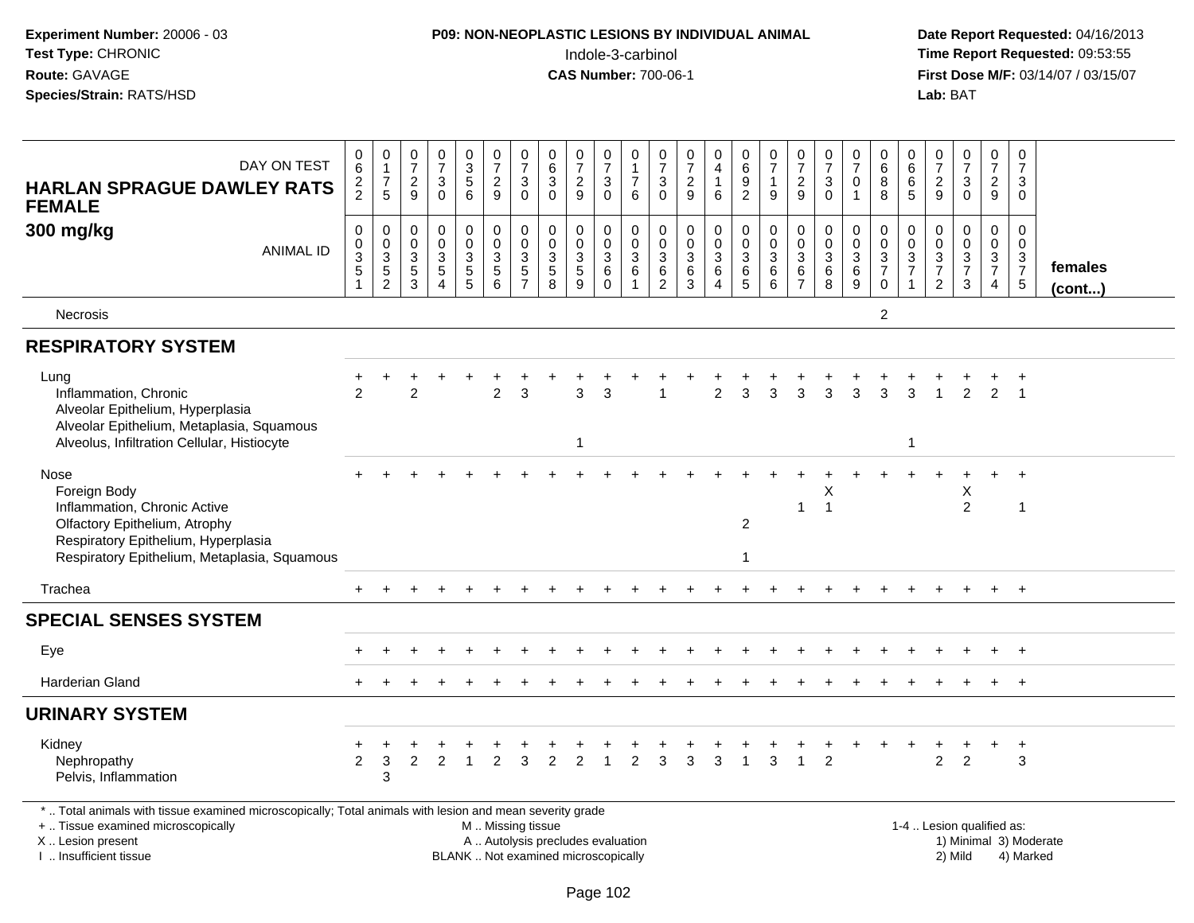**Experiment Number:** 20006 - 03
**Test Type:** CHRONIC
**Route:** GAVAGE
**Species/Strain:** RATS/HSD

**P09: NON-NEOPLASTIC LESIONS BY INDIVIDUAL ANIMAL**
Indole-3-carbinol
**CAS Number:** 700-06-1

**Date Report Requested:** 04/16/2013
**Time Report Requested:** 09:53:55
**First Dose M/F:** 03/14/07 / 03/15/07
**Lab:** BAT

## HARLAN SPRAGUE DAWLEY RATS FEMALE
## 300 mg/kg

| DAY ON TEST | 0622 | 0175 | 0729 | 0730 | 0356 | 0729 | 0730 | 0630 | 0729 | 0730 | 0176 | 0730 | 0729 | 0416 | 0692 | 0719 | 0729 | 0730 | 0701 | 0688 | 0665 | 0729 | 0730 | 0729 | 0730 | |
|---|---|---|---|---|---|---|---|---|---|---|---|---|---|---|---|---|---|---|---|---|---|---|---|---|---|---|
| **ANIMAL ID** | 0351 | 0352 | 0353 | 0354 | 0355 | 0356 | 0357 | 0358 | 0359 | 0360 | 0361 | 0362 | 0363 | 0364 | 0365 | 0366 | 0367 | 0368 | 0369 | 0370 | 0371 | 0372 | 0373 | 0374 | 0375 | **females (cont...)** |
| Necrosis | | | | | | | | | | | | | | | | | | | | 2 | | | | | | |
| **RESPIRATORY SYSTEM** | | | | | | | | | | | | | | | | | | | | | | | | | | |
| Lung | + | + | + | + | + | + | + | + | + | + | + | + | + | + | + | + | + | + | + | + | + | + | + | + | + | |
| Inflammation, Chronic | 2 | | 2 | | | 2 | 3 | | 3 | 3 | | 1 | | 2 | 3 | 3 | 3 | 3 | 3 | 3 | 3 | 1 | 2 | 2 | 1 | |
| Alveolar Epithelium, Hyperplasia | | | | | | | | | | | | | | | | | | | | | | | | | | |
| Alveolar Epithelium, Metaplasia, Squamous | | | | | | | | | | | | | | | | | | | | | | | | | | |
| Alveolus, Infiltration Cellular, Histiocyte | | | | | | | | | 1 | | | | | | | | | | | | 1 | | | | | |
| Nose | + | + | + | + | + | + | + | + | + | + | + | + | + | + | + | + | + | + | + | + | + | + | + | + | + | |
| Foreign Body | | | | | | | | | | | | | | | | | | X | | | | | X | | | |
| Inflammation, Chronic Active | | | | | | | | | | | | | | | | | 1 | 1 | | | | | 2 | | 1 | |
| Olfactory Epithelium, Atrophy | | | | | | | | | | | | | | | 2 | | | | | | | | | | | |
| Respiratory Epithelium, Hyperplasia | | | | | | | | | | | | | | | | | | | | | | | | | | |
| Respiratory Epithelium, Metaplasia, Squamous | | | | | | | | | | | | | | | 1 | | | | | | | | | | | |
| Trachea | + | + | + | + | + | + | + | + | + | + | + | + | + | + | + | + | + | + | + | + | + | + | + | + | + | |
| **SPECIAL SENSES SYSTEM** | | | | | | | | | | | | | | | | | | | | | | | | | | |
| Eye | + | + | + | + | + | + | + | + | + | + | + | + | + | + | + | + | + | + | + | + | + | + | + | + | + | |
| Harderian Gland | + | + | + | + | + | + | + | + | + | + | + | + | + | + | + | + | + | + | + | + | + | + | + | + | + | |
| **URINARY SYSTEM** | | | | | | | | | | | | | | | | | | | | | | | | | | |
| Kidney | + | + | + | + | + | + | + | + | + | + | + | + | + | + | + | + | + | + | + | + | + | + | + | + | + | |
| Nephropathy | 2 | 3 | 2 | 2 | 1 | 2 | 3 | 2 | 2 | 1 | 2 | 3 | 3 | 3 | 1 | 3 | 1 | 2 | | | | 2 | 2 | | 3 | |
| Pelvis, Inflammation | | 3 | | | | | | | | | | | | | | | | | | | | | | | | |

\* .. Total animals with tissue examined microscopically; Total animals with lesion and mean severity grade
\+ .. Tissue examined microscopically
X .. Lesion present
I .. Insufficient tissue

M .. Missing tissue
A .. Autolysis precludes evaluation
BLANK .. Not examined microscopically

1-4 .. Lesion qualified as:
1) Minimal 3) Moderate
2) Mild 4) Marked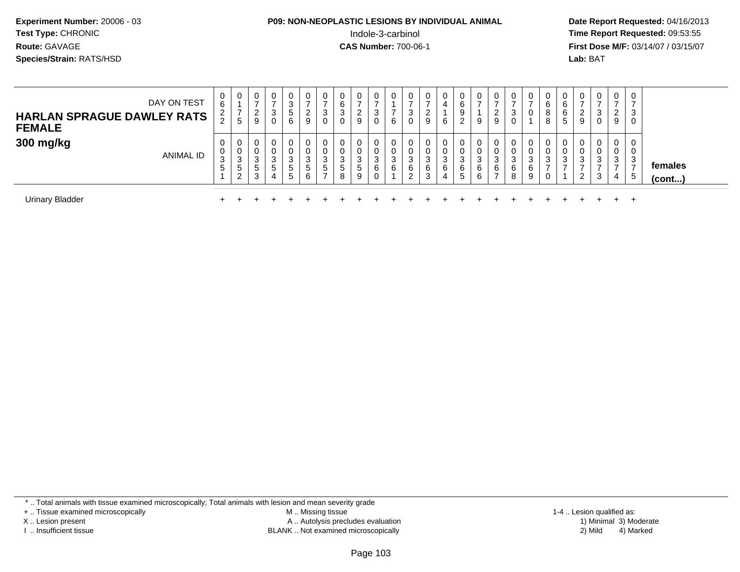**Experiment Number:** 20006 - 03
**Test Type:** CHRONIC
**Route:** GAVAGE
**Species/Strain:** RATS/HSD

**P09: NON-NEOPLASTIC LESIONS BY INDIVIDUAL ANIMAL**
Indole-3-carbinol
**CAS Number:** 700-06-1

**Date Report Requested:** 04/16/2013
**Time Report Requested:** 09:53:55
**First Dose M/F:** 03/14/07 / 03/15/07
**Lab:** BAT

| HARLAN SPRAGUE DAWLEY RATS FEMALE 300 mg/kg | | | | | | | | | | | | | | | | | | | | | | | | | | |
|---|---|---|---|---|---|---|---|---|---|---|---|---|---|---|---|---|---|---|---|---|---|---|---|---|---|---|
| DAY ON TEST | 0622 | 0175 | 0729 | 0730 | 0356 | 0729 | 0730 | 0630 | 0729 | 0730 | 0176 | 0730 | 0729 | 0416 | 0692 | 0719 | 0729 | 0730 | 0701 | 0688 | 0665 | 0729 | 0730 | 0729 | 0730 | |
| ANIMAL ID | 00351 | 00352 | 00353 | 00354 | 00355 | 00356 | 00357 | 00358 | 00359 | 00360 | 00361 | 00362 | 00363 | 00364 | 00365 | 00366 | 00367 | 00368 | 00369 | 00370 | 00371 | 00372 | 00373 | 00374 | 00375 | females (cont...) |
| Urinary Bladder | + | + | + | + | + | + | + | + | + | + | + | + | + | + | + | + | + | + | + | + | + | + | + | + | + | |

* .. Total animals with tissue examined microscopically; Total animals with lesion and mean severity grade
+ .. Tissue examined microscopically
X .. Lesion present
I .. Insufficient tissue
M .. Missing tissue
A .. Autolysis precludes evaluation
BLANK .. Not examined microscopically
1-4 .. Lesion qualified as:
1) Minimal 3) Moderate
2) Mild 4) Marked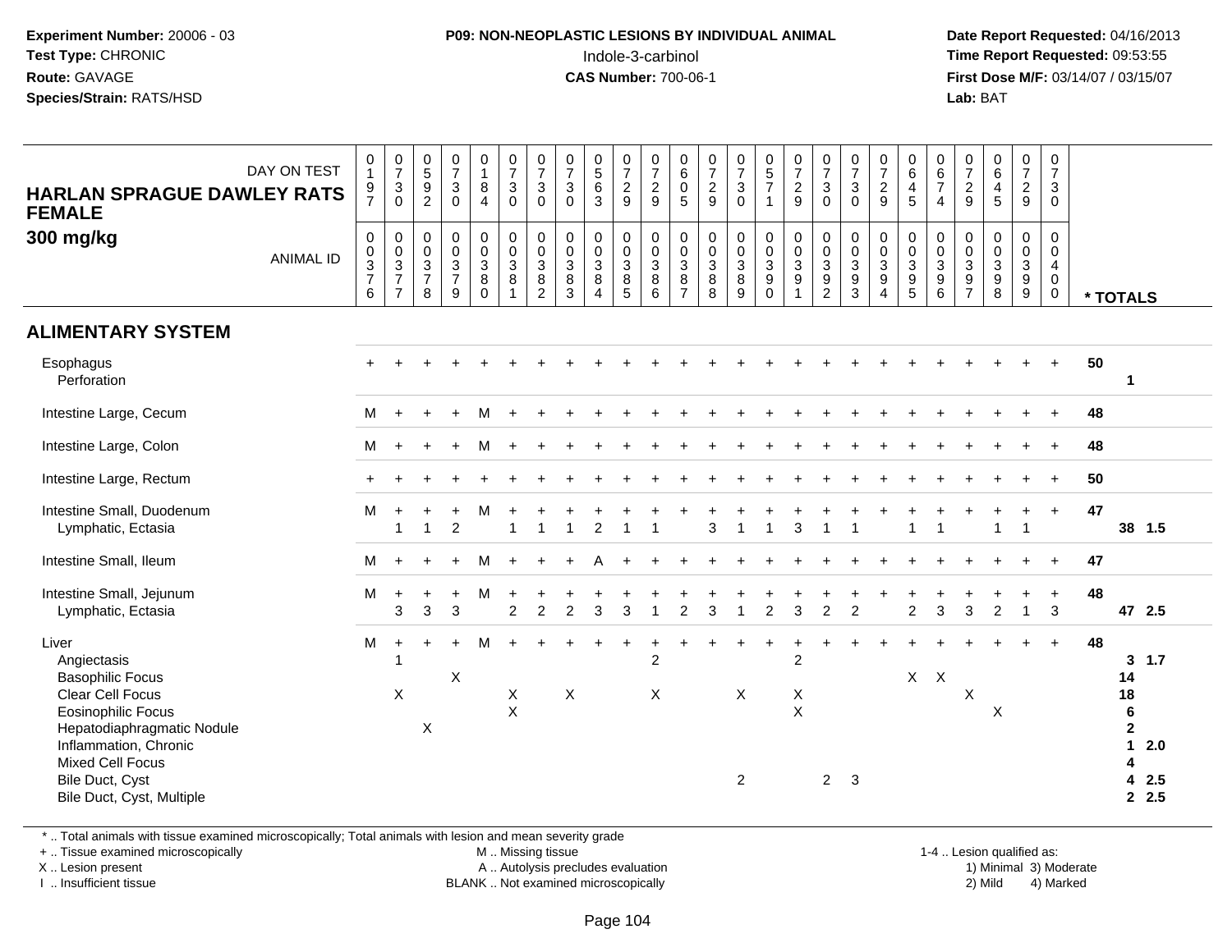**Experiment Number:** 20006 - 03
**Test Type:** CHRONIC
**Route:** GAVAGE
**Species/Strain:** RATS/HSD

**P09: NON-NEOPLASTIC LESIONS BY INDIVIDUAL ANIMAL**
Indole-3-carbinol
**CAS Number:** 700-06-1

**Date Report Requested:** 04/16/2013
**Time Report Requested:** 09:53:55
**First Dose M/F:** 03/14/07 / 03/15/07
**Lab:** BAT

**HARLAN SPRAGUE DAWLEY RATS FEMALE**
**300 mg/kg**

| DAY ON TEST | 0197 | 0730 | 0592 | 0730 | 0184 | 0730 | 0730 | 0730 | 0563 | 0729 | 0729 | 0605 | 0729 | 0730 | 0571 | 0729 | 0730 | 0730 | 0729 | 0645 | 0674 | 0729 | 0645 | 0729 | 0730 | |
|---|---|---|---|---|---|---|---|---|---|---|---|---|---|---|---|---|---|---|---|---|---|---|---|---|---|---|
| **ANIMAL ID** | 0376 | 0377 | 0378 | 0379 | 0380 | 0381 | 0382 | 0383 | 0384 | 0385 | 0386 | 0387 | 0388 | 0389 | 0390 | 0391 | 0392 | 0393 | 0394 | 0395 | 0396 | 0397 | 0398 | 0399 | 0400 | *** TOTALS** |
| **ALIMENTARY SYSTEM** | | | | | | | | | | | | | | | | | | | | | | | | | | |
| Esophagus | + | + | + | + | + | + | + | + | + | + | + | + | + | + | + | + | + | + | + | + | + | + | + | + | + | 50 |
| Perforation | | | | | | | | | | | | | | | | | | | | | | | | | | 1 |
| Intestine Large, Cecum | M | + | + | + | M | + | + | + | + | + | + | + | + | + | + | + | + | + | + | + | + | + | + | + | + | 48 |
| Intestine Large, Colon | M | + | + | + | M | + | + | + | + | + | + | + | + | + | + | + | + | + | + | + | + | + | + | + | + | 48 |
| Intestine Large, Rectum | + | + | + | + | + | + | + | + | + | + | + | + | + | + | + | + | + | + | + | + | + | + | + | + | + | 50 |
| Intestine Small, Duodenum | M | + | + | + | M | + | + | + | + | + | + | + | + | + | + | + | + | + | + | + | + | + | + | + | + | 47 |
| Lymphatic, Ectasia | | 1 | 1 | 2 | | 1 | 1 | 1 | 2 | 1 | 1 | | 3 | 1 | 1 | 3 | 1 | 1 | | 1 | 1 | | 1 | 1 | | 38 1.5 |
| Intestine Small, Ileum | M | + | + | + | M | + | + | + | A | + | + | + | + | + | + | + | + | + | + | + | + | + | + | + | + | 47 |
| Intestine Small, Jejunum | M | + | + | + | M | + | + | + | + | + | + | + | + | + | + | + | + | + | + | + | + | + | + | + | + | 48 |
| Lymphatic, Ectasia | | 3 | 3 | 3 | | 2 | 2 | 2 | 3 | 3 | 1 | 2 | 3 | 1 | 2 | 3 | 2 | 2 | | 2 | 3 | 3 | 2 | 1 | 3 | 47 2.5 |
| Liver | M | + | + | + | M | + | + | + | + | + | + | + | + | + | + | + | + | + | + | + | + | + | + | + | + | 48 |
| Angiectasis | | 1 | | | | | | | | | 2 | | | | | 2 | | | | | | | | | | 3 1.7 |
| Basophilic Focus | | | | X | | | | | | | | | | | | | | | | X | X | | | | | 14 |
| Clear Cell Focus | | X | | | | X | | X | | | X | | | X | | X | | | | | | X | | | | 18 |
| Eosinophilic Focus | | | | | | X | | | | | | | | | | X | | | | | | | X | | | 6 |
| Hepatodiaphragmatic Nodule | | | X | | | | | | | | | | | | | | | | | | | | | | | 2 |
| Inflammation, Chronic | | | | | | | | | | | | | | | | | | | | | | | | | | 1 2.0 |
| Mixed Cell Focus | | | | | | | | | | | | | | | | | | | | | | | | | | 4 |
| Bile Duct, Cyst | | | | | | | | | | | | | | 2 | | | 2 | 3 | | | | | | | | 4 2.5 |
| Bile Duct, Cyst, Multiple | | | | | | | | | | | | | | | | | | | | | | | | | | 2 2.5 |

* .. Total animals with tissue examined microscopically; Total animals with lesion and mean severity grade
+ .. Tissue examined microscopically
X .. Lesion present
I .. Insufficient tissue
M .. Missing tissue
A .. Autolysis precludes evaluation
BLANK .. Not examined microscopically
1-4 .. Lesion qualified as: 1) Minimal 2) Mild 3) Moderate 4) Marked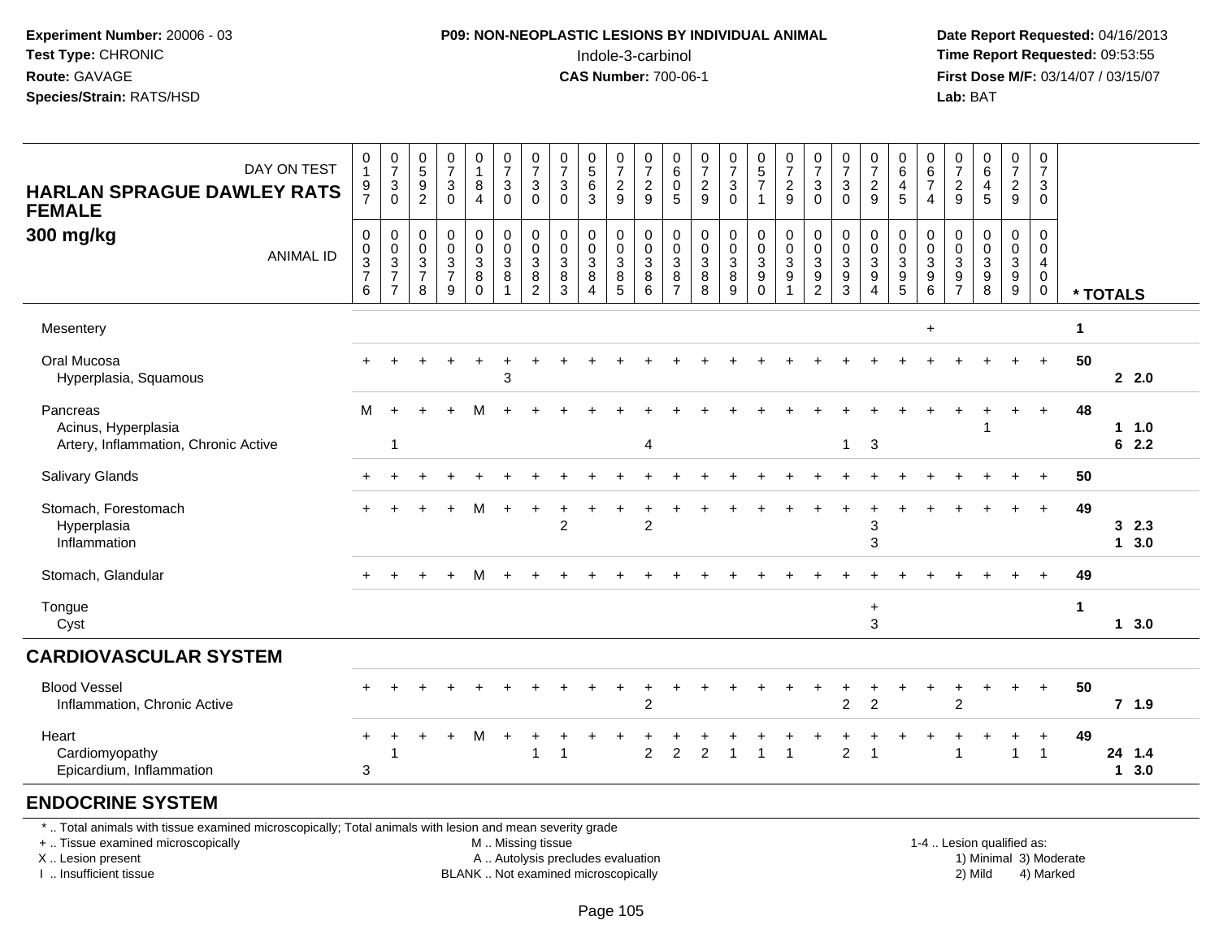**Experiment Number:** 20006 - 03
**Test Type:** CHRONIC
**Route:** GAVAGE
**Species/Strain:** RATS/HSD

**P09: NON-NEOPLASTIC LESIONS BY INDIVIDUAL ANIMAL**
Indole-3-carbinol
**CAS Number:** 700-06-1

**Date Report Requested:** 04/16/2013
**Time Report Requested:** 09:53:55
**First Dose M/F:** 03/14/07 / 03/15/07
**Lab:** BAT

**HARLAN SPRAGUE DAWLEY RATS FEMALE**
**300 mg/kg**

| DAY ON TEST | 0197 | 0730 | 0592 | 0730 | 0184 | 0730 | 0730 | 0730 | 0563 | 0729 | 0729 | 0605 | 0729 | 0730 | 0571 | 0729 | 0730 | 0730 | 0729 | 0645 | 0674 | 0729 | 0645 | 0729 | 0730 | |
|---|---|---|---|---|---|---|---|---|---|---|---|---|---|---|---|---|---|---|---|---|---|---|---|---|---|---|
| **ANIMAL ID** | 0037 6 | 0037 7 | 0037 8 | 0037 9 | 0038 0 | 0038 1 | 0038 2 | 0038 3 | 0038 4 | 0038 5 | 0038 6 | 0038 7 | 0038 8 | 0038 9 | 0039 0 | 0039 1 | 0039 2 | 0039 3 | 0039 4 | 0039 5 | 0039 6 | 0039 7 | 0039 8 | 0039 9 | 0040 0 | *** TOTALS** |
| Mesentery | | | | | | | | | | | | | | | | | | | | | + | | | | | 1 |
| Oral Mucosa | + | + | + | + | + | + | + | + | + | + | + | + | + | + | + | + | + | + | + | + | + | + | + | + | + | 50 |
| Hyperplasia, Squamous | | | | | | 3 | | | | | | | | | | | | | | | | | | | | 2 2.0 |
| Pancreas | M | + | + | + | M | + | + | + | + | + | + | + | + | + | + | + | + | + | + | + | + | + | + | + | + | 48 |
| Acinus, Hyperplasia | | | | | | | | | | | | | | | | | | | | | | | 1 | | | 1 1.0 |
| Artery, Inflammation, Chronic Active | | 1 | | | | | | | | | 4 | | | | | | | 1 | 3 | | | | | | | 6 2.2 |
| Salivary Glands | + | + | + | + | + | + | + | + | + | + | + | + | + | + | + | + | + | + | + | + | + | + | + | + | + | 50 |
| Stomach, Forestomach | + | + | + | + | M | + | + | + | + | + | + | + | + | + | + | + | + | + | + | + | + | + | + | + | + | 49 |
| Hyperplasia | | | | | | | | 2 | | | 2 | | | | | | | | 3 | | | | | | | 3 2.3 |
| Inflammation | | | | | | | | | | | | | | | | | | | 3 | | | | | | | 1 3.0 |
| Stomach, Glandular | + | + | + | + | M | + | + | + | + | + | + | + | + | + | + | + | + | + | + | + | + | + | + | + | + | 49 |
| Tongue | | | | | | | | | | | | | | | | | | | + | | | | | | | 1 |
| Cyst | | | | | | | | | | | | | | | | | | | 3 | | | | | | | 1 3.0 |
| **CARDIOVASCULAR SYSTEM** | | | | | | | | | | | | | | | | | | | | | | | | | | |
| Blood Vessel | + | + | + | + | + | + | + | + | + | + | + | + | + | + | + | + | + | + | + | + | + | + | + | + | + | 50 |
| Inflammation, Chronic Active | | | | | | | | | | | 2 | | | | | | | 2 | 2 | | | 2 | | | | 7 1.9 |
| Heart | + | + | + | + | M | + | + | + | + | + | + | + | + | + | + | + | + | + | + | + | + | + | + | + | + | 49 |
| Cardiomyopathy | | 1 | | | | | 1 | 1 | | | 2 | 2 | 2 | 1 | 1 | 1 | | 2 | 1 | | | 1 | | 1 | 1 | 24 1.4 |
| Epicardium, Inflammation | 3 | | | | | | | | | | | | | | | | | | | | | | | | | 1 3.0 |
| **ENDOCRINE SYSTEM** | | | | | | | | | | | | | | | | | | | | | | | | | | |

\* .. Total animals with tissue examined microscopically; Total animals with lesion and mean severity grade
\+ .. Tissue examined microscopically
X .. Lesion present
I .. Insufficient tissue

M .. Missing tissue
A .. Autolysis precludes evaluation
BLANK .. Not examined microscopically

1-4 .. Lesion qualified as:
1) Minimal 3) Moderate
2) Mild 4) Marked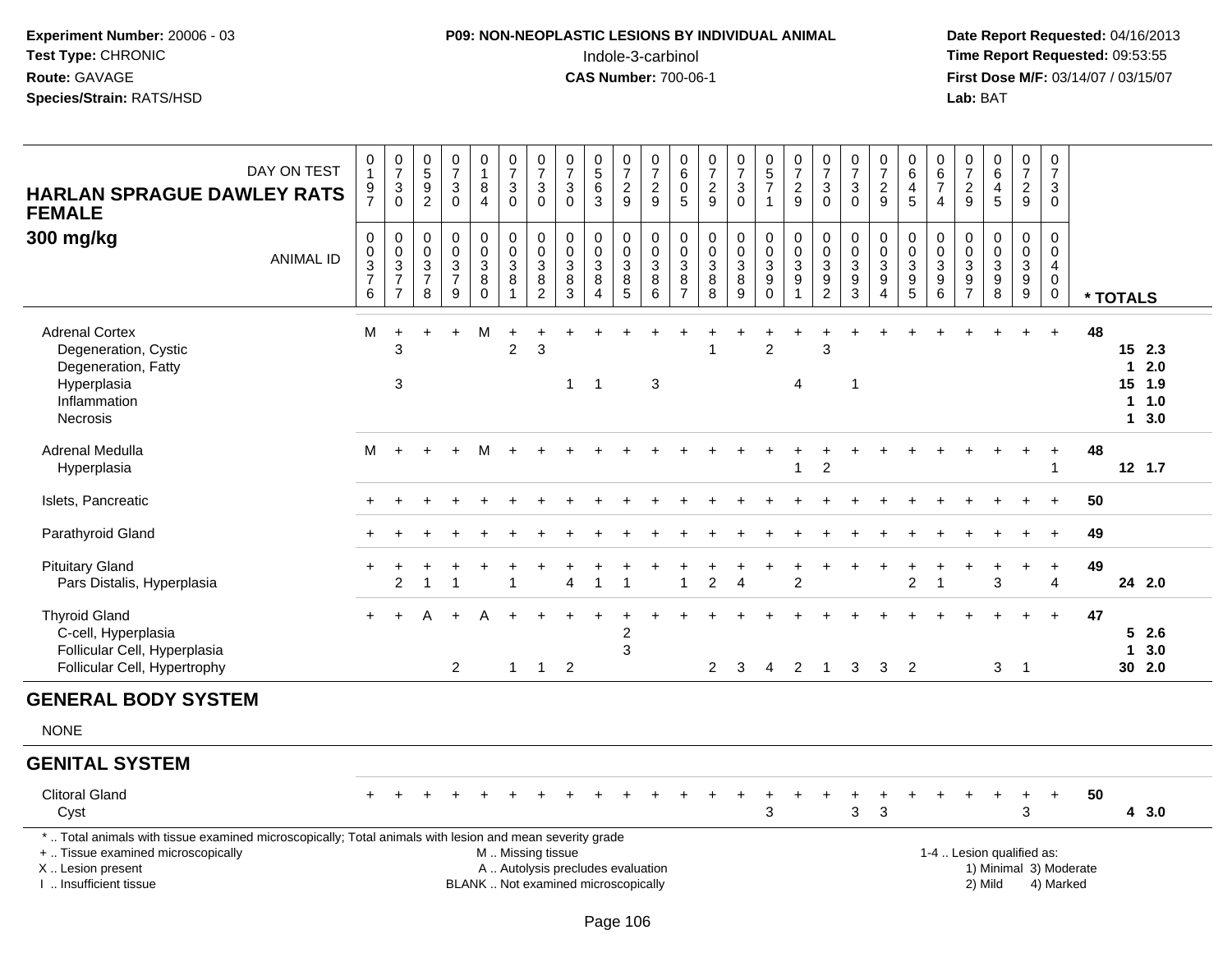**Experiment Number:** 20006 - 03
**Test Type:** CHRONIC
**Route:** GAVAGE
**Species/Strain:** RATS/HSD

**P09: NON-NEOPLASTIC LESIONS BY INDIVIDUAL ANIMAL**
Indole-3-carbinol
**CAS Number:** 700-06-1

**Date Report Requested:** 04/16/2013
**Time Report Requested:** 09:53:55
**First Dose M/F:** 03/14/07 / 03/15/07
**Lab:** BAT

## HARLAN SPRAGUE DAWLEY RATS FEMALE
### 300 mg/kg

| DAY ON TEST | 0197 | 0730 | 0592 | 0730 | 0184 | 0730 | 0730 | 0730 | 0563 | 0729 | 0729 | 0605 | 0729 | 0730 | 0571 | 0729 | 0730 | 0730 | 0729 | 0645 | 0674 | 0729 | 0645 | 0729 | 0730 | |
|---|---|---|---|---|---|---|---|---|---|---|---|---|---|---|---|---|---|---|---|---|---|---|---|---|---|---|
| **ANIMAL ID** | 00376 | 00377 | 00378 | 00379 | 00380 | 00381 | 00382 | 00383 | 00384 | 00385 | 00386 | 00387 | 00388 | 00389 | 00390 | 00391 | 00392 | 00393 | 00394 | 00395 | 00396 | 00397 | 00398 | 00399 | 00400 | *** TOTALS** |
| Adrenal Cortex | M | + | + | + | M | + | + | + | + | + | + | + | + | + | + | + | + | + | + | + | + | + | + | + | + | 48 |
| Degeneration, Cystic | | 3 | | | | 2 | 3 | | | | | | 1 | | 2 | | 3 | | | | | | | | | 15 2.3 |
| Degeneration, Fatty | | | | | | | | | | | | | | | | | | | | | | | | | | 1 2.0 |
| Hyperplasia | | 3 | | | | | | 1 | 1 | | 3 | | | | | 4 | | 1 | | | | | | | | 15 1.9 |
| Inflammation | | | | | | | | | | | | | | | | | | | | | | | | | | 1 1.0 |
| Necrosis | | | | | | | | | | | | | | | | | | | | | | | | | | 1 3.0 |
| Adrenal Medulla | M | + | + | + | M | + | + | + | + | + | + | + | + | + | + | + | + | + | + | + | + | + | + | + | + | 48 |
| Hyperplasia | | | | | | | | | | | | | | | | 1 | 2 | | | | | | | | 1 | 12 1.7 |
| Islets, Pancreatic | + | + | + | + | + | + | + | + | + | + | + | + | + | + | + | + | + | + | + | + | + | + | + | + | + | 50 |
| Parathyroid Gland | + | + | + | + | + | + | + | + | + | + | + | + | + | + | + | + | + | + | + | + | + | + | + | + | + | 49 |
| Pituitary Gland | + | + | + | + | + | + | + | + | + | + | + | + | + | + | + | + | + | + | + | + | + | + | + | + | + | 49 |
| Pars Distalis, Hyperplasia | | 2 | 1 | 1 | | 1 | | 4 | 1 | 1 | | 1 | 2 | 4 | | 2 | | | | 2 | 1 | | 3 | | 4 | 24 2.0 |
| Thyroid Gland | + | + | A | + | A | + | + | + | + | + | + | + | + | + | + | + | + | + | + | + | + | + | + | + | + | 47 |
| C-cell, Hyperplasia | | | | | | | | | | 2 | | | | | | | | | | | | | | | | 5 2.6 |
| Follicular Cell, Hyperplasia | | | | | | | | | | 3 | | | | | | | | | | | | | | | | 1 3.0 |
| Follicular Cell, Hypertrophy | | | | 2 | | 1 | 1 | 2 | | | | | 2 | 3 | 4 | 2 | 1 | 3 | 3 | 2 | | | 3 | 1 | | 30 2.0 |

## GENERAL BODY SYSTEM

NONE

## GENITAL SYSTEM

| | | | | | | | | | | | | | | | | | | | | | | | | | | |
|---|---|---|---|---|---|---|---|---|---|---|---|---|---|---|---|---|---|---|---|---|---|---|---|---|---|---|
| Clitoral Gland | + | + | + | + | + | + | + | + | + | + | + | + | + | + | + | + | + | + | + | + | + | + | + | + | + | 50 |
| Cyst | | | | | | | | | | | | | | | 3 | | | 3 | 3 | | | | | 3 | | 4 3.0 |

\* .. Total animals with tissue examined microscopically; Total animals with lesion and mean severity grade
\+ .. Tissue examined microscopically
X .. Lesion present
I .. Insufficient tissue

M .. Missing tissue
A .. Autolysis precludes evaluation
BLANK .. Not examined microscopically

1-4 .. Lesion qualified as:
1) Minimal 3) Moderate
2) Mild 4) Marked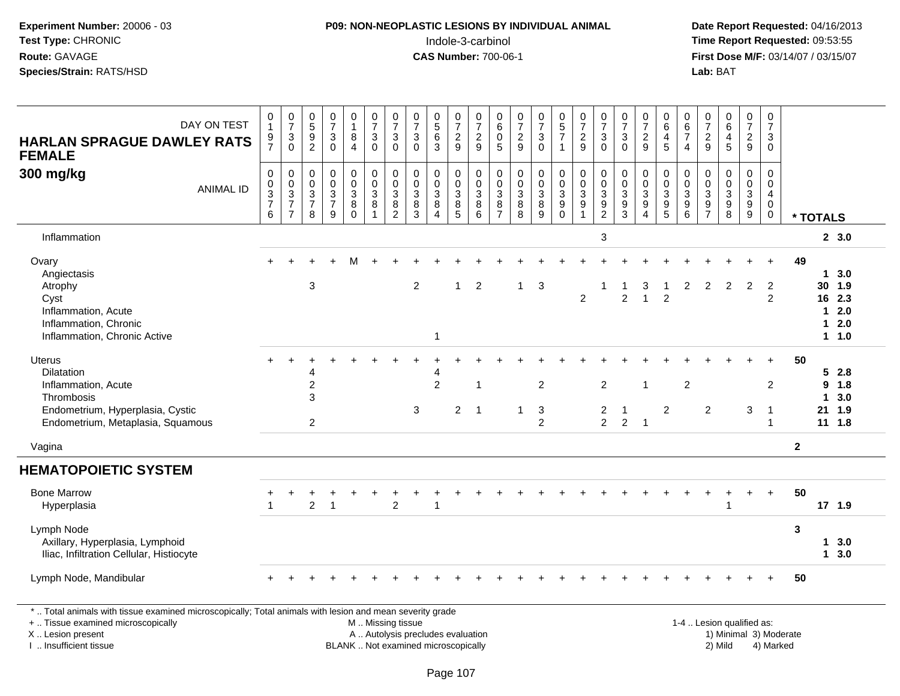**Experiment Number:** 20006 - 03
**Test Type:** CHRONIC
**Route:** GAVAGE
**Species/Strain:** RATS/HSD

**P09: NON-NEOPLASTIC LESIONS BY INDIVIDUAL ANIMAL**
Indole-3-carbinol
**CAS Number:** 700-06-1

**Date Report Requested:** 04/16/2013
**Time Report Requested:** 09:53:55
**First Dose M/F:** 03/14/07 / 03/15/07
**Lab:** BAT

## HARLAN SPRAGUE DAWLEY RATS FEMALE 300 mg/kg

| DAY ON TEST | 0197 | 0730 | 0592 | 0730 | 0184 | 0730 | 0730 | 0730 | 0563 | 0729 | 0729 | 0605 | 0729 | 0730 | 0571 | 0729 | 0730 | 0730 | 0729 | 0645 | 0674 | 0729 | 0645 | 0729 | 0730 | |
|---|---|---|---|---|---|---|---|---|---|---|---|---|---|---|---|---|---|---|---|---|---|---|---|---|---|---|
| **ANIMAL ID** | 0376 | 0377 | 0378 | 0379 | 0380 | 0381 | 0382 | 0383 | 0384 | 0385 | 0386 | 0387 | 0388 | 0389 | 0390 | 0391 | 0392 | 0393 | 0394 | 0395 | 0396 | 0397 | 0398 | 0399 | 0400 | *** TOTALS** |
| Inflammation | | | | | | | | | | | | | | | | | 3 | | | | | | | | | 2 3.0 |
| Ovary | + | + | + | + | M | + | + | + | + | + | + | + | + | + | + | + | + | + | + | + | + | + | + | + | + | 49 |
| Angiectasis | | | | | | | | | | | | | | | | | | | | | | | | | | 1 3.0 |
| Atrophy | | | 3 | | | | | 2 | | 1 | 2 | | 1 | 3 | | | 1 | 1 | 3 | 1 | 2 | 2 | 2 | 2 | 2 | 30 1.9 |
| Cyst | | | | | | | | | | | | | | | | 2 | | 2 | 1 | 2 | | | | | 2 | 16 2.3 |
| Inflammation, Acute | | | | | | | | | | | | | | | | | | | | | | | | | | 1 2.0 |
| Inflammation, Chronic | | | | | | | | | | | | | | | | | | | | | | | | | | 1 2.0 |
| Inflammation, Chronic Active | | | | | | | | | 1 | | | | | | | | | | | | | | | | | 1 1.0 |
| Uterus | + | + | + | + | + | + | + | + | + | + | + | + | + | + | + | + | + | + | + | + | + | + | + | + | + | 50 |
| Dilatation | | | 4 | | | | | | 4 | | | | | | | | | | | | | | | | | 5 2.8 |
| Inflammation, Acute | | | 2 | | | | | | 2 | | 1 | | | 2 | | | 2 | | 1 | | 2 | | | | 2 | 9 1.8 |
| Thrombosis | | | 3 | | | | | | | | | | | | | | | | | | | | | | | 1 3.0 |
| Endometrium, Hyperplasia, Cystic | | | | | | | | 3 | | 2 | 1 | | 1 | 3 | | | 2 | 1 | | 2 | | 2 | | 3 | 1 | 21 1.9 |
| Endometrium, Metaplasia, Squamous | | | 2 | | | | | | | | | | | 2 | | | 2 | 2 | 1 | | | | | | 1 | 11 1.8 |
| Vagina | | | | | | | | | | | | | | | | | | | | | | | | | | 2 |
| **HEMATOPOIETIC SYSTEM** | | | | | | | | | | | | | | | | | | | | | | | | | | |
| Bone Marrow | + | + | + | + | + | + | + | + | + | + | + | + | + | + | + | + | + | + | + | + | + | + | + | + | + | 50 |
| Hyperplasia | 1 | | 2 | 1 | | | 2 | | 1 | | | | | | | | | | | | | | 1 | | | 17 1.9 |
| Lymph Node | | | | | | | | | | | | | | | | | | | | | | | | | | 3 |
| Axillary, Hyperplasia, Lymphoid | | | | | | | | | | | | | | | | | | | | | | | | | | 1 3.0 |
| Iliac, Infiltration Cellular, Histiocyte | | | | | | | | | | | | | | | | | | | | | | | | | | 1 3.0 |
| Lymph Node, Mandibular | + | + | + | + | + | + | + | + | + | + | + | + | + | + | + | + | + | + | + | + | + | + | + | + | + | 50 |

* .. Total animals with tissue examined microscopically; Total animals with lesion and mean severity grade
+ .. Tissue examined microscopically
X .. Lesion present
I .. Insufficient tissue

M .. Missing tissue
A .. Autolysis precludes evaluation
BLANK .. Not examined microscopically

1-4 .. Lesion qualified as:
1) Minimal 3) Moderate
2) Mild 4) Marked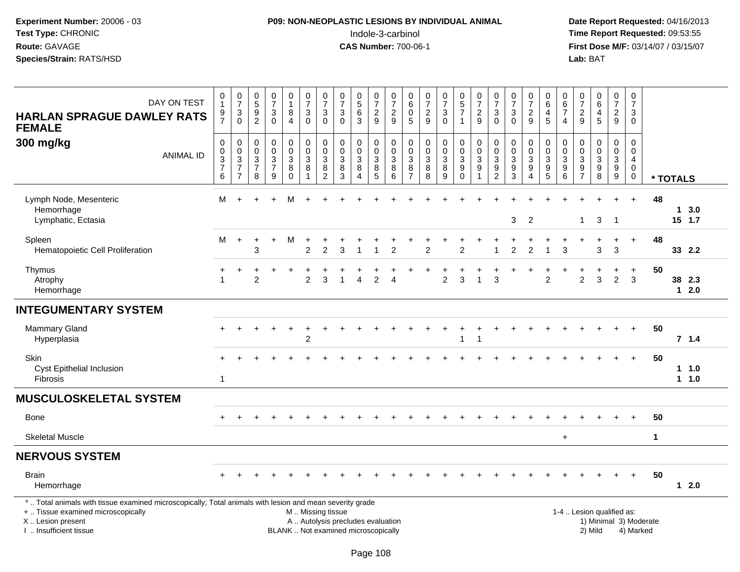**Experiment Number:** 20006 - 03
**Test Type:** CHRONIC
**Route:** GAVAGE
**Species/Strain:** RATS/HSD

**P09: NON-NEOPLASTIC LESIONS BY INDIVIDUAL ANIMAL**
Indole-3-carbinol
**CAS Number:** 700-06-1

**Date Report Requested:** 04/16/2013
**Time Report Requested:** 09:53:55
**First Dose M/F:** 03/14/07 / 03/15/07
**Lab:** BAT

| HARLAN SPRAGUE DAWLEY RATS FEMALE 300 mg/kg — DAY ON TEST | 0197 | 0730 | 0592 | 0730 | 0184 | 0730 | 0730 | 0730 | 0563 | 0729 | 0729 | 0605 | 0729 | 0730 | 0571 | 0729 | 0730 | 0730 | 0729 | 0645 | 0674 | 0729 | 0645 | 0729 | 0730 | |
|---|---|---|---|---|---|---|---|---|---|---|---|---|---|---|---|---|---|---|---|---|---|---|---|---|---|---|
| ANIMAL ID | 0376 | 0377 | 0378 | 0379 | 0380 | 0381 | 0382 | 0383 | 0384 | 0385 | 0386 | 0387 | 0388 | 0389 | 0390 | 0391 | 0392 | 0393 | 0394 | 0395 | 0396 | 0397 | 0398 | 0399 | 0400 | * TOTALS |
| Lymph Node, Mesenteric | M | + | + | + | M | + | + | + | + | + | + | + | + | + | + | + | + | + | + | + | + | + | + | + | + | 48 |
| Hemorrhage | | | | | | | | | | | | | | | | | | | | | | | | | | 1 3.0 |
| Lymphatic, Ectasia | | | | | | | | | | | | | | | | | | 3 | 2 | | | 1 | 3 | 1 | | 15 1.7 |
| Spleen | M | + | + | + | M | + | + | + | + | + | + | + | + | + | + | + | + | + | + | + | + | + | + | + | + | 48 |
| Hematopoietic Cell Proliferation | | | 3 | | | 2 | 2 | 3 | 1 | 1 | 2 | | 2 | | 2 | | 1 | 2 | 2 | 1 | 3 | | 3 | 3 | | 33 2.2 |
| Thymus | + | + | + | + | + | + | + | + | + | + | + | + | + | + | + | + | + | + | + | + | + | + | + | + | + | 50 |
| Atrophy | 1 | | 2 | | | 2 | 3 | 1 | 4 | 2 | 4 | | | 2 | 3 | 1 | 3 | | | 2 | | 2 | 3 | 2 | 3 | 38 2.3 |
| Hemorrhage | | | | | | | | | | | | | | | | | | | | | | | | | | 1 2.0 |
| **INTEGUMENTARY SYSTEM** | | | | | | | | | | | | | | | | | | | | | | | | | | |
| Mammary Gland | + | + | + | + | + | + | + | + | + | + | + | + | + | + | + | + | + | + | + | + | + | + | + | + | + | 50 |
| Hyperplasia | | | | | | 2 | | | | | | | | | 1 | 1 | | | | | | | | | | 7 1.4 |
| Skin | + | + | + | + | + | + | + | + | + | + | + | + | + | + | + | + | + | + | + | + | + | + | + | + | + | 50 |
| Cyst Epithelial Inclusion | | | | | | | | | | | | | | | | | | | | | | | | | | 1 1.0 |
| Fibrosis | 1 | | | | | | | | | | | | | | | | | | | | | | | | | 1 1.0 |
| **MUSCULOSKELETAL SYSTEM** | | | | | | | | | | | | | | | | | | | | | | | | | | |
| Bone | + | + | + | + | + | + | + | + | + | + | + | + | + | + | + | + | + | + | + | + | + | + | + | + | + | 50 |
| Skeletal Muscle | | | | | | | | | | | | | | | | | | | | | + | | | | | 1 |
| **NERVOUS SYSTEM** | | | | | | | | | | | | | | | | | | | | | | | | | | |
| Brain | + | + | + | + | + | + | + | + | + | + | + | + | + | + | + | + | + | + | + | + | + | + | + | + | + | 50 |
| Hemorrhage | | | | | | | | | | | | | | | | | | | | | | | | | | 1 2.0 |

\* .. Total animals with tissue examined microscopically; Total animals with lesion and mean severity grade
+ .. Tissue examined microscopically
X .. Lesion present
I .. Insufficient tissue

M .. Missing tissue
A .. Autolysis precludes evaluation
BLANK .. Not examined microscopically

1-4 .. Lesion qualified as:
1) Minimal 3) Moderate
2) Mild 4) Marked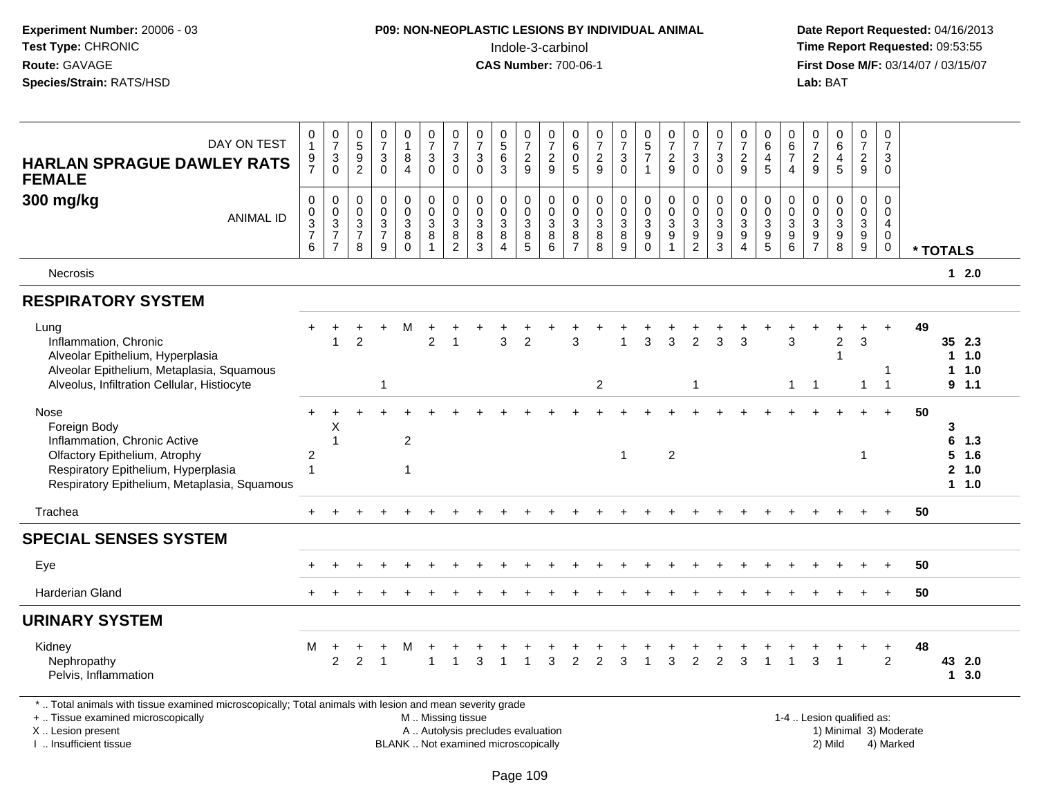**Experiment Number:** 20006 - 03
**Test Type:** CHRONIC
**Route:** GAVAGE
**Species/Strain:** RATS/HSD

**P09: NON-NEOPLASTIC LESIONS BY INDIVIDUAL ANIMAL**
Indole-3-carbinol
**CAS Number:** 700-06-1

**Date Report Requested:** 04/16/2013
**Time Report Requested:** 09:53:55
**First Dose M/F:** 03/14/07 / 03/15/07
**Lab:** BAT

## HARLAN SPRAGUE DAWLEY RATS FEMALE 300 mg/kg

| DAY ON TEST | 0197 | 0730 | 0592 | 0730 | 0184 | 0730 | 0730 | 0730 | 0563 | 0729 | 0729 | 0605 | 0729 | 0730 | 0571 | 0729 | 0730 | 0730 | 0729 | 0645 | 0674 | 0729 | 0645 | 0729 | 0730 | |
|---|---|---|---|---|---|---|---|---|---|---|---|---|---|---|---|---|---|---|---|---|---|---|---|---|---|---|
| **ANIMAL ID** | 0376 | 0377 | 0378 | 0379 | 0380 | 0381 | 0382 | 0383 | 0384 | 0385 | 0386 | 0387 | 0388 | 0389 | 0390 | 0391 | 0392 | 0393 | 0394 | 0395 | 0396 | 0397 | 0398 | 0399 | 0400 | *** TOTALS** |
| Necrosis | | | | | | | | | | | | | | | | | | | | | | | | | | 1 2.0 |
| **RESPIRATORY SYSTEM** | | | | | | | | | | | | | | | | | | | | | | | | | | |
| Lung | + | + | + | + | M | + | + | + | + | + | + | + | + | + | + | + | + | + | + | + | + | + | + | + | + | 49 |
| Inflammation, Chronic | | 1 | 2 | | | 2 | 1 | | 3 | 2 | | 3 | | 1 | 3 | 3 | 2 | 3 | 3 | | 3 | | 2 | 3 | | 35 2.3 |
| Alveolar Epithelium, Hyperplasia | | | | | | | | | | | | | | | | | | | | | | | 1 | | | 1 1.0 |
| Alveolar Epithelium, Metaplasia, Squamous | | | | | | | | | | | | | | | | | | | | | | | | | 1 | 1 1.0 |
| Alveolus, Infiltration Cellular, Histiocyte | | | | 1 | | | | | | | | | 2 | | | | 1 | | | | 1 | 1 | | 1 | 1 | 9 1.1 |
| Nose | + | + | + | + | + | + | + | + | + | + | + | + | + | + | + | + | + | + | + | + | + | + | + | + | + | 50 |
| Foreign Body | | X | | | | | | | | | | | | | | | | | | | | | | | | 3 |
| Inflammation, Chronic Active | | 1 | | | 2 | | | | | | | | | | | | | | | | | | | | | 6 1.3 |
| Olfactory Epithelium, Atrophy | 2 | | | | | | | | | | | | | 1 | | 2 | | | | | | | | 1 | | 5 1.6 |
| Respiratory Epithelium, Hyperplasia | 1 | | | | 1 | | | | | | | | | | | | | | | | | | | | | 2 1.0 |
| Respiratory Epithelium, Metaplasia, Squamous | | | | | | | | | | | | | | | | | | | | | | | | | | 1 1.0 |
| Trachea | + | + | + | + | + | + | + | + | + | + | + | + | + | + | + | + | + | + | + | + | + | + | + | + | + | 50 |
| **SPECIAL SENSES SYSTEM** | | | | | | | | | | | | | | | | | | | | | | | | | | |
| Eye | + | + | + | + | + | + | + | + | + | + | + | + | + | + | + | + | + | + | + | + | + | + | + | + | + | 50 |
| Harderian Gland | + | + | + | + | + | + | + | + | + | + | + | + | + | + | + | + | + | + | + | + | + | + | + | + | + | 50 |
| **URINARY SYSTEM** | | | | | | | | | | | | | | | | | | | | | | | | | | |
| Kidney | M | + | + | + | M | + | + | + | + | + | + | + | + | + | + | + | + | + | + | + | + | + | + | + | + | 48 |
| Nephropathy | | 2 | 2 | 1 | | 1 | 1 | 3 | 1 | 1 | 3 | 2 | 2 | 3 | 1 | 3 | 2 | 2 | 3 | 1 | 1 | 3 | 1 | | 2 | 43 2.0 |
| Pelvis, Inflammation | | | | | | | | | | | | | | | | | | | | | | | | | | 1 3.0 |

* .. Total animals with tissue examined microscopically; Total animals with lesion and mean severity grade
+ .. Tissue examined microscopically
X .. Lesion present
I .. Insufficient tissue

M .. Missing tissue
A .. Autolysis precludes evaluation
BLANK .. Not examined microscopically

1-4 .. Lesion qualified as:
1) Minimal 3) Moderate
2) Mild 4) Marked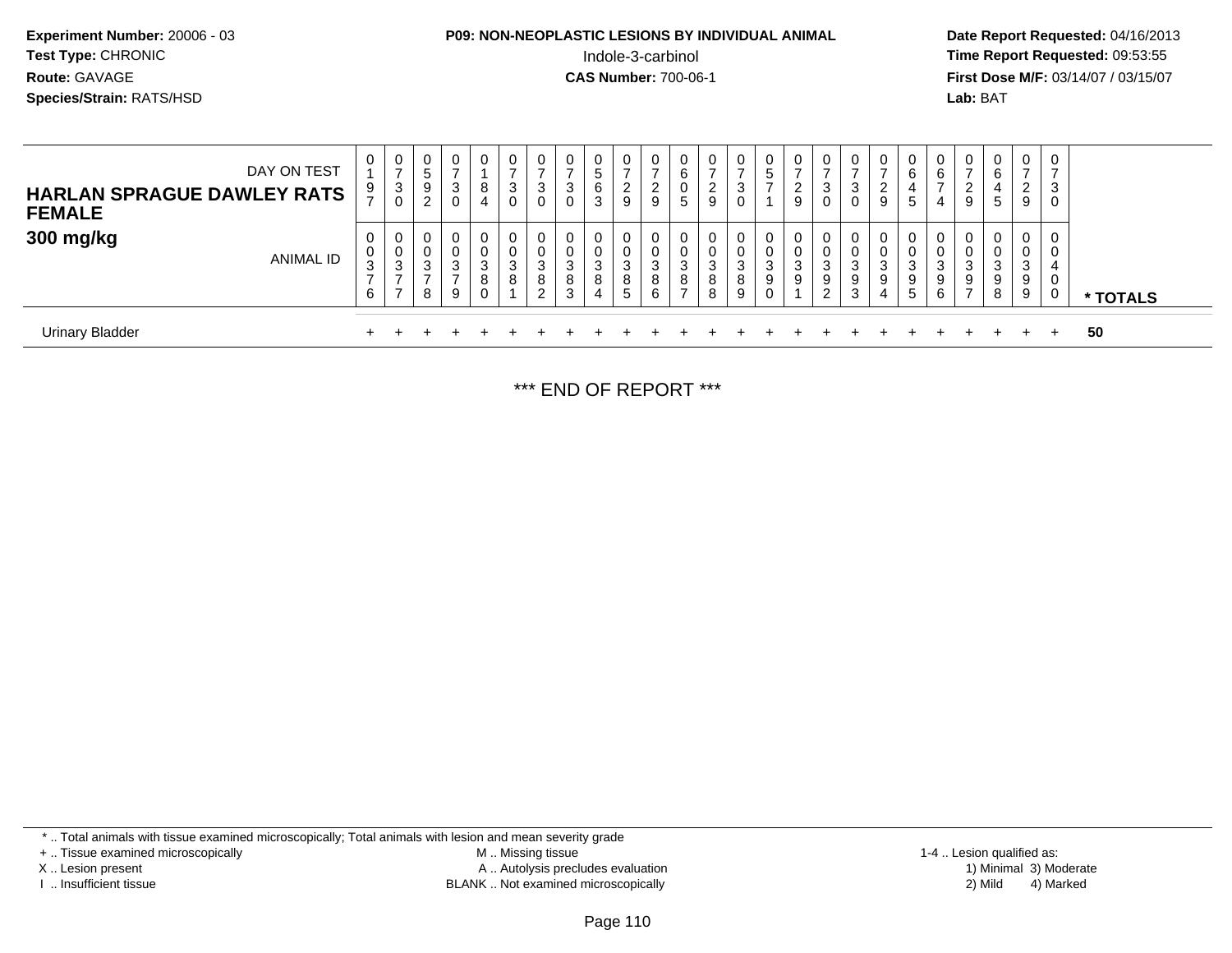**Experiment Number:** 20006 - 03
**Test Type:** CHRONIC
**Route:** GAVAGE
**Species/Strain:** RATS/HSD

**P09: NON-NEOPLASTIC LESIONS BY INDIVIDUAL ANIMAL**
Indole-3-carbinol
**CAS Number:** 700-06-1

**Date Report Requested:** 04/16/2013
**Time Report Requested:** 09:53:55
**First Dose M/F:** 03/14/07 / 03/15/07
**Lab:** BAT

| HARLAN SPRAGUE DAWLEY RATS FEMALE 300 mg/kg | | | | | | | | | | | | | | | | | | | | | | | | | | |
|---|---|---|---|---|---|---|---|---|---|---|---|---|---|---|---|---|---|---|---|---|---|---|---|---|---|---|
| DAY ON TEST | 0197 | 0730 | 0592 | 0730 | 0184 | 0730 | 0730 | 0730 | 0563 | 0729 | 0729 | 0605 | 0729 | 0730 | 0571 | 0729 | 0730 | 0730 | 0729 | 0645 | 0674 | 0729 | 0645 | 0729 | 0730 | |
| ANIMAL ID | 0037 6 | 0037 7 | 0037 8 | 0037 9 | 0038 0 | 0038 1 | 0038 2 | 0038 3 | 0038 4 | 0038 5 | 0038 6 | 0038 7 | 0038 8 | 0038 9 | 0039 0 | 0039 1 | 0039 2 | 0039 3 | 0039 4 | 0039 5 | 0039 6 | 0039 7 | 0039 8 | 0039 9 | 0040 0 | * TOTALS |
| Urinary Bladder | + | + | + | + | + | + | + | + | + | + | + | + | + | + | + | + | + | + | + | + | + | + | + | + | + | 50 |

*** END OF REPORT ***

* .. Total animals with tissue examined microscopically; Total animals with lesion and mean severity grade
+ .. Tissue examined microscopically
X .. Lesion present
I .. Insufficient tissue
M .. Missing tissue
A .. Autolysis precludes evaluation
BLANK .. Not examined microscopically
1-4 .. Lesion qualified as:
1) Minimal 3) Moderate
2) Mild 4) Marked